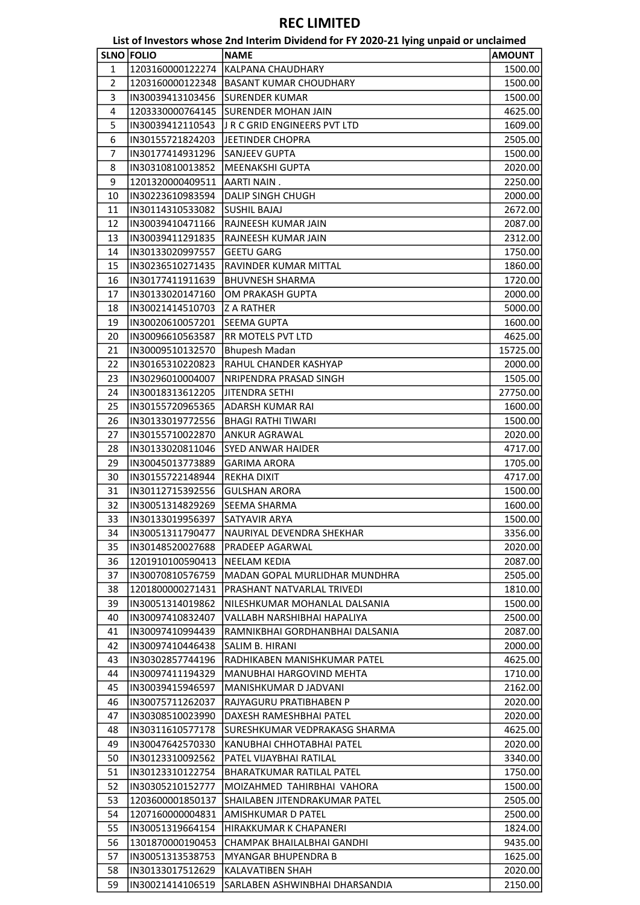# REC LIMITED

## List of Investors whose 2nd Interim Dividend for FY 2020-21 lying unpaid or unclaimed

| SLNO | FOLIO | NAME | AMOUNT |
|---|---|---|---|
| 1 | 1203160000122274 | KALPANA CHAUDHARY | 1500.00 |
| 2 | 1203160000122348 | BASANT KUMAR CHOUDHARY | 1500.00 |
| 3 | IN30039413103456 | SURENDER KUMAR | 1500.00 |
| 4 | 1203330000764145 | SURENDER MOHAN JAIN | 4625.00 |
| 5 | IN30039412110543 | J R C GRID ENGINEERS PVT LTD | 1609.00 |
| 6 | IN30155721824203 | JEETINDER CHOPRA | 2505.00 |
| 7 | IN30177414931296 | SANJEEV GUPTA | 1500.00 |
| 8 | IN30310810013852 | MEENAKSHI GUPTA | 2020.00 |
| 9 | 1201320000409511 | AARTI NAIN . | 2250.00 |
| 10 | IN30223610983594 | DALIP SINGH CHUGH | 2000.00 |
| 11 | IN30114310533082 | SUSHIL BAJAJ | 2672.00 |
| 12 | IN30039410471166 | RAJNEESH KUMAR JAIN | 2087.00 |
| 13 | IN30039411291835 | RAJNEESH KUMAR JAIN | 2312.00 |
| 14 | IN30133020997557 | GEETU GARG | 1750.00 |
| 15 | IN30236510271435 | RAVINDER KUMAR MITTAL | 1860.00 |
| 16 | IN30177411911639 | BHUVNESH SHARMA | 1720.00 |
| 17 | IN30133020147160 | OM PRAKASH GUPTA | 2000.00 |
| 18 | IN30021414510703 | Z A RATHER | 5000.00 |
| 19 | IN30020610057201 | SEEMA GUPTA | 1600.00 |
| 20 | IN30096610563587 | RR MOTELS PVT LTD | 4625.00 |
| 21 | IN30009510132570 | Bhupesh Madan | 15725.00 |
| 22 | IN30165310220823 | RAHUL CHANDER KASHYAP | 2000.00 |
| 23 | IN30296010004007 | NRIPENDRA PRASAD SINGH | 1505.00 |
| 24 | IN30018313612205 | JITENDRA SETHI | 27750.00 |
| 25 | IN30155720965365 | ADARSH KUMAR RAI | 1600.00 |
| 26 | IN30133019772556 | BHAGI RATHI TIWARI | 1500.00 |
| 27 | IN30155710022870 | ANKUR AGRAWAL | 2020.00 |
| 28 | IN30133020811046 | SYED ANWAR HAIDER | 4717.00 |
| 29 | IN30045013773889 | GARIMA ARORA | 1705.00 |
| 30 | IN30155722148944 | REKHA DIXIT | 4717.00 |
| 31 | IN30112715392556 | GULSHAN ARORA | 1500.00 |
| 32 | IN30051314829269 | SEEMA SHARMA | 1600.00 |
| 33 | IN30133019956397 | SATYAVIR ARYA | 1500.00 |
| 34 | IN30051311790477 | NAURIYAL DEVENDRA SHEKHAR | 3356.00 |
| 35 | IN30148520027688 | PRADEEP AGARWAL | 2020.00 |
| 36 | 1201910100590413 | NEELAM KEDIA | 2087.00 |
| 37 | IN30070810576759 | MADAN GOPAL MURLIDHAR MUNDHRA | 2505.00 |
| 38 | 1201800000271431 | PRASHANT NATVARLAL TRIVEDI | 1810.00 |
| 39 | IN30051314019862 | NILESHKUMAR MOHANLAL DALSANIA | 1500.00 |
| 40 | IN30097410832407 | VALLABH NARSHIBHAI HAPALIYA | 2500.00 |
| 41 | IN30097410994439 | RAMNIKBHAI GORDHANBHAI DALSANIA | 2087.00 |
| 42 | IN30097410446438 | SALIM B. HIRANI | 2000.00 |
| 43 | IN30302857744196 | RADHIKABEN MANISHKUMAR PATEL | 4625.00 |
| 44 | IN30097411194329 | MANUBHAI HARGOVIND MEHTA | 1710.00 |
| 45 | IN30039415946597 | MANISHKUMAR D JADVANI | 2162.00 |
| 46 | IN30075711262037 | RAJYAGURU PRATIBHABEN P | 2020.00 |
| 47 | IN30308510023990 | DAXESH RAMESHBHAI PATEL | 2020.00 |
| 48 | IN30311610577178 | SURESHKUMAR VEDPRAKASG SHARMA | 4625.00 |
| 49 | IN30047642570330 | KANUBHAI CHHOTABHAI PATEL | 2020.00 |
| 50 | IN30123310092562 | PATEL VIJAYBHAI RATILAL | 3340.00 |
| 51 | IN30123310122754 | BHARATKUMAR RATILAL PATEL | 1750.00 |
| 52 | IN30305210152777 | MOIZAHMED TAHIRBHAI VAHORA | 1500.00 |
| 53 | 1203600001850137 | SHAILABEN JITENDRAKUMAR PATEL | 2505.00 |
| 54 | 1207160000004831 | AMISHKUMAR D PATEL | 2500.00 |
| 55 | IN30051319664154 | HIRAKKUMAR K CHAPANERI | 1824.00 |
| 56 | 1301870000190453 | CHAMPAK BHAILALBHAI GANDHI | 9435.00 |
| 57 | IN30051313538753 | MYANGAR BHUPENDRA B | 1625.00 |
| 58 | IN30133017512629 | KALAVATIBEN SHAH | 2020.00 |
| 59 | IN30021414106519 | SARLABEN ASHWINBHAI DHARSANDIA | 2150.00 |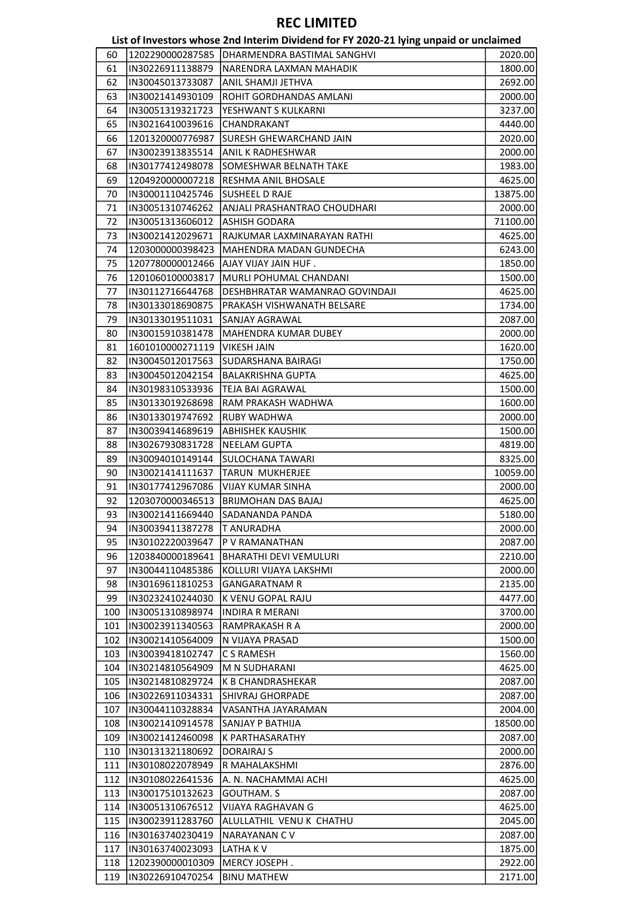# REC LIMITED

## List of Investors whose 2nd Interim Dividend for FY 2020-21 lying unpaid or unclaimed

| | | | |
|---|---|---|---|
| 60 | 1202290000287585 | DHARMENDRA BASTIMAL SANGHVI | 2020.00 |
| 61 | IN30226911138879 | NARENDRA LAXMAN MAHADIK | 1800.00 |
| 62 | IN30045013733087 | ANIL SHAMJI JETHVA | 2692.00 |
| 63 | IN30021414930109 | ROHIT GORDHANDAS AMLANI | 2000.00 |
| 64 | IN30051319321723 | YESHWANT S KULKARNI | 3237.00 |
| 65 | IN30216410039616 | CHANDRAKANT | 4440.00 |
| 66 | 1201320000776987 | SURESH GHEWARCHAND JAIN | 2020.00 |
| 67 | IN30023913835514 | ANIL K RADHESHWAR | 2000.00 |
| 68 | IN30177412498078 | SOMESHWAR BELNATH TAKE | 1983.00 |
| 69 | 1204920000007218 | RESHMA ANIL BHOSALE | 4625.00 |
| 70 | IN30001110425746 | SUSHEEL D RAJE | 13875.00 |
| 71 | IN30051310746262 | ANJALI PRASHANTRAO CHOUDHARI | 2000.00 |
| 72 | IN30051313606012 | ASHISH GODARA | 71100.00 |
| 73 | IN30021412029671 | RAJKUMAR LAXMINARAYAN RATHI | 4625.00 |
| 74 | 1203000000398423 | MAHENDRA MADAN GUNDECHA | 6243.00 |
| 75 | 1207780000012466 | AJAY VIJAY JAIN HUF . | 1850.00 |
| 76 | 1201060100003817 | MURLI POHUMAL CHANDANI | 1500.00 |
| 77 | IN30112716644768 | DESHBHRATAR WAMANRAO GOVINDAJI | 4625.00 |
| 78 | IN30133018690875 | PRAKASH VISHWANATH BELSARE | 1734.00 |
| 79 | IN30133019511031 | SANJAY AGRAWAL | 2087.00 |
| 80 | IN30015910381478 | MAHENDRA KUMAR DUBEY | 2000.00 |
| 81 | 1601010000271119 | VIKESH JAIN | 1620.00 |
| 82 | IN30045012017563 | SUDARSHANA BAIRAGI | 1750.00 |
| 83 | IN30045012042154 | BALAKRISHNA GUPTA | 4625.00 |
| 84 | IN30198310533936 | TEJA BAI AGRAWAL | 1500.00 |
| 85 | IN30133019268698 | RAM PRAKASH WADHWA | 1600.00 |
| 86 | IN30133019747692 | RUBY WADHWA | 2000.00 |
| 87 | IN30039414689619 | ABHISHEK KAUSHIK | 1500.00 |
| 88 | IN30267930831728 | NEELAM GUPTA | 4819.00 |
| 89 | IN30094010149144 | SULOCHANA TAWARI | 8325.00 |
| 90 | IN30021414111637 | TARUN MUKHERJEE | 10059.00 |
| 91 | IN30177412967086 | VIJAY KUMAR SINHA | 2000.00 |
| 92 | 1203070000346513 | BRIJMOHAN DAS BAJAJ | 4625.00 |
| 93 | IN30021411669440 | SADANANDA PANDA | 5180.00 |
| 94 | IN30039411387278 | T ANURADHA | 2000.00 |
| 95 | IN30102220039647 | P V RAMANATHAN | 2087.00 |
| 96 | 1203840000189641 | BHARATHI DEVI VEMULURI | 2210.00 |
| 97 | IN30044110485386 | KOLLURI VIJAYA LAKSHMI | 2000.00 |
| 98 | IN30169611810253 | GANGARATNAM R | 2135.00 |
| 99 | IN30232410244030 | K VENU GOPAL RAJU | 4477.00 |
| 100 | IN30051310898974 | INDIRA R MERANI | 3700.00 |
| 101 | IN30023911340563 | RAMPRAKASH R A | 2000.00 |
| 102 | IN30021410564009 | N VIJAYA PRASAD | 1500.00 |
| 103 | IN30039418102747 | C S RAMESH | 1560.00 |
| 104 | IN30214810564909 | M N SUDHARANI | 4625.00 |
| 105 | IN30214810829724 | K B CHANDRASHEKAR | 2087.00 |
| 106 | IN30226911034331 | SHIVRAJ GHORPADE | 2087.00 |
| 107 | IN30044110328834 | VASANTHA JAYARAMAN | 2004.00 |
| 108 | IN30021410914578 | SANJAY P BATHIJA | 18500.00 |
| 109 | IN30021412460098 | K PARTHASARATHY | 2087.00 |
| 110 | IN30131321180692 | DORAIRAJ S | 2000.00 |
| 111 | IN30108022078949 | R MAHALAKSHMI | 2876.00 |
| 112 | IN30108022641536 | A. N. NACHAMMAI ACHI | 4625.00 |
| 113 | IN30017510132623 | GOUTHAM. S | 2087.00 |
| 114 | IN30051310676512 | VIJAYA RAGHAVAN G | 4625.00 |
| 115 | IN30023911283760 | ALULLATHIL VENU K CHATHU | 2045.00 |
| 116 | IN30163740230419 | NARAYANAN C V | 2087.00 |
| 117 | IN30163740023093 | LATHA K V | 1875.00 |
| 118 | 1202390000010309 | MERCY JOSEPH . | 2922.00 |
| 119 | IN30226910470254 | BINU MATHEW | 2171.00 |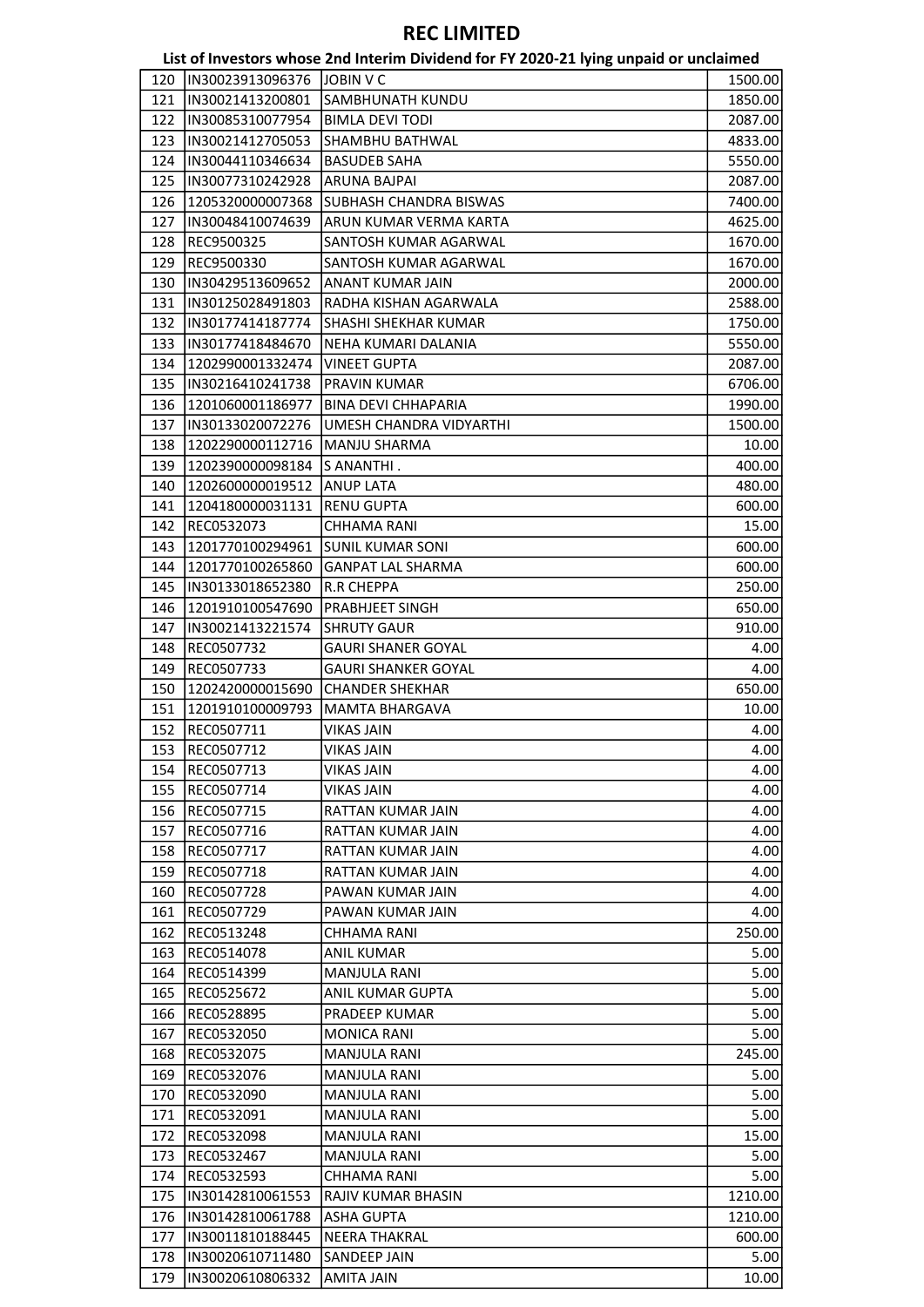# REC LIMITED

## List of Investors whose 2nd Interim Dividend for FY 2020-21 lying unpaid or unclaimed

| | | | |
|---|---|---|---|
| 120 | IN30023913096376 | JOBIN V C | 1500.00 |
| 121 | IN30021413200801 | SAMBHUNATH KUNDU | 1850.00 |
| 122 | IN30085310077954 | BIMLA DEVI TODI | 2087.00 |
| 123 | IN30021412705053 | SHAMBHU BATHWAL | 4833.00 |
| 124 | IN30044110346634 | BASUDEB SAHA | 5550.00 |
| 125 | IN30077310242928 | ARUNA BAJPAI | 2087.00 |
| 126 | 1205320000007368 | SUBHASH CHANDRA BISWAS | 7400.00 |
| 127 | IN30048410074639 | ARUN KUMAR VERMA KARTA | 4625.00 |
| 128 | REC9500325 | SANTOSH KUMAR AGARWAL | 1670.00 |
| 129 | REC9500330 | SANTOSH KUMAR AGARWAL | 1670.00 |
| 130 | IN30429513609652 | ANANT KUMAR JAIN | 2000.00 |
| 131 | IN30125028491803 | RADHA KISHAN AGARWALA | 2588.00 |
| 132 | IN30177414187774 | SHASHI SHEKHAR KUMAR | 1750.00 |
| 133 | IN30177418484670 | NEHA KUMARI DALANIA | 5550.00 |
| 134 | 1202990001332474 | VINEET GUPTA | 2087.00 |
| 135 | IN30216410241738 | PRAVIN KUMAR | 6706.00 |
| 136 | 1201060001186977 | BINA DEVI CHHAPARIA | 1990.00 |
| 137 | IN30133020072276 | UMESH CHANDRA VIDYARTHI | 1500.00 |
| 138 | 1202290000112716 | MANJU SHARMA | 10.00 |
| 139 | 1202390000098184 | S ANANTHI . | 400.00 |
| 140 | 1202600000019512 | ANUP LATA | 480.00 |
| 141 | 1204180000031131 | RENU GUPTA | 600.00 |
| 142 | REC0532073 | CHHAMA RANI | 15.00 |
| 143 | 1201770100294961 | SUNIL KUMAR SONI | 600.00 |
| 144 | 1201770100265860 | GANPAT LAL SHARMA | 600.00 |
| 145 | IN30133018652380 | R.R CHEPPA | 250.00 |
| 146 | 1201910100547690 | PRABHJEET SINGH | 650.00 |
| 147 | IN30021413221574 | SHRUTY GAUR | 910.00 |
| 148 | REC0507732 | GAURI SHANER GOYAL | 4.00 |
| 149 | REC0507733 | GAURI SHANKER GOYAL | 4.00 |
| 150 | 1202420000015690 | CHANDER SHEKHAR | 650.00 |
| 151 | 1201910100009793 | MAMTA BHARGAVA | 10.00 |
| 152 | REC0507711 | VIKAS JAIN | 4.00 |
| 153 | REC0507712 | VIKAS JAIN | 4.00 |
| 154 | REC0507713 | VIKAS JAIN | 4.00 |
| 155 | REC0507714 | VIKAS JAIN | 4.00 |
| 156 | REC0507715 | RATTAN KUMAR JAIN | 4.00 |
| 157 | REC0507716 | RATTAN KUMAR JAIN | 4.00 |
| 158 | REC0507717 | RATTAN KUMAR JAIN | 4.00 |
| 159 | REC0507718 | RATTAN KUMAR JAIN | 4.00 |
| 160 | REC0507728 | PAWAN KUMAR JAIN | 4.00 |
| 161 | REC0507729 | PAWAN KUMAR JAIN | 4.00 |
| 162 | REC0513248 | CHHAMA RANI | 250.00 |
| 163 | REC0514078 | ANIL KUMAR | 5.00 |
| 164 | REC0514399 | MANJULA RANI | 5.00 |
| 165 | REC0525672 | ANIL KUMAR GUPTA | 5.00 |
| 166 | REC0528895 | PRADEEP KUMAR | 5.00 |
| 167 | REC0532050 | MONICA RANI | 5.00 |
| 168 | REC0532075 | MANJULA RANI | 245.00 |
| 169 | REC0532076 | MANJULA RANI | 5.00 |
| 170 | REC0532090 | MANJULA RANI | 5.00 |
| 171 | REC0532091 | MANJULA RANI | 5.00 |
| 172 | REC0532098 | MANJULA RANI | 15.00 |
| 173 | REC0532467 | MANJULA RANI | 5.00 |
| 174 | REC0532593 | CHHAMA RANI | 5.00 |
| 175 | IN30142810061553 | RAJIV KUMAR BHASIN | 1210.00 |
| 176 | IN30142810061788 | ASHA GUPTA | 1210.00 |
| 177 | IN30011810188445 | NEERA THAKRAL | 600.00 |
| 178 | IN30020610711480 | SANDEEP JAIN | 5.00 |
| 179 | IN30020610806332 | AMITA JAIN | 10.00 |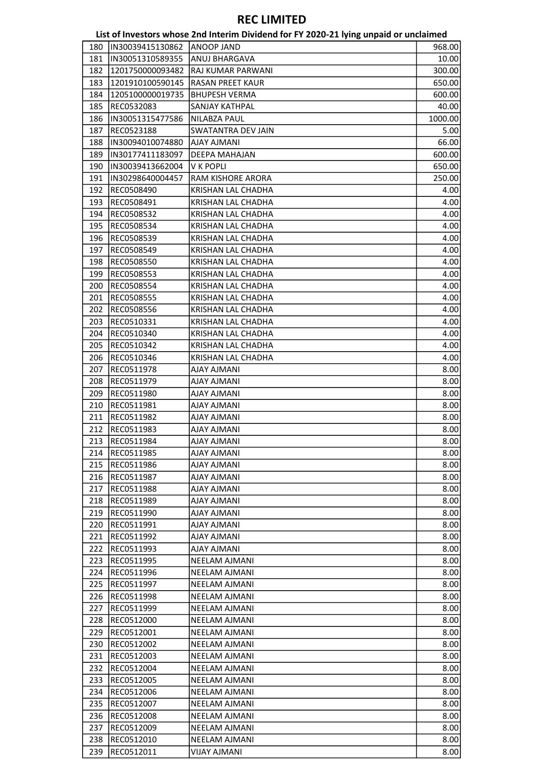# REC LIMITED

## List of Investors whose 2nd Interim Dividend for FY 2020-21 lying unpaid or unclaimed

| | | | |
|---|---|---|---|
| 180 | IN30039415130862 | ANOOP JAND | 968.00 |
| 181 | IN30051310589355 | ANUJ BHARGAVA | 10.00 |
| 182 | 1201750000093482 | RAJ KUMAR PARWANI | 300.00 |
| 183 | 1201910100590145 | RASAN PREET KAUR | 650.00 |
| 184 | 1205100000019735 | BHUPESH VERMA | 600.00 |
| 185 | REC0532083 | SANJAY KATHPAL | 40.00 |
| 186 | IN30051315477586 | NILABZA PAUL | 1000.00 |
| 187 | REC0523188 | SWATANTRA DEV JAIN | 5.00 |
| 188 | IN30094010074880 | AJAY AJMANI | 66.00 |
| 189 | IN30177411183097 | DEEPA MAHAJAN | 600.00 |
| 190 | IN30039413662004 | V K POPLI | 650.00 |
| 191 | IN30298640004457 | RAM KISHORE ARORA | 250.00 |
| 192 | REC0508490 | KRISHAN LAL CHADHA | 4.00 |
| 193 | REC0508491 | KRISHAN LAL CHADHA | 4.00 |
| 194 | REC0508532 | KRISHAN LAL CHADHA | 4.00 |
| 195 | REC0508534 | KRISHAN LAL CHADHA | 4.00 |
| 196 | REC0508539 | KRISHAN LAL CHADHA | 4.00 |
| 197 | REC0508549 | KRISHAN LAL CHADHA | 4.00 |
| 198 | REC0508550 | KRISHAN LAL CHADHA | 4.00 |
| 199 | REC0508553 | KRISHAN LAL CHADHA | 4.00 |
| 200 | REC0508554 | KRISHAN LAL CHADHA | 4.00 |
| 201 | REC0508555 | KRISHAN LAL CHADHA | 4.00 |
| 202 | REC0508556 | KRISHAN LAL CHADHA | 4.00 |
| 203 | REC0510331 | KRISHAN LAL CHADHA | 4.00 |
| 204 | REC0510340 | KRISHAN LAL CHADHA | 4.00 |
| 205 | REC0510342 | KRISHAN LAL CHADHA | 4.00 |
| 206 | REC0510346 | KRISHAN LAL CHADHA | 4.00 |
| 207 | REC0511978 | AJAY AJMANI | 8.00 |
| 208 | REC0511979 | AJAY AJMANI | 8.00 |
| 209 | REC0511980 | AJAY AJMANI | 8.00 |
| 210 | REC0511981 | AJAY AJMANI | 8.00 |
| 211 | REC0511982 | AJAY AJMANI | 8.00 |
| 212 | REC0511983 | AJAY AJMANI | 8.00 |
| 213 | REC0511984 | AJAY AJMANI | 8.00 |
| 214 | REC0511985 | AJAY AJMANI | 8.00 |
| 215 | REC0511986 | AJAY AJMANI | 8.00 |
| 216 | REC0511987 | AJAY AJMANI | 8.00 |
| 217 | REC0511988 | AJAY AJMANI | 8.00 |
| 218 | REC0511989 | AJAY AJMANI | 8.00 |
| 219 | REC0511990 | AJAY AJMANI | 8.00 |
| 220 | REC0511991 | AJAY AJMANI | 8.00 |
| 221 | REC0511992 | AJAY AJMANI | 8.00 |
| 222 | REC0511993 | AJAY AJMANI | 8.00 |
| 223 | REC0511995 | NEELAM AJMANI | 8.00 |
| 224 | REC0511996 | NEELAM AJMANI | 8.00 |
| 225 | REC0511997 | NEELAM AJMANI | 8.00 |
| 226 | REC0511998 | NEELAM AJMANI | 8.00 |
| 227 | REC0511999 | NEELAM AJMANI | 8.00 |
| 228 | REC0512000 | NEELAM AJMANI | 8.00 |
| 229 | REC0512001 | NEELAM AJMANI | 8.00 |
| 230 | REC0512002 | NEELAM AJMANI | 8.00 |
| 231 | REC0512003 | NEELAM AJMANI | 8.00 |
| 232 | REC0512004 | NEELAM AJMANI | 8.00 |
| 233 | REC0512005 | NEELAM AJMANI | 8.00 |
| 234 | REC0512006 | NEELAM AJMANI | 8.00 |
| 235 | REC0512007 | NEELAM AJMANI | 8.00 |
| 236 | REC0512008 | NEELAM AJMANI | 8.00 |
| 237 | REC0512009 | NEELAM AJMANI | 8.00 |
| 238 | REC0512010 | NEELAM AJMANI | 8.00 |
| 239 | REC0512011 | VIJAY AJMANI | 8.00 |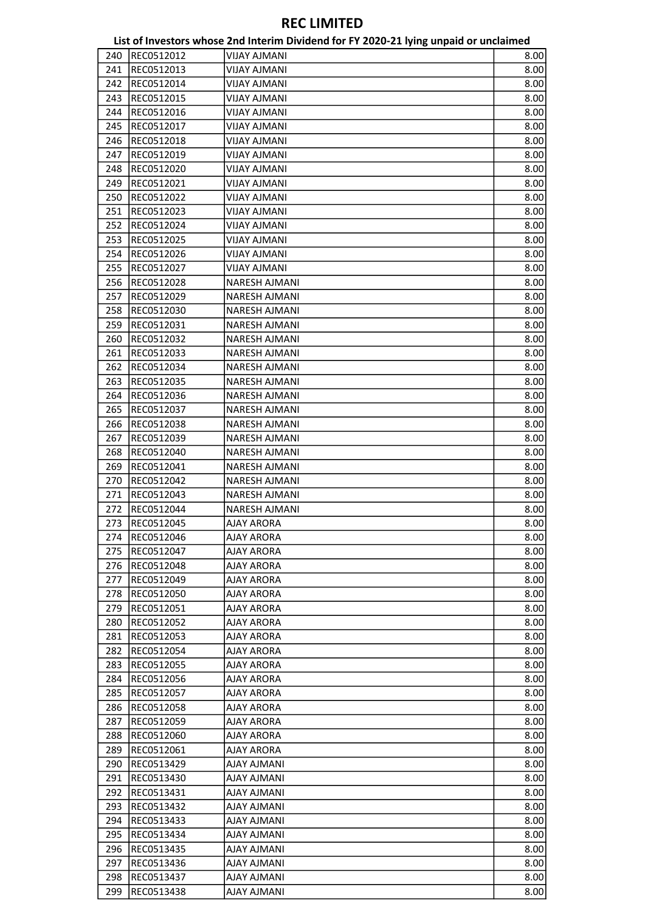# REC LIMITED

## List of Investors whose 2nd Interim Dividend for FY 2020-21 lying unpaid or unclaimed

| | | | |
|---|---|---|---|
| 240 | REC0512012 | VIJAY AJMANI | 8.00 |
| 241 | REC0512013 | VIJAY AJMANI | 8.00 |
| 242 | REC0512014 | VIJAY AJMANI | 8.00 |
| 243 | REC0512015 | VIJAY AJMANI | 8.00 |
| 244 | REC0512016 | VIJAY AJMANI | 8.00 |
| 245 | REC0512017 | VIJAY AJMANI | 8.00 |
| 246 | REC0512018 | VIJAY AJMANI | 8.00 |
| 247 | REC0512019 | VIJAY AJMANI | 8.00 |
| 248 | REC0512020 | VIJAY AJMANI | 8.00 |
| 249 | REC0512021 | VIJAY AJMANI | 8.00 |
| 250 | REC0512022 | VIJAY AJMANI | 8.00 |
| 251 | REC0512023 | VIJAY AJMANI | 8.00 |
| 252 | REC0512024 | VIJAY AJMANI | 8.00 |
| 253 | REC0512025 | VIJAY AJMANI | 8.00 |
| 254 | REC0512026 | VIJAY AJMANI | 8.00 |
| 255 | REC0512027 | VIJAY AJMANI | 8.00 |
| 256 | REC0512028 | NARESH AJMANI | 8.00 |
| 257 | REC0512029 | NARESH AJMANI | 8.00 |
| 258 | REC0512030 | NARESH AJMANI | 8.00 |
| 259 | REC0512031 | NARESH AJMANI | 8.00 |
| 260 | REC0512032 | NARESH AJMANI | 8.00 |
| 261 | REC0512033 | NARESH AJMANI | 8.00 |
| 262 | REC0512034 | NARESH AJMANI | 8.00 |
| 263 | REC0512035 | NARESH AJMANI | 8.00 |
| 264 | REC0512036 | NARESH AJMANI | 8.00 |
| 265 | REC0512037 | NARESH AJMANI | 8.00 |
| 266 | REC0512038 | NARESH AJMANI | 8.00 |
| 267 | REC0512039 | NARESH AJMANI | 8.00 |
| 268 | REC0512040 | NARESH AJMANI | 8.00 |
| 269 | REC0512041 | NARESH AJMANI | 8.00 |
| 270 | REC0512042 | NARESH AJMANI | 8.00 |
| 271 | REC0512043 | NARESH AJMANI | 8.00 |
| 272 | REC0512044 | NARESH AJMANI | 8.00 |
| 273 | REC0512045 | AJAY ARORA | 8.00 |
| 274 | REC0512046 | AJAY ARORA | 8.00 |
| 275 | REC0512047 | AJAY ARORA | 8.00 |
| 276 | REC0512048 | AJAY ARORA | 8.00 |
| 277 | REC0512049 | AJAY ARORA | 8.00 |
| 278 | REC0512050 | AJAY ARORA | 8.00 |
| 279 | REC0512051 | AJAY ARORA | 8.00 |
| 280 | REC0512052 | AJAY ARORA | 8.00 |
| 281 | REC0512053 | AJAY ARORA | 8.00 |
| 282 | REC0512054 | AJAY ARORA | 8.00 |
| 283 | REC0512055 | AJAY ARORA | 8.00 |
| 284 | REC0512056 | AJAY ARORA | 8.00 |
| 285 | REC0512057 | AJAY ARORA | 8.00 |
| 286 | REC0512058 | AJAY ARORA | 8.00 |
| 287 | REC0512059 | AJAY ARORA | 8.00 |
| 288 | REC0512060 | AJAY ARORA | 8.00 |
| 289 | REC0512061 | AJAY ARORA | 8.00 |
| 290 | REC0513429 | AJAY AJMANI | 8.00 |
| 291 | REC0513430 | AJAY AJMANI | 8.00 |
| 292 | REC0513431 | AJAY AJMANI | 8.00 |
| 293 | REC0513432 | AJAY AJMANI | 8.00 |
| 294 | REC0513433 | AJAY AJMANI | 8.00 |
| 295 | REC0513434 | AJAY AJMANI | 8.00 |
| 296 | REC0513435 | AJAY AJMANI | 8.00 |
| 297 | REC0513436 | AJAY AJMANI | 8.00 |
| 298 | REC0513437 | AJAY AJMANI | 8.00 |
| 299 | REC0513438 | AJAY AJMANI | 8.00 |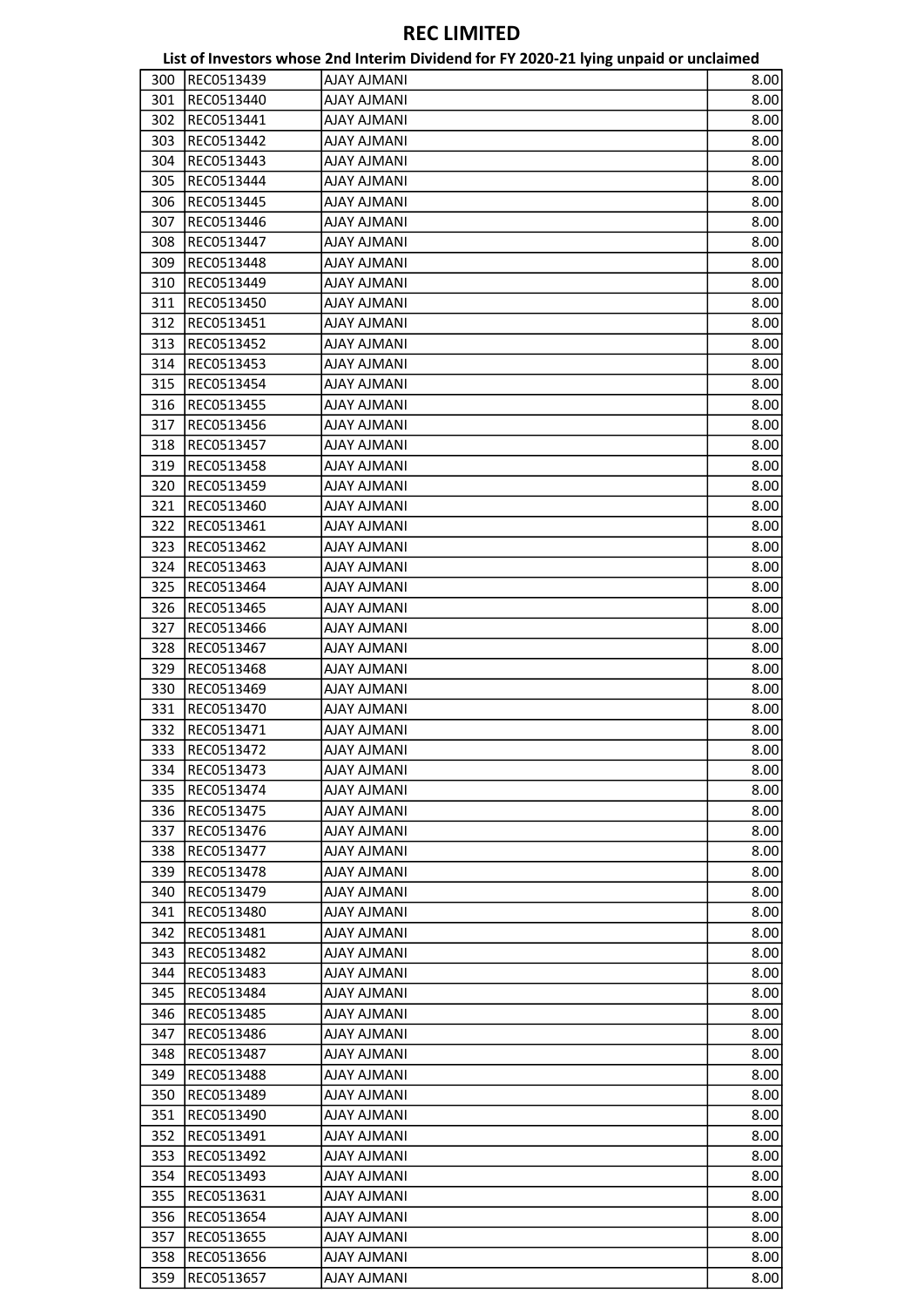# REC LIMITED

## List of Investors whose 2nd Interim Dividend for FY 2020-21 lying unpaid or unclaimed

| | | | |
|---|---|---|---|
| 300 | REC0513439 | AJAY AJMANI | 8.00 |
| 301 | REC0513440 | AJAY AJMANI | 8.00 |
| 302 | REC0513441 | AJAY AJMANI | 8.00 |
| 303 | REC0513442 | AJAY AJMANI | 8.00 |
| 304 | REC0513443 | AJAY AJMANI | 8.00 |
| 305 | REC0513444 | AJAY AJMANI | 8.00 |
| 306 | REC0513445 | AJAY AJMANI | 8.00 |
| 307 | REC0513446 | AJAY AJMANI | 8.00 |
| 308 | REC0513447 | AJAY AJMANI | 8.00 |
| 309 | REC0513448 | AJAY AJMANI | 8.00 |
| 310 | REC0513449 | AJAY AJMANI | 8.00 |
| 311 | REC0513450 | AJAY AJMANI | 8.00 |
| 312 | REC0513451 | AJAY AJMANI | 8.00 |
| 313 | REC0513452 | AJAY AJMANI | 8.00 |
| 314 | REC0513453 | AJAY AJMANI | 8.00 |
| 315 | REC0513454 | AJAY AJMANI | 8.00 |
| 316 | REC0513455 | AJAY AJMANI | 8.00 |
| 317 | REC0513456 | AJAY AJMANI | 8.00 |
| 318 | REC0513457 | AJAY AJMANI | 8.00 |
| 319 | REC0513458 | AJAY AJMANI | 8.00 |
| 320 | REC0513459 | AJAY AJMANI | 8.00 |
| 321 | REC0513460 | AJAY AJMANI | 8.00 |
| 322 | REC0513461 | AJAY AJMANI | 8.00 |
| 323 | REC0513462 | AJAY AJMANI | 8.00 |
| 324 | REC0513463 | AJAY AJMANI | 8.00 |
| 325 | REC0513464 | AJAY AJMANI | 8.00 |
| 326 | REC0513465 | AJAY AJMANI | 8.00 |
| 327 | REC0513466 | AJAY AJMANI | 8.00 |
| 328 | REC0513467 | AJAY AJMANI | 8.00 |
| 329 | REC0513468 | AJAY AJMANI | 8.00 |
| 330 | REC0513469 | AJAY AJMANI | 8.00 |
| 331 | REC0513470 | AJAY AJMANI | 8.00 |
| 332 | REC0513471 | AJAY AJMANI | 8.00 |
| 333 | REC0513472 | AJAY AJMANI | 8.00 |
| 334 | REC0513473 | AJAY AJMANI | 8.00 |
| 335 | REC0513474 | AJAY AJMANI | 8.00 |
| 336 | REC0513475 | AJAY AJMANI | 8.00 |
| 337 | REC0513476 | AJAY AJMANI | 8.00 |
| 338 | REC0513477 | AJAY AJMANI | 8.00 |
| 339 | REC0513478 | AJAY AJMANI | 8.00 |
| 340 | REC0513479 | AJAY AJMANI | 8.00 |
| 341 | REC0513480 | AJAY AJMANI | 8.00 |
| 342 | REC0513481 | AJAY AJMANI | 8.00 |
| 343 | REC0513482 | AJAY AJMANI | 8.00 |
| 344 | REC0513483 | AJAY AJMANI | 8.00 |
| 345 | REC0513484 | AJAY AJMANI | 8.00 |
| 346 | REC0513485 | AJAY AJMANI | 8.00 |
| 347 | REC0513486 | AJAY AJMANI | 8.00 |
| 348 | REC0513487 | AJAY AJMANI | 8.00 |
| 349 | REC0513488 | AJAY AJMANI | 8.00 |
| 350 | REC0513489 | AJAY AJMANI | 8.00 |
| 351 | REC0513490 | AJAY AJMANI | 8.00 |
| 352 | REC0513491 | AJAY AJMANI | 8.00 |
| 353 | REC0513492 | AJAY AJMANI | 8.00 |
| 354 | REC0513493 | AJAY AJMANI | 8.00 |
| 355 | REC0513631 | AJAY AJMANI | 8.00 |
| 356 | REC0513654 | AJAY AJMANI | 8.00 |
| 357 | REC0513655 | AJAY AJMANI | 8.00 |
| 358 | REC0513656 | AJAY AJMANI | 8.00 |
| 359 | REC0513657 | AJAY AJMANI | 8.00 |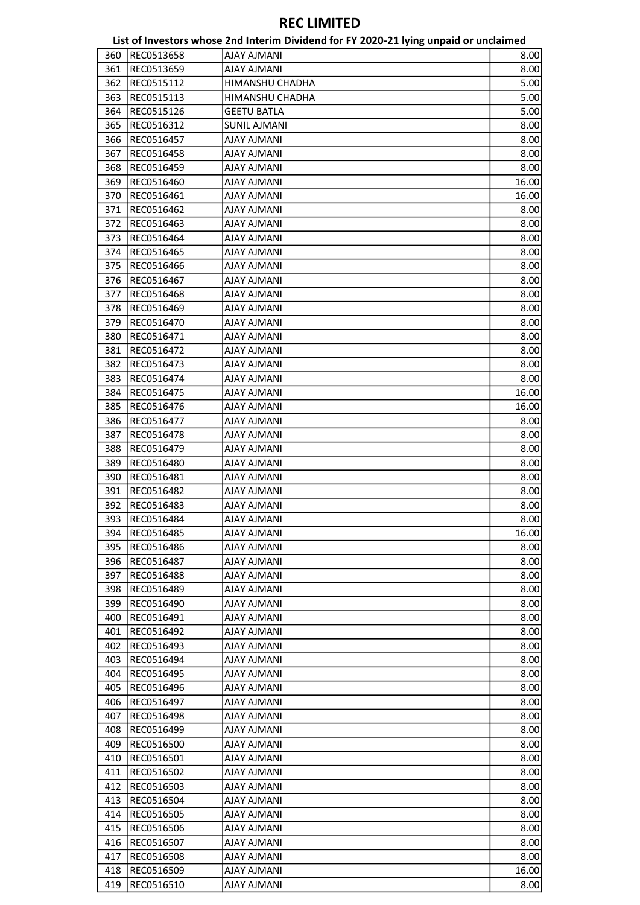# REC LIMITED

## List of Investors whose 2nd Interim Dividend for FY 2020-21 lying unpaid or unclaimed

| | | | |
|---|---|---|---|
| 360 | REC0513658 | AJAY AJMANI | 8.00 |
| 361 | REC0513659 | AJAY AJMANI | 8.00 |
| 362 | REC0515112 | HIMANSHU CHADHA | 5.00 |
| 363 | REC0515113 | HIMANSHU CHADHA | 5.00 |
| 364 | REC0515126 | GEETU BATLA | 5.00 |
| 365 | REC0516312 | SUNIL AJMANI | 8.00 |
| 366 | REC0516457 | AJAY AJMANI | 8.00 |
| 367 | REC0516458 | AJAY AJMANI | 8.00 |
| 368 | REC0516459 | AJAY AJMANI | 8.00 |
| 369 | REC0516460 | AJAY AJMANI | 16.00 |
| 370 | REC0516461 | AJAY AJMANI | 16.00 |
| 371 | REC0516462 | AJAY AJMANI | 8.00 |
| 372 | REC0516463 | AJAY AJMANI | 8.00 |
| 373 | REC0516464 | AJAY AJMANI | 8.00 |
| 374 | REC0516465 | AJAY AJMANI | 8.00 |
| 375 | REC0516466 | AJAY AJMANI | 8.00 |
| 376 | REC0516467 | AJAY AJMANI | 8.00 |
| 377 | REC0516468 | AJAY AJMANI | 8.00 |
| 378 | REC0516469 | AJAY AJMANI | 8.00 |
| 379 | REC0516470 | AJAY AJMANI | 8.00 |
| 380 | REC0516471 | AJAY AJMANI | 8.00 |
| 381 | REC0516472 | AJAY AJMANI | 8.00 |
| 382 | REC0516473 | AJAY AJMANI | 8.00 |
| 383 | REC0516474 | AJAY AJMANI | 8.00 |
| 384 | REC0516475 | AJAY AJMANI | 16.00 |
| 385 | REC0516476 | AJAY AJMANI | 16.00 |
| 386 | REC0516477 | AJAY AJMANI | 8.00 |
| 387 | REC0516478 | AJAY AJMANI | 8.00 |
| 388 | REC0516479 | AJAY AJMANI | 8.00 |
| 389 | REC0516480 | AJAY AJMANI | 8.00 |
| 390 | REC0516481 | AJAY AJMANI | 8.00 |
| 391 | REC0516482 | AJAY AJMANI | 8.00 |
| 392 | REC0516483 | AJAY AJMANI | 8.00 |
| 393 | REC0516484 | AJAY AJMANI | 8.00 |
| 394 | REC0516485 | AJAY AJMANI | 16.00 |
| 395 | REC0516486 | AJAY AJMANI | 8.00 |
| 396 | REC0516487 | AJAY AJMANI | 8.00 |
| 397 | REC0516488 | AJAY AJMANI | 8.00 |
| 398 | REC0516489 | AJAY AJMANI | 8.00 |
| 399 | REC0516490 | AJAY AJMANI | 8.00 |
| 400 | REC0516491 | AJAY AJMANI | 8.00 |
| 401 | REC0516492 | AJAY AJMANI | 8.00 |
| 402 | REC0516493 | AJAY AJMANI | 8.00 |
| 403 | REC0516494 | AJAY AJMANI | 8.00 |
| 404 | REC0516495 | AJAY AJMANI | 8.00 |
| 405 | REC0516496 | AJAY AJMANI | 8.00 |
| 406 | REC0516497 | AJAY AJMANI | 8.00 |
| 407 | REC0516498 | AJAY AJMANI | 8.00 |
| 408 | REC0516499 | AJAY AJMANI | 8.00 |
| 409 | REC0516500 | AJAY AJMANI | 8.00 |
| 410 | REC0516501 | AJAY AJMANI | 8.00 |
| 411 | REC0516502 | AJAY AJMANI | 8.00 |
| 412 | REC0516503 | AJAY AJMANI | 8.00 |
| 413 | REC0516504 | AJAY AJMANI | 8.00 |
| 414 | REC0516505 | AJAY AJMANI | 8.00 |
| 415 | REC0516506 | AJAY AJMANI | 8.00 |
| 416 | REC0516507 | AJAY AJMANI | 8.00 |
| 417 | REC0516508 | AJAY AJMANI | 8.00 |
| 418 | REC0516509 | AJAY AJMANI | 16.00 |
| 419 | REC0516510 | AJAY AJMANI | 8.00 |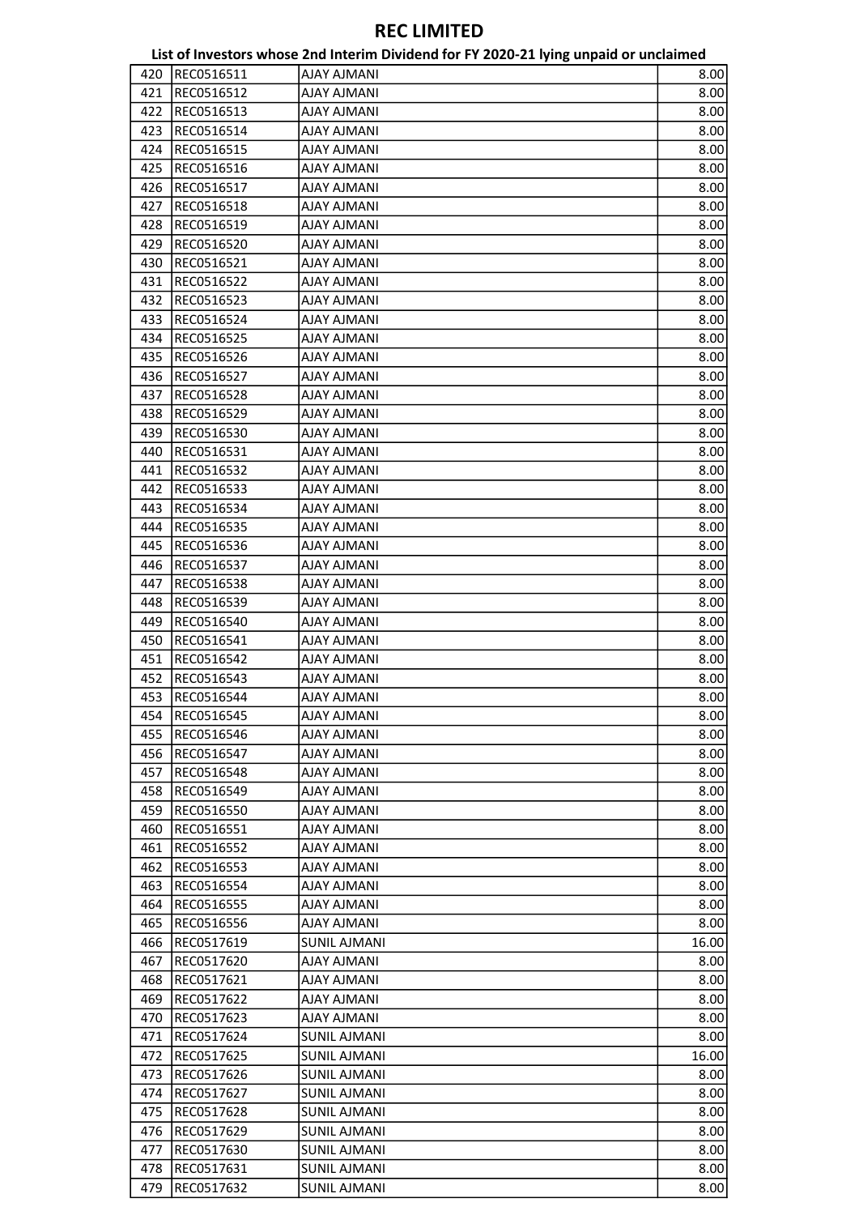# REC LIMITED

## List of Investors whose 2nd Interim Dividend for FY 2020-21 lying unpaid or unclaimed

| | | | |
|---|---|---|---|
| 420 | REC0516511 | AJAY AJMANI | 8.00 |
| 421 | REC0516512 | AJAY AJMANI | 8.00 |
| 422 | REC0516513 | AJAY AJMANI | 8.00 |
| 423 | REC0516514 | AJAY AJMANI | 8.00 |
| 424 | REC0516515 | AJAY AJMANI | 8.00 |
| 425 | REC0516516 | AJAY AJMANI | 8.00 |
| 426 | REC0516517 | AJAY AJMANI | 8.00 |
| 427 | REC0516518 | AJAY AJMANI | 8.00 |
| 428 | REC0516519 | AJAY AJMANI | 8.00 |
| 429 | REC0516520 | AJAY AJMANI | 8.00 |
| 430 | REC0516521 | AJAY AJMANI | 8.00 |
| 431 | REC0516522 | AJAY AJMANI | 8.00 |
| 432 | REC0516523 | AJAY AJMANI | 8.00 |
| 433 | REC0516524 | AJAY AJMANI | 8.00 |
| 434 | REC0516525 | AJAY AJMANI | 8.00 |
| 435 | REC0516526 | AJAY AJMANI | 8.00 |
| 436 | REC0516527 | AJAY AJMANI | 8.00 |
| 437 | REC0516528 | AJAY AJMANI | 8.00 |
| 438 | REC0516529 | AJAY AJMANI | 8.00 |
| 439 | REC0516530 | AJAY AJMANI | 8.00 |
| 440 | REC0516531 | AJAY AJMANI | 8.00 |
| 441 | REC0516532 | AJAY AJMANI | 8.00 |
| 442 | REC0516533 | AJAY AJMANI | 8.00 |
| 443 | REC0516534 | AJAY AJMANI | 8.00 |
| 444 | REC0516535 | AJAY AJMANI | 8.00 |
| 445 | REC0516536 | AJAY AJMANI | 8.00 |
| 446 | REC0516537 | AJAY AJMANI | 8.00 |
| 447 | REC0516538 | AJAY AJMANI | 8.00 |
| 448 | REC0516539 | AJAY AJMANI | 8.00 |
| 449 | REC0516540 | AJAY AJMANI | 8.00 |
| 450 | REC0516541 | AJAY AJMANI | 8.00 |
| 451 | REC0516542 | AJAY AJMANI | 8.00 |
| 452 | REC0516543 | AJAY AJMANI | 8.00 |
| 453 | REC0516544 | AJAY AJMANI | 8.00 |
| 454 | REC0516545 | AJAY AJMANI | 8.00 |
| 455 | REC0516546 | AJAY AJMANI | 8.00 |
| 456 | REC0516547 | AJAY AJMANI | 8.00 |
| 457 | REC0516548 | AJAY AJMANI | 8.00 |
| 458 | REC0516549 | AJAY AJMANI | 8.00 |
| 459 | REC0516550 | AJAY AJMANI | 8.00 |
| 460 | REC0516551 | AJAY AJMANI | 8.00 |
| 461 | REC0516552 | AJAY AJMANI | 8.00 |
| 462 | REC0516553 | AJAY AJMANI | 8.00 |
| 463 | REC0516554 | AJAY AJMANI | 8.00 |
| 464 | REC0516555 | AJAY AJMANI | 8.00 |
| 465 | REC0516556 | AJAY AJMANI | 8.00 |
| 466 | REC0517619 | SUNIL AJMANI | 16.00 |
| 467 | REC0517620 | AJAY AJMANI | 8.00 |
| 468 | REC0517621 | AJAY AJMANI | 8.00 |
| 469 | REC0517622 | AJAY AJMANI | 8.00 |
| 470 | REC0517623 | AJAY AJMANI | 8.00 |
| 471 | REC0517624 | SUNIL AJMANI | 8.00 |
| 472 | REC0517625 | SUNIL AJMANI | 16.00 |
| 473 | REC0517626 | SUNIL AJMANI | 8.00 |
| 474 | REC0517627 | SUNIL AJMANI | 8.00 |
| 475 | REC0517628 | SUNIL AJMANI | 8.00 |
| 476 | REC0517629 | SUNIL AJMANI | 8.00 |
| 477 | REC0517630 | SUNIL AJMANI | 8.00 |
| 478 | REC0517631 | SUNIL AJMANI | 8.00 |
| 479 | REC0517632 | SUNIL AJMANI | 8.00 |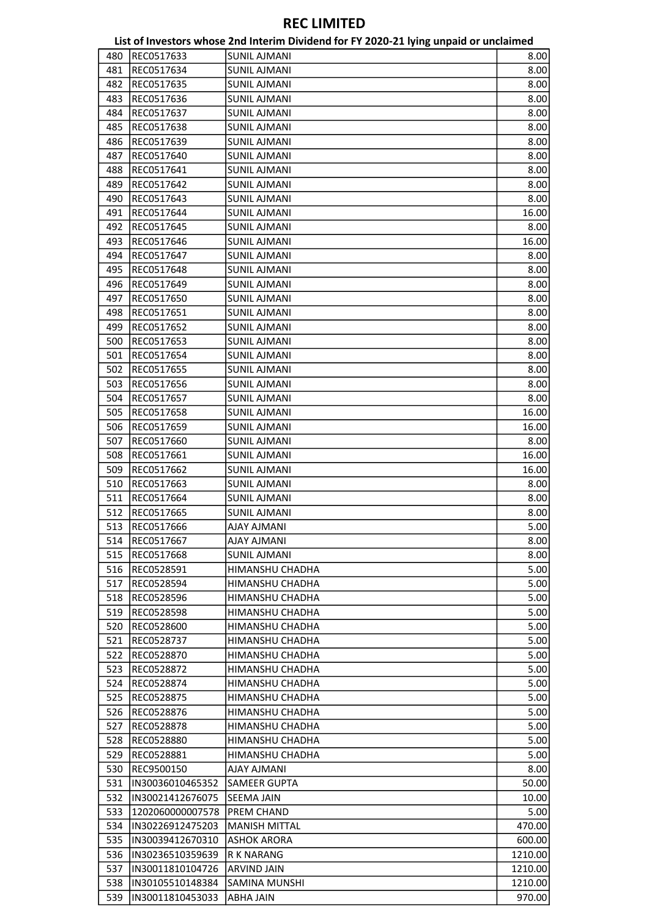# REC LIMITED

## List of Investors whose 2nd Interim Dividend for FY 2020-21 lying unpaid or unclaimed

| | | | |
|---|---|---|---|
| 480 | REC0517633 | SUNIL AJMANI | 8.00 |
| 481 | REC0517634 | SUNIL AJMANI | 8.00 |
| 482 | REC0517635 | SUNIL AJMANI | 8.00 |
| 483 | REC0517636 | SUNIL AJMANI | 8.00 |
| 484 | REC0517637 | SUNIL AJMANI | 8.00 |
| 485 | REC0517638 | SUNIL AJMANI | 8.00 |
| 486 | REC0517639 | SUNIL AJMANI | 8.00 |
| 487 | REC0517640 | SUNIL AJMANI | 8.00 |
| 488 | REC0517641 | SUNIL AJMANI | 8.00 |
| 489 | REC0517642 | SUNIL AJMANI | 8.00 |
| 490 | REC0517643 | SUNIL AJMANI | 8.00 |
| 491 | REC0517644 | SUNIL AJMANI | 16.00 |
| 492 | REC0517645 | SUNIL AJMANI | 8.00 |
| 493 | REC0517646 | SUNIL AJMANI | 16.00 |
| 494 | REC0517647 | SUNIL AJMANI | 8.00 |
| 495 | REC0517648 | SUNIL AJMANI | 8.00 |
| 496 | REC0517649 | SUNIL AJMANI | 8.00 |
| 497 | REC0517650 | SUNIL AJMANI | 8.00 |
| 498 | REC0517651 | SUNIL AJMANI | 8.00 |
| 499 | REC0517652 | SUNIL AJMANI | 8.00 |
| 500 | REC0517653 | SUNIL AJMANI | 8.00 |
| 501 | REC0517654 | SUNIL AJMANI | 8.00 |
| 502 | REC0517655 | SUNIL AJMANI | 8.00 |
| 503 | REC0517656 | SUNIL AJMANI | 8.00 |
| 504 | REC0517657 | SUNIL AJMANI | 8.00 |
| 505 | REC0517658 | SUNIL AJMANI | 16.00 |
| 506 | REC0517659 | SUNIL AJMANI | 16.00 |
| 507 | REC0517660 | SUNIL AJMANI | 8.00 |
| 508 | REC0517661 | SUNIL AJMANI | 16.00 |
| 509 | REC0517662 | SUNIL AJMANI | 16.00 |
| 510 | REC0517663 | SUNIL AJMANI | 8.00 |
| 511 | REC0517664 | SUNIL AJMANI | 8.00 |
| 512 | REC0517665 | SUNIL AJMANI | 8.00 |
| 513 | REC0517666 | AJAY AJMANI | 5.00 |
| 514 | REC0517667 | AJAY AJMANI | 8.00 |
| 515 | REC0517668 | SUNIL AJMANI | 8.00 |
| 516 | REC0528591 | HIMANSHU CHADHA | 5.00 |
| 517 | REC0528594 | HIMANSHU CHADHA | 5.00 |
| 518 | REC0528596 | HIMANSHU CHADHA | 5.00 |
| 519 | REC0528598 | HIMANSHU CHADHA | 5.00 |
| 520 | REC0528600 | HIMANSHU CHADHA | 5.00 |
| 521 | REC0528737 | HIMANSHU CHADHA | 5.00 |
| 522 | REC0528870 | HIMANSHU CHADHA | 5.00 |
| 523 | REC0528872 | HIMANSHU CHADHA | 5.00 |
| 524 | REC0528874 | HIMANSHU CHADHA | 5.00 |
| 525 | REC0528875 | HIMANSHU CHADHA | 5.00 |
| 526 | REC0528876 | HIMANSHU CHADHA | 5.00 |
| 527 | REC0528878 | HIMANSHU CHADHA | 5.00 |
| 528 | REC0528880 | HIMANSHU CHADHA | 5.00 |
| 529 | REC0528881 | HIMANSHU CHADHA | 5.00 |
| 530 | REC9500150 | AJAY AJMANI | 8.00 |
| 531 | IN30036010465352 | SAMEER GUPTA | 50.00 |
| 532 | IN30021412676075 | SEEMA JAIN | 10.00 |
| 533 | 1202060000007578 | PREM CHAND | 5.00 |
| 534 | IN30226912475203 | MANISH MITTAL | 470.00 |
| 535 | IN30039412670310 | ASHOK ARORA | 600.00 |
| 536 | IN30236510359639 | R K NARANG | 1210.00 |
| 537 | IN30011810104726 | ARVIND JAIN | 1210.00 |
| 538 | IN30105510148384 | SAMINA MUNSHI | 1210.00 |
| 539 | IN30011810453033 | ABHA JAIN | 970.00 |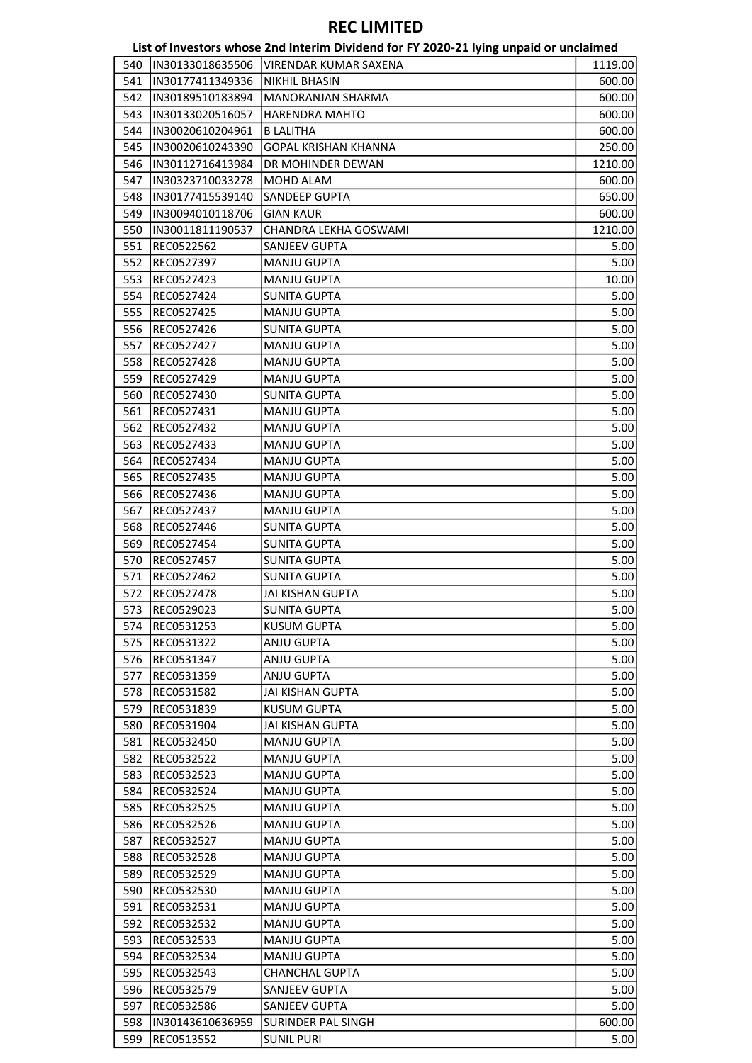# REC LIMITED

## List of Investors whose 2nd Interim Dividend for FY 2020-21 lying unpaid or unclaimed

| | | | |
|---|---|---|---|
| 540 | IN30133018635506 | VIRENDAR KUMAR SAXENA | 1119.00 |
| 541 | IN30177411349336 | NIKHIL BHASIN | 600.00 |
| 542 | IN30189510183894 | MANORANJAN SHARMA | 600.00 |
| 543 | IN30133020516057 | HARENDRA MAHTO | 600.00 |
| 544 | IN30020610204961 | B LALITHA | 600.00 |
| 545 | IN30020610243390 | GOPAL KRISHAN KHANNA | 250.00 |
| 546 | IN30112716413984 | DR MOHINDER DEWAN | 1210.00 |
| 547 | IN30323710033278 | MOHD ALAM | 600.00 |
| 548 | IN30177415539140 | SANDEEP GUPTA | 650.00 |
| 549 | IN30094010118706 | GIAN KAUR | 600.00 |
| 550 | IN30011811190537 | CHANDRA LEKHA GOSWAMI | 1210.00 |
| 551 | REC0522562 | SANJEEV GUPTA | 5.00 |
| 552 | REC0527397 | MANJU GUPTA | 5.00 |
| 553 | REC0527423 | MANJU GUPTA | 10.00 |
| 554 | REC0527424 | SUNITA GUPTA | 5.00 |
| 555 | REC0527425 | MANJU GUPTA | 5.00 |
| 556 | REC0527426 | SUNITA GUPTA | 5.00 |
| 557 | REC0527427 | MANJU GUPTA | 5.00 |
| 558 | REC0527428 | MANJU GUPTA | 5.00 |
| 559 | REC0527429 | MANJU GUPTA | 5.00 |
| 560 | REC0527430 | SUNITA GUPTA | 5.00 |
| 561 | REC0527431 | MANJU GUPTA | 5.00 |
| 562 | REC0527432 | MANJU GUPTA | 5.00 |
| 563 | REC0527433 | MANJU GUPTA | 5.00 |
| 564 | REC0527434 | MANJU GUPTA | 5.00 |
| 565 | REC0527435 | MANJU GUPTA | 5.00 |
| 566 | REC0527436 | MANJU GUPTA | 5.00 |
| 567 | REC0527437 | MANJU GUPTA | 5.00 |
| 568 | REC0527446 | SUNITA GUPTA | 5.00 |
| 569 | REC0527454 | SUNITA GUPTA | 5.00 |
| 570 | REC0527457 | SUNITA GUPTA | 5.00 |
| 571 | REC0527462 | SUNITA GUPTA | 5.00 |
| 572 | REC0527478 | JAI KISHAN GUPTA | 5.00 |
| 573 | REC0529023 | SUNITA GUPTA | 5.00 |
| 574 | REC0531253 | KUSUM GUPTA | 5.00 |
| 575 | REC0531322 | ANJU GUPTA | 5.00 |
| 576 | REC0531347 | ANJU GUPTA | 5.00 |
| 577 | REC0531359 | ANJU GUPTA | 5.00 |
| 578 | REC0531582 | JAI KISHAN GUPTA | 5.00 |
| 579 | REC0531839 | KUSUM GUPTA | 5.00 |
| 580 | REC0531904 | JAI KISHAN GUPTA | 5.00 |
| 581 | REC0532450 | MANJU GUPTA | 5.00 |
| 582 | REC0532522 | MANJU GUPTA | 5.00 |
| 583 | REC0532523 | MANJU GUPTA | 5.00 |
| 584 | REC0532524 | MANJU GUPTA | 5.00 |
| 585 | REC0532525 | MANJU GUPTA | 5.00 |
| 586 | REC0532526 | MANJU GUPTA | 5.00 |
| 587 | REC0532527 | MANJU GUPTA | 5.00 |
| 588 | REC0532528 | MANJU GUPTA | 5.00 |
| 589 | REC0532529 | MANJU GUPTA | 5.00 |
| 590 | REC0532530 | MANJU GUPTA | 5.00 |
| 591 | REC0532531 | MANJU GUPTA | 5.00 |
| 592 | REC0532532 | MANJU GUPTA | 5.00 |
| 593 | REC0532533 | MANJU GUPTA | 5.00 |
| 594 | REC0532534 | MANJU GUPTA | 5.00 |
| 595 | REC0532543 | CHANCHAL GUPTA | 5.00 |
| 596 | REC0532579 | SANJEEV GUPTA | 5.00 |
| 597 | REC0532586 | SANJEEV GUPTA | 5.00 |
| 598 | IN30143610636959 | SURINDER PAL SINGH | 600.00 |
| 599 | REC0513552 | SUNIL PURI | 5.00 |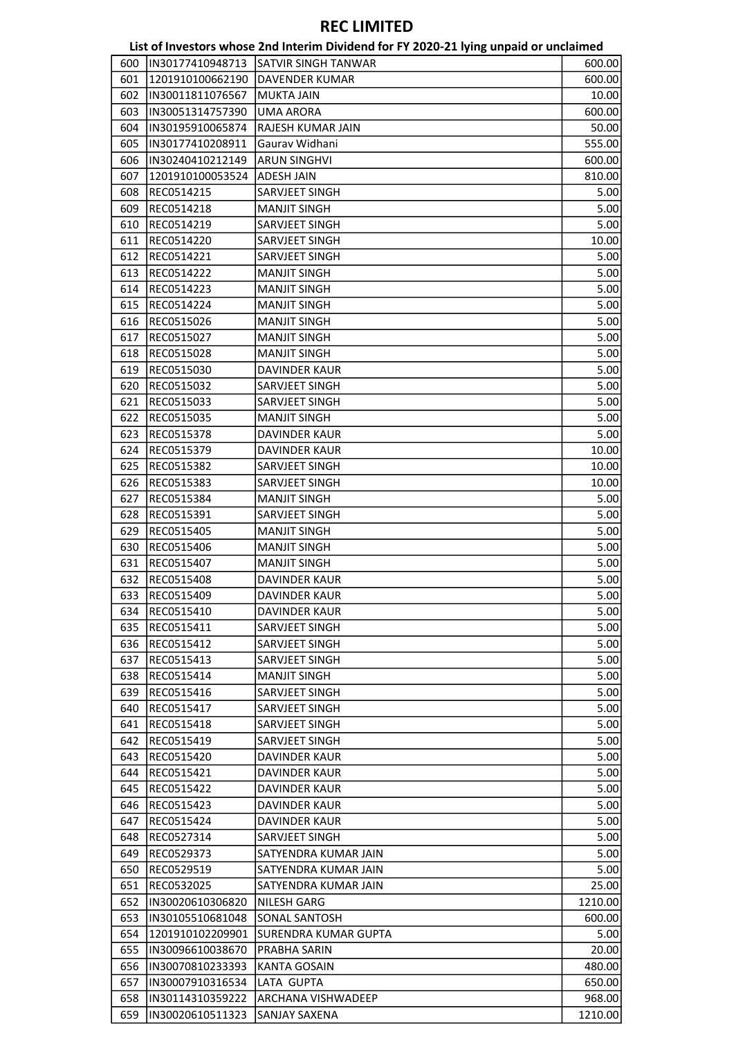# REC LIMITED

## List of Investors whose 2nd Interim Dividend for FY 2020-21 lying unpaid or unclaimed

| | | | |
|---|---|---|---|
| 600 | IN30177410948713 | SATVIR SINGH TANWAR | 600.00 |
| 601 | 1201910100662190 | DAVENDER KUMAR | 600.00 |
| 602 | IN30011811076567 | MUKTA JAIN | 10.00 |
| 603 | IN30051314757390 | UMA ARORA | 600.00 |
| 604 | IN30195910065874 | RAJESH KUMAR JAIN | 50.00 |
| 605 | IN30177410208911 | Gaurav Widhani | 555.00 |
| 606 | IN30240410212149 | ARUN SINGHVI | 600.00 |
| 607 | 1201910100053524 | ADESH JAIN | 810.00 |
| 608 | REC0514215 | SARVJEET SINGH | 5.00 |
| 609 | REC0514218 | MANJIT SINGH | 5.00 |
| 610 | REC0514219 | SARVJEET SINGH | 5.00 |
| 611 | REC0514220 | SARVJEET SINGH | 10.00 |
| 612 | REC0514221 | SARVJEET SINGH | 5.00 |
| 613 | REC0514222 | MANJIT SINGH | 5.00 |
| 614 | REC0514223 | MANJIT SINGH | 5.00 |
| 615 | REC0514224 | MANJIT SINGH | 5.00 |
| 616 | REC0515026 | MANJIT SINGH | 5.00 |
| 617 | REC0515027 | MANJIT SINGH | 5.00 |
| 618 | REC0515028 | MANJIT SINGH | 5.00 |
| 619 | REC0515030 | DAVINDER KAUR | 5.00 |
| 620 | REC0515032 | SARVJEET SINGH | 5.00 |
| 621 | REC0515033 | SARVJEET SINGH | 5.00 |
| 622 | REC0515035 | MANJIT SINGH | 5.00 |
| 623 | REC0515378 | DAVINDER KAUR | 5.00 |
| 624 | REC0515379 | DAVINDER KAUR | 10.00 |
| 625 | REC0515382 | SARVJEET SINGH | 10.00 |
| 626 | REC0515383 | SARVJEET SINGH | 10.00 |
| 627 | REC0515384 | MANJIT SINGH | 5.00 |
| 628 | REC0515391 | SARVJEET SINGH | 5.00 |
| 629 | REC0515405 | MANJIT SINGH | 5.00 |
| 630 | REC0515406 | MANJIT SINGH | 5.00 |
| 631 | REC0515407 | MANJIT SINGH | 5.00 |
| 632 | REC0515408 | DAVINDER KAUR | 5.00 |
| 633 | REC0515409 | DAVINDER KAUR | 5.00 |
| 634 | REC0515410 | DAVINDER KAUR | 5.00 |
| 635 | REC0515411 | SARVJEET SINGH | 5.00 |
| 636 | REC0515412 | SARVJEET SINGH | 5.00 |
| 637 | REC0515413 | SARVJEET SINGH | 5.00 |
| 638 | REC0515414 | MANJIT SINGH | 5.00 |
| 639 | REC0515416 | SARVJEET SINGH | 5.00 |
| 640 | REC0515417 | SARVJEET SINGH | 5.00 |
| 641 | REC0515418 | SARVJEET SINGH | 5.00 |
| 642 | REC0515419 | SARVJEET SINGH | 5.00 |
| 643 | REC0515420 | DAVINDER KAUR | 5.00 |
| 644 | REC0515421 | DAVINDER KAUR | 5.00 |
| 645 | REC0515422 | DAVINDER KAUR | 5.00 |
| 646 | REC0515423 | DAVINDER KAUR | 5.00 |
| 647 | REC0515424 | DAVINDER KAUR | 5.00 |
| 648 | REC0527314 | SARVJEET SINGH | 5.00 |
| 649 | REC0529373 | SATYENDRA KUMAR JAIN | 5.00 |
| 650 | REC0529519 | SATYENDRA KUMAR JAIN | 5.00 |
| 651 | REC0532025 | SATYENDRA KUMAR JAIN | 25.00 |
| 652 | IN30020610306820 | NILESH GARG | 1210.00 |
| 653 | IN30105510681048 | SONAL SANTOSH | 600.00 |
| 654 | 1201910102209901 | SURENDRA KUMAR GUPTA | 5.00 |
| 655 | IN30096610038670 | PRABHA SARIN | 20.00 |
| 656 | IN30070810233393 | KANTA GOSAIN | 480.00 |
| 657 | IN30007910316534 | LATA GUPTA | 650.00 |
| 658 | IN30114310359222 | ARCHANA VISHWADEEP | 968.00 |
| 659 | IN30020610511323 | SANJAY SAXENA | 1210.00 |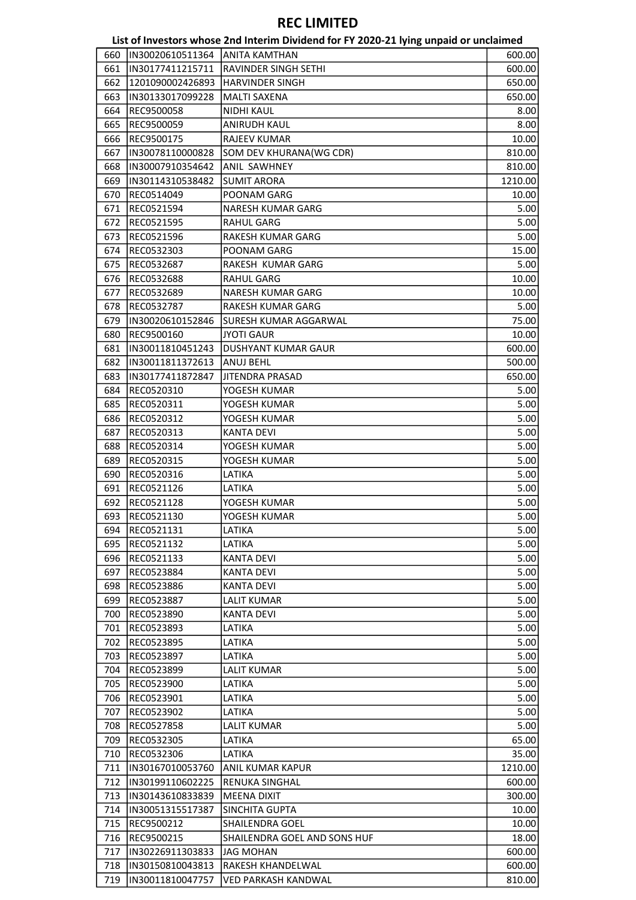# REC LIMITED

## List of Investors whose 2nd Interim Dividend for FY 2020-21 lying unpaid or unclaimed

| | | | |
|---|---|---|---|
| 660 | IN30020610511364 | ANITA KAMTHAN | 600.00 |
| 661 | IN30177411215711 | RAVINDER SINGH SETHI | 600.00 |
| 662 | 1201090002426893 | HARVINDER SINGH | 650.00 |
| 663 | IN30133017099228 | MALTI SAXENA | 650.00 |
| 664 | REC9500058 | NIDHI KAUL | 8.00 |
| 665 | REC9500059 | ANIRUDH KAUL | 8.00 |
| 666 | REC9500175 | RAJEEV KUMAR | 10.00 |
| 667 | IN30078110000828 | SOM DEV KHURANA(WG CDR) | 810.00 |
| 668 | IN30007910354642 | ANIL SAWHNEY | 810.00 |
| 669 | IN30114310538482 | SUMIT ARORA | 1210.00 |
| 670 | REC0514049 | POONAM GARG | 10.00 |
| 671 | REC0521594 | NARESH KUMAR GARG | 5.00 |
| 672 | REC0521595 | RAHUL GARG | 5.00 |
| 673 | REC0521596 | RAKESH KUMAR GARG | 5.00 |
| 674 | REC0532303 | POONAM GARG | 15.00 |
| 675 | REC0532687 | RAKESH KUMAR GARG | 5.00 |
| 676 | REC0532688 | RAHUL GARG | 10.00 |
| 677 | REC0532689 | NARESH KUMAR GARG | 10.00 |
| 678 | REC0532787 | RAKESH KUMAR GARG | 5.00 |
| 679 | IN30020610152846 | SURESH KUMAR AGGARWAL | 75.00 |
| 680 | REC9500160 | JYOTI GAUR | 10.00 |
| 681 | IN30011810451243 | DUSHYANT KUMAR GAUR | 600.00 |
| 682 | IN30011811372613 | ANUJ BEHL | 500.00 |
| 683 | IN30177411872847 | JITENDRA PRASAD | 650.00 |
| 684 | REC0520310 | YOGESH KUMAR | 5.00 |
| 685 | REC0520311 | YOGESH KUMAR | 5.00 |
| 686 | REC0520312 | YOGESH KUMAR | 5.00 |
| 687 | REC0520313 | KANTA DEVI | 5.00 |
| 688 | REC0520314 | YOGESH KUMAR | 5.00 |
| 689 | REC0520315 | YOGESH KUMAR | 5.00 |
| 690 | REC0520316 | LATIKA | 5.00 |
| 691 | REC0521126 | LATIKA | 5.00 |
| 692 | REC0521128 | YOGESH KUMAR | 5.00 |
| 693 | REC0521130 | YOGESH KUMAR | 5.00 |
| 694 | REC0521131 | LATIKA | 5.00 |
| 695 | REC0521132 | LATIKA | 5.00 |
| 696 | REC0521133 | KANTA DEVI | 5.00 |
| 697 | REC0523884 | KANTA DEVI | 5.00 |
| 698 | REC0523886 | KANTA DEVI | 5.00 |
| 699 | REC0523887 | LALIT KUMAR | 5.00 |
| 700 | REC0523890 | KANTA DEVI | 5.00 |
| 701 | REC0523893 | LATIKA | 5.00 |
| 702 | REC0523895 | LATIKA | 5.00 |
| 703 | REC0523897 | LATIKA | 5.00 |
| 704 | REC0523899 | LALIT KUMAR | 5.00 |
| 705 | REC0523900 | LATIKA | 5.00 |
| 706 | REC0523901 | LATIKA | 5.00 |
| 707 | REC0523902 | LATIKA | 5.00 |
| 708 | REC0527858 | LALIT KUMAR | 5.00 |
| 709 | REC0532305 | LATIKA | 65.00 |
| 710 | REC0532306 | LATIKA | 35.00 |
| 711 | IN30167010053760 | ANIL KUMAR KAPUR | 1210.00 |
| 712 | IN30199110602225 | RENUKA SINGHAL | 600.00 |
| 713 | IN30143610833839 | MEENA DIXIT | 300.00 |
| 714 | IN30051315517387 | SINCHITA GUPTA | 10.00 |
| 715 | REC9500212 | SHAILENDRA GOEL | 10.00 |
| 716 | REC9500215 | SHAILENDRA GOEL AND SONS HUF | 18.00 |
| 717 | IN30226911303833 | JAG MOHAN | 600.00 |
| 718 | IN30150810043813 | RAKESH KHANDELWAL | 600.00 |
| 719 | IN30011810047757 | VED PARKASH KANDWAL | 810.00 |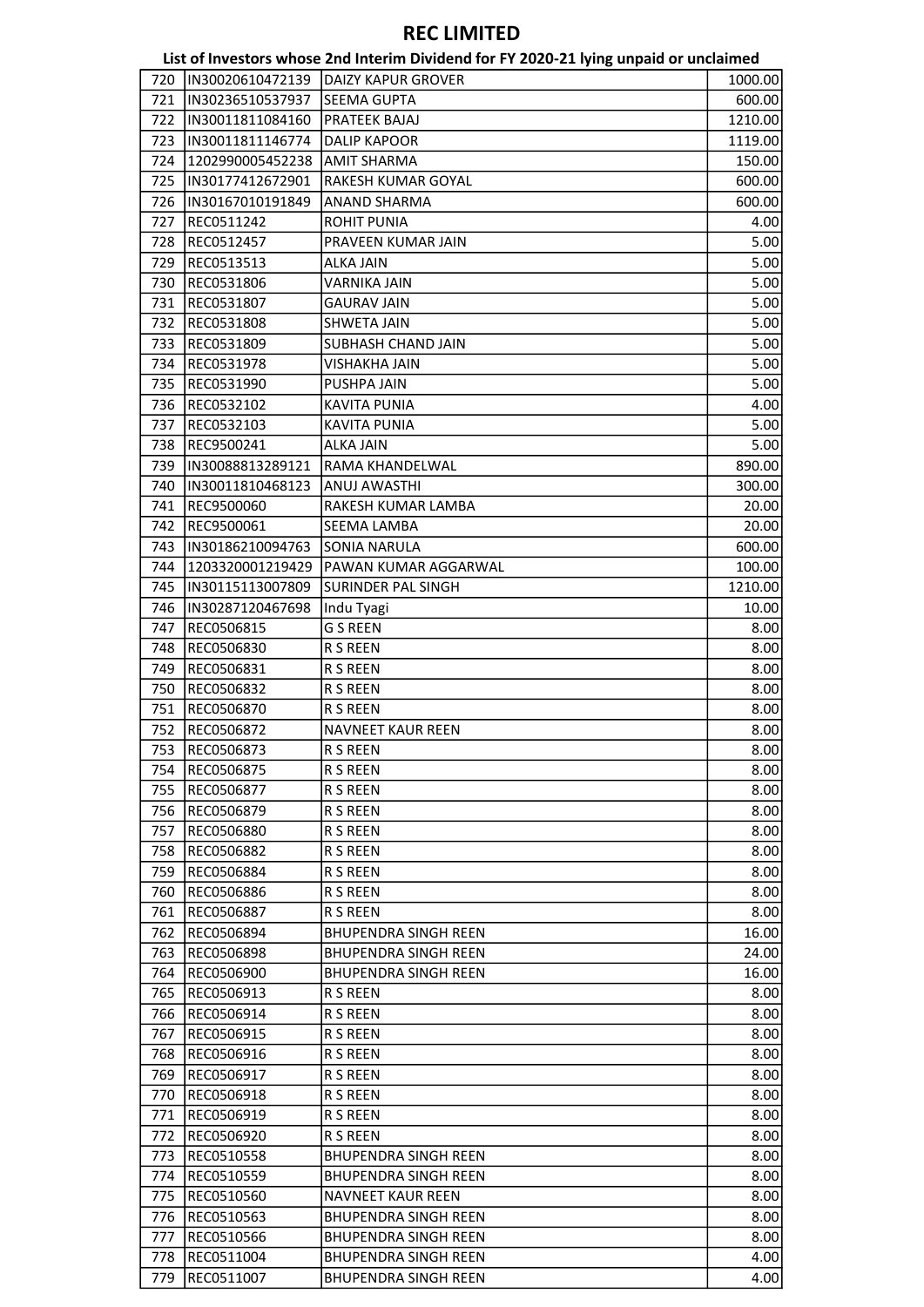# REC LIMITED

## List of Investors whose 2nd Interim Dividend for FY 2020-21 lying unpaid or unclaimed

| | | | |
|---|---|---|---|
| 720 | IN30020610472139 | DAIZY KAPUR GROVER | 1000.00 |
| 721 | IN30236510537937 | SEEMA GUPTA | 600.00 |
| 722 | IN30011811084160 | PRATEEK BAJAJ | 1210.00 |
| 723 | IN30011811146774 | DALIP KAPOOR | 1119.00 |
| 724 | 1202990005452238 | AMIT SHARMA | 150.00 |
| 725 | IN30177412672901 | RAKESH KUMAR GOYAL | 600.00 |
| 726 | IN30167010191849 | ANAND SHARMA | 600.00 |
| 727 | REC0511242 | ROHIT PUNIA | 4.00 |
| 728 | REC0512457 | PRAVEEN KUMAR JAIN | 5.00 |
| 729 | REC0513513 | ALKA JAIN | 5.00 |
| 730 | REC0531806 | VARNIKA JAIN | 5.00 |
| 731 | REC0531807 | GAURAV JAIN | 5.00 |
| 732 | REC0531808 | SHWETA JAIN | 5.00 |
| 733 | REC0531809 | SUBHASH CHAND JAIN | 5.00 |
| 734 | REC0531978 | VISHAKHA JAIN | 5.00 |
| 735 | REC0531990 | PUSHPA JAIN | 5.00 |
| 736 | REC0532102 | KAVITA PUNIA | 4.00 |
| 737 | REC0532103 | KAVITA PUNIA | 5.00 |
| 738 | REC9500241 | ALKA JAIN | 5.00 |
| 739 | IN30088813289121 | RAMA KHANDELWAL | 890.00 |
| 740 | IN30011810468123 | ANUJ AWASTHI | 300.00 |
| 741 | REC9500060 | RAKESH KUMAR LAMBA | 20.00 |
| 742 | REC9500061 | SEEMA LAMBA | 20.00 |
| 743 | IN30186210094763 | SONIA NARULA | 600.00 |
| 744 | 1203320001219429 | PAWAN KUMAR AGGARWAL | 100.00 |
| 745 | IN30115113007809 | SURINDER PAL SINGH | 1210.00 |
| 746 | IN30287120467698 | Indu Tyagi | 10.00 |
| 747 | REC0506815 | G S REEN | 8.00 |
| 748 | REC0506830 | R S REEN | 8.00 |
| 749 | REC0506831 | R S REEN | 8.00 |
| 750 | REC0506832 | R S REEN | 8.00 |
| 751 | REC0506870 | R S REEN | 8.00 |
| 752 | REC0506872 | NAVNEET KAUR REEN | 8.00 |
| 753 | REC0506873 | R S REEN | 8.00 |
| 754 | REC0506875 | R S REEN | 8.00 |
| 755 | REC0506877 | R S REEN | 8.00 |
| 756 | REC0506879 | R S REEN | 8.00 |
| 757 | REC0506880 | R S REEN | 8.00 |
| 758 | REC0506882 | R S REEN | 8.00 |
| 759 | REC0506884 | R S REEN | 8.00 |
| 760 | REC0506886 | R S REEN | 8.00 |
| 761 | REC0506887 | R S REEN | 8.00 |
| 762 | REC0506894 | BHUPENDRA SINGH REEN | 16.00 |
| 763 | REC0506898 | BHUPENDRA SINGH REEN | 24.00 |
| 764 | REC0506900 | BHUPENDRA SINGH REEN | 16.00 |
| 765 | REC0506913 | R S REEN | 8.00 |
| 766 | REC0506914 | R S REEN | 8.00 |
| 767 | REC0506915 | R S REEN | 8.00 |
| 768 | REC0506916 | R S REEN | 8.00 |
| 769 | REC0506917 | R S REEN | 8.00 |
| 770 | REC0506918 | R S REEN | 8.00 |
| 771 | REC0506919 | R S REEN | 8.00 |
| 772 | REC0506920 | R S REEN | 8.00 |
| 773 | REC0510558 | BHUPENDRA SINGH REEN | 8.00 |
| 774 | REC0510559 | BHUPENDRA SINGH REEN | 8.00 |
| 775 | REC0510560 | NAVNEET KAUR REEN | 8.00 |
| 776 | REC0510563 | BHUPENDRA SINGH REEN | 8.00 |
| 777 | REC0510566 | BHUPENDRA SINGH REEN | 8.00 |
| 778 | REC0511004 | BHUPENDRA SINGH REEN | 4.00 |
| 779 | REC0511007 | BHUPENDRA SINGH REEN | 4.00 |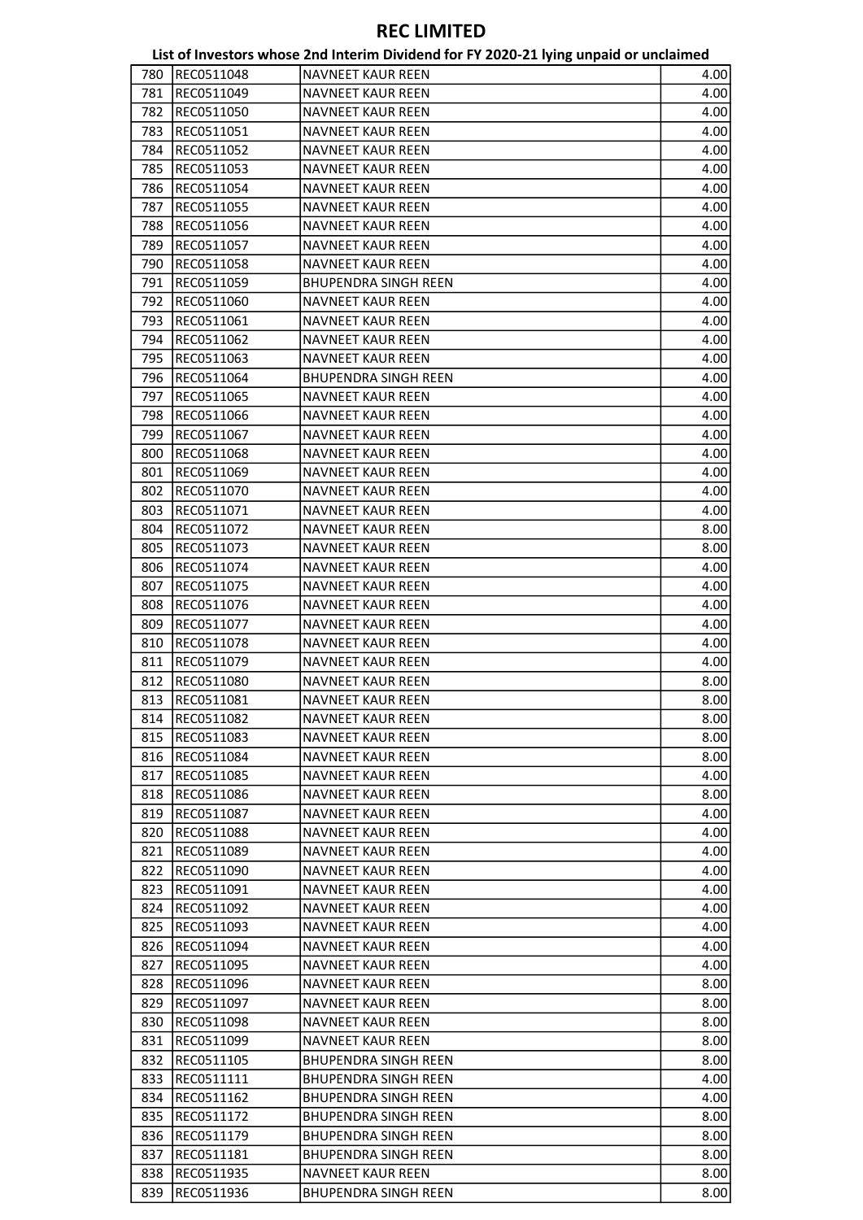# REC LIMITED

## List of Investors whose 2nd Interim Dividend for FY 2020-21 lying unpaid or unclaimed

| | | | |
|---|---|---|---|
| 780 | REC0511048 | NAVNEET KAUR REEN | 4.00 |
| 781 | REC0511049 | NAVNEET KAUR REEN | 4.00 |
| 782 | REC0511050 | NAVNEET KAUR REEN | 4.00 |
| 783 | REC0511051 | NAVNEET KAUR REEN | 4.00 |
| 784 | REC0511052 | NAVNEET KAUR REEN | 4.00 |
| 785 | REC0511053 | NAVNEET KAUR REEN | 4.00 |
| 786 | REC0511054 | NAVNEET KAUR REEN | 4.00 |
| 787 | REC0511055 | NAVNEET KAUR REEN | 4.00 |
| 788 | REC0511056 | NAVNEET KAUR REEN | 4.00 |
| 789 | REC0511057 | NAVNEET KAUR REEN | 4.00 |
| 790 | REC0511058 | NAVNEET KAUR REEN | 4.00 |
| 791 | REC0511059 | BHUPENDRA SINGH REEN | 4.00 |
| 792 | REC0511060 | NAVNEET KAUR REEN | 4.00 |
| 793 | REC0511061 | NAVNEET KAUR REEN | 4.00 |
| 794 | REC0511062 | NAVNEET KAUR REEN | 4.00 |
| 795 | REC0511063 | NAVNEET KAUR REEN | 4.00 |
| 796 | REC0511064 | BHUPENDRA SINGH REEN | 4.00 |
| 797 | REC0511065 | NAVNEET KAUR REEN | 4.00 |
| 798 | REC0511066 | NAVNEET KAUR REEN | 4.00 |
| 799 | REC0511067 | NAVNEET KAUR REEN | 4.00 |
| 800 | REC0511068 | NAVNEET KAUR REEN | 4.00 |
| 801 | REC0511069 | NAVNEET KAUR REEN | 4.00 |
| 802 | REC0511070 | NAVNEET KAUR REEN | 4.00 |
| 803 | REC0511071 | NAVNEET KAUR REEN | 4.00 |
| 804 | REC0511072 | NAVNEET KAUR REEN | 8.00 |
| 805 | REC0511073 | NAVNEET KAUR REEN | 8.00 |
| 806 | REC0511074 | NAVNEET KAUR REEN | 4.00 |
| 807 | REC0511075 | NAVNEET KAUR REEN | 4.00 |
| 808 | REC0511076 | NAVNEET KAUR REEN | 4.00 |
| 809 | REC0511077 | NAVNEET KAUR REEN | 4.00 |
| 810 | REC0511078 | NAVNEET KAUR REEN | 4.00 |
| 811 | REC0511079 | NAVNEET KAUR REEN | 4.00 |
| 812 | REC0511080 | NAVNEET KAUR REEN | 8.00 |
| 813 | REC0511081 | NAVNEET KAUR REEN | 8.00 |
| 814 | REC0511082 | NAVNEET KAUR REEN | 8.00 |
| 815 | REC0511083 | NAVNEET KAUR REEN | 8.00 |
| 816 | REC0511084 | NAVNEET KAUR REEN | 8.00 |
| 817 | REC0511085 | NAVNEET KAUR REEN | 4.00 |
| 818 | REC0511086 | NAVNEET KAUR REEN | 8.00 |
| 819 | REC0511087 | NAVNEET KAUR REEN | 4.00 |
| 820 | REC0511088 | NAVNEET KAUR REEN | 4.00 |
| 821 | REC0511089 | NAVNEET KAUR REEN | 4.00 |
| 822 | REC0511090 | NAVNEET KAUR REEN | 4.00 |
| 823 | REC0511091 | NAVNEET KAUR REEN | 4.00 |
| 824 | REC0511092 | NAVNEET KAUR REEN | 4.00 |
| 825 | REC0511093 | NAVNEET KAUR REEN | 4.00 |
| 826 | REC0511094 | NAVNEET KAUR REEN | 4.00 |
| 827 | REC0511095 | NAVNEET KAUR REEN | 4.00 |
| 828 | REC0511096 | NAVNEET KAUR REEN | 8.00 |
| 829 | REC0511097 | NAVNEET KAUR REEN | 8.00 |
| 830 | REC0511098 | NAVNEET KAUR REEN | 8.00 |
| 831 | REC0511099 | NAVNEET KAUR REEN | 8.00 |
| 832 | REC0511105 | BHUPENDRA SINGH REEN | 8.00 |
| 833 | REC0511111 | BHUPENDRA SINGH REEN | 4.00 |
| 834 | REC0511162 | BHUPENDRA SINGH REEN | 4.00 |
| 835 | REC0511172 | BHUPENDRA SINGH REEN | 8.00 |
| 836 | REC0511179 | BHUPENDRA SINGH REEN | 8.00 |
| 837 | REC0511181 | BHUPENDRA SINGH REEN | 8.00 |
| 838 | REC0511935 | NAVNEET KAUR REEN | 8.00 |
| 839 | REC0511936 | BHUPENDRA SINGH REEN | 8.00 |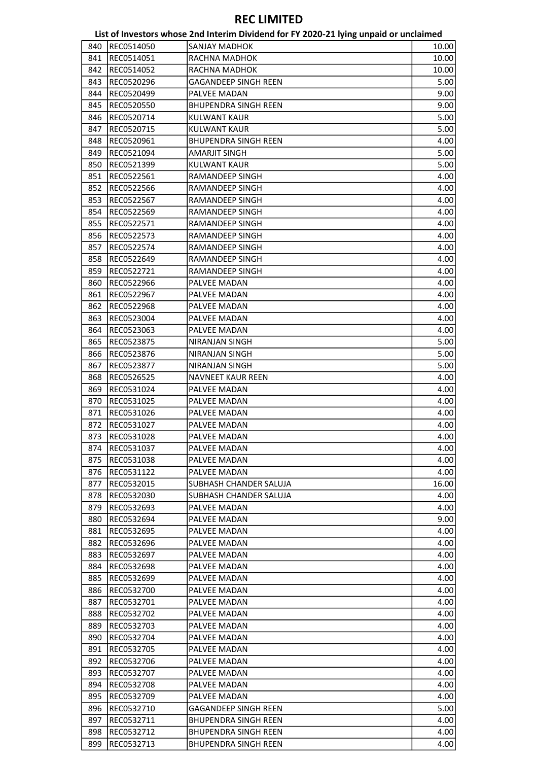# REC LIMITED

## List of Investors whose 2nd Interim Dividend for FY 2020-21 lying unpaid or unclaimed

| | | | |
|---|---|---|---|
| 840 | REC0514050 | SANJAY MADHOK | 10.00 |
| 841 | REC0514051 | RACHNA MADHOK | 10.00 |
| 842 | REC0514052 | RACHNA MADHOK | 10.00 |
| 843 | REC0520296 | GAGANDEEP SINGH REEN | 5.00 |
| 844 | REC0520499 | PALVEE MADAN | 9.00 |
| 845 | REC0520550 | BHUPENDRA SINGH REEN | 9.00 |
| 846 | REC0520714 | KULWANT KAUR | 5.00 |
| 847 | REC0520715 | KULWANT KAUR | 5.00 |
| 848 | REC0520961 | BHUPENDRA SINGH REEN | 4.00 |
| 849 | REC0521094 | AMARJIT SINGH | 5.00 |
| 850 | REC0521399 | KULWANT KAUR | 5.00 |
| 851 | REC0522561 | RAMANDEEP SINGH | 4.00 |
| 852 | REC0522566 | RAMANDEEP SINGH | 4.00 |
| 853 | REC0522567 | RAMANDEEP SINGH | 4.00 |
| 854 | REC0522569 | RAMANDEEP SINGH | 4.00 |
| 855 | REC0522571 | RAMANDEEP SINGH | 4.00 |
| 856 | REC0522573 | RAMANDEEP SINGH | 4.00 |
| 857 | REC0522574 | RAMANDEEP SINGH | 4.00 |
| 858 | REC0522649 | RAMANDEEP SINGH | 4.00 |
| 859 | REC0522721 | RAMANDEEP SINGH | 4.00 |
| 860 | REC0522966 | PALVEE MADAN | 4.00 |
| 861 | REC0522967 | PALVEE MADAN | 4.00 |
| 862 | REC0522968 | PALVEE MADAN | 4.00 |
| 863 | REC0523004 | PALVEE MADAN | 4.00 |
| 864 | REC0523063 | PALVEE MADAN | 4.00 |
| 865 | REC0523875 | NIRANJAN SINGH | 5.00 |
| 866 | REC0523876 | NIRANJAN SINGH | 5.00 |
| 867 | REC0523877 | NIRANJAN SINGH | 5.00 |
| 868 | REC0526525 | NAVNEET KAUR REEN | 4.00 |
| 869 | REC0531024 | PALVEE MADAN | 4.00 |
| 870 | REC0531025 | PALVEE MADAN | 4.00 |
| 871 | REC0531026 | PALVEE MADAN | 4.00 |
| 872 | REC0531027 | PALVEE MADAN | 4.00 |
| 873 | REC0531028 | PALVEE MADAN | 4.00 |
| 874 | REC0531037 | PALVEE MADAN | 4.00 |
| 875 | REC0531038 | PALVEE MADAN | 4.00 |
| 876 | REC0531122 | PALVEE MADAN | 4.00 |
| 877 | REC0532015 | SUBHASH CHANDER SALUJA | 16.00 |
| 878 | REC0532030 | SUBHASH CHANDER SALUJA | 4.00 |
| 879 | REC0532693 | PALVEE MADAN | 4.00 |
| 880 | REC0532694 | PALVEE MADAN | 9.00 |
| 881 | REC0532695 | PALVEE MADAN | 4.00 |
| 882 | REC0532696 | PALVEE MADAN | 4.00 |
| 883 | REC0532697 | PALVEE MADAN | 4.00 |
| 884 | REC0532698 | PALVEE MADAN | 4.00 |
| 885 | REC0532699 | PALVEE MADAN | 4.00 |
| 886 | REC0532700 | PALVEE MADAN | 4.00 |
| 887 | REC0532701 | PALVEE MADAN | 4.00 |
| 888 | REC0532702 | PALVEE MADAN | 4.00 |
| 889 | REC0532703 | PALVEE MADAN | 4.00 |
| 890 | REC0532704 | PALVEE MADAN | 4.00 |
| 891 | REC0532705 | PALVEE MADAN | 4.00 |
| 892 | REC0532706 | PALVEE MADAN | 4.00 |
| 893 | REC0532707 | PALVEE MADAN | 4.00 |
| 894 | REC0532708 | PALVEE MADAN | 4.00 |
| 895 | REC0532709 | PALVEE MADAN | 4.00 |
| 896 | REC0532710 | GAGANDEEP SINGH REEN | 5.00 |
| 897 | REC0532711 | BHUPENDRA SINGH REEN | 4.00 |
| 898 | REC0532712 | BHUPENDRA SINGH REEN | 4.00 |
| 899 | REC0532713 | BHUPENDRA SINGH REEN | 4.00 |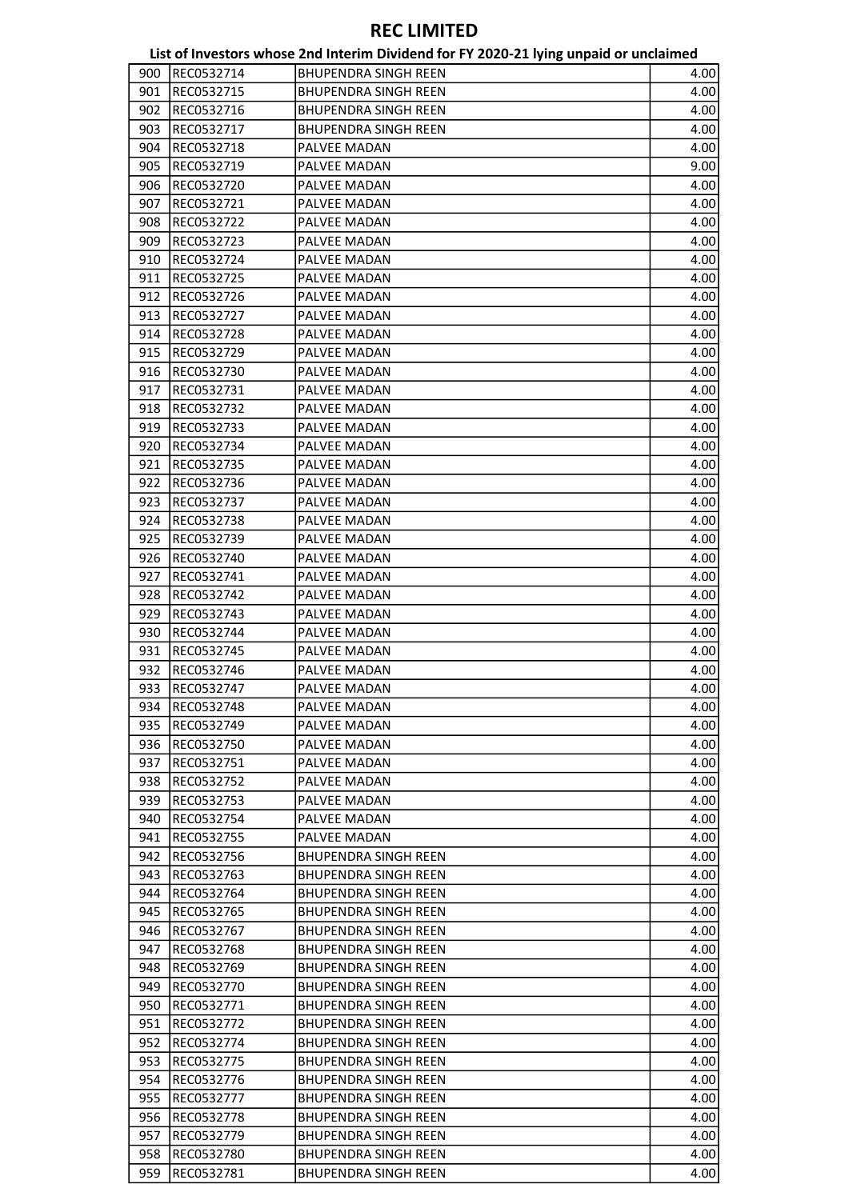# REC LIMITED

## List of Investors whose 2nd Interim Dividend for FY 2020-21 lying unpaid or unclaimed

| | | | |
|---|---|---|---|
| 900 | REC0532714 | BHUPENDRA SINGH REEN | 4.00 |
| 901 | REC0532715 | BHUPENDRA SINGH REEN | 4.00 |
| 902 | REC0532716 | BHUPENDRA SINGH REEN | 4.00 |
| 903 | REC0532717 | BHUPENDRA SINGH REEN | 4.00 |
| 904 | REC0532718 | PALVEE MADAN | 4.00 |
| 905 | REC0532719 | PALVEE MADAN | 9.00 |
| 906 | REC0532720 | PALVEE MADAN | 4.00 |
| 907 | REC0532721 | PALVEE MADAN | 4.00 |
| 908 | REC0532722 | PALVEE MADAN | 4.00 |
| 909 | REC0532723 | PALVEE MADAN | 4.00 |
| 910 | REC0532724 | PALVEE MADAN | 4.00 |
| 911 | REC0532725 | PALVEE MADAN | 4.00 |
| 912 | REC0532726 | PALVEE MADAN | 4.00 |
| 913 | REC0532727 | PALVEE MADAN | 4.00 |
| 914 | REC0532728 | PALVEE MADAN | 4.00 |
| 915 | REC0532729 | PALVEE MADAN | 4.00 |
| 916 | REC0532730 | PALVEE MADAN | 4.00 |
| 917 | REC0532731 | PALVEE MADAN | 4.00 |
| 918 | REC0532732 | PALVEE MADAN | 4.00 |
| 919 | REC0532733 | PALVEE MADAN | 4.00 |
| 920 | REC0532734 | PALVEE MADAN | 4.00 |
| 921 | REC0532735 | PALVEE MADAN | 4.00 |
| 922 | REC0532736 | PALVEE MADAN | 4.00 |
| 923 | REC0532737 | PALVEE MADAN | 4.00 |
| 924 | REC0532738 | PALVEE MADAN | 4.00 |
| 925 | REC0532739 | PALVEE MADAN | 4.00 |
| 926 | REC0532740 | PALVEE MADAN | 4.00 |
| 927 | REC0532741 | PALVEE MADAN | 4.00 |
| 928 | REC0532742 | PALVEE MADAN | 4.00 |
| 929 | REC0532743 | PALVEE MADAN | 4.00 |
| 930 | REC0532744 | PALVEE MADAN | 4.00 |
| 931 | REC0532745 | PALVEE MADAN | 4.00 |
| 932 | REC0532746 | PALVEE MADAN | 4.00 |
| 933 | REC0532747 | PALVEE MADAN | 4.00 |
| 934 | REC0532748 | PALVEE MADAN | 4.00 |
| 935 | REC0532749 | PALVEE MADAN | 4.00 |
| 936 | REC0532750 | PALVEE MADAN | 4.00 |
| 937 | REC0532751 | PALVEE MADAN | 4.00 |
| 938 | REC0532752 | PALVEE MADAN | 4.00 |
| 939 | REC0532753 | PALVEE MADAN | 4.00 |
| 940 | REC0532754 | PALVEE MADAN | 4.00 |
| 941 | REC0532755 | PALVEE MADAN | 4.00 |
| 942 | REC0532756 | BHUPENDRA SINGH REEN | 4.00 |
| 943 | REC0532763 | BHUPENDRA SINGH REEN | 4.00 |
| 944 | REC0532764 | BHUPENDRA SINGH REEN | 4.00 |
| 945 | REC0532765 | BHUPENDRA SINGH REEN | 4.00 |
| 946 | REC0532767 | BHUPENDRA SINGH REEN | 4.00 |
| 947 | REC0532768 | BHUPENDRA SINGH REEN | 4.00 |
| 948 | REC0532769 | BHUPENDRA SINGH REEN | 4.00 |
| 949 | REC0532770 | BHUPENDRA SINGH REEN | 4.00 |
| 950 | REC0532771 | BHUPENDRA SINGH REEN | 4.00 |
| 951 | REC0532772 | BHUPENDRA SINGH REEN | 4.00 |
| 952 | REC0532774 | BHUPENDRA SINGH REEN | 4.00 |
| 953 | REC0532775 | BHUPENDRA SINGH REEN | 4.00 |
| 954 | REC0532776 | BHUPENDRA SINGH REEN | 4.00 |
| 955 | REC0532777 | BHUPENDRA SINGH REEN | 4.00 |
| 956 | REC0532778 | BHUPENDRA SINGH REEN | 4.00 |
| 957 | REC0532779 | BHUPENDRA SINGH REEN | 4.00 |
| 958 | REC0532780 | BHUPENDRA SINGH REEN | 4.00 |
| 959 | REC0532781 | BHUPENDRA SINGH REEN | 4.00 |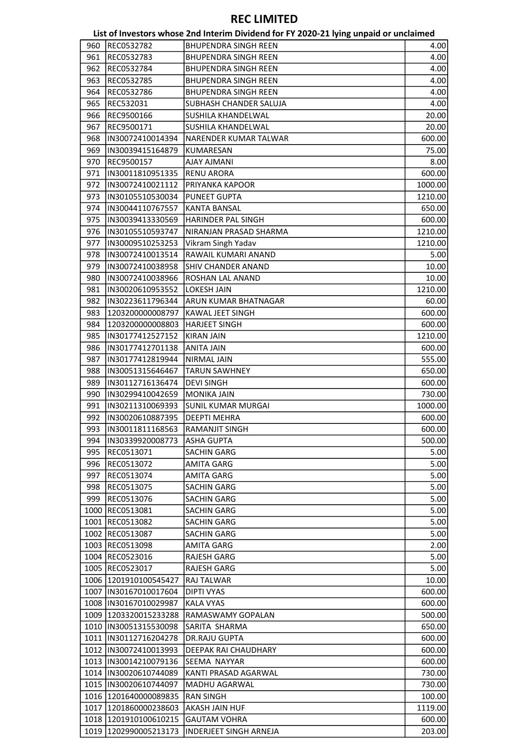# REC LIMITED

## List of Investors whose 2nd Interim Dividend for FY 2020-21 lying unpaid or unclaimed

| | | | |
|---|---|---|---|
| 960 | REC0532782 | BHUPENDRA SINGH REEN | 4.00 |
| 961 | REC0532783 | BHUPENDRA SINGH REEN | 4.00 |
| 962 | REC0532784 | BHUPENDRA SINGH REEN | 4.00 |
| 963 | REC0532785 | BHUPENDRA SINGH REEN | 4.00 |
| 964 | REC0532786 | BHUPENDRA SINGH REEN | 4.00 |
| 965 | REC532031 | SUBHASH CHANDER SALUJA | 4.00 |
| 966 | REC9500166 | SUSHILA KHANDELWAL | 20.00 |
| 967 | REC9500171 | SUSHILA KHANDELWAL | 20.00 |
| 968 | IN30072410014394 | NARENDER KUMAR TALWAR | 600.00 |
| 969 | IN30039415164879 | KUMARESAN | 75.00 |
| 970 | REC9500157 | AJAY AJMANI | 8.00 |
| 971 | IN30011810951335 | RENU ARORA | 600.00 |
| 972 | IN30072410021112 | PRIYANKA KAPOOR | 1000.00 |
| 973 | IN30105510530034 | PUNEET GUPTA | 1210.00 |
| 974 | IN30044110767557 | KANTA BANSAL | 650.00 |
| 975 | IN30039413330569 | HARINDER PAL SINGH | 600.00 |
| 976 | IN30105510593747 | NIRANJAN PRASAD SHARMA | 1210.00 |
| 977 | IN30009510253253 | Vikram Singh Yadav | 1210.00 |
| 978 | IN30072410013514 | RAWAIL KUMARI ANAND | 5.00 |
| 979 | IN30072410038958 | SHIV CHANDER ANAND | 10.00 |
| 980 | IN30072410038966 | ROSHAN LAL ANAND | 10.00 |
| 981 | IN30020610953552 | LOKESH JAIN | 1210.00 |
| 982 | IN30223611796344 | ARUN KUMAR BHATNAGAR | 60.00 |
| 983 | 1203200000008797 | KAWAL JEET SINGH | 600.00 |
| 984 | 1203200000008803 | HARJEET SINGH | 600.00 |
| 985 | IN30177412527152 | KIRAN JAIN | 1210.00 |
| 986 | IN30177412701138 | ANITA JAIN | 600.00 |
| 987 | IN30177412819944 | NIRMAL JAIN | 555.00 |
| 988 | IN30051315646467 | TARUN SAWHNEY | 650.00 |
| 989 | IN30112716136474 | DEVI SINGH | 600.00 |
| 990 | IN30299410042659 | MONIKA JAIN | 730.00 |
| 991 | IN30211310069393 | SUNIL KUMAR MURGAI | 1000.00 |
| 992 | IN30020610887395 | DEEPTI MEHRA | 600.00 |
| 993 | IN30011811168563 | RAMANJIT SINGH | 600.00 |
| 994 | IN30339920008773 | ASHA GUPTA | 500.00 |
| 995 | REC0513071 | SACHIN GARG | 5.00 |
| 996 | REC0513072 | AMITA GARG | 5.00 |
| 997 | REC0513074 | AMITA GARG | 5.00 |
| 998 | REC0513075 | SACHIN GARG | 5.00 |
| 999 | REC0513076 | SACHIN GARG | 5.00 |
| 1000 | REC0513081 | SACHIN GARG | 5.00 |
| 1001 | REC0513082 | SACHIN GARG | 5.00 |
| 1002 | REC0513087 | SACHIN GARG | 5.00 |
| 1003 | REC0513098 | AMITA GARG | 2.00 |
| 1004 | REC0523016 | RAJESH GARG | 5.00 |
| 1005 | REC0523017 | RAJESH GARG | 5.00 |
| 1006 | 1201910100545427 | RAJ TALWAR | 10.00 |
| 1007 | IN30167010017604 | DIPTI VYAS | 600.00 |
| 1008 | IN30167010029987 | KALA VYAS | 600.00 |
| 1009 | 1203320015233288 | RAMASWAMY GOPALAN | 500.00 |
| 1010 | IN30051315530098 | SARITA SHARMA | 650.00 |
| 1011 | IN30112716204278 | DR.RAJU GUPTA | 600.00 |
| 1012 | IN30072410013993 | DEEPAK RAI CHAUDHARY | 600.00 |
| 1013 | IN30014210079136 | SEEMA NAYYAR | 600.00 |
| 1014 | IN30020610744089 | KANTI PRASAD AGARWAL | 730.00 |
| 1015 | IN30020610744097 | MADHU AGARWAL | 730.00 |
| 1016 | 1201640000089835 | RAN SINGH | 100.00 |
| 1017 | 1201860000238603 | AKASH JAIN HUF | 1119.00 |
| 1018 | 1201910100610215 | GAUTAM VOHRA | 600.00 |
| 1019 | 1202990005213173 | INDERJEET SINGH ARNEJA | 203.00 |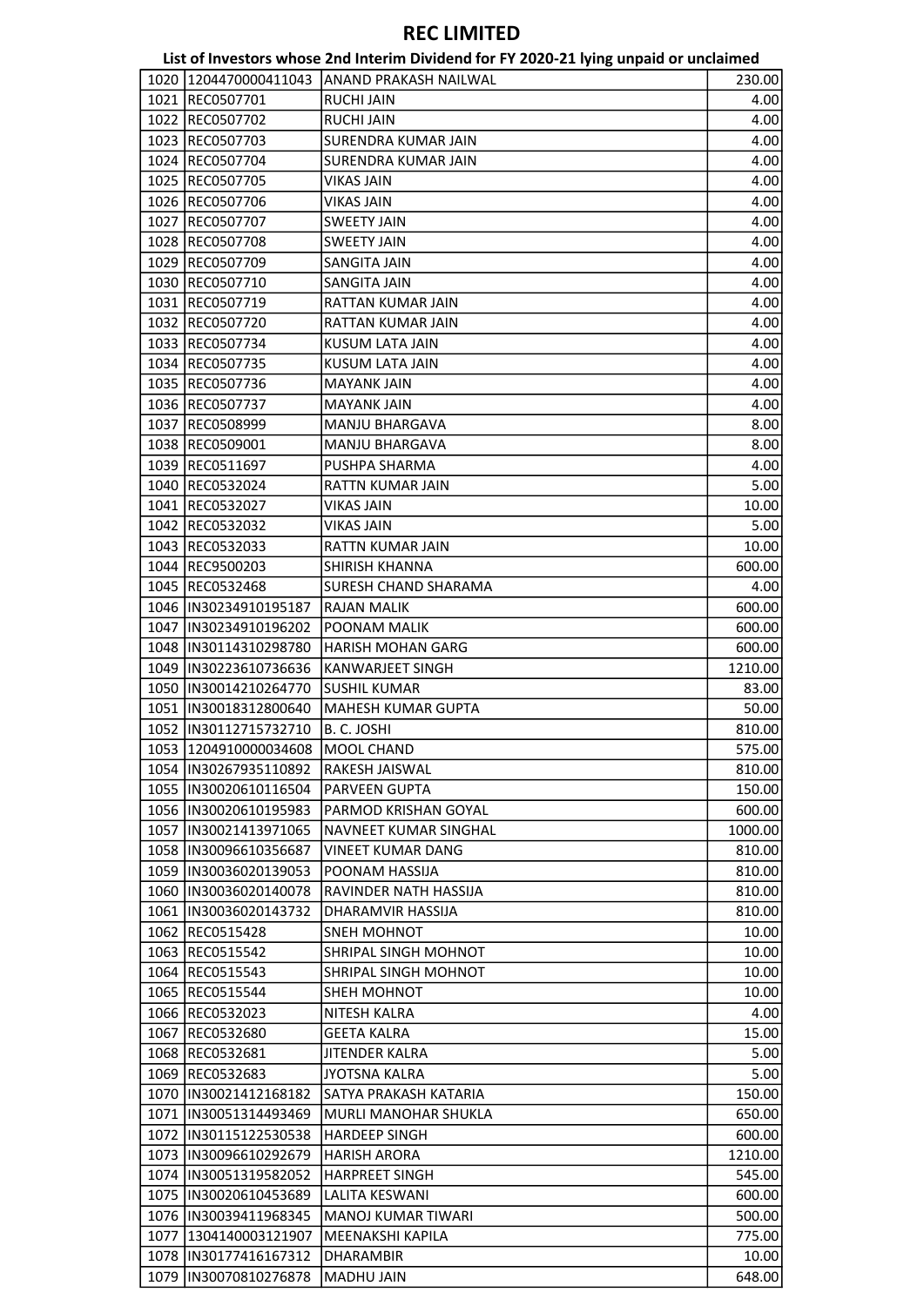# REC LIMITED

## List of Investors whose 2nd Interim Dividend for FY 2020-21 lying unpaid or unclaimed

| | | | |
|---|---|---|---|
| 1020 | 1204470000411043 | ANAND PRAKASH NAILWAL | 230.00 |
| 1021 | REC0507701 | RUCHI JAIN | 4.00 |
| 1022 | REC0507702 | RUCHI JAIN | 4.00 |
| 1023 | REC0507703 | SURENDRA KUMAR JAIN | 4.00 |
| 1024 | REC0507704 | SURENDRA KUMAR JAIN | 4.00 |
| 1025 | REC0507705 | VIKAS JAIN | 4.00 |
| 1026 | REC0507706 | VIKAS JAIN | 4.00 |
| 1027 | REC0507707 | SWEETY JAIN | 4.00 |
| 1028 | REC0507708 | SWEETY JAIN | 4.00 |
| 1029 | REC0507709 | SANGITA JAIN | 4.00 |
| 1030 | REC0507710 | SANGITA JAIN | 4.00 |
| 1031 | REC0507719 | RATTAN KUMAR JAIN | 4.00 |
| 1032 | REC0507720 | RATTAN KUMAR JAIN | 4.00 |
| 1033 | REC0507734 | KUSUM LATA JAIN | 4.00 |
| 1034 | REC0507735 | KUSUM LATA JAIN | 4.00 |
| 1035 | REC0507736 | MAYANK JAIN | 4.00 |
| 1036 | REC0507737 | MAYANK JAIN | 4.00 |
| 1037 | REC0508999 | MANJU BHARGAVA | 8.00 |
| 1038 | REC0509001 | MANJU BHARGAVA | 8.00 |
| 1039 | REC0511697 | PUSHPA SHARMA | 4.00 |
| 1040 | REC0532024 | RATTN KUMAR JAIN | 5.00 |
| 1041 | REC0532027 | VIKAS JAIN | 10.00 |
| 1042 | REC0532032 | VIKAS JAIN | 5.00 |
| 1043 | REC0532033 | RATTN KUMAR JAIN | 10.00 |
| 1044 | REC9500203 | SHIRISH KHANNA | 600.00 |
| 1045 | REC0532468 | SURESH CHAND SHARAMA | 4.00 |
| 1046 | IN30234910195187 | RAJAN MALIK | 600.00 |
| 1047 | IN30234910196202 | POONAM MALIK | 600.00 |
| 1048 | IN30114310298780 | HARISH MOHAN GARG | 600.00 |
| 1049 | IN30223610736636 | KANWARJEET SINGH | 1210.00 |
| 1050 | IN30014210264770 | SUSHIL KUMAR | 83.00 |
| 1051 | IN30018312800640 | MAHESH KUMAR GUPTA | 50.00 |
| 1052 | IN30112715732710 | B. C. JOSHI | 810.00 |
| 1053 | 1204910000034608 | MOOL CHAND | 575.00 |
| 1054 | IN30267935110892 | RAKESH JAISWAL | 810.00 |
| 1055 | IN30020610116504 | PARVEEN GUPTA | 150.00 |
| 1056 | IN30020610195983 | PARMOD KRISHAN GOYAL | 600.00 |
| 1057 | IN30021413971065 | NAVNEET KUMAR SINGHAL | 1000.00 |
| 1058 | IN30096610356687 | VINEET KUMAR DANG | 810.00 |
| 1059 | IN30036020139053 | POONAM HASSIJA | 810.00 |
| 1060 | IN30036020140078 | RAVINDER NATH HASSIJA | 810.00 |
| 1061 | IN30036020143732 | DHARAMVIR HASSIJA | 810.00 |
| 1062 | REC0515428 | SNEH MOHNOT | 10.00 |
| 1063 | REC0515542 | SHRIPAL SINGH MOHNOT | 10.00 |
| 1064 | REC0515543 | SHRIPAL SINGH MOHNOT | 10.00 |
| 1065 | REC0515544 | SHEH MOHNOT | 10.00 |
| 1066 | REC0532023 | NITESH KALRA | 4.00 |
| 1067 | REC0532680 | GEETA KALRA | 15.00 |
| 1068 | REC0532681 | JITENDER KALRA | 5.00 |
| 1069 | REC0532683 | JYOTSNA KALRA | 5.00 |
| 1070 | IN30021412168182 | SATYA PRAKASH KATARIA | 150.00 |
| 1071 | IN30051314493469 | MURLI MANOHAR SHUKLA | 650.00 |
| 1072 | IN30115122530538 | HARDEEP SINGH | 600.00 |
| 1073 | IN30096610292679 | HARISH ARORA | 1210.00 |
| 1074 | IN30051319582052 | HARPREET SINGH | 545.00 |
| 1075 | IN30020610453689 | LALITA KESWANI | 600.00 |
| 1076 | IN30039411968345 | MANOJ KUMAR TIWARI | 500.00 |
| 1077 | 1304140003121907 | MEENAKSHI KAPILA | 775.00 |
| 1078 | IN30177416167312 | DHARAMBIR | 10.00 |
| 1079 | IN30070810276878 | MADHU JAIN | 648.00 |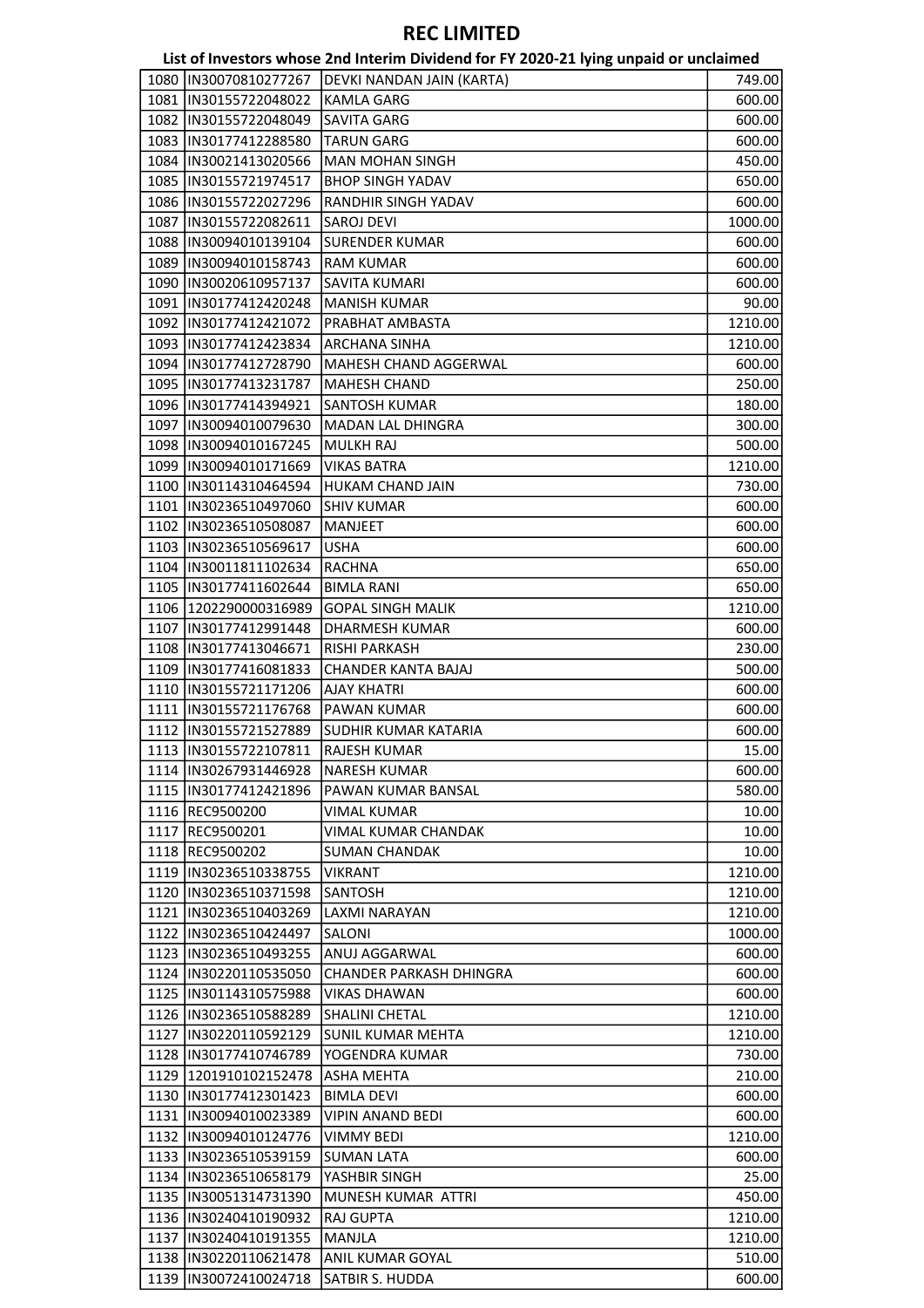# REC LIMITED

## List of Investors whose 2nd Interim Dividend for FY 2020-21 lying unpaid or unclaimed

| | | | |
|---|---|---|---|
| 1080 | IN30070810277267 | DEVKI NANDAN JAIN (KARTA) | 749.00 |
| 1081 | IN30155722048022 | KAMLA GARG | 600.00 |
| 1082 | IN30155722048049 | SAVITA GARG | 600.00 |
| 1083 | IN30177412288580 | TARUN GARG | 600.00 |
| 1084 | IN30021413020566 | MAN MOHAN SINGH | 450.00 |
| 1085 | IN30155721974517 | BHOP SINGH YADAV | 650.00 |
| 1086 | IN30155722027296 | RANDHIR SINGH YADAV | 600.00 |
| 1087 | IN30155722082611 | SAROJ DEVI | 1000.00 |
| 1088 | IN30094010139104 | SURENDER KUMAR | 600.00 |
| 1089 | IN30094010158743 | RAM KUMAR | 600.00 |
| 1090 | IN30020610957137 | SAVITA KUMARI | 600.00 |
| 1091 | IN30177412420248 | MANISH KUMAR | 90.00 |
| 1092 | IN30177412421072 | PRABHAT AMBASTA | 1210.00 |
| 1093 | IN30177412423834 | ARCHANA SINHA | 1210.00 |
| 1094 | IN30177412728790 | MAHESH CHAND AGGERWAL | 600.00 |
| 1095 | IN30177413231787 | MAHESH CHAND | 250.00 |
| 1096 | IN30177414394921 | SANTOSH KUMAR | 180.00 |
| 1097 | IN30094010079630 | MADAN LAL DHINGRA | 300.00 |
| 1098 | IN30094010167245 | MULKH RAJ | 500.00 |
| 1099 | IN30094010171669 | VIKAS BATRA | 1210.00 |
| 1100 | IN30114310464594 | HUKAM CHAND JAIN | 730.00 |
| 1101 | IN30236510497060 | SHIV KUMAR | 600.00 |
| 1102 | IN30236510508087 | MANJEET | 600.00 |
| 1103 | IN30236510569617 | USHA | 600.00 |
| 1104 | IN30011811102634 | RACHNA | 650.00 |
| 1105 | IN30177411602644 | BIMLA RANI | 650.00 |
| 1106 | 1202290000316989 | GOPAL SINGH MALIK | 1210.00 |
| 1107 | IN30177412991448 | DHARMESH KUMAR | 600.00 |
| 1108 | IN30177413046671 | RISHI PARKASH | 230.00 |
| 1109 | IN30177416081833 | CHANDER KANTA BAJAJ | 500.00 |
| 1110 | IN30155721171206 | AJAY KHATRI | 600.00 |
| 1111 | IN30155721176768 | PAWAN KUMAR | 600.00 |
| 1112 | IN30155721527889 | SUDHIR KUMAR KATARIA | 600.00 |
| 1113 | IN30155722107811 | RAJESH KUMAR | 15.00 |
| 1114 | IN30267931446928 | NARESH KUMAR | 600.00 |
| 1115 | IN30177412421896 | PAWAN KUMAR BANSAL | 580.00 |
| 1116 | REC9500200 | VIMAL KUMAR | 10.00 |
| 1117 | REC9500201 | VIMAL KUMAR CHANDAK | 10.00 |
| 1118 | REC9500202 | SUMAN CHANDAK | 10.00 |
| 1119 | IN30236510338755 | VIKRANT | 1210.00 |
| 1120 | IN30236510371598 | SANTOSH | 1210.00 |
| 1121 | IN30236510403269 | LAXMI NARAYAN | 1210.00 |
| 1122 | IN30236510424497 | SALONI | 1000.00 |
| 1123 | IN30236510493255 | ANUJ AGGARWAL | 600.00 |
| 1124 | IN30220110535050 | CHANDER PARKASH DHINGRA | 600.00 |
| 1125 | IN30114310575988 | VIKAS DHAWAN | 600.00 |
| 1126 | IN30236510588289 | SHALINI CHETAL | 1210.00 |
| 1127 | IN30220110592129 | SUNIL KUMAR MEHTA | 1210.00 |
| 1128 | IN30177410746789 | YOGENDRA KUMAR | 730.00 |
| 1129 | 1201910102152478 | ASHA MEHTA | 210.00 |
| 1130 | IN30177412301423 | BIMLA DEVI | 600.00 |
| 1131 | IN30094010023389 | VIPIN ANAND BEDI | 600.00 |
| 1132 | IN30094010124776 | VIMMY BEDI | 1210.00 |
| 1133 | IN30236510539159 | SUMAN LATA | 600.00 |
| 1134 | IN30236510658179 | YASHBIR SINGH | 25.00 |
| 1135 | IN30051314731390 | MUNESH KUMAR ATTRI | 450.00 |
| 1136 | IN30240410190932 | RAJ GUPTA | 1210.00 |
| 1137 | IN30240410191355 | MANJLA | 1210.00 |
| 1138 | IN30220110621478 | ANIL KUMAR GOYAL | 510.00 |
| 1139 | IN30072410024718 | SATBIR S. HUDDA | 600.00 |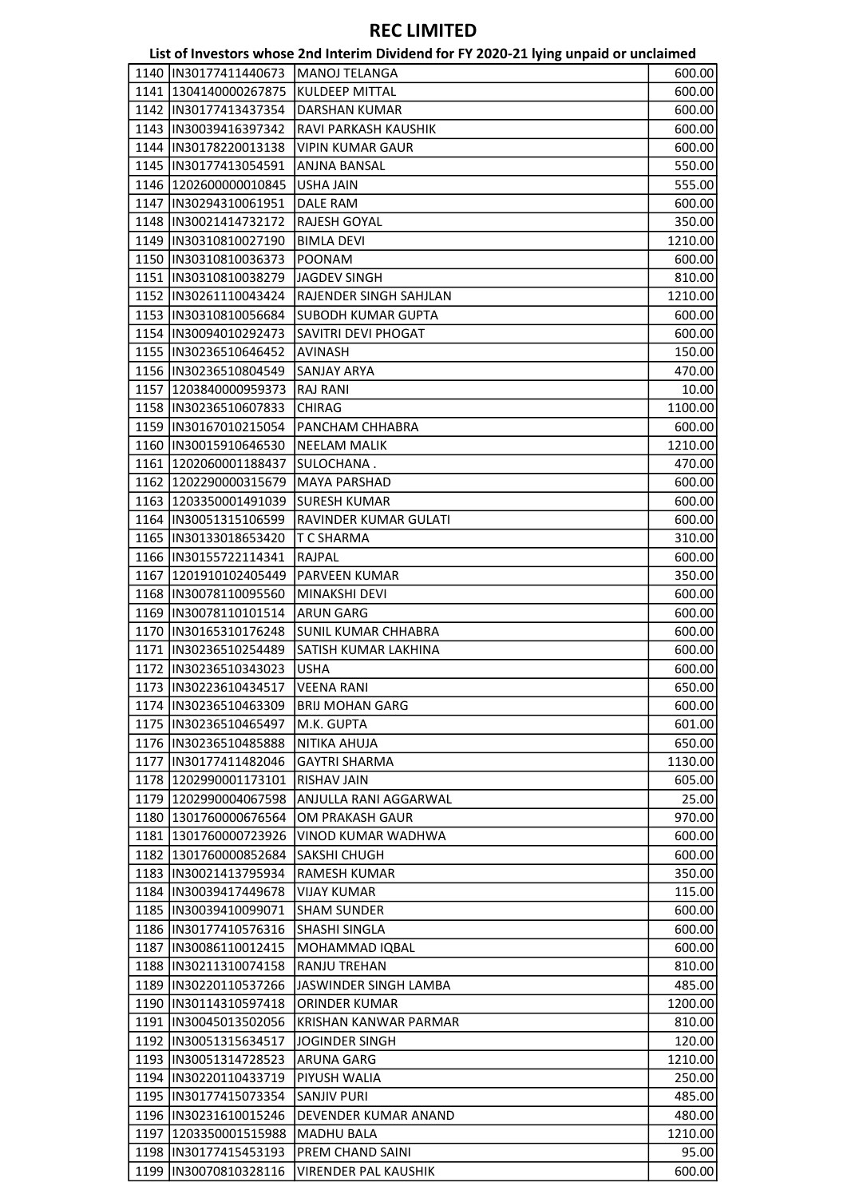# REC LIMITED

## List of Investors whose 2nd Interim Dividend for FY 2020-21 lying unpaid or unclaimed

| | | | |
|---|---|---|---|
| 1140 | IN30177411440673 | MANOJ TELANGA | 600.00 |
| 1141 | 1304140000267875 | KULDEEP MITTAL | 600.00 |
| 1142 | IN30177413437354 | DARSHAN KUMAR | 600.00 |
| 1143 | IN30039416397342 | RAVI PARKASH KAUSHIK | 600.00 |
| 1144 | IN30178220013138 | VIPIN KUMAR GAUR | 600.00 |
| 1145 | IN30177413054591 | ANJNA BANSAL | 550.00 |
| 1146 | 1202600000010845 | USHA JAIN | 555.00 |
| 1147 | IN30294310061951 | DALE RAM | 600.00 |
| 1148 | IN30021414732172 | RAJESH GOYAL | 350.00 |
| 1149 | IN30310810027190 | BIMLA DEVI | 1210.00 |
| 1150 | IN30310810036373 | POONAM | 600.00 |
| 1151 | IN30310810038279 | JAGDEV SINGH | 810.00 |
| 1152 | IN30261110043424 | RAJENDER SINGH SAHJLAN | 1210.00 |
| 1153 | IN30310810056684 | SUBODH KUMAR GUPTA | 600.00 |
| 1154 | IN30094010292473 | SAVITRI DEVI PHOGAT | 600.00 |
| 1155 | IN30236510646452 | AVINASH | 150.00 |
| 1156 | IN30236510804549 | SANJAY ARYA | 470.00 |
| 1157 | 1203840000959373 | RAJ RANI | 10.00 |
| 1158 | IN30236510607833 | CHIRAG | 1100.00 |
| 1159 | IN30167010215054 | PANCHAM CHHABRA | 600.00 |
| 1160 | IN30015910646530 | NEELAM MALIK | 1210.00 |
| 1161 | 1202060001188437 | SULOCHANA . | 470.00 |
| 1162 | 1202290000315679 | MAYA PARSHAD | 600.00 |
| 1163 | 1203350001491039 | SURESH KUMAR | 600.00 |
| 1164 | IN30051315106599 | RAVINDER KUMAR GULATI | 600.00 |
| 1165 | IN30133018653420 | T C SHARMA | 310.00 |
| 1166 | IN30155722114341 | RAJPAL | 600.00 |
| 1167 | 1201910102405449 | PARVEEN KUMAR | 350.00 |
| 1168 | IN30078110095560 | MINAKSHI DEVI | 600.00 |
| 1169 | IN30078110101514 | ARUN GARG | 600.00 |
| 1170 | IN30165310176248 | SUNIL KUMAR CHHABRA | 600.00 |
| 1171 | IN30236510254489 | SATISH KUMAR LAKHINA | 600.00 |
| 1172 | IN30236510343023 | USHA | 600.00 |
| 1173 | IN30223610434517 | VEENA RANI | 650.00 |
| 1174 | IN30236510463309 | BRIJ MOHAN GARG | 600.00 |
| 1175 | IN30236510465497 | M.K. GUPTA | 601.00 |
| 1176 | IN30236510485888 | NITIKA AHUJA | 650.00 |
| 1177 | IN30177411482046 | GAYTRI SHARMA | 1130.00 |
| 1178 | 1202990001173101 | RISHAV JAIN | 605.00 |
| 1179 | 1202990004067598 | ANJULLA RANI AGGARWAL | 25.00 |
| 1180 | 1301760000676564 | OM PRAKASH GAUR | 970.00 |
| 1181 | 1301760000723926 | VINOD KUMAR WADHWA | 600.00 |
| 1182 | 1301760000852684 | SAKSHI CHUGH | 600.00 |
| 1183 | IN30021413795934 | RAMESH KUMAR | 350.00 |
| 1184 | IN30039417449678 | VIJAY KUMAR | 115.00 |
| 1185 | IN30039410099071 | SHAM SUNDER | 600.00 |
| 1186 | IN30177410576316 | SHASHI SINGLA | 600.00 |
| 1187 | IN30086110012415 | MOHAMMAD IQBAL | 600.00 |
| 1188 | IN30211310074158 | RANJU TREHAN | 810.00 |
| 1189 | IN30220110537266 | JASWINDER SINGH LAMBA | 485.00 |
| 1190 | IN30114310597418 | ORINDER KUMAR | 1200.00 |
| 1191 | IN30045013502056 | KRISHAN KANWAR PARMAR | 810.00 |
| 1192 | IN30051315634517 | JOGINDER SINGH | 120.00 |
| 1193 | IN30051314728523 | ARUNA GARG | 1210.00 |
| 1194 | IN30220110433719 | PIYUSH WALIA | 250.00 |
| 1195 | IN30177415073354 | SANJIV PURI | 485.00 |
| 1196 | IN30231610015246 | DEVENDER KUMAR ANAND | 480.00 |
| 1197 | 1203350001515988 | MADHU BALA | 1210.00 |
| 1198 | IN30177415453193 | PREM CHAND SAINI | 95.00 |
| 1199 | IN30070810328116 | VIRENDER PAL KAUSHIK | 600.00 |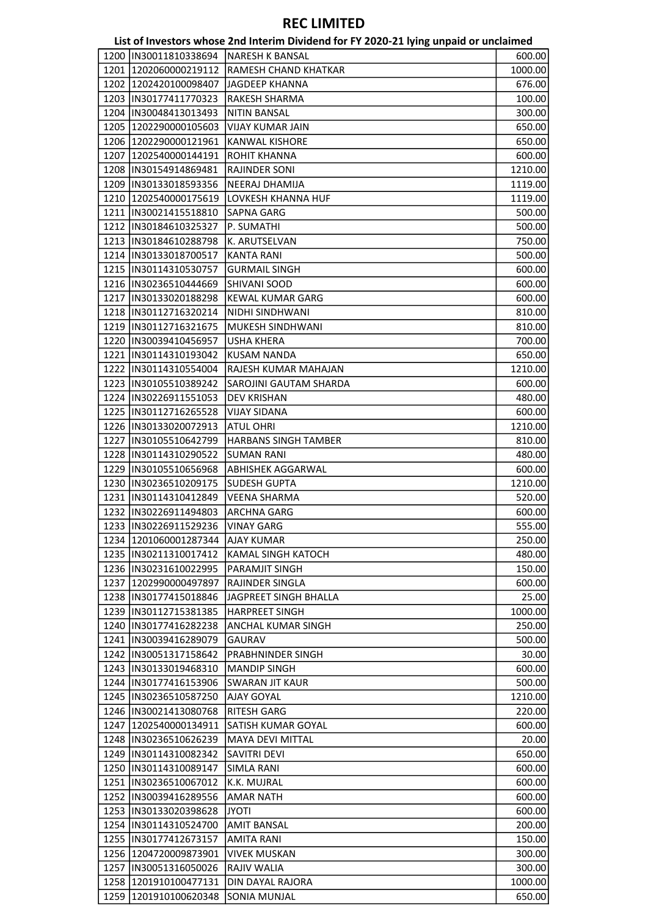# REC LIMITED

## List of Investors whose 2nd Interim Dividend for FY 2020-21 lying unpaid or unclaimed

| | | | |
|---|---|---|---|
| 1200 | IN30011810338694 | NARESH K BANSAL | 600.00 |
| 1201 | 1202060000219112 | RAMESH CHAND KHATKAR | 1000.00 |
| 1202 | 1202420100098407 | JAGDEEP KHANNA | 676.00 |
| 1203 | IN30177411770323 | RAKESH SHARMA | 100.00 |
| 1204 | IN30048413013493 | NITIN BANSAL | 300.00 |
| 1205 | 1202290000105603 | VIJAY KUMAR JAIN | 650.00 |
| 1206 | 1202290000121961 | KANWAL KISHORE | 650.00 |
| 1207 | 1202540000144191 | ROHIT KHANNA | 600.00 |
| 1208 | IN30154914869481 | RAJINDER SONI | 1210.00 |
| 1209 | IN30133018593356 | NEERAJ DHAMIJA | 1119.00 |
| 1210 | 1202540000175619 | LOVKESH KHANNA HUF | 1119.00 |
| 1211 | IN30021415518810 | SAPNA GARG | 500.00 |
| 1212 | IN30184610325327 | P. SUMATHI | 500.00 |
| 1213 | IN30184610288798 | K. ARUTSELVAN | 750.00 |
| 1214 | IN30133018700517 | KANTA RANI | 500.00 |
| 1215 | IN30114310530757 | GURMAIL SINGH | 600.00 |
| 1216 | IN30236510444669 | SHIVANI SOOD | 600.00 |
| 1217 | IN30133020188298 | KEWAL KUMAR GARG | 600.00 |
| 1218 | IN30112716320214 | NIDHI SINDHWANI | 810.00 |
| 1219 | IN30112716321675 | MUKESH SINDHWANI | 810.00 |
| 1220 | IN30039410456957 | USHA KHERA | 700.00 |
| 1221 | IN30114310193042 | KUSAM NANDA | 650.00 |
| 1222 | IN30114310554004 | RAJESH KUMAR MAHAJAN | 1210.00 |
| 1223 | IN30105510389242 | SAROJINI GAUTAM SHARDA | 600.00 |
| 1224 | IN30226911551053 | DEV KRISHAN | 480.00 |
| 1225 | IN30112716265528 | VIJAY SIDANA | 600.00 |
| 1226 | IN30133020072913 | ATUL OHRI | 1210.00 |
| 1227 | IN30105510642799 | HARBANS SINGH TAMBER | 810.00 |
| 1228 | IN30114310290522 | SUMAN RANI | 480.00 |
| 1229 | IN30105510656968 | ABHISHEK AGGARWAL | 600.00 |
| 1230 | IN30236510209175 | SUDESH GUPTA | 1210.00 |
| 1231 | IN30114310412849 | VEENA SHARMA | 520.00 |
| 1232 | IN30226911494803 | ARCHNA GARG | 600.00 |
| 1233 | IN30226911529236 | VINAY GARG | 555.00 |
| 1234 | 1201060001287344 | AJAY KUMAR | 250.00 |
| 1235 | IN30211310017412 | KAMAL SINGH KATOCH | 480.00 |
| 1236 | IN30231610022995 | PARAMJIT SINGH | 150.00 |
| 1237 | 1202990000497897 | RAJINDER SINGLA | 600.00 |
| 1238 | IN30177415018846 | JAGPREET SINGH BHALLA | 25.00 |
| 1239 | IN30112715381385 | HARPREET SINGH | 1000.00 |
| 1240 | IN30177416282238 | ANCHAL KUMAR SINGH | 250.00 |
| 1241 | IN30039416289079 | GAURAV | 500.00 |
| 1242 | IN30051317158642 | PRABHNINDER SINGH | 30.00 |
| 1243 | IN30133019468310 | MANDIP SINGH | 600.00 |
| 1244 | IN30177416153906 | SWARAN JIT KAUR | 500.00 |
| 1245 | IN30236510587250 | AJAY GOYAL | 1210.00 |
| 1246 | IN30021413080768 | RITESH GARG | 220.00 |
| 1247 | 1202540000134911 | SATISH KUMAR GOYAL | 600.00 |
| 1248 | IN30236510626239 | MAYA DEVI MITTAL | 20.00 |
| 1249 | IN30114310082342 | SAVITRI DEVI | 650.00 |
| 1250 | IN30114310089147 | SIMLA RANI | 600.00 |
| 1251 | IN30236510067012 | K.K. MUJRAL | 600.00 |
| 1252 | IN30039416289556 | AMAR NATH | 600.00 |
| 1253 | IN30133020398628 | JYOTI | 600.00 |
| 1254 | IN30114310524700 | AMIT BANSAL | 200.00 |
| 1255 | IN30177412673157 | AMITA RANI | 150.00 |
| 1256 | 1204720009873901 | VIVEK MUSKAN | 300.00 |
| 1257 | IN30051316050026 | RAJIV WALIA | 300.00 |
| 1258 | 1201910100477131 | DIN DAYAL RAJORA | 1000.00 |
| 1259 | 1201910100620348 | SONIA MUNJAL | 650.00 |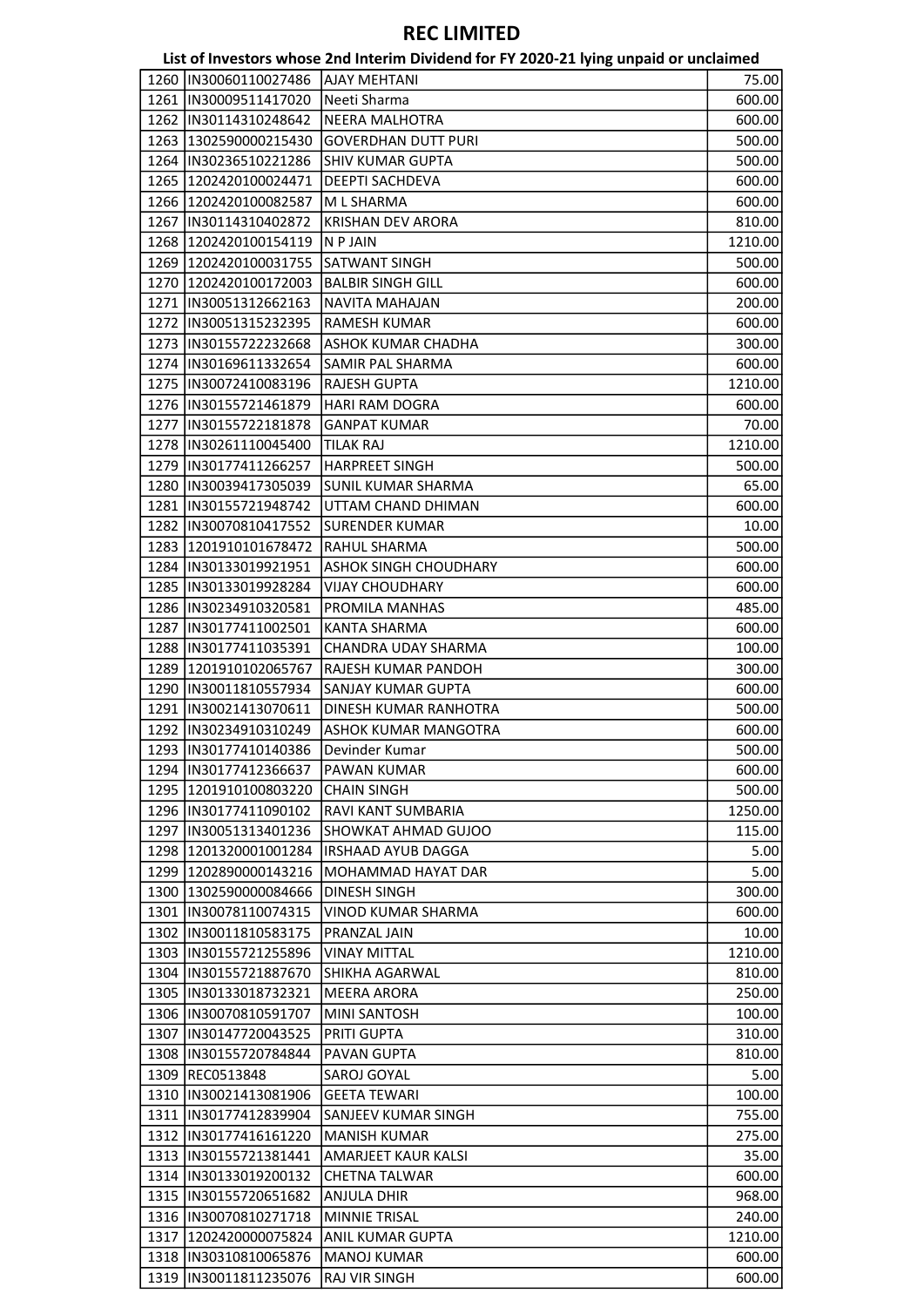# REC LIMITED

## List of Investors whose 2nd Interim Dividend for FY 2020-21 lying unpaid or unclaimed

| | | | |
|---|---|---|---|
| 1260 | IN30060110027486 | AJAY MEHTANI | 75.00 |
| 1261 | IN30009511417020 | Neeti Sharma | 600.00 |
| 1262 | IN30114310248642 | NEERA MALHOTRA | 600.00 |
| 1263 | 1302590000215430 | GOVERDHAN DUTT PURI | 500.00 |
| 1264 | IN30236510221286 | SHIV KUMAR GUPTA | 500.00 |
| 1265 | 1202420100024471 | DEEPTI SACHDEVA | 600.00 |
| 1266 | 1202420100082587 | M L SHARMA | 600.00 |
| 1267 | IN30114310402872 | KRISHAN DEV ARORA | 810.00 |
| 1268 | 1202420100154119 | N P JAIN | 1210.00 |
| 1269 | 1202420100031755 | SATWANT SINGH | 500.00 |
| 1270 | 1202420100172003 | BALBIR SINGH GILL | 600.00 |
| 1271 | IN30051312662163 | NAVITA MAHAJAN | 200.00 |
| 1272 | IN30051315232395 | RAMESH KUMAR | 600.00 |
| 1273 | IN30155722232668 | ASHOK KUMAR CHADHA | 300.00 |
| 1274 | IN30169611332654 | SAMIR PAL SHARMA | 600.00 |
| 1275 | IN30072410083196 | RAJESH GUPTA | 1210.00 |
| 1276 | IN30155721461879 | HARI RAM DOGRA | 600.00 |
| 1277 | IN30155722181878 | GANPAT KUMAR | 70.00 |
| 1278 | IN30261110045400 | TILAK RAJ | 1210.00 |
| 1279 | IN30177411266257 | HARPREET SINGH | 500.00 |
| 1280 | IN30039417305039 | SUNIL KUMAR SHARMA | 65.00 |
| 1281 | IN30155721948742 | UTTAM CHAND DHIMAN | 600.00 |
| 1282 | IN30070810417552 | SURENDER KUMAR | 10.00 |
| 1283 | 1201910101678472 | RAHUL SHARMA | 500.00 |
| 1284 | IN30133019921951 | ASHOK SINGH CHOUDHARY | 600.00 |
| 1285 | IN30133019928284 | VIJAY CHOUDHARY | 600.00 |
| 1286 | IN30234910320581 | PROMILA MANHAS | 485.00 |
| 1287 | IN30177411002501 | KANTA SHARMA | 600.00 |
| 1288 | IN30177411035391 | CHANDRA UDAY SHARMA | 100.00 |
| 1289 | 1201910102065767 | RAJESH KUMAR PANDOH | 300.00 |
| 1290 | IN30011810557934 | SANJAY KUMAR GUPTA | 600.00 |
| 1291 | IN30021413070611 | DINESH KUMAR RANHOTRA | 500.00 |
| 1292 | IN30234910310249 | ASHOK KUMAR MANGOTRA | 600.00 |
| 1293 | IN30177410140386 | Devinder Kumar | 500.00 |
| 1294 | IN30177412366637 | PAWAN KUMAR | 600.00 |
| 1295 | 1201910100803220 | CHAIN SINGH | 500.00 |
| 1296 | IN30177411090102 | RAVI KANT SUMBARIA | 1250.00 |
| 1297 | IN30051313401236 | SHOWKAT AHMAD GUJOO | 115.00 |
| 1298 | 1201320001001284 | IRSHAAD AYUB DAGGA | 5.00 |
| 1299 | 1202890000143216 | MOHAMMAD HAYAT DAR | 5.00 |
| 1300 | 1302590000084666 | DINESH SINGH | 300.00 |
| 1301 | IN30078110074315 | VINOD KUMAR SHARMA | 600.00 |
| 1302 | IN30011810583175 | PRANZAL JAIN | 10.00 |
| 1303 | IN30155721255896 | VINAY MITTAL | 1210.00 |
| 1304 | IN30155721887670 | SHIKHA AGARWAL | 810.00 |
| 1305 | IN30133018732321 | MEERA ARORA | 250.00 |
| 1306 | IN30070810591707 | MINI SANTOSH | 100.00 |
| 1307 | IN30147720043525 | PRITI GUPTA | 310.00 |
| 1308 | IN30155720784844 | PAVAN GUPTA | 810.00 |
| 1309 | REC0513848 | SAROJ GOYAL | 5.00 |
| 1310 | IN30021413081906 | GEETA TEWARI | 100.00 |
| 1311 | IN30177412839904 | SANJEEV KUMAR SINGH | 755.00 |
| 1312 | IN30177416161220 | MANISH KUMAR | 275.00 |
| 1313 | IN30155721381441 | AMARJEET KAUR KALSI | 35.00 |
| 1314 | IN30133019200132 | CHETNA TALWAR | 600.00 |
| 1315 | IN30155720651682 | ANJULA DHIR | 968.00 |
| 1316 | IN30070810271718 | MINNIE TRISAL | 240.00 |
| 1317 | 1202420000075824 | ANIL KUMAR GUPTA | 1210.00 |
| 1318 | IN30310810065876 | MANOJ KUMAR | 600.00 |
| 1319 | IN30011811235076 | RAJ VIR SINGH | 600.00 |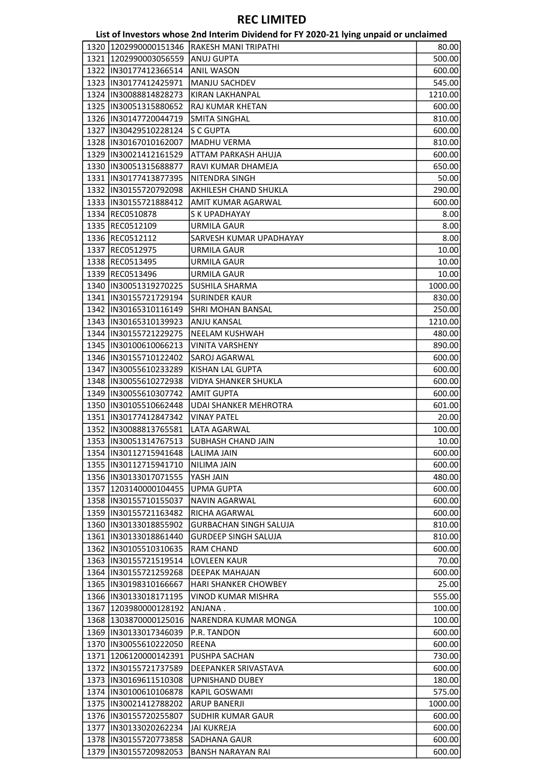# REC LIMITED

## List of Investors whose 2nd Interim Dividend for FY 2020-21 lying unpaid or unclaimed

| | | | |
|---|---|---|---|
| 1320 | 1202990000151346 | RAKESH MANI TRIPATHI | 80.00 |
| 1321 | 1202990003056559 | ANUJ GUPTA | 500.00 |
| 1322 | IN30177412366514 | ANIL WASON | 600.00 |
| 1323 | IN30177412425971 | MANJU SACHDEV | 545.00 |
| 1324 | IN30088814828273 | KIRAN LAKHANPAL | 1210.00 |
| 1325 | IN30051315880652 | RAJ KUMAR KHETAN | 600.00 |
| 1326 | IN30147720044719 | SMITA SINGHAL | 810.00 |
| 1327 | IN30429510228124 | S C GUPTA | 600.00 |
| 1328 | IN30167010162007 | MADHU VERMA | 810.00 |
| 1329 | IN30021412161529 | ATTAM PARKASH AHUJA | 600.00 |
| 1330 | IN30051315688877 | RAVI KUMAR DHAMEJA | 650.00 |
| 1331 | IN30177413877395 | NITENDRA SINGH | 50.00 |
| 1332 | IN30155720792098 | AKHILESH CHAND SHUKLA | 290.00 |
| 1333 | IN30155721888412 | AMIT KUMAR AGARWAL | 600.00 |
| 1334 | REC0510878 | S K UPADHAYAY | 8.00 |
| 1335 | REC0512109 | URMILA GAUR | 8.00 |
| 1336 | REC0512112 | SARVESH KUMAR UPADHAYAY | 8.00 |
| 1337 | REC0512975 | URMILA GAUR | 10.00 |
| 1338 | REC0513495 | URMILA GAUR | 10.00 |
| 1339 | REC0513496 | URMILA GAUR | 10.00 |
| 1340 | IN30051319270225 | SUSHILA SHARMA | 1000.00 |
| 1341 | IN30155721729194 | SURINDER KAUR | 830.00 |
| 1342 | IN30165310116149 | SHRI MOHAN BANSAL | 250.00 |
| 1343 | IN30165310139923 | ANJU KANSAL | 1210.00 |
| 1344 | IN30155721229275 | NEELAM KUSHWAH | 480.00 |
| 1345 | IN30100610066213 | VINITA VARSHENY | 890.00 |
| 1346 | IN30155710122402 | SAROJ AGARWAL | 600.00 |
| 1347 | IN30055610233289 | KISHAN LAL GUPTA | 600.00 |
| 1348 | IN30055610272938 | VIDYA SHANKER SHUKLA | 600.00 |
| 1349 | IN30055610307742 | AMIT GUPTA | 600.00 |
| 1350 | IN30105510662448 | UDAI SHANKER MEHROTRA | 601.00 |
| 1351 | IN30177412847342 | VINAY PATEL | 20.00 |
| 1352 | IN30088813765581 | LATA AGARWAL | 100.00 |
| 1353 | IN30051314767513 | SUBHASH CHAND JAIN | 10.00 |
| 1354 | IN30112715941648 | LALIMA JAIN | 600.00 |
| 1355 | IN30112715941710 | NILIMA JAIN | 600.00 |
| 1356 | IN30133017071555 | YASH JAIN | 480.00 |
| 1357 | 1203140000104455 | UPMA GUPTA | 600.00 |
| 1358 | IN30155710155037 | NAVIN AGARWAL | 600.00 |
| 1359 | IN30155721163482 | RICHA AGARWAL | 600.00 |
| 1360 | IN30133018855902 | GURBACHAN SINGH SALUJA | 810.00 |
| 1361 | IN30133018861440 | GURDEEP SINGH SALUJA | 810.00 |
| 1362 | IN30105510310635 | RAM CHAND | 600.00 |
| 1363 | IN30155721519514 | LOVLEEN KAUR | 70.00 |
| 1364 | IN30155721259268 | DEEPAK MAHAJAN | 600.00 |
| 1365 | IN30198310166667 | HARI SHANKER CHOWBEY | 25.00 |
| 1366 | IN30133018171195 | VINOD KUMAR MISHRA | 555.00 |
| 1367 | 1203980000128192 | ANJANA . | 100.00 |
| 1368 | 1303870000125016 | NARENDRA KUMAR MONGA | 100.00 |
| 1369 | IN30133017346039 | P.R. TANDON | 600.00 |
| 1370 | IN30055610222050 | REENA | 600.00 |
| 1371 | 1206120000142391 | PUSHPA SACHAN | 730.00 |
| 1372 | IN30155721737589 | DEEPANKER SRIVASTAVA | 600.00 |
| 1373 | IN30169611510308 | UPNISHAND DUBEY | 180.00 |
| 1374 | IN30100610106878 | KAPIL GOSWAMI | 575.00 |
| 1375 | IN30021412788202 | ARUP BANERJI | 1000.00 |
| 1376 | IN30155720255807 | SUDHIR KUMAR GAUR | 600.00 |
| 1377 | IN30133020262234 | JAI KUKREJA | 600.00 |
| 1378 | IN30155720773858 | SADHANA GAUR | 600.00 |
| 1379 | IN30155720982053 | BANSH NARAYAN RAI | 600.00 |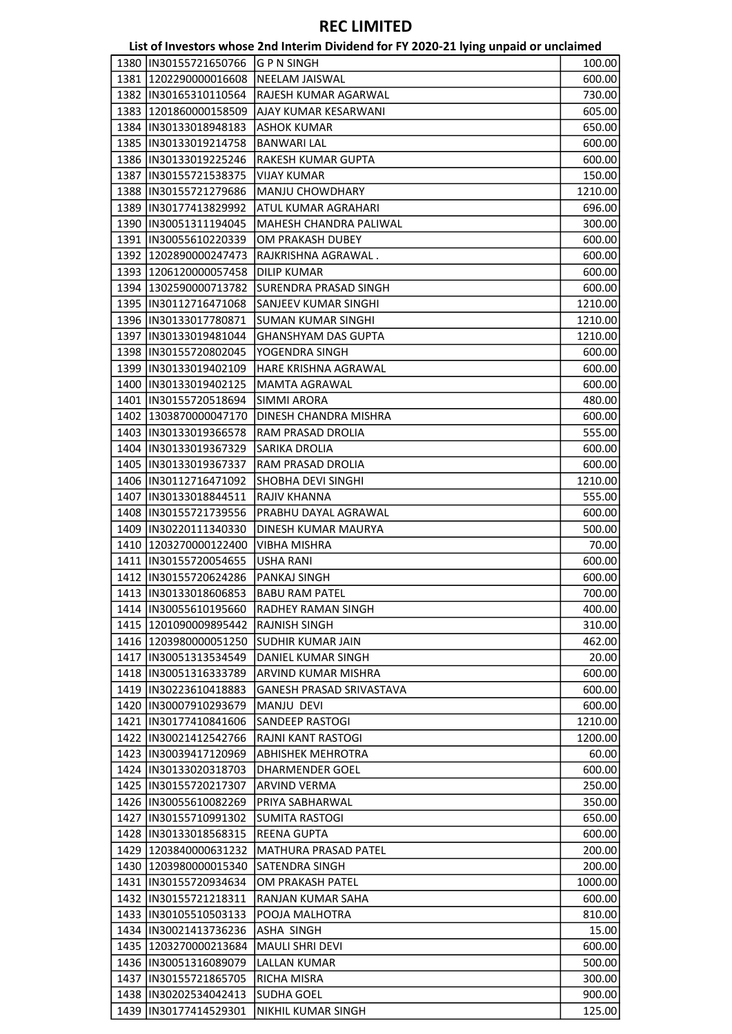# REC LIMITED

## List of Investors whose 2nd Interim Dividend for FY 2020-21 lying unpaid or unclaimed

| | | | |
|---|---|---|---|
| 1380 | IN30155721650766 | G P N SINGH | 100.00 |
| 1381 | 1202290000016608 | NEELAM JAISWAL | 600.00 |
| 1382 | IN30165310110564 | RAJESH KUMAR AGARWAL | 730.00 |
| 1383 | 1201860000158509 | AJAY KUMAR KESARWANI | 605.00 |
| 1384 | IN30133018948183 | ASHOK KUMAR | 650.00 |
| 1385 | IN30133019214758 | BANWARI LAL | 600.00 |
| 1386 | IN30133019225246 | RAKESH KUMAR GUPTA | 600.00 |
| 1387 | IN30155721538375 | VIJAY KUMAR | 150.00 |
| 1388 | IN30155721279686 | MANJU CHOWDHARY | 1210.00 |
| 1389 | IN30177413829992 | ATUL KUMAR AGRAHARI | 696.00 |
| 1390 | IN30051311194045 | MAHESH CHANDRA PALIWAL | 300.00 |
| 1391 | IN30055610220339 | OM PRAKASH DUBEY | 600.00 |
| 1392 | 1202890000247473 | RAJKRISHNA AGRAWAL . | 600.00 |
| 1393 | 1206120000057458 | DILIP KUMAR | 600.00 |
| 1394 | 1302590000713782 | SURENDRA PRASAD SINGH | 600.00 |
| 1395 | IN30112716471068 | SANJEEV KUMAR SINGHI | 1210.00 |
| 1396 | IN30133017780871 | SUMAN KUMAR SINGHI | 1210.00 |
| 1397 | IN30133019481044 | GHANSHYAM DAS GUPTA | 1210.00 |
| 1398 | IN30155720802045 | YOGENDRA SINGH | 600.00 |
| 1399 | IN30133019402109 | HARE KRISHNA AGRAWAL | 600.00 |
| 1400 | IN30133019402125 | MAMTA AGRAWAL | 600.00 |
| 1401 | IN30155720518694 | SIMMI ARORA | 480.00 |
| 1402 | 1303870000047170 | DINESH CHANDRA MISHRA | 600.00 |
| 1403 | IN30133019366578 | RAM PRASAD DROLIA | 555.00 |
| 1404 | IN30133019367329 | SARIKA DROLIA | 600.00 |
| 1405 | IN30133019367337 | RAM PRASAD DROLIA | 600.00 |
| 1406 | IN30112716471092 | SHOBHA DEVI SINGHI | 1210.00 |
| 1407 | IN30133018844511 | RAJIV KHANNA | 555.00 |
| 1408 | IN30155721739556 | PRABHU DAYAL AGRAWAL | 600.00 |
| 1409 | IN30220111340330 | DINESH KUMAR MAURYA | 500.00 |
| 1410 | 1203270000122400 | VIBHA MISHRA | 70.00 |
| 1411 | IN30155720054655 | USHA RANI | 600.00 |
| 1412 | IN30155720624286 | PANKAJ SINGH | 600.00 |
| 1413 | IN30133018606853 | BABU RAM PATEL | 700.00 |
| 1414 | IN30055610195660 | RADHEY RAMAN SINGH | 400.00 |
| 1415 | 1201090009895442 | RAJNISH SINGH | 310.00 |
| 1416 | 1203980000051250 | SUDHIR KUMAR JAIN | 462.00 |
| 1417 | IN30051313534549 | DANIEL KUMAR SINGH | 20.00 |
| 1418 | IN30051316333789 | ARVIND KUMAR MISHRA | 600.00 |
| 1419 | IN30223610418883 | GANESH PRASAD SRIVASTAVA | 600.00 |
| 1420 | IN30007910293679 | MANJU DEVI | 600.00 |
| 1421 | IN30177410841606 | SANDEEP RASTOGI | 1210.00 |
| 1422 | IN30021412542766 | RAJNI KANT RASTOGI | 1200.00 |
| 1423 | IN30039417120969 | ABHISHEK MEHROTRA | 60.00 |
| 1424 | IN30133020318703 | DHARMENDER GOEL | 600.00 |
| 1425 | IN30155720217307 | ARVIND VERMA | 250.00 |
| 1426 | IN30055610082269 | PRIYA SABHARWAL | 350.00 |
| 1427 | IN30155710991302 | SUMITA RASTOGI | 650.00 |
| 1428 | IN30133018568315 | REENA GUPTA | 600.00 |
| 1429 | 1203840000631232 | MATHURA PRASAD PATEL | 200.00 |
| 1430 | 1203980000015340 | SATENDRA SINGH | 200.00 |
| 1431 | IN30155720934634 | OM PRAKASH PATEL | 1000.00 |
| 1432 | IN30155721218311 | RANJAN KUMAR SAHA | 600.00 |
| 1433 | IN30105510503133 | POOJA MALHOTRA | 810.00 |
| 1434 | IN30021413736236 | ASHA SINGH | 15.00 |
| 1435 | 1203270000213684 | MAULI SHRI DEVI | 600.00 |
| 1436 | IN30051316089079 | LALLAN KUMAR | 500.00 |
| 1437 | IN30155721865705 | RICHA MISRA | 300.00 |
| 1438 | IN30202534042413 | SUDHA GOEL | 900.00 |
| 1439 | IN30177414529301 | NIKHIL KUMAR SINGH | 125.00 |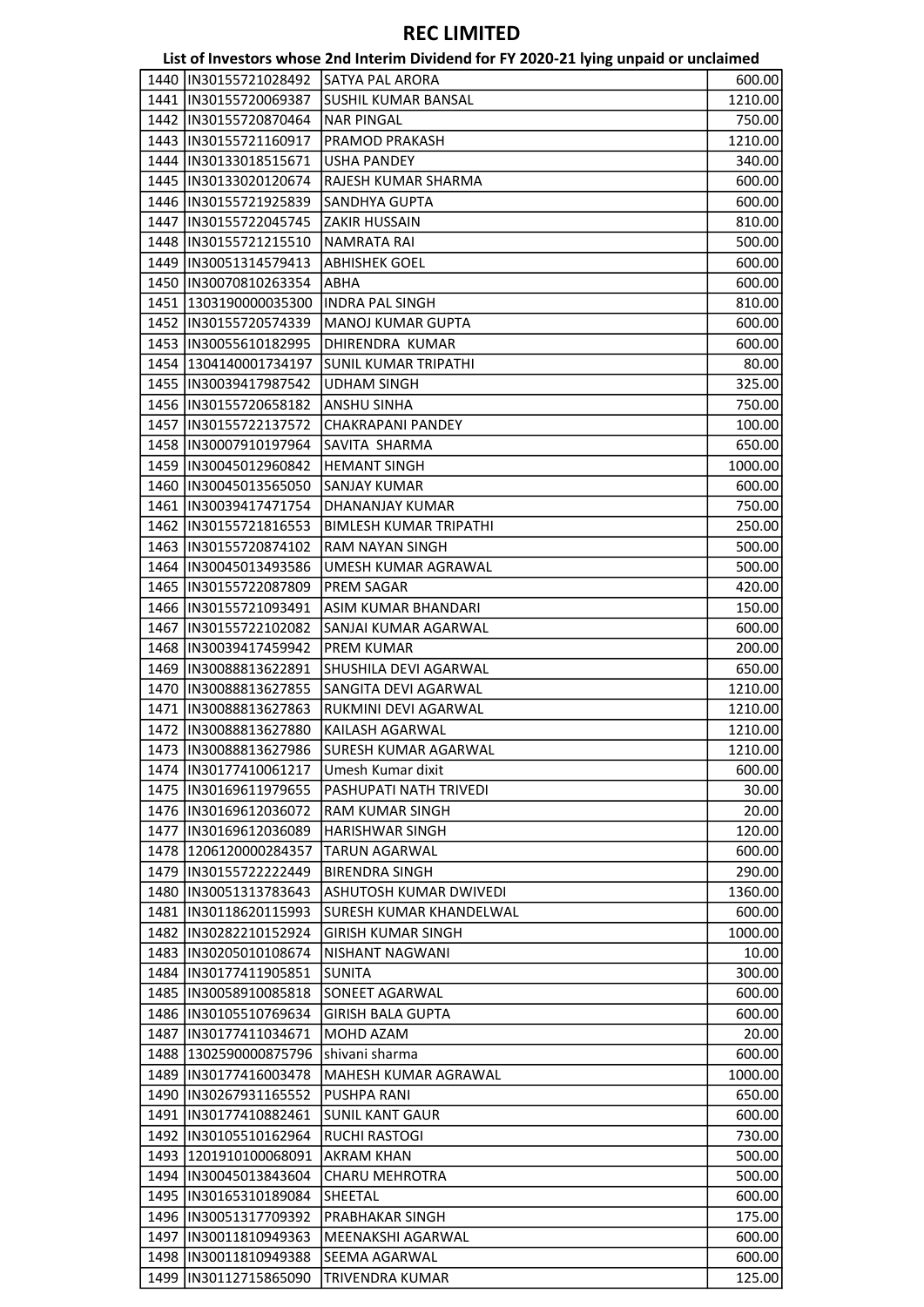# REC LIMITED

## List of Investors whose 2nd Interim Dividend for FY 2020-21 lying unpaid or unclaimed

| | | | |
|---|---|---|---|
| 1440 | IN30155721028492 | SATYA PAL ARORA | 600.00 |
| 1441 | IN30155720069387 | SUSHIL KUMAR BANSAL | 1210.00 |
| 1442 | IN30155720870464 | NAR PINGAL | 750.00 |
| 1443 | IN30155721160917 | PRAMOD PRAKASH | 1210.00 |
| 1444 | IN30133018515671 | USHA PANDEY | 340.00 |
| 1445 | IN30133020120674 | RAJESH KUMAR SHARMA | 600.00 |
| 1446 | IN30155721925839 | SANDHYA GUPTA | 600.00 |
| 1447 | IN30155722045745 | ZAKIR HUSSAIN | 810.00 |
| 1448 | IN30155721215510 | NAMRATA RAI | 500.00 |
| 1449 | IN30051314579413 | ABHISHEK GOEL | 600.00 |
| 1450 | IN30070810263354 | ABHA | 600.00 |
| 1451 | 1303190000035300 | INDRA PAL SINGH | 810.00 |
| 1452 | IN30155720574339 | MANOJ KUMAR GUPTA | 600.00 |
| 1453 | IN30055610182995 | DHIRENDRA KUMAR | 600.00 |
| 1454 | 1304140001734197 | SUNIL KUMAR TRIPATHI | 80.00 |
| 1455 | IN30039417987542 | UDHAM SINGH | 325.00 |
| 1456 | IN30155720658182 | ANSHU SINHA | 750.00 |
| 1457 | IN30155722137572 | CHAKRAPANI PANDEY | 100.00 |
| 1458 | IN30007910197964 | SAVITA SHARMA | 650.00 |
| 1459 | IN30045012960842 | HEMANT SINGH | 1000.00 |
| 1460 | IN30045013565050 | SANJAY KUMAR | 600.00 |
| 1461 | IN30039417471754 | DHANANJAY KUMAR | 750.00 |
| 1462 | IN30155721816553 | BIMLESH KUMAR TRIPATHI | 250.00 |
| 1463 | IN30155720874102 | RAM NAYAN SINGH | 500.00 |
| 1464 | IN30045013493586 | UMESH KUMAR AGRAWAL | 500.00 |
| 1465 | IN30155722087809 | PREM SAGAR | 420.00 |
| 1466 | IN30155721093491 | ASIM KUMAR BHANDARI | 150.00 |
| 1467 | IN30155722102082 | SANJAI KUMAR AGARWAL | 600.00 |
| 1468 | IN30039417459942 | PREM KUMAR | 200.00 |
| 1469 | IN30088813622891 | SHUSHILA DEVI AGARWAL | 650.00 |
| 1470 | IN30088813627855 | SANGITA DEVI AGARWAL | 1210.00 |
| 1471 | IN30088813627863 | RUKMINI DEVI AGARWAL | 1210.00 |
| 1472 | IN30088813627880 | KAILASH AGARWAL | 1210.00 |
| 1473 | IN30088813627986 | SURESH KUMAR AGARWAL | 1210.00 |
| 1474 | IN30177410061217 | Umesh Kumar dixit | 600.00 |
| 1475 | IN30169611979655 | PASHUPATI NATH TRIVEDI | 30.00 |
| 1476 | IN30169612036072 | RAM KUMAR SINGH | 20.00 |
| 1477 | IN30169612036089 | HARISHWAR SINGH | 120.00 |
| 1478 | 1206120000284357 | TARUN AGARWAL | 600.00 |
| 1479 | IN30155722222449 | BIRENDRA SINGH | 290.00 |
| 1480 | IN30051313783643 | ASHUTOSH KUMAR DWIVEDI | 1360.00 |
| 1481 | IN30118620115993 | SURESH KUMAR KHANDELWAL | 600.00 |
| 1482 | IN30282210152924 | GIRISH KUMAR SINGH | 1000.00 |
| 1483 | IN30205010108674 | NISHANT NAGWANI | 10.00 |
| 1484 | IN30177411905851 | SUNITA | 300.00 |
| 1485 | IN30058910085818 | SONEET AGARWAL | 600.00 |
| 1486 | IN30105510769634 | GIRISH BALA GUPTA | 600.00 |
| 1487 | IN30177411034671 | MOHD AZAM | 20.00 |
| 1488 | 1302590000875796 | shivani sharma | 600.00 |
| 1489 | IN30177416003478 | MAHESH KUMAR AGRAWAL | 1000.00 |
| 1490 | IN30267931165552 | PUSHPA RANI | 650.00 |
| 1491 | IN30177410882461 | SUNIL KANT GAUR | 600.00 |
| 1492 | IN30105510162964 | RUCHI RASTOGI | 730.00 |
| 1493 | 1201910100068091 | AKRAM KHAN | 500.00 |
| 1494 | IN30045013843604 | CHARU MEHROTRA | 500.00 |
| 1495 | IN30165310189084 | SHEETAL | 600.00 |
| 1496 | IN30051317709392 | PRABHAKAR SINGH | 175.00 |
| 1497 | IN30011810949363 | MEENAKSHI AGARWAL | 600.00 |
| 1498 | IN30011810949388 | SEEMA AGARWAL | 600.00 |
| 1499 | IN30112715865090 | TRIVENDRA KUMAR | 125.00 |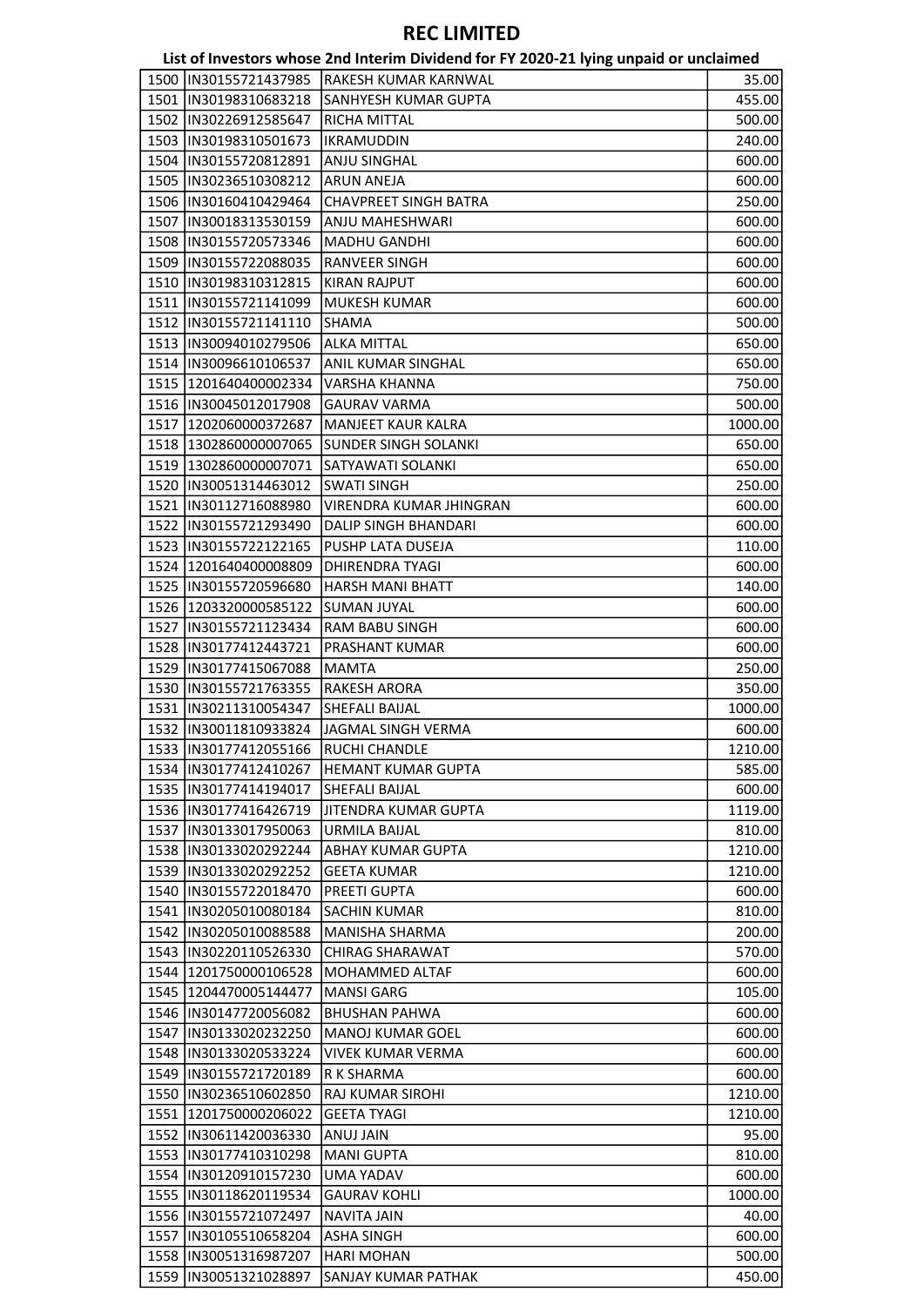# REC LIMITED

## List of Investors whose 2nd Interim Dividend for FY 2020-21 lying unpaid or unclaimed

| | | | |
|---|---|---|---|
| 1500 | IN30155721437985 | RAKESH KUMAR KARNWAL | 35.00 |
| 1501 | IN30198310683218 | SANHYESH KUMAR GUPTA | 455.00 |
| 1502 | IN30226912585647 | RICHA MITTAL | 500.00 |
| 1503 | IN30198310501673 | IKRAMUDDIN | 240.00 |
| 1504 | IN30155720812891 | ANJU SINGHAL | 600.00 |
| 1505 | IN30236510308212 | ARUN ANEJA | 600.00 |
| 1506 | IN30160410429464 | CHAVPREET SINGH BATRA | 250.00 |
| 1507 | IN30018313530159 | ANJU MAHESHWARI | 600.00 |
| 1508 | IN30155720573346 | MADHU GANDHI | 600.00 |
| 1509 | IN30155722088035 | RANVEER SINGH | 600.00 |
| 1510 | IN30198310312815 | KIRAN RAJPUT | 600.00 |
| 1511 | IN30155721141099 | MUKESH KUMAR | 600.00 |
| 1512 | IN30155721141110 | SHAMA | 500.00 |
| 1513 | IN30094010279506 | ALKA MITTAL | 650.00 |
| 1514 | IN30096610106537 | ANIL KUMAR SINGHAL | 650.00 |
| 1515 | 1201640400002334 | VARSHA KHANNA | 750.00 |
| 1516 | IN30045012017908 | GAURAV VARMA | 500.00 |
| 1517 | 1202060000372687 | MANJEET KAUR KALRA | 1000.00 |
| 1518 | 1302860000007065 | SUNDER SINGH SOLANKI | 650.00 |
| 1519 | 1302860000007071 | SATYAWATI SOLANKI | 650.00 |
| 1520 | IN30051314463012 | SWATI SINGH | 250.00 |
| 1521 | IN30112716088980 | VIRENDRA KUMAR JHINGRAN | 600.00 |
| 1522 | IN30155721293490 | DALIP SINGH BHANDARI | 600.00 |
| 1523 | IN30155722122165 | PUSHP LATA DUSEJA | 110.00 |
| 1524 | 1201640400008809 | DHIRENDRA TYAGI | 600.00 |
| 1525 | IN30155720596680 | HARSH MANI BHATT | 140.00 |
| 1526 | 1203320000585122 | SUMAN JUYAL | 600.00 |
| 1527 | IN30155721123434 | RAM BABU SINGH | 600.00 |
| 1528 | IN30177412443721 | PRASHANT KUMAR | 600.00 |
| 1529 | IN30177415067088 | MAMTA | 250.00 |
| 1530 | IN30155721763355 | RAKESH ARORA | 350.00 |
| 1531 | IN30211310054347 | SHEFALI BAIJAL | 1000.00 |
| 1532 | IN30011810933824 | JAGMAL SINGH VERMA | 600.00 |
| 1533 | IN30177412055166 | RUCHI CHANDLE | 1210.00 |
| 1534 | IN30177412410267 | HEMANT KUMAR GUPTA | 585.00 |
| 1535 | IN30177414194017 | SHEFALI BAIJAL | 600.00 |
| 1536 | IN30177416426719 | JITENDRA KUMAR GUPTA | 1119.00 |
| 1537 | IN30133017950063 | URMILA BAIJAL | 810.00 |
| 1538 | IN30133020292244 | ABHAY KUMAR GUPTA | 1210.00 |
| 1539 | IN30133020292252 | GEETA KUMAR | 1210.00 |
| 1540 | IN30155722018470 | PREETI GUPTA | 600.00 |
| 1541 | IN30205010080184 | SACHIN KUMAR | 810.00 |
| 1542 | IN30205010088588 | MANISHA SHARMA | 200.00 |
| 1543 | IN30220110526330 | CHIRAG SHARAWAT | 570.00 |
| 1544 | 1201750000106528 | MOHAMMED ALTAF | 600.00 |
| 1545 | 1204470005144477 | MANSI GARG | 105.00 |
| 1546 | IN30147720056082 | BHUSHAN PAHWA | 600.00 |
| 1547 | IN30133020232250 | MANOJ KUMAR GOEL | 600.00 |
| 1548 | IN30133020533224 | VIVEK KUMAR VERMA | 600.00 |
| 1549 | IN30155721720189 | R K SHARMA | 600.00 |
| 1550 | IN30236510602850 | RAJ KUMAR SIROHI | 1210.00 |
| 1551 | 1201750000206022 | GEETA TYAGI | 1210.00 |
| 1552 | IN30611420036330 | ANUJ JAIN | 95.00 |
| 1553 | IN30177410310298 | MANI GUPTA | 810.00 |
| 1554 | IN30120910157230 | UMA YADAV | 600.00 |
| 1555 | IN30118620119534 | GAURAV KOHLI | 1000.00 |
| 1556 | IN30155721072497 | NAVITA JAIN | 40.00 |
| 1557 | IN30105510658204 | ASHA SINGH | 600.00 |
| 1558 | IN30051316987207 | HARI MOHAN | 500.00 |
| 1559 | IN30051321028897 | SANJAY KUMAR PATHAK | 450.00 |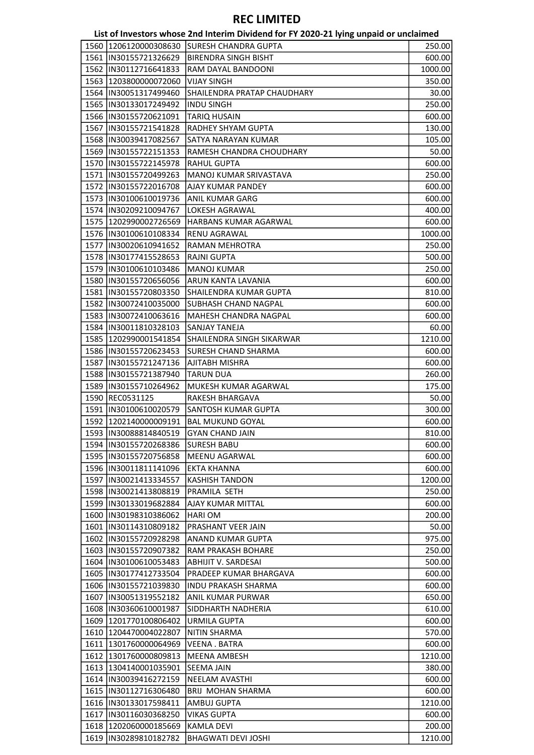# REC LIMITED

## List of Investors whose 2nd Interim Dividend for FY 2020-21 lying unpaid or unclaimed

| | | | |
|---|---|---|---|
| 1560 | 1206120000308630 | SURESH CHANDRA GUPTA | 250.00 |
| 1561 | IN30155721326629 | BIRENDRA SINGH BISHT | 600.00 |
| 1562 | IN30112716641833 | RAM DAYAL BANDOONI | 1000.00 |
| 1563 | 1203800000072060 | VIJAY SINGH | 350.00 |
| 1564 | IN30051317499460 | SHAILENDRA PRATAP CHAUDHARY | 30.00 |
| 1565 | IN30133017249492 | INDU SINGH | 250.00 |
| 1566 | IN30155720621091 | TARIQ HUSAIN | 600.00 |
| 1567 | IN30155721541828 | RADHEY SHYAM GUPTA | 130.00 |
| 1568 | IN30039417082567 | SATYA NARAYAN KUMAR | 105.00 |
| 1569 | IN30155722151353 | RAMESH CHANDRA CHOUDHARY | 50.00 |
| 1570 | IN30155722145978 | RAHUL GUPTA | 600.00 |
| 1571 | IN30155720499263 | MANOJ KUMAR SRIVASTAVA | 250.00 |
| 1572 | IN30155722016708 | AJAY KUMAR PANDEY | 600.00 |
| 1573 | IN30100610019736 | ANIL KUMAR GARG | 600.00 |
| 1574 | IN30209210094767 | LOKESH AGRAWAL | 400.00 |
| 1575 | 1202990002726569 | HARBANS KUMAR AGARWAL | 600.00 |
| 1576 | IN30100610108334 | RENU AGRAWAL | 1000.00 |
| 1577 | IN30020610941652 | RAMAN MEHROTRA | 250.00 |
| 1578 | IN30177415528653 | RAJNI GUPTA | 500.00 |
| 1579 | IN30100610103486 | MANOJ KUMAR | 250.00 |
| 1580 | IN30155720656056 | ARUN KANTA LAVANIA | 600.00 |
| 1581 | IN30155720803350 | SHAILENDRA KUMAR GUPTA | 810.00 |
| 1582 | IN30072410035000 | SUBHASH CHAND NAGPAL | 600.00 |
| 1583 | IN30072410063616 | MAHESH CHANDRA NAGPAL | 600.00 |
| 1584 | IN30011810328103 | SANJAY TANEJA | 60.00 |
| 1585 | 1202990001541854 | SHAILENDRA SINGH SIKARWAR | 1210.00 |
| 1586 | IN30155720623453 | SURESH CHAND SHARMA | 600.00 |
| 1587 | IN30155721247136 | AJITABH MISHRA | 600.00 |
| 1588 | IN30155721387940 | TARUN DUA | 260.00 |
| 1589 | IN30155710264962 | MUKESH KUMAR AGARWAL | 175.00 |
| 1590 | REC0531125 | RAKESH BHARGAVA | 50.00 |
| 1591 | IN30100610020579 | SANTOSH KUMAR GUPTA | 300.00 |
| 1592 | 1202140000009191 | BAL MUKUND GOYAL | 600.00 |
| 1593 | IN30088814840519 | GYAN CHAND JAIN | 810.00 |
| 1594 | IN30155720268386 | SURESH BABU | 600.00 |
| 1595 | IN30155720756858 | MEENU AGARWAL | 600.00 |
| 1596 | IN30011811141096 | EKTA KHANNA | 600.00 |
| 1597 | IN30021413334557 | KASHISH TANDON | 1200.00 |
| 1598 | IN30021413808819 | PRAMILA SETH | 250.00 |
| 1599 | IN30133019682884 | AJAY KUMAR MITTAL | 600.00 |
| 1600 | IN30198310386062 | HARI OM | 200.00 |
| 1601 | IN30114310809182 | PRASHANT VEER JAIN | 50.00 |
| 1602 | IN30155720928298 | ANAND KUMAR GUPTA | 975.00 |
| 1603 | IN30155720907382 | RAM PRAKASH BOHARE | 250.00 |
| 1604 | IN30100610053483 | ABHIJIT V. SARDESAI | 500.00 |
| 1605 | IN30177412733504 | PRADEEP KUMAR BHARGAVA | 600.00 |
| 1606 | IN30155721039830 | INDU PRAKASH SHARMA | 600.00 |
| 1607 | IN30051319552182 | ANIL KUMAR PURWAR | 650.00 |
| 1608 | IN30360610001987 | SIDDHARTH NADHERIA | 610.00 |
| 1609 | 1201770100806402 | URMILA GUPTA | 600.00 |
| 1610 | 1204470004022807 | NITIN SHARMA | 570.00 |
| 1611 | 1301760000064969 | VEENA . BATRA | 600.00 |
| 1612 | 1301760000809813 | MEENA AMBESH | 1210.00 |
| 1613 | 1304140001035901 | SEEMA JAIN | 380.00 |
| 1614 | IN30039416272159 | NEELAM AVASTHI | 600.00 |
| 1615 | IN30112716306480 | BRIJ MOHAN SHARMA | 600.00 |
| 1616 | IN30133017598411 | AMBUJ GUPTA | 1210.00 |
| 1617 | IN30116030368250 | VIKAS GUPTA | 600.00 |
| 1618 | 1202060000185669 | KAMLA DEVI | 200.00 |
| 1619 | IN30289810182782 | BHAGWATI DEVI JOSHI | 1210.00 |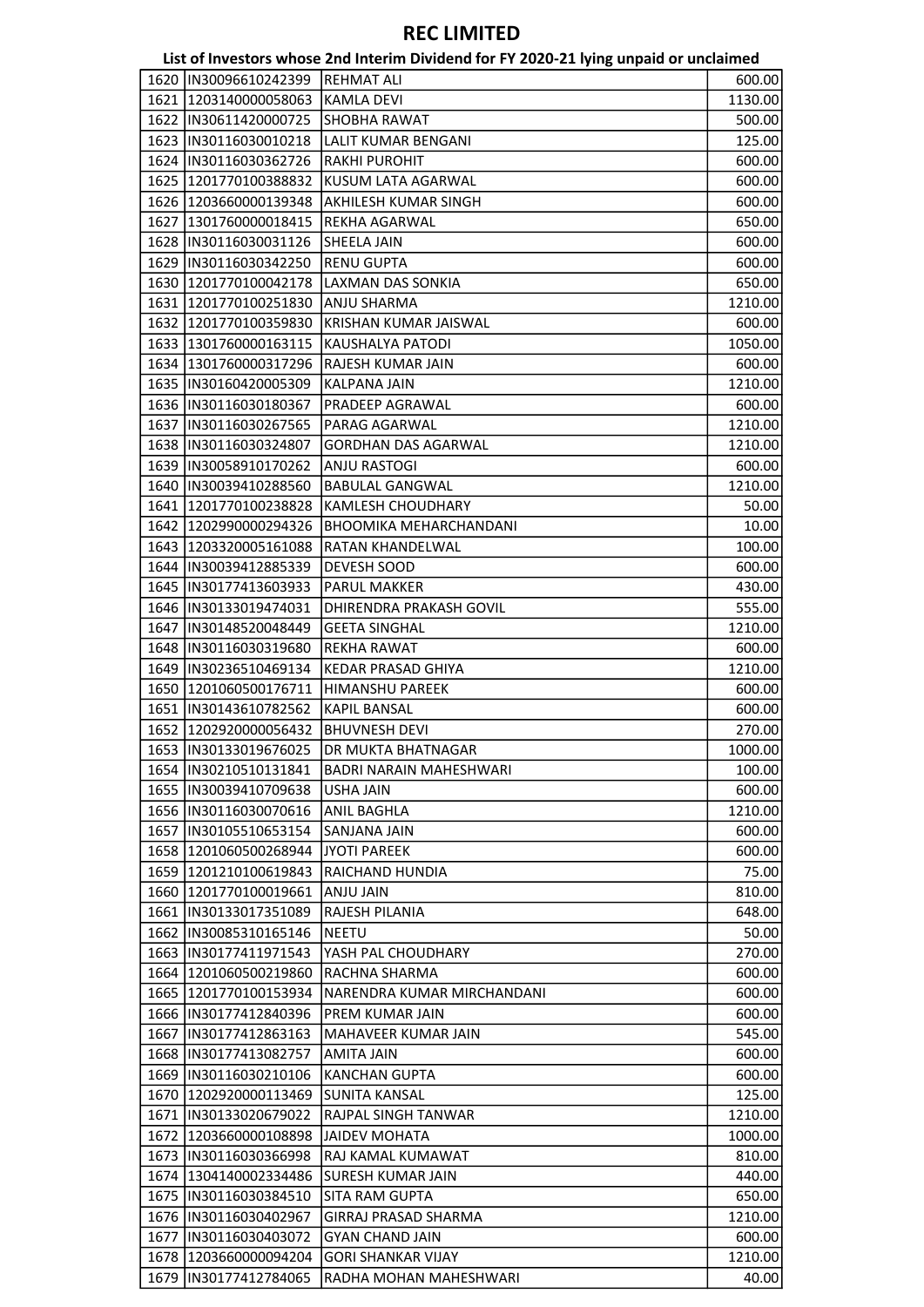# REC LIMITED

## List of Investors whose 2nd Interim Dividend for FY 2020-21 lying unpaid or unclaimed

| | | | |
|---|---|---|---|
| 1620 | IN30096610242399 | REHMAT ALI | 600.00 |
| 1621 | 1203140000058063 | KAMLA DEVI | 1130.00 |
| 1622 | IN30611420000725 | SHOBHA RAWAT | 500.00 |
| 1623 | IN30116030010218 | LALIT KUMAR BENGANI | 125.00 |
| 1624 | IN30116030362726 | RAKHI PUROHIT | 600.00 |
| 1625 | 1201770100388832 | KUSUM LATA AGARWAL | 600.00 |
| 1626 | 1203660000139348 | AKHILESH KUMAR SINGH | 600.00 |
| 1627 | 1301760000018415 | REKHA AGARWAL | 650.00 |
| 1628 | IN30116030031126 | SHEELA JAIN | 600.00 |
| 1629 | IN30116030342250 | RENU GUPTA | 600.00 |
| 1630 | 1201770100042178 | LAXMAN DAS SONKIA | 650.00 |
| 1631 | 1201770100251830 | ANJU SHARMA | 1210.00 |
| 1632 | 1201770100359830 | KRISHAN KUMAR JAISWAL | 600.00 |
| 1633 | 1301760000163115 | KAUSHALYA PATODI | 1050.00 |
| 1634 | 1301760000317296 | RAJESH KUMAR JAIN | 600.00 |
| 1635 | IN30160420005309 | KALPANA JAIN | 1210.00 |
| 1636 | IN30116030180367 | PRADEEP AGRAWAL | 600.00 |
| 1637 | IN30116030267565 | PARAG AGARWAL | 1210.00 |
| 1638 | IN30116030324807 | GORDHAN DAS AGARWAL | 1210.00 |
| 1639 | IN30058910170262 | ANJU RASTOGI | 600.00 |
| 1640 | IN30039410288560 | BABULAL GANGWAL | 1210.00 |
| 1641 | 1201770100238828 | KAMLESH CHOUDHARY | 50.00 |
| 1642 | 1202990000294326 | BHOOMIKA MEHARCHANDANI | 10.00 |
| 1643 | 1203320005161088 | RATAN KHANDELWAL | 100.00 |
| 1644 | IN30039412885339 | DEVESH SOOD | 600.00 |
| 1645 | IN30177413603933 | PARUL MAKKER | 430.00 |
| 1646 | IN30133019474031 | DHIRENDRA PRAKASH GOVIL | 555.00 |
| 1647 | IN30148520048449 | GEETA SINGHAL | 1210.00 |
| 1648 | IN30116030319680 | REKHA RAWAT | 600.00 |
| 1649 | IN30236510469134 | KEDAR PRASAD GHIYA | 1210.00 |
| 1650 | 1201060500176711 | HIMANSHU PAREEK | 600.00 |
| 1651 | IN30143610782562 | KAPIL BANSAL | 600.00 |
| 1652 | 1202920000056432 | BHUVNESH DEVI | 270.00 |
| 1653 | IN30133019676025 | DR MUKTA BHATNAGAR | 1000.00 |
| 1654 | IN30210510131841 | BADRI NARAIN MAHESHWARI | 100.00 |
| 1655 | IN30039410709638 | USHA JAIN | 600.00 |
| 1656 | IN30116030070616 | ANIL BAGHLA | 1210.00 |
| 1657 | IN30105510653154 | SANJANA JAIN | 600.00 |
| 1658 | 1201060500268944 | JYOTI PAREEK | 600.00 |
| 1659 | 1201210100619843 | RAICHAND HUNDIA | 75.00 |
| 1660 | 1201770100019661 | ANJU JAIN | 810.00 |
| 1661 | IN30133017351089 | RAJESH PILANIA | 648.00 |
| 1662 | IN30085310165146 | NEETU | 50.00 |
| 1663 | IN30177411971543 | YASH PAL CHOUDHARY | 270.00 |
| 1664 | 1201060500219860 | RACHNA SHARMA | 600.00 |
| 1665 | 1201770100153934 | NARENDRA KUMAR MIRCHANDANI | 600.00 |
| 1666 | IN30177412840396 | PREM KUMAR JAIN | 600.00 |
| 1667 | IN30177412863163 | MAHAVEER KUMAR JAIN | 545.00 |
| 1668 | IN30177413082757 | AMITA JAIN | 600.00 |
| 1669 | IN30116030210106 | KANCHAN GUPTA | 600.00 |
| 1670 | 1202920000113469 | SUNITA KANSAL | 125.00 |
| 1671 | IN30133020679022 | RAJPAL SINGH TANWAR | 1210.00 |
| 1672 | 1203660000108898 | JAIDEV MOHATA | 1000.00 |
| 1673 | IN30116030366998 | RAJ KAMAL KUMAWAT | 810.00 |
| 1674 | 1304140002334486 | SURESH KUMAR JAIN | 440.00 |
| 1675 | IN30116030384510 | SITA RAM GUPTA | 650.00 |
| 1676 | IN30116030402967 | GIRRAJ PRASAD SHARMA | 1210.00 |
| 1677 | IN30116030403072 | GYAN CHAND JAIN | 600.00 |
| 1678 | 1203660000094204 | GORI SHANKAR VIJAY | 1210.00 |
| 1679 | IN30177412784065 | RADHA MOHAN MAHESHWARI | 40.00 |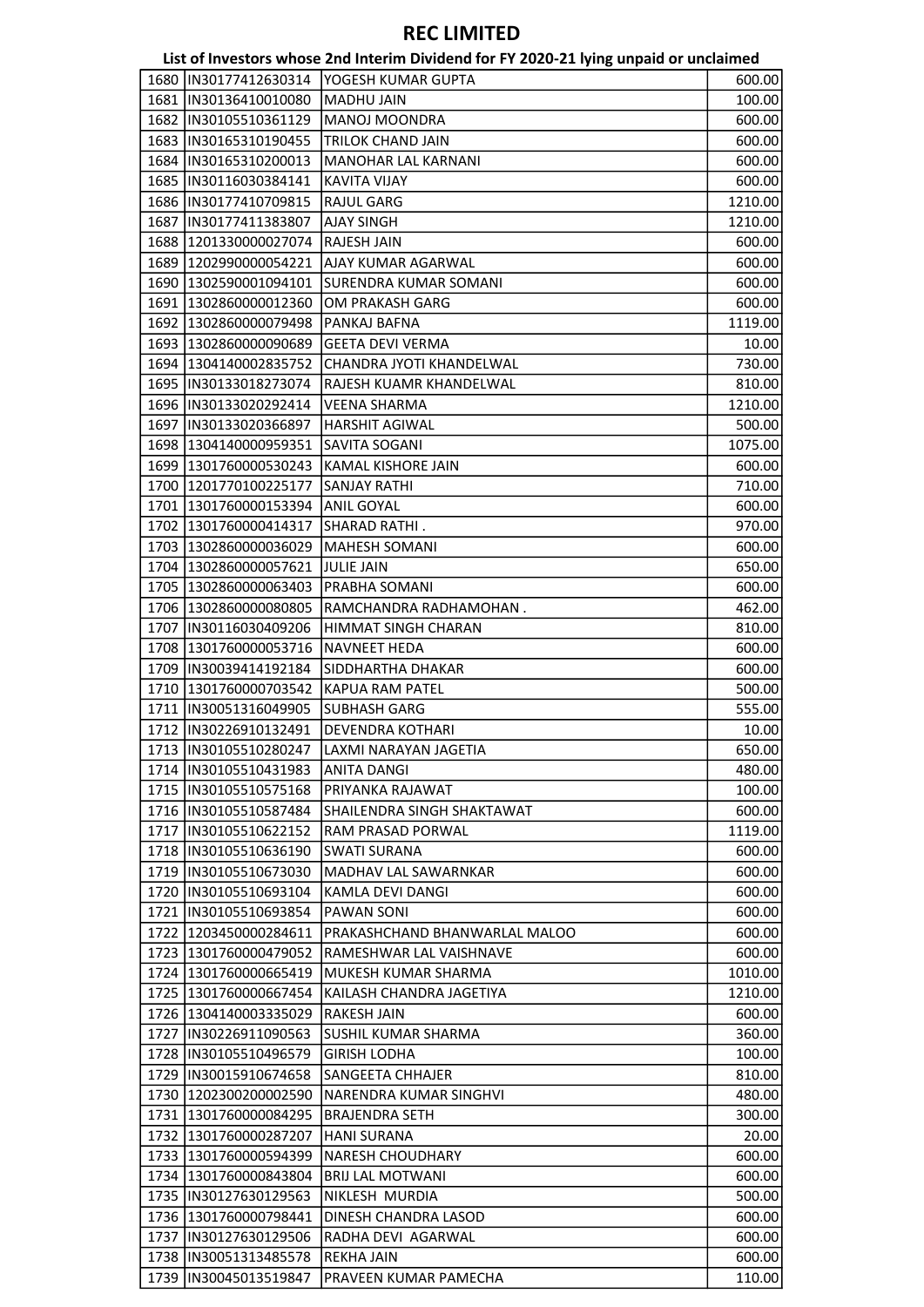# REC LIMITED

## List of Investors whose 2nd Interim Dividend for FY 2020-21 lying unpaid or unclaimed

| | | | |
|---|---|---|---|
| 1680 | IN30177412630314 | YOGESH KUMAR GUPTA | 600.00 |
| 1681 | IN30136410010080 | MADHU JAIN | 100.00 |
| 1682 | IN30105510361129 | MANOJ MOONDRA | 600.00 |
| 1683 | IN30165310190455 | TRILOK CHAND JAIN | 600.00 |
| 1684 | IN30165310200013 | MANOHAR LAL KARNANI | 600.00 |
| 1685 | IN30116030384141 | KAVITA VIJAY | 600.00 |
| 1686 | IN30177410709815 | RAJUL GARG | 1210.00 |
| 1687 | IN30177411383807 | AJAY SINGH | 1210.00 |
| 1688 | 1201330000027074 | RAJESH JAIN | 600.00 |
| 1689 | 1202990000054221 | AJAY KUMAR AGARWAL | 600.00 |
| 1690 | 1302590001094101 | SURENDRA KUMAR SOMANI | 600.00 |
| 1691 | 1302860000012360 | OM PRAKASH GARG | 600.00 |
| 1692 | 1302860000079498 | PANKAJ BAFNA | 1119.00 |
| 1693 | 1302860000090689 | GEETA DEVI VERMA | 10.00 |
| 1694 | 1304140002835752 | CHANDRA JYOTI KHANDELWAL | 730.00 |
| 1695 | IN30133018273074 | RAJESH KUAMR KHANDELWAL | 810.00 |
| 1696 | IN30133020292414 | VEENA SHARMA | 1210.00 |
| 1697 | IN30133020366897 | HARSHIT AGIWAL | 500.00 |
| 1698 | 1304140000959351 | SAVITA SOGANI | 1075.00 |
| 1699 | 1301760000530243 | KAMAL KISHORE JAIN | 600.00 |
| 1700 | 1201770100225177 | SANJAY RATHI | 710.00 |
| 1701 | 1301760000153394 | ANIL GOYAL | 600.00 |
| 1702 | 1301760000414317 | SHARAD RATHI . | 970.00 |
| 1703 | 1302860000036029 | MAHESH SOMANI | 600.00 |
| 1704 | 1302860000057621 | JULIE JAIN | 650.00 |
| 1705 | 1302860000063403 | PRABHA SOMANI | 600.00 |
| 1706 | 1302860000080805 | RAMCHANDRA RADHAMOHAN . | 462.00 |
| 1707 | IN30116030409206 | HIMMAT SINGH CHARAN | 810.00 |
| 1708 | 1301760000053716 | NAVNEET HEDA | 600.00 |
| 1709 | IN30039414192184 | SIDDHARTHA DHAKAR | 600.00 |
| 1710 | 1301760000703542 | KAPUA RAM PATEL | 500.00 |
| 1711 | IN30051316049905 | SUBHASH GARG | 555.00 |
| 1712 | IN30226910132491 | DEVENDRA KOTHARI | 10.00 |
| 1713 | IN30105510280247 | LAXMI NARAYAN JAGETIA | 650.00 |
| 1714 | IN30105510431983 | ANITA DANGI | 480.00 |
| 1715 | IN30105510575168 | PRIYANKA RAJAWAT | 100.00 |
| 1716 | IN30105510587484 | SHAILENDRA SINGH SHAKTAWAT | 600.00 |
| 1717 | IN30105510622152 | RAM PRASAD PORWAL | 1119.00 |
| 1718 | IN30105510636190 | SWATI SURANA | 600.00 |
| 1719 | IN30105510673030 | MADHAV LAL SAWARNKAR | 600.00 |
| 1720 | IN30105510693104 | KAMLA DEVI DANGI | 600.00 |
| 1721 | IN30105510693854 | PAWAN SONI | 600.00 |
| 1722 | 1203450000284611 | PRAKASHCHAND BHANWARLAL MALOO | 600.00 |
| 1723 | 1301760000479052 | RAMESHWAR LAL VAISHNAVE | 600.00 |
| 1724 | 1301760000665419 | MUKESH KUMAR SHARMA | 1010.00 |
| 1725 | 1301760000667454 | KAILASH CHANDRA JAGETIYA | 1210.00 |
| 1726 | 1304140003335029 | RAKESH JAIN | 600.00 |
| 1727 | IN30226911090563 | SUSHIL KUMAR SHARMA | 360.00 |
| 1728 | IN30105510496579 | GIRISH LODHA | 100.00 |
| 1729 | IN30015910674658 | SANGEETA CHHAJER | 810.00 |
| 1730 | 1202300200002590 | NARENDRA KUMAR SINGHVI | 480.00 |
| 1731 | 1301760000084295 | BRAJENDRA SETH | 300.00 |
| 1732 | 1301760000287207 | HANI SURANA | 20.00 |
| 1733 | 1301760000594399 | NARESH CHOUDHARY | 600.00 |
| 1734 | 1301760000843804 | BRIJ LAL MOTWANI | 600.00 |
| 1735 | IN30127630129563 | NIKLESH MURDIA | 500.00 |
| 1736 | 1301760000798441 | DINESH CHANDRA LASOD | 600.00 |
| 1737 | IN30127630129506 | RADHA DEVI AGARWAL | 600.00 |
| 1738 | IN30051313485578 | REKHA JAIN | 600.00 |
| 1739 | IN30045013519847 | PRAVEEN KUMAR PAMECHA | 110.00 |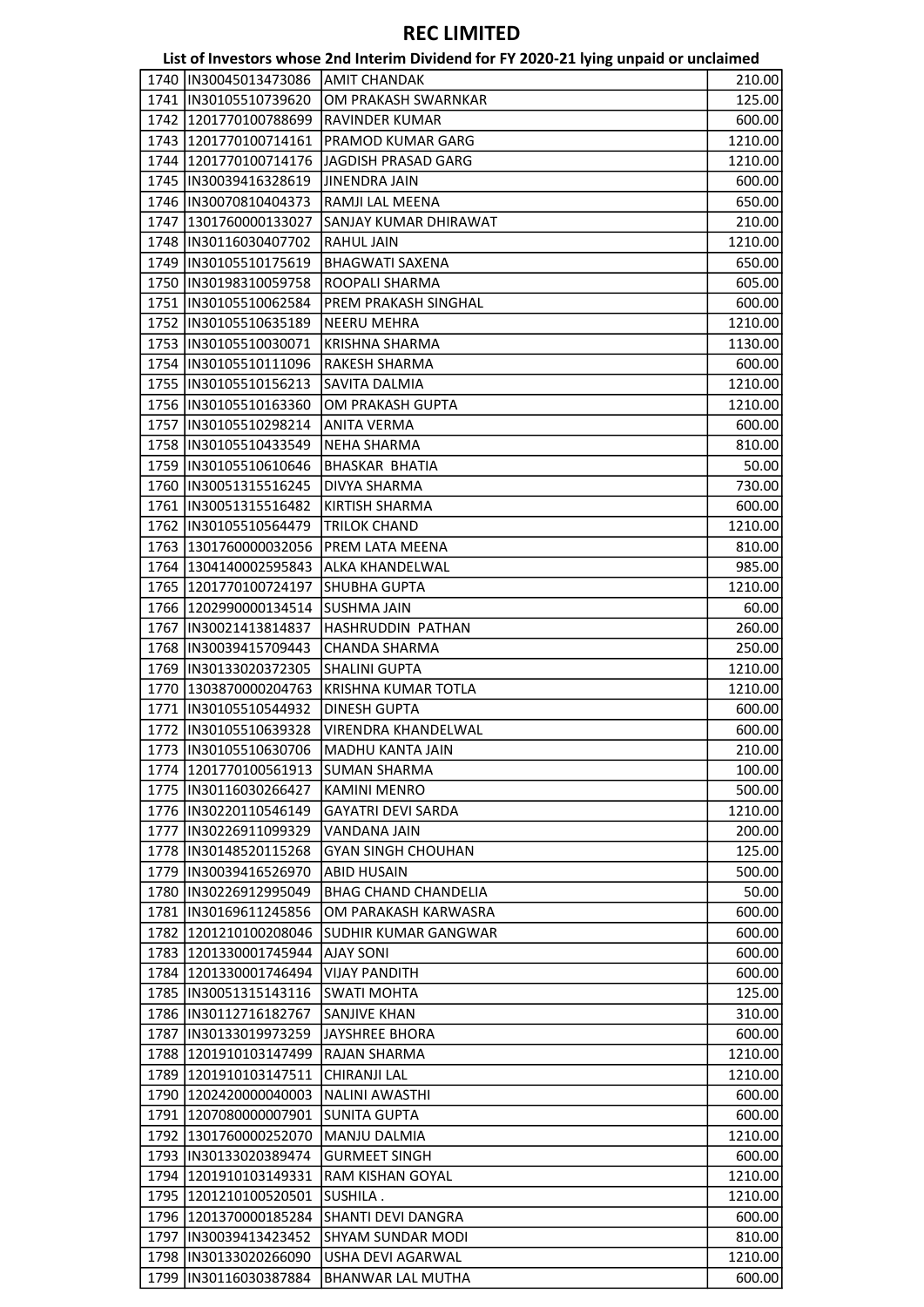# REC LIMITED

## List of Investors whose 2nd Interim Dividend for FY 2020-21 lying unpaid or unclaimed

| | | | |
|---|---|---|---|
| 1740 | IN30045013473086 | AMIT CHANDAK | 210.00 |
| 1741 | IN30105510739620 | OM PRAKASH SWARNKAR | 125.00 |
| 1742 | 1201770100788699 | RAVINDER KUMAR | 600.00 |
| 1743 | 1201770100714161 | PRAMOD KUMAR GARG | 1210.00 |
| 1744 | 1201770100714176 | JAGDISH PRASAD GARG | 1210.00 |
| 1745 | IN30039416328619 | JINENDRA JAIN | 600.00 |
| 1746 | IN30070810404373 | RAMJI LAL MEENA | 650.00 |
| 1747 | 1301760000133027 | SANJAY KUMAR DHIRAWAT | 210.00 |
| 1748 | IN30116030407702 | RAHUL JAIN | 1210.00 |
| 1749 | IN30105510175619 | BHAGWATI SAXENA | 650.00 |
| 1750 | IN30198310059758 | ROOPALI SHARMA | 605.00 |
| 1751 | IN30105510062584 | PREM PRAKASH SINGHAL | 600.00 |
| 1752 | IN30105510635189 | NEERU MEHRA | 1210.00 |
| 1753 | IN30105510030071 | KRISHNA SHARMA | 1130.00 |
| 1754 | IN30105510111096 | RAKESH SHARMA | 600.00 |
| 1755 | IN30105510156213 | SAVITA DALMIA | 1210.00 |
| 1756 | IN30105510163360 | OM PRAKASH GUPTA | 1210.00 |
| 1757 | IN30105510298214 | ANITA VERMA | 600.00 |
| 1758 | IN30105510433549 | NEHA SHARMA | 810.00 |
| 1759 | IN30105510610646 | BHASKAR BHATIA | 50.00 |
| 1760 | IN30051315516245 | DIVYA SHARMA | 730.00 |
| 1761 | IN30051315516482 | KIRTISH SHARMA | 600.00 |
| 1762 | IN30105510564479 | TRILOK CHAND | 1210.00 |
| 1763 | 1301760000032056 | PREM LATA MEENA | 810.00 |
| 1764 | 1304140002595843 | ALKA KHANDELWAL | 985.00 |
| 1765 | 1201770100724197 | SHUBHA GUPTA | 1210.00 |
| 1766 | 1202990000134514 | SUSHMA JAIN | 60.00 |
| 1767 | IN30021413814837 | HASHRUDDIN PATHAN | 260.00 |
| 1768 | IN30039415709443 | CHANDA SHARMA | 250.00 |
| 1769 | IN30133020372305 | SHALINI GUPTA | 1210.00 |
| 1770 | 1303870000204763 | KRISHNA KUMAR TOTLA | 1210.00 |
| 1771 | IN30105510544932 | DINESH GUPTA | 600.00 |
| 1772 | IN30105510639328 | VIRENDRA KHANDELWAL | 600.00 |
| 1773 | IN30105510630706 | MADHU KANTA JAIN | 210.00 |
| 1774 | 1201770100561913 | SUMAN SHARMA | 100.00 |
| 1775 | IN30116030266427 | KAMINI MENRO | 500.00 |
| 1776 | IN30220110546149 | GAYATRI DEVI SARDA | 1210.00 |
| 1777 | IN30226911099329 | VANDANA JAIN | 200.00 |
| 1778 | IN30148520115268 | GYAN SINGH CHOUHAN | 125.00 |
| 1779 | IN30039416526970 | ABID HUSAIN | 500.00 |
| 1780 | IN30226912995049 | BHAG CHAND CHANDELIA | 50.00 |
| 1781 | IN30169611245856 | OM PARAKASH KARWASRA | 600.00 |
| 1782 | 1201210100208046 | SUDHIR KUMAR GANGWAR | 600.00 |
| 1783 | 1201330001745944 | AJAY SONI | 600.00 |
| 1784 | 1201330001746494 | VIJAY PANDITH | 600.00 |
| 1785 | IN30051315143116 | SWATI MOHTA | 125.00 |
| 1786 | IN30112716182767 | SANJIVE KHAN | 310.00 |
| 1787 | IN30133019973259 | JAYSHREE BHORA | 600.00 |
| 1788 | 1201910103147499 | RAJAN SHARMA | 1210.00 |
| 1789 | 1201910103147511 | CHIRANJI LAL | 1210.00 |
| 1790 | 1202420000040003 | NALINI AWASTHI | 600.00 |
| 1791 | 1207080000007901 | SUNITA GUPTA | 600.00 |
| 1792 | 1301760000252070 | MANJU DALMIA | 1210.00 |
| 1793 | IN30133020389474 | GURMEET SINGH | 600.00 |
| 1794 | 1201910103149331 | RAM KISHAN GOYAL | 1210.00 |
| 1795 | 1201210100520501 | SUSHILA . | 1210.00 |
| 1796 | 1201370000185284 | SHANTI DEVI DANGRA | 600.00 |
| 1797 | IN30039413423452 | SHYAM SUNDAR MODI | 810.00 |
| 1798 | IN30133020266090 | USHA DEVI AGARWAL | 1210.00 |
| 1799 | IN30116030387884 | BHANWAR LAL MUTHA | 600.00 |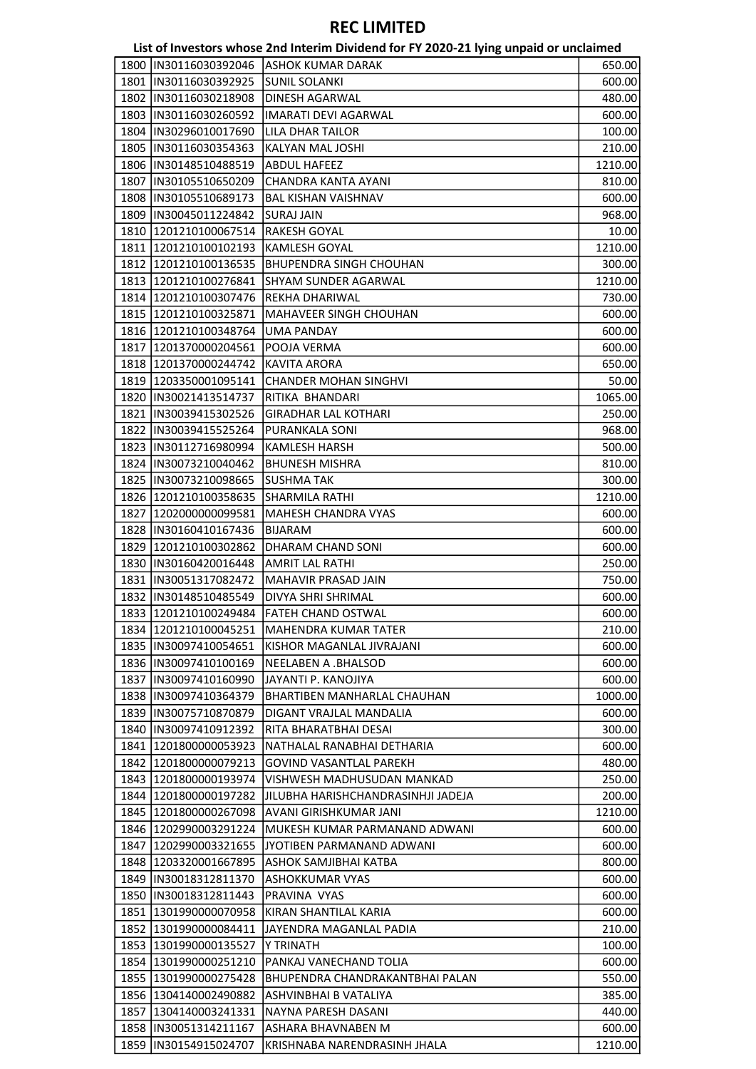# REC LIMITED

## List of Investors whose 2nd Interim Dividend for FY 2020-21 lying unpaid or unclaimed

| | | | |
|---|---|---|---|
| 1800 | IN30116030392046 | ASHOK KUMAR DARAK | 650.00 |
| 1801 | IN30116030392925 | SUNIL SOLANKI | 600.00 |
| 1802 | IN30116030218908 | DINESH AGARWAL | 480.00 |
| 1803 | IN30116030260592 | IMARATI DEVI AGARWAL | 600.00 |
| 1804 | IN30296010017690 | LILA DHAR TAILOR | 100.00 |
| 1805 | IN30116030354363 | KALYAN MAL JOSHI | 210.00 |
| 1806 | IN30148510488519 | ABDUL HAFEEZ | 1210.00 |
| 1807 | IN30105510650209 | CHANDRA KANTA AYANI | 810.00 |
| 1808 | IN30105510689173 | BAL KISHAN VAISHNAV | 600.00 |
| 1809 | IN30045011224842 | SURAJ JAIN | 968.00 |
| 1810 | 1201210100067514 | RAKESH GOYAL | 10.00 |
| 1811 | 1201210100102193 | KAMLESH GOYAL | 1210.00 |
| 1812 | 1201210100136535 | BHUPENDRA SINGH CHOUHAN | 300.00 |
| 1813 | 1201210100276841 | SHYAM SUNDER AGARWAL | 1210.00 |
| 1814 | 1201210100307476 | REKHA DHARIWAL | 730.00 |
| 1815 | 1201210100325871 | MAHAVEER SINGH CHOUHAN | 600.00 |
| 1816 | 1201210100348764 | UMA PANDAY | 600.00 |
| 1817 | 1201370000204561 | POOJA VERMA | 600.00 |
| 1818 | 1201370000244742 | KAVITA ARORA | 650.00 |
| 1819 | 1203350001095141 | CHANDER MOHAN SINGHVI | 50.00 |
| 1820 | IN30021413514737 | RITIKA BHANDARI | 1065.00 |
| 1821 | IN30039415302526 | GIRADHAR LAL KOTHARI | 250.00 |
| 1822 | IN30039415525264 | PURANKALA SONI | 968.00 |
| 1823 | IN30112716980994 | KAMLESH HARSH | 500.00 |
| 1824 | IN30073210040462 | BHUNESH MISHRA | 810.00 |
| 1825 | IN30073210098665 | SUSHMA TAK | 300.00 |
| 1826 | 1201210100358635 | SHARMILA RATHI | 1210.00 |
| 1827 | 1202000000099581 | MAHESH CHANDRA VYAS | 600.00 |
| 1828 | IN30160410167436 | BIJARAM | 600.00 |
| 1829 | 1201210100302862 | DHARAM CHAND SONI | 600.00 |
| 1830 | IN30160420016448 | AMRIT LAL RATHI | 250.00 |
| 1831 | IN30051317082472 | MAHAVIR PRASAD JAIN | 750.00 |
| 1832 | IN30148510485549 | DIVYA SHRI SHRIMAL | 600.00 |
| 1833 | 1201210100249484 | FATEH CHAND OSTWAL | 600.00 |
| 1834 | 1201210100045251 | MAHENDRA KUMAR TATER | 210.00 |
| 1835 | IN30097410054651 | KISHOR MAGANLAL JIVRAJANI | 600.00 |
| 1836 | IN30097410100169 | NEELABEN A .BHALSOD | 600.00 |
| 1837 | IN30097410160990 | JAYANTI P. KANOJIYA | 600.00 |
| 1838 | IN30097410364379 | BHARTIBEN MANHARLAL CHAUHAN | 1000.00 |
| 1839 | IN30075710870879 | DIGANT VRAJLAL MANDALIA | 600.00 |
| 1840 | IN30097410912392 | RITA BHARATBHAI DESAI | 300.00 |
| 1841 | 1201800000053923 | NATHALAL RANABHAI DETHARIA | 600.00 |
| 1842 | 1201800000079213 | GOVIND VASANTLAL PAREKH | 480.00 |
| 1843 | 1201800000193974 | VISHWESH MADHUSUDAN MANKAD | 250.00 |
| 1844 | 1201800000197282 | JILUBHA HARISHCHANDRASINHJI JADEJA | 200.00 |
| 1845 | 1201800000267098 | AVANI GIRISHKUMAR JANI | 1210.00 |
| 1846 | 1202990003291224 | MUKESH KUMAR PARMANAND ADWANI | 600.00 |
| 1847 | 1202990003321655 | JYOTIBEN PARMANAND ADWANI | 600.00 |
| 1848 | 1203320001667895 | ASHOK SAMJIBHAI KATBA | 800.00 |
| 1849 | IN30018312811370 | ASHOKKUMAR VYAS | 600.00 |
| 1850 | IN30018312811443 | PRAVINA VYAS | 600.00 |
| 1851 | 1301990000070958 | KIRAN SHANTILAL KARIA | 600.00 |
| 1852 | 1301990000084411 | JAYENDRA MAGANLAL PADIA | 210.00 |
| 1853 | 1301990000135527 | Y TRINATH | 100.00 |
| 1854 | 1301990000251210 | PANKAJ VANECHAND TOLIA | 600.00 |
| 1855 | 1301990000275428 | BHUPENDRA CHANDRAKANTBHAI PALAN | 550.00 |
| 1856 | 1304140002490882 | ASHVINBHAI B VATALIYA | 385.00 |
| 1857 | 1304140003241331 | NAYNA PARESH DASANI | 440.00 |
| 1858 | IN30051314211167 | ASHARA BHAVNABEN M | 600.00 |
| 1859 | IN30154915024707 | KRISHNABA NARENDRASINH JHALA | 1210.00 |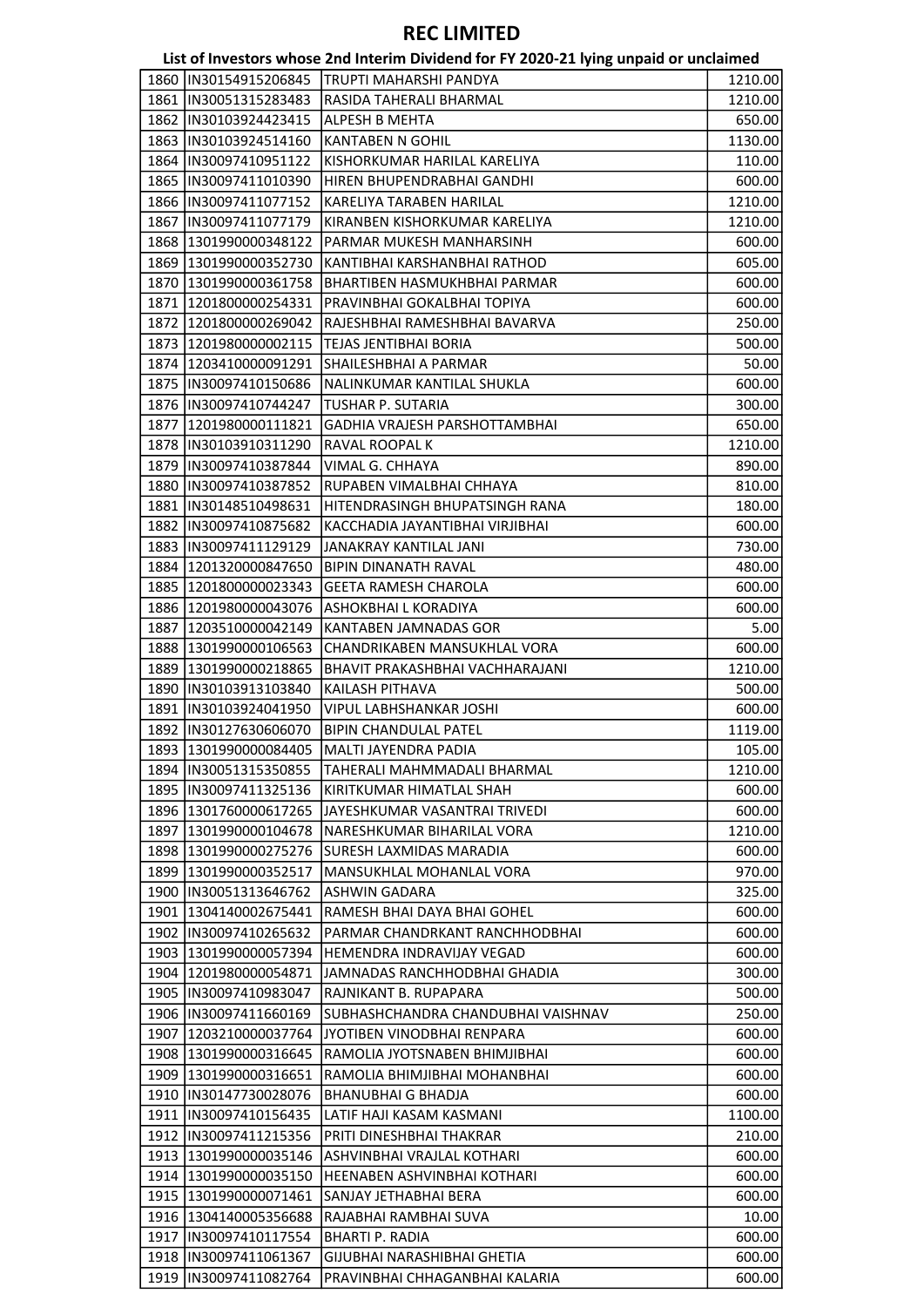# REC LIMITED

## List of Investors whose 2nd Interim Dividend for FY 2020-21 lying unpaid or unclaimed

| | | | |
|---|---|---|---|
| 1860 | IN30154915206845 | TRUPTI MAHARSHI PANDYA | 1210.00 |
| 1861 | IN30051315283483 | RASIDA TAHERALI BHARMAL | 1210.00 |
| 1862 | IN30103924423415 | ALPESH B MEHTA | 650.00 |
| 1863 | IN30103924514160 | KANTABEN N GOHIL | 1130.00 |
| 1864 | IN30097410951122 | KISHORKUMAR HARILAL KARELIYA | 110.00 |
| 1865 | IN30097411010390 | HIREN BHUPENDRABHAI GANDHI | 600.00 |
| 1866 | IN30097411077152 | KARELIYA TARABEN HARILAL | 1210.00 |
| 1867 | IN30097411077179 | KIRANBEN KISHORKUMAR KARELIYA | 1210.00 |
| 1868 | 1301990000348122 | PARMAR MUKESH MANHARSINH | 600.00 |
| 1869 | 1301990000352730 | KANTIBHAI KARSHANBHAI RATHOD | 605.00 |
| 1870 | 1301990000361758 | BHARTIBEN HASMUKHBHAI PARMAR | 600.00 |
| 1871 | 1201800000254331 | PRAVINBHAI GOKALBHAI TOPIYA | 600.00 |
| 1872 | 1201800000269042 | RAJESHBHAI RAMESHBHAI BAVARVA | 250.00 |
| 1873 | 1201980000002115 | TEJAS JENTIBHAI BORIA | 500.00 |
| 1874 | 1203410000091291 | SHAILESHBHAI A PARMAR | 50.00 |
| 1875 | IN30097410150686 | NALINKUMAR KANTILAL SHUKLA | 600.00 |
| 1876 | IN30097410744247 | TUSHAR P. SUTARIA | 300.00 |
| 1877 | 1201980000111821 | GADHIA VRAJESH PARSHOTTAMBHAI | 650.00 |
| 1878 | IN30103910311290 | RAVAL ROOPAL K | 1210.00 |
| 1879 | IN30097410387844 | VIMAL G. CHHAYA | 890.00 |
| 1880 | IN30097410387852 | RUPABEN VIMALBHAI CHHAYA | 810.00 |
| 1881 | IN30148510498631 | HITENDRASINGH BHUPATSINGH RANA | 180.00 |
| 1882 | IN30097410875682 | KACCHADIA JAYANTIBHAI VIRJIBHAI | 600.00 |
| 1883 | IN30097411129129 | JANAKRAY KANTILAL JANI | 730.00 |
| 1884 | 1201320000847650 | BIPIN DINANATH RAVAL | 480.00 |
| 1885 | 1201800000023343 | GEETA RAMESH CHAROLA | 600.00 |
| 1886 | 1201980000043076 | ASHOKBHAI L KORADIYA | 600.00 |
| 1887 | 1203510000042149 | KANTABEN JAMNADAS GOR | 5.00 |
| 1888 | 1301990000106563 | CHANDRIKABEN MANSUKHLAL VORA | 600.00 |
| 1889 | 1301990000218865 | BHAVIT PRAKASHBHAI VACHHARAJANI | 1210.00 |
| 1890 | IN30103913103840 | KAILASH PITHAVA | 500.00 |
| 1891 | IN30103924041950 | VIPUL LABHSHANKAR JOSHI | 600.00 |
| 1892 | IN30127630606070 | BIPIN CHANDULAL PATEL | 1119.00 |
| 1893 | 1301990000084405 | MALTI JAYENDRA PADIA | 105.00 |
| 1894 | IN30051315350855 | TAHERALI MAHMMADALI BHARMAL | 1210.00 |
| 1895 | IN30097411325136 | KIRITKUMAR HIMATLAL SHAH | 600.00 |
| 1896 | 1301760000617265 | JAYESHKUMAR VASANTRAI TRIVEDI | 600.00 |
| 1897 | 1301990000104678 | NARESHKUMAR BIHARILAL VORA | 1210.00 |
| 1898 | 1301990000275276 | SURESH LAXMIDAS MARADIA | 600.00 |
| 1899 | 1301990000352517 | MANSUKHLAL MOHANLAL VORA | 970.00 |
| 1900 | IN30051313646762 | ASHWIN GADARA | 325.00 |
| 1901 | 1304140002675441 | RAMESH BHAI DAYA BHAI GOHEL | 600.00 |
| 1902 | IN30097410265632 | PARMAR CHANDRKANT RANCHHODBHAI | 600.00 |
| 1903 | 1301990000057394 | HEMENDRA INDRAVIJAY VEGAD | 600.00 |
| 1904 | 1201980000054871 | JAMNADAS RANCHHODBHAI GHADIA | 300.00 |
| 1905 | IN30097410983047 | RAJNIKANT B. RUPAPARA | 500.00 |
| 1906 | IN30097411660169 | SUBHASHCHANDRA CHANDUBHAI VAISHNAV | 250.00 |
| 1907 | 1203210000037764 | JYOTIBEN VINODBHAI RENPARA | 600.00 |
| 1908 | 1301990000316645 | RAMOLIA JYOTSNABEN BHIMJIBHAI | 600.00 |
| 1909 | 1301990000316651 | RAMOLIA BHIMJIBHAI MOHANBHAI | 600.00 |
| 1910 | IN30147730028076 | BHANUBHAI G BHADJA | 600.00 |
| 1911 | IN30097410156435 | LATIF HAJI KASAM KASMANI | 1100.00 |
| 1912 | IN30097411215356 | PRITI DINESHBHAI THAKRAR | 210.00 |
| 1913 | 1301990000035146 | ASHVINBHAI VRAJLAL KOTHARI | 600.00 |
| 1914 | 1301990000035150 | HEENABEN ASHVINBHAI KOTHARI | 600.00 |
| 1915 | 1301990000071461 | SANJAY JETHABHAI BERA | 600.00 |
| 1916 | 1304140005356688 | RAJABHAI RAMBHAI SUVA | 10.00 |
| 1917 | IN30097410117554 | BHARTI P. RADIA | 600.00 |
| 1918 | IN30097411061367 | GIJUBHAI NARASHIBHAI GHETIA | 600.00 |
| 1919 | IN30097411082764 | PRAVINBHAI CHHAGANBHAI KALARIA | 600.00 |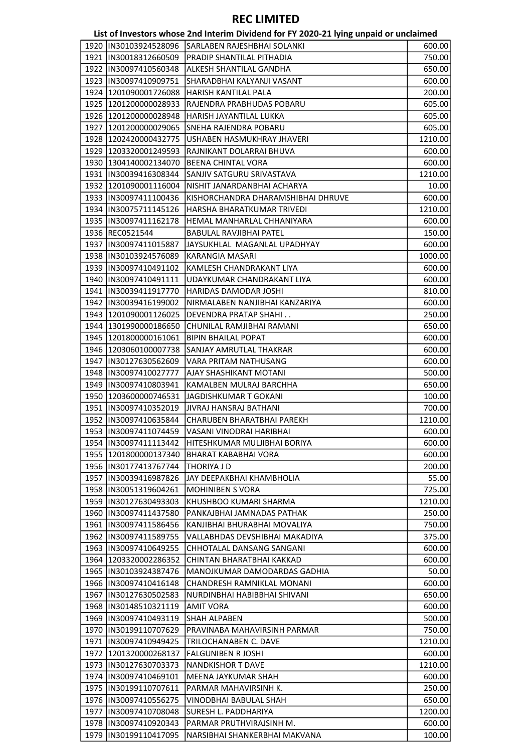# REC LIMITED

## List of Investors whose 2nd Interim Dividend for FY 2020-21 lying unpaid or unclaimed

| | | | |
|---|---|---|---|
| 1920 | IN30103924528096 | SARLABEN RAJESHBHAI SOLANKI | 600.00 |
| 1921 | IN30018312660509 | PRADIP SHANTILAL PITHADIA | 750.00 |
| 1922 | IN30097410560348 | ALKESH SHANTILAL GANDHA | 650.00 |
| 1923 | IN30097410909751 | SHARADBHAI KALYANJI VASANT | 600.00 |
| 1924 | 1201090001726088 | HARISH KANTILAL PALA | 200.00 |
| 1925 | 1201200000028933 | RAJENDRA PRABHUDAS POBARU | 605.00 |
| 1926 | 1201200000028948 | HARISH JAYANTILAL LUKKA | 605.00 |
| 1927 | 1201200000029065 | SNEHA RAJENDRA POBARU | 605.00 |
| 1928 | 1202420000432775 | USHABEN HASMUKHRAY JHAVERI | 1210.00 |
| 1929 | 1203320001249593 | RAJNIKANT DOLARRAI BHUVA | 600.00 |
| 1930 | 1304140002134070 | BEENA CHINTAL VORA | 600.00 |
| 1931 | IN30039416308344 | SANJIV SATGURU SRIVASTAVA | 1210.00 |
| 1932 | 1201090001116004 | NISHIT JANARDANBHAI ACHARYA | 10.00 |
| 1933 | IN30097411100436 | KISHORCHANDRA DHARAMSHIBHAI DHRUVE | 600.00 |
| 1934 | IN30075711145126 | HARSHA BHARATKUMAR TRIVEDI | 1210.00 |
| 1935 | IN30097411162178 | HEMAL MANHARLAL CHHANIYARA | 600.00 |
| 1936 | REC0521544 | BABULAL RAVJIBHAI PATEL | 150.00 |
| 1937 | IN30097411015887 | JAYSUKHLAL MAGANLAL UPADHYAY | 600.00 |
| 1938 | IN30103924576089 | KARANGIA MASARI | 1000.00 |
| 1939 | IN30097410491102 | KAMLESH CHANDRAKANT LIYA | 600.00 |
| 1940 | IN30097410491111 | UDAYKUMAR CHANDRAKANT LIYA | 600.00 |
| 1941 | IN30039411917770 | HARIDAS DAMODAR JOSHI | 810.00 |
| 1942 | IN30039416199002 | NIRMALABEN NANJIBHAI KANZARIYA | 600.00 |
| 1943 | 1201090001126025 | DEVENDRA PRATAP SHAHI . . | 250.00 |
| 1944 | 1301990000186650 | CHUNILAL RAMJIBHAI RAMANI | 650.00 |
| 1945 | 1201800000161061 | BIPIN BHAILAL POPAT | 600.00 |
| 1946 | 1203060100007738 | SANJAY AMRUTLAL THAKRAR | 600.00 |
| 1947 | IN30127630562609 | VARA PRITAM NATHUSANG | 600.00 |
| 1948 | IN30097410027777 | AJAY SHASHIKANT MOTANI | 500.00 |
| 1949 | IN30097410803941 | KAMALBEN MULRAJ BARCHHA | 650.00 |
| 1950 | 1203600000746531 | JAGDISHKUMAR T GOKANI | 100.00 |
| 1951 | IN30097410352019 | JIVRAJ HANSRAJ BATHANI | 700.00 |
| 1952 | IN30097410635844 | CHARUBEN BHARATBHAI PAREKH | 1210.00 |
| 1953 | IN30097411074459 | VASANI VINODRAI HARIBHAI | 600.00 |
| 1954 | IN30097411113442 | HITESHKUMAR MULJIBHAI BORIYA | 600.00 |
| 1955 | 1201800000137340 | BHARAT KABABHAI VORA | 600.00 |
| 1956 | IN30177413767744 | THORIYA J D | 200.00 |
| 1957 | IN30039416987826 | JAY DEEPAKBHAI KHAMBHOLIA | 55.00 |
| 1958 | IN30051319604261 | MOHINIBEN S VORA | 725.00 |
| 1959 | IN30127630493303 | KHUSHBOO KUMARI SHARMA | 1210.00 |
| 1960 | IN30097411437580 | PANKAJBHAI JAMNADAS PATHAK | 250.00 |
| 1961 | IN30097411586456 | KANJIBHAI BHURABHAI MOVALIYA | 750.00 |
| 1962 | IN30097411589755 | VALLABHDAS DEVSHIBHAI MAKADIYA | 375.00 |
| 1963 | IN30097410649255 | CHHOTALAL DANSANG SANGANI | 600.00 |
| 1964 | 1203320002286352 | CHINTAN BHARATBHAI KAKKAD | 600.00 |
| 1965 | IN30103924387476 | MANOJKUMAR DAMODARDAS GADHIA | 50.00 |
| 1966 | IN30097410416148 | CHANDRESH RAMNIKLAL MONANI | 600.00 |
| 1967 | IN30127630502583 | NURDINBHAI HABIBBHAI SHIVANI | 650.00 |
| 1968 | IN30148510321119 | AMIT VORA | 600.00 |
| 1969 | IN30097410493119 | SHAH ALPABEN | 500.00 |
| 1970 | IN30199110707629 | PRAVINABA MAHAVIRSINH PARMAR | 750.00 |
| 1971 | IN30097410949425 | TRILOCHANABEN C. DAVE | 1210.00 |
| 1972 | 1201320000268137 | FALGUNIBEN R JOSHI | 600.00 |
| 1973 | IN30127630703373 | NANDKISHOR T DAVE | 1210.00 |
| 1974 | IN30097410469101 | MEENA JAYKUMAR SHAH | 600.00 |
| 1975 | IN30199110707611 | PARMAR MAHAVIRSINH K. | 250.00 |
| 1976 | IN30097410556275 | VINODBHAI BABULAL SHAH | 650.00 |
| 1977 | IN30097410708048 | SURESH L. PADDHARIYA | 1200.00 |
| 1978 | IN30097410920343 | PARMAR PRUTHVIRAJSINH M. | 600.00 |
| 1979 | IN30199110417095 | NARSIBHAI SHANKERBHAI MAKVANA | 100.00 |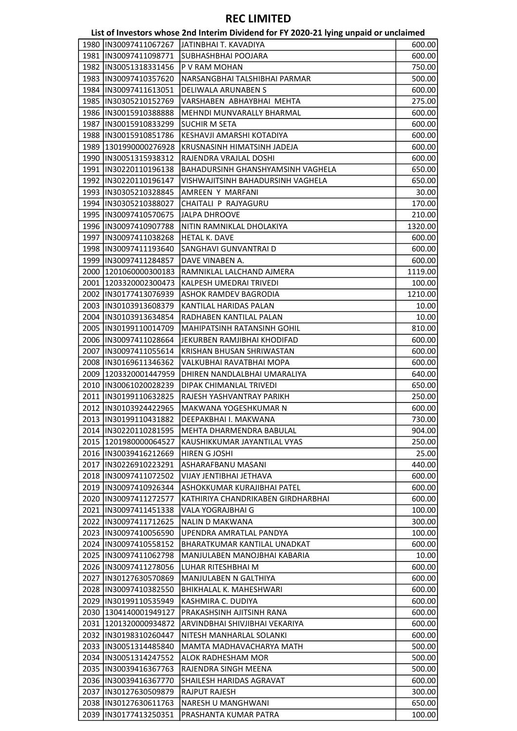# REC LIMITED

## List of Investors whose 2nd Interim Dividend for FY 2020-21 lying unpaid or unclaimed

| | | | |
|---|---|---|---|
| 1980 | IN30097411067267 | JATINBHAI T. KAVADIYA | 600.00 |
| 1981 | IN30097411098771 | SUBHASHBHAI POOJARA | 600.00 |
| 1982 | IN30051318331456 | P V RAM MOHAN | 750.00 |
| 1983 | IN30097410357620 | NARSANGBHAI TALSHIBHAI PARMAR | 500.00 |
| 1984 | IN30097411613051 | DELIWALA ARUNABEN S | 600.00 |
| 1985 | IN30305210152769 | VARSHABEN ABHAYBHAI MEHTA | 275.00 |
| 1986 | IN30015910388888 | MEHNDI MUNVARALLY BHARMAL | 600.00 |
| 1987 | IN30015910833299 | SUCHIR M SETA | 600.00 |
| 1988 | IN30015910851786 | KESHAVJI AMARSHI KOTADIYA | 600.00 |
| 1989 | 1301990000276928 | KRUSNASINH HIMATSINH JADEJA | 600.00 |
| 1990 | IN30051315938312 | RAJENDRA VRAJLAL DOSHI | 600.00 |
| 1991 | IN30220110196138 | BAHADURSINH GHANSHYAMSINH VAGHELA | 650.00 |
| 1992 | IN30220110196147 | VISHWAJITSINH BAHADURSINH VAGHELA | 650.00 |
| 1993 | IN30305210328845 | AMREEN Y MARFANI | 30.00 |
| 1994 | IN30305210388027 | CHAITALI P RAJYAGURU | 170.00 |
| 1995 | IN30097410570675 | JALPA DHROOVE | 210.00 |
| 1996 | IN30097410907788 | NITIN RAMNIKLAL DHOLAKIYA | 1320.00 |
| 1997 | IN30097411038268 | HETAL K. DAVE | 600.00 |
| 1998 | IN30097411193640 | SANGHAVI GUNVANTRAI D | 600.00 |
| 1999 | IN30097411284857 | DAVE VINABEN A. | 600.00 |
| 2000 | 1201060000300183 | RAMNIKLAL LALCHAND AJMERA | 1119.00 |
| 2001 | 1203320002300473 | KALPESH UMEDRAI TRIVEDI | 100.00 |
| 2002 | IN30177413076939 | ASHOK RAMDEV BAGRODIA | 1210.00 |
| 2003 | IN30103913608379 | KANTILAL HARIDAS PALAN | 10.00 |
| 2004 | IN30103913634854 | RADHABEN KANTILAL PALAN | 10.00 |
| 2005 | IN30199110014709 | MAHIPATSINH RATANSINH GOHIL | 810.00 |
| 2006 | IN30097411028664 | JEKURBEN RAMJIBHAI KHODIFAD | 600.00 |
| 2007 | IN30097411055614 | KRISHAN BHUSAN SHRIWASTAN | 600.00 |
| 2008 | IN30169611346362 | VALKUBHAI RAVATBHAI MOPA | 600.00 |
| 2009 | 1203320001447959 | DHIREN NANDLALBHAI UMARALIYA | 640.00 |
| 2010 | IN30061020028239 | DIPAK CHIMANLAL TRIVEDI | 650.00 |
| 2011 | IN30199110632825 | RAJESH YASHVANTRAY PARIKH | 250.00 |
| 2012 | IN30103924422965 | MAKWANA YOGESHKUMAR N | 600.00 |
| 2013 | IN30199110431882 | DEEPAKBHAI I. MAKWANA | 730.00 |
| 2014 | IN30220110281595 | MEHTA DHARMENDRA BABULAL | 904.00 |
| 2015 | 1201980000064527 | KAUSHIKKUMAR JAYANTILAL VYAS | 250.00 |
| 2016 | IN30039416212669 | HIREN G JOSHI | 25.00 |
| 2017 | IN30226910223291 | ASHARAFBANU MASANI | 440.00 |
| 2018 | IN30097411072502 | VIJAY JENTIBHAI JETHAVA | 600.00 |
| 2019 | IN30097410926344 | ASHOKKUMAR KURAJIBHAI PATEL | 600.00 |
| 2020 | IN30097411272577 | KATHIRIYA CHANDRIKABEN GIRDHARBHAI | 600.00 |
| 2021 | IN30097411451338 | VALA YOGRAJBHAI G | 100.00 |
| 2022 | IN30097411712625 | NALIN D MAKWANA | 300.00 |
| 2023 | IN30097410056590 | UPENDRA AMRATLAL PANDYA | 100.00 |
| 2024 | IN30097410558152 | BHARATKUMAR KANTILAL UNADKAT | 600.00 |
| 2025 | IN30097411062798 | MANJULABEN MANOJBHAI KABARIA | 10.00 |
| 2026 | IN30097411278056 | LUHAR RITESHBHAI M | 600.00 |
| 2027 | IN30127630570869 | MANJULABEN N GALTHIYA | 600.00 |
| 2028 | IN30097410382550 | BHIKHALAL K. MAHESHWARI | 600.00 |
| 2029 | IN30199110535949 | KASHMIRA C. DUDIYA | 600.00 |
| 2030 | 1304140001949127 | PRAKASHSINH AJITSINH RANA | 600.00 |
| 2031 | 1201320000934872 | ARVINDBHAI SHIVJIBHAI VEKARIYA | 600.00 |
| 2032 | IN30198310260447 | NITESH MANHARLAL SOLANKI | 600.00 |
| 2033 | IN30051314485840 | MAMTA MADHAVACHARYA MATH | 500.00 |
| 2034 | IN30051314247552 | ALOK RADHESHAM MOR | 500.00 |
| 2035 | IN30039416367763 | RAJENDRA SINGH MEENA | 500.00 |
| 2036 | IN30039416367770 | SHAILESH HARIDAS AGRAVAT | 600.00 |
| 2037 | IN30127630509879 | RAJPUT RAJESH | 300.00 |
| 2038 | IN30127630611763 | NARESH U MANGHWANI | 650.00 |
| 2039 | IN30177413250351 | PRASHANTA KUMAR PATRA | 100.00 |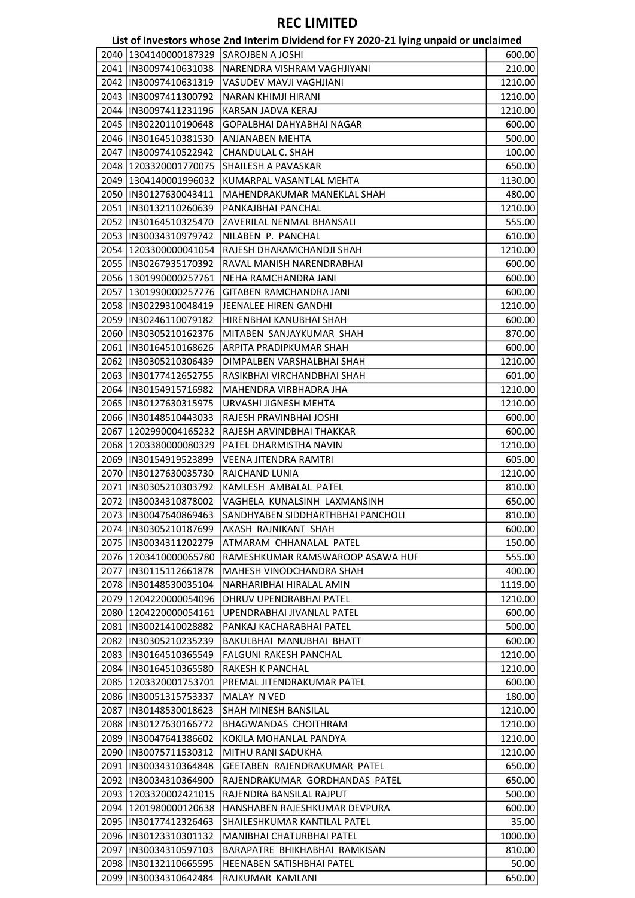# REC LIMITED

## List of Investors whose 2nd Interim Dividend for FY 2020-21 lying unpaid or unclaimed

| | | | |
|---|---|---|---|
| 2040 | 1304140000187329 | SAROJBEN A JOSHI | 600.00 |
| 2041 | IN30097410631038 | NARENDRA VISHRAM VAGHJIYANI | 210.00 |
| 2042 | IN30097410631319 | VASUDEV MAVJI VAGHJIANI | 1210.00 |
| 2043 | IN30097411300792 | NARAN KHIMJI HIRANI | 1210.00 |
| 2044 | IN30097411231196 | KARSAN JADVA KERAJ | 1210.00 |
| 2045 | IN30220110190648 | GOPALBHAI DAHYABHAI NAGAR | 600.00 |
| 2046 | IN30164510381530 | ANJANABEN MEHTA | 500.00 |
| 2047 | IN30097410522942 | CHANDULAL C. SHAH | 100.00 |
| 2048 | 1203320001770075 | SHAILESH A PAVASKAR | 650.00 |
| 2049 | 1304140001996032 | KUMARPAL VASANTLAL MEHTA | 1130.00 |
| 2050 | IN30127630043411 | MAHENDRAKUMAR MANEKLAL SHAH | 480.00 |
| 2051 | IN30132110260639 | PANKAJBHAI PANCHAL | 1210.00 |
| 2052 | IN30164510325470 | ZAVERILAL NENMAL BHANSALI | 555.00 |
| 2053 | IN30034310979742 | NILABEN P. PANCHAL | 610.00 |
| 2054 | 1203300000041054 | RAJESH DHARAMCHANDJI SHAH | 1210.00 |
| 2055 | IN30267935170392 | RAVAL MANISH NARENDRABHAI | 600.00 |
| 2056 | 1301990000257761 | NEHA RAMCHANDRA JANI | 600.00 |
| 2057 | 1301990000257776 | GITABEN RAMCHANDRA JANI | 600.00 |
| 2058 | IN30229310048419 | JEENALEE HIREN GANDHI | 1210.00 |
| 2059 | IN30246110079182 | HIRENBHAI KANUBHAI SHAH | 600.00 |
| 2060 | IN30305210162376 | MITABEN SANJAYKUMAR SHAH | 870.00 |
| 2061 | IN30164510168626 | ARPITA PRADIPKUMAR SHAH | 600.00 |
| 2062 | IN30305210306439 | DIMPALBEN VARSHALBHAI SHAH | 1210.00 |
| 2063 | IN30177412652755 | RASIKBHAI VIRCHANDBHAI SHAH | 601.00 |
| 2064 | IN30154915716982 | MAHENDRA VIRBHADRA JHA | 1210.00 |
| 2065 | IN30127630315975 | URVASHI JIGNESH MEHTA | 1210.00 |
| 2066 | IN30148510443033 | RAJESH PRAVINBHAI JOSHI | 600.00 |
| 2067 | 1202990004165232 | RAJESH ARVINDBHAI THAKKAR | 600.00 |
| 2068 | 1203380000080329 | PATEL DHARMISTHA NAVIN | 1210.00 |
| 2069 | IN30154919523899 | VEENA JITENDRA RAMTRI | 605.00 |
| 2070 | IN30127630035730 | RAICHAND LUNIA | 1210.00 |
| 2071 | IN30305210303792 | KAMLESH AMBALAL PATEL | 810.00 |
| 2072 | IN30034310878002 | VAGHELA KUNALSINH LAXMANSINH | 650.00 |
| 2073 | IN30047640869463 | SANDHYABEN SIDDHARTHBHAI PANCHOLI | 810.00 |
| 2074 | IN30305210187699 | AKASH RAJNIKANT SHAH | 600.00 |
| 2075 | IN30034311202279 | ATMARAM CHHANALAL PATEL | 150.00 |
| 2076 | 1203410000065780 | RAMESHKUMAR RAMSWAROOP ASAWA HUF | 555.00 |
| 2077 | IN30115112661878 | MAHESH VINODCHANDRA SHAH | 400.00 |
| 2078 | IN30148530035104 | NARHARIBHAI HIRALAL AMIN | 1119.00 |
| 2079 | 1204220000054096 | DHRUV UPENDRABHAI PATEL | 1210.00 |
| 2080 | 1204220000054161 | UPENDRABHAI JIVANLAL PATEL | 600.00 |
| 2081 | IN30021410028882 | PANKAJ KACHARABHAI PATEL | 500.00 |
| 2082 | IN30305210235239 | BAKULBHAI MANUBHAI BHATT | 600.00 |
| 2083 | IN30164510365549 | FALGUNI RAKESH PANCHAL | 1210.00 |
| 2084 | IN30164510365580 | RAKESH K PANCHAL | 1210.00 |
| 2085 | 1203320001753701 | PREMAL JITENDRAKUMAR PATEL | 600.00 |
| 2086 | IN30051315753337 | MALAY N VED | 180.00 |
| 2087 | IN30148530018623 | SHAH MINESH BANSILAL | 1210.00 |
| 2088 | IN30127630166772 | BHAGWANDAS CHOITHRAM | 1210.00 |
| 2089 | IN30047641386602 | KOKILA MOHANLAL PANDYA | 1210.00 |
| 2090 | IN30075711530312 | MITHU RANI SADUKHA | 1210.00 |
| 2091 | IN30034310364848 | GEETABEN RAJENDRAKUMAR PATEL | 650.00 |
| 2092 | IN30034310364900 | RAJENDRAKUMAR GORDHANDAS PATEL | 650.00 |
| 2093 | 1203320002421015 | RAJENDRA BANSILAL RAJPUT | 500.00 |
| 2094 | 1201980000120638 | HANSHABEN RAJESHKUMAR DEVPURA | 600.00 |
| 2095 | IN30177412326463 | SHAILESHKUMAR KANTILAL PATEL | 35.00 |
| 2096 | IN30123310301132 | MANIBHAI CHATURBHAI PATEL | 1000.00 |
| 2097 | IN30034310597103 | BARAPATRE BHIKHABHAI RAMKISAN | 810.00 |
| 2098 | IN30132110665595 | HEENABEN SATISHBHAI PATEL | 50.00 |
| 2099 | IN30034310642484 | RAJKUMAR KAMLANI | 650.00 |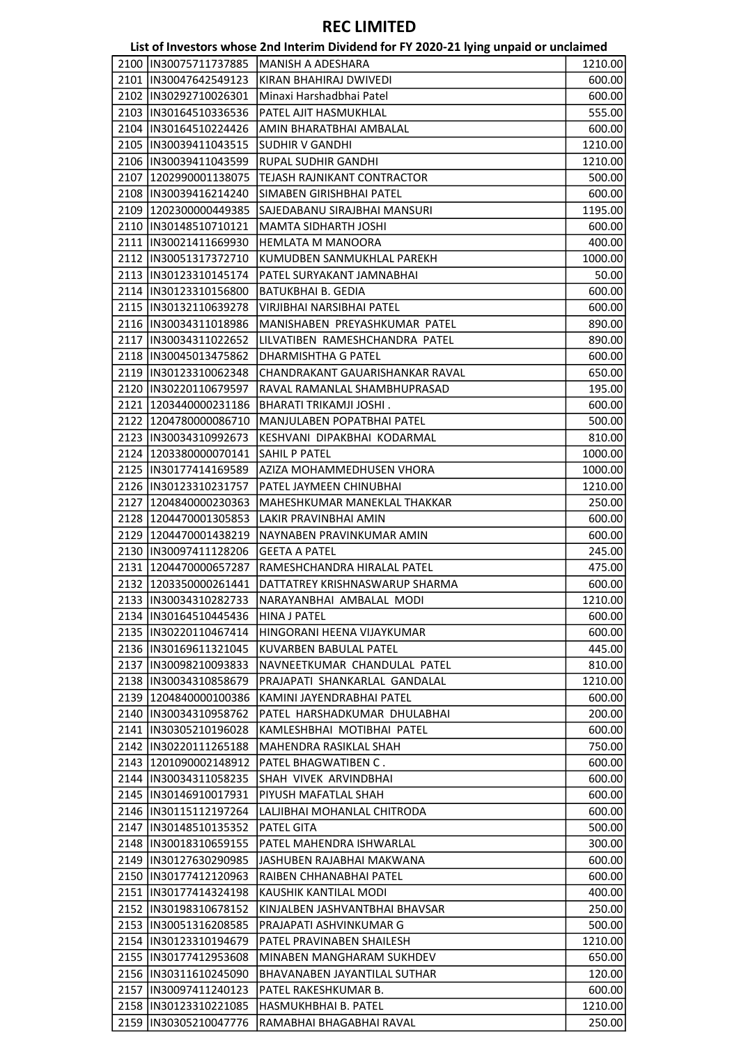# REC LIMITED

## List of Investors whose 2nd Interim Dividend for FY 2020-21 lying unpaid or unclaimed

| | | | |
|---|---|---|---|
| 2100 | IN30075711737885 | MANISH A ADESHARA | 1210.00 |
| 2101 | IN30047642549123 | KIRAN BHAHIRAJ DWIVEDI | 600.00 |
| 2102 | IN30292710026301 | Minaxi Harshadbhai Patel | 600.00 |
| 2103 | IN30164510336536 | PATEL AJIT HASMUKHLAL | 555.00 |
| 2104 | IN30164510224426 | AMIN BHARATBHAI AMBALAL | 600.00 |
| 2105 | IN30039411043515 | SUDHIR V GANDHI | 1210.00 |
| 2106 | IN30039411043599 | RUPAL SUDHIR GANDHI | 1210.00 |
| 2107 | 1202990001138075 | TEJASH RAJNIKANT CONTRACTOR | 500.00 |
| 2108 | IN30039416214240 | SIMABEN GIRISHBHAI PATEL | 600.00 |
| 2109 | 1202300000449385 | SAJEDABANU SIRAJBHAI MANSURI | 1195.00 |
| 2110 | IN30148510710121 | MAMTA SIDHARTH JOSHI | 600.00 |
| 2111 | IN30021411669930 | HEMLATA M MANOORA | 400.00 |
| 2112 | IN30051317372710 | KUMUDBEN SANMUKHLAL PAREKH | 1000.00 |
| 2113 | IN30123310145174 | PATEL SURYAKANT JAMNABHAI | 50.00 |
| 2114 | IN30123310156800 | BATUKBHAI B. GEDIA | 600.00 |
| 2115 | IN30132110639278 | VIRJIBHAI NARSIBHAI PATEL | 600.00 |
| 2116 | IN30034311018986 | MANISHABEN PREYASHKUMAR PATEL | 890.00 |
| 2117 | IN30034311022652 | LILVATIBEN RAMESHCHANDRA PATEL | 890.00 |
| 2118 | IN30045013475862 | DHARMISHTHA G PATEL | 600.00 |
| 2119 | IN30123310062348 | CHANDRAKANT GAUARISHANKAR RAVAL | 650.00 |
| 2120 | IN30220110679597 | RAVAL RAMANLAL SHAMBHUPRASAD | 195.00 |
| 2121 | 1203440000231186 | BHARATI TRIKAMJI JOSHI . | 600.00 |
| 2122 | 1204780000086710 | MANJULABEN POPATBHAI PATEL | 500.00 |
| 2123 | IN30034310992673 | KESHVANI DIPAKBHAI KODARMAL | 810.00 |
| 2124 | 1203380000070141 | SAHIL P PATEL | 1000.00 |
| 2125 | IN30177414169589 | AZIZA MOHAMMEDHUSEN VHORA | 1000.00 |
| 2126 | IN30123310231757 | PATEL JAYMEEN CHINUBHAI | 1210.00 |
| 2127 | 1204840000230363 | MAHESHKUMAR MANEKLAL THAKKAR | 250.00 |
| 2128 | 1204470001305853 | LAKIR PRAVINBHAI AMIN | 600.00 |
| 2129 | 1204470001438219 | NAYNABEN PRAVINKUMAR AMIN | 600.00 |
| 2130 | IN30097411128206 | GEETA A PATEL | 245.00 |
| 2131 | 1204470000657287 | RAMESHCHANDRA HIRALAL PATEL | 475.00 |
| 2132 | 1203350000261441 | DATTATREY KRISHNASWARUP SHARMA | 600.00 |
| 2133 | IN30034310282733 | NARAYANBHAI AMBALAL MODI | 1210.00 |
| 2134 | IN30164510445436 | HINA J PATEL | 600.00 |
| 2135 | IN30220110467414 | HINGORANI HEENA VIJAYKUMAR | 600.00 |
| 2136 | IN30169611321045 | KUVARBEN BABULAL PATEL | 445.00 |
| 2137 | IN30098210093833 | NAVNEETKUMAR CHANDULAL PATEL | 810.00 |
| 2138 | IN30034310858679 | PRAJAPATI SHANKARLAL GANDALAL | 1210.00 |
| 2139 | 1204840000100386 | KAMINI JAYENDRABHAI PATEL | 600.00 |
| 2140 | IN30034310958762 | PATEL HARSHADKUMAR DHULABHAI | 200.00 |
| 2141 | IN30305210196028 | KAMLESHBHAI MOTIBHAI PATEL | 600.00 |
| 2142 | IN30220111265188 | MAHENDRA RASIKLAL SHAH | 750.00 |
| 2143 | 1201090002148912 | PATEL BHAGWATIBEN C . | 600.00 |
| 2144 | IN30034311058235 | SHAH VIVEK ARVINDBHAI | 600.00 |
| 2145 | IN30146910017931 | PIYUSH MAFATLAL SHAH | 600.00 |
| 2146 | IN30115112197264 | LALJIBHAI MOHANLAL CHITRODA | 600.00 |
| 2147 | IN30148510135352 | PATEL GITA | 500.00 |
| 2148 | IN30018310659155 | PATEL MAHENDRA ISHWARLAL | 300.00 |
| 2149 | IN30127630290985 | JASHUBEN RAJABHAI MAKWANA | 600.00 |
| 2150 | IN30177412120963 | RAIBEN CHHANABHAI PATEL | 600.00 |
| 2151 | IN30177414324198 | KAUSHIK KANTILAL MODI | 400.00 |
| 2152 | IN30198310678152 | KINJALBEN JASHVANTBHAI BHAVSAR | 250.00 |
| 2153 | IN30051316208585 | PRAJAPATI ASHVINKUMAR G | 500.00 |
| 2154 | IN30123310194679 | PATEL PRAVINABEN SHAILESH | 1210.00 |
| 2155 | IN30177412953608 | MINABEN MANGHARAM SUKHDEV | 650.00 |
| 2156 | IN30311610245090 | BHAVANABEN JAYANTILAL SUTHAR | 120.00 |
| 2157 | IN30097411240123 | PATEL RAKESHKUMAR B. | 600.00 |
| 2158 | IN30123310221085 | HASMUKHBHAI B. PATEL | 1210.00 |
| 2159 | IN30305210047776 | RAMABHAI BHAGABHAI RAVAL | 250.00 |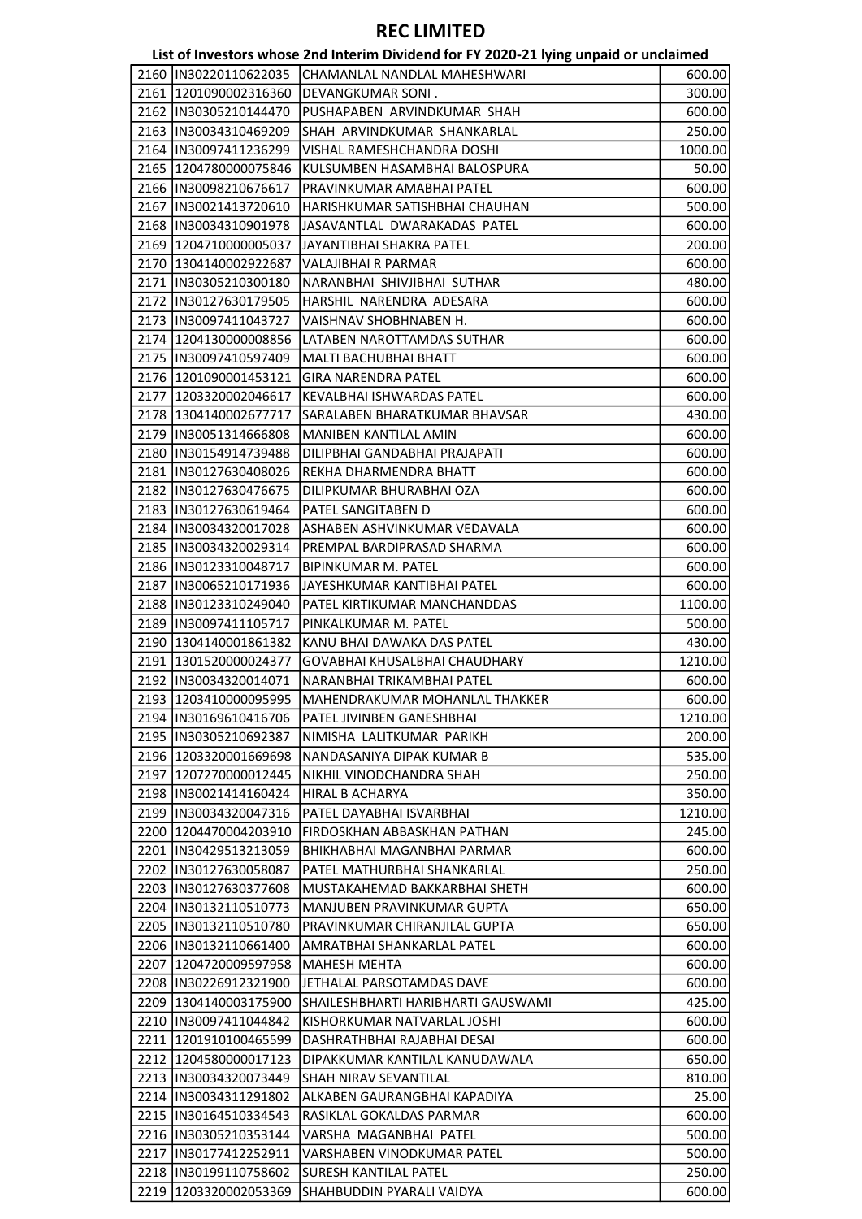# REC LIMITED

## List of Investors whose 2nd Interim Dividend for FY 2020-21 lying unpaid or unclaimed

| | | | |
|---|---|---|---|
| 2160 | IN30220110622035 | CHAMANLAL NANDLAL MAHESHWARI | 600.00 |
| 2161 | 1201090002316360 | DEVANGKUMAR SONI . | 300.00 |
| 2162 | IN30305210144470 | PUSHAPABEN ARVINDKUMAR SHAH | 600.00 |
| 2163 | IN30034310469209 | SHAH ARVINDKUMAR SHANKARLAL | 250.00 |
| 2164 | IN30097411236299 | VISHAL RAMESHCHANDRA DOSHI | 1000.00 |
| 2165 | 1204780000075846 | KULSUMBEN HASAMBHAI BALOSPURA | 50.00 |
| 2166 | IN30098210676617 | PRAVINKUMAR AMABHAI PATEL | 600.00 |
| 2167 | IN30021413720610 | HARISHKUMAR SATISHBHAI CHAUHAN | 500.00 |
| 2168 | IN30034310901978 | JASAVANTLAL DWARAKADAS PATEL | 600.00 |
| 2169 | 1204710000005037 | JAYANTIBHAI SHAKRA PATEL | 200.00 |
| 2170 | 1304140002922687 | VALAJIBHAI R PARMAR | 600.00 |
| 2171 | IN30305210300180 | NARANBHAI SHIVJIBHAI SUTHAR | 480.00 |
| 2172 | IN30127630179505 | HARSHIL NARENDRA ADESARA | 600.00 |
| 2173 | IN30097411043727 | VAISHNAV SHOBHNABEN H. | 600.00 |
| 2174 | 1204130000008856 | LATABEN NAROTTAMDAS SUTHAR | 600.00 |
| 2175 | IN30097410597409 | MALTI BACHUBHAI BHATT | 600.00 |
| 2176 | 1201090001453121 | GIRA NARENDRA PATEL | 600.00 |
| 2177 | 1203320002046617 | KEVALBHAI ISHWARDAS PATEL | 600.00 |
| 2178 | 1304140002677717 | SARALABEN BHARATKUMAR BHAVSAR | 430.00 |
| 2179 | IN30051314666808 | MANIBEN KANTILAL AMIN | 600.00 |
| 2180 | IN30154914739488 | DILIPBHAI GANDABHAI PRAJAPATI | 600.00 |
| 2181 | IN30127630408026 | REKHA DHARMENDRA BHATT | 600.00 |
| 2182 | IN30127630476675 | DILIPKUMAR BHURABHAI OZA | 600.00 |
| 2183 | IN30127630619464 | PATEL SANGITABEN D | 600.00 |
| 2184 | IN30034320017028 | ASHABEN ASHVINKUMAR VEDAVALA | 600.00 |
| 2185 | IN30034320029314 | PREMPAL BARDIPRASAD SHARMA | 600.00 |
| 2186 | IN30123310048717 | BIPINKUMAR M. PATEL | 600.00 |
| 2187 | IN30065210171936 | JAYESHKUMAR KANTIBHAI PATEL | 600.00 |
| 2188 | IN30123310249040 | PATEL KIRTIKUMAR MANCHANDDAS | 1100.00 |
| 2189 | IN30097411105717 | PINKALKUMAR M. PATEL | 500.00 |
| 2190 | 1304140001861382 | KANU BHAI DAWAKA DAS PATEL | 430.00 |
| 2191 | 1301520000024377 | GOVABHAI KHUSALBHAI CHAUDHARY | 1210.00 |
| 2192 | IN30034320014071 | NARANBHAI TRIKAMBHAI PATEL | 600.00 |
| 2193 | 1203410000095995 | MAHENDRAKUMAR MOHANLAL THAKKER | 600.00 |
| 2194 | IN30169610416706 | PATEL JIVINBEN GANESHBHAI | 1210.00 |
| 2195 | IN30305210692387 | NIMISHA LALITKUMAR PARIKH | 200.00 |
| 2196 | 1203320001669698 | NANDASANIYA DIPAK KUMAR B | 535.00 |
| 2197 | 1207270000012445 | NIKHIL VINODCHANDRA SHAH | 250.00 |
| 2198 | IN30021414160424 | HIRAL B ACHARYA | 350.00 |
| 2199 | IN30034320047316 | PATEL DAYABHAI ISVARBHAI | 1210.00 |
| 2200 | 1204470004203910 | FIRDOSKHAN ABBASKHAN PATHAN | 245.00 |
| 2201 | IN30429513213059 | BHIKHABHAI MAGANBHAI PARMAR | 600.00 |
| 2202 | IN30127630058087 | PATEL MATHURBHAI SHANKARLAL | 250.00 |
| 2203 | IN30127630377608 | MUSTAKAHEMAD BAKKARBHAI SHETH | 600.00 |
| 2204 | IN30132110510773 | MANJUBEN PRAVINKUMAR GUPTA | 650.00 |
| 2205 | IN30132110510780 | PRAVINKUMAR CHIRANJILAL GUPTA | 650.00 |
| 2206 | IN30132110661400 | AMRATBHAI SHANKARLAL PATEL | 600.00 |
| 2207 | 1204720009597958 | MAHESH MEHTA | 600.00 |
| 2208 | IN30226912321900 | JETHALAL PARSOTAMDAS DAVE | 600.00 |
| 2209 | 1304140003175900 | SHAILESHBHARTI HARIBHARTI GAUSWAMI | 425.00 |
| 2210 | IN30097411044842 | KISHORKUMAR NATVARLAL JOSHI | 600.00 |
| 2211 | 1201910100465599 | DASHRATHBHAI RAJABHAI DESAI | 600.00 |
| 2212 | 1204580000017123 | DIPAKKUMAR KANTILAL KANUDAWALA | 650.00 |
| 2213 | IN30034320073449 | SHAH NIRAV SEVANTILAL | 810.00 |
| 2214 | IN30034311291802 | ALKABEN GAURANGBHAI KAPADIYA | 25.00 |
| 2215 | IN30164510334543 | RASIKLAL GOKALDAS PARMAR | 600.00 |
| 2216 | IN30305210353144 | VARSHA MAGANBHAI PATEL | 500.00 |
| 2217 | IN30177412252911 | VARSHABEN VINODKUMAR PATEL | 500.00 |
| 2218 | IN30199110758602 | SURESH KANTILAL PATEL | 250.00 |
| 2219 | 1203320002053369 | SHAHBUDDIN PYARALI VAIDYA | 600.00 |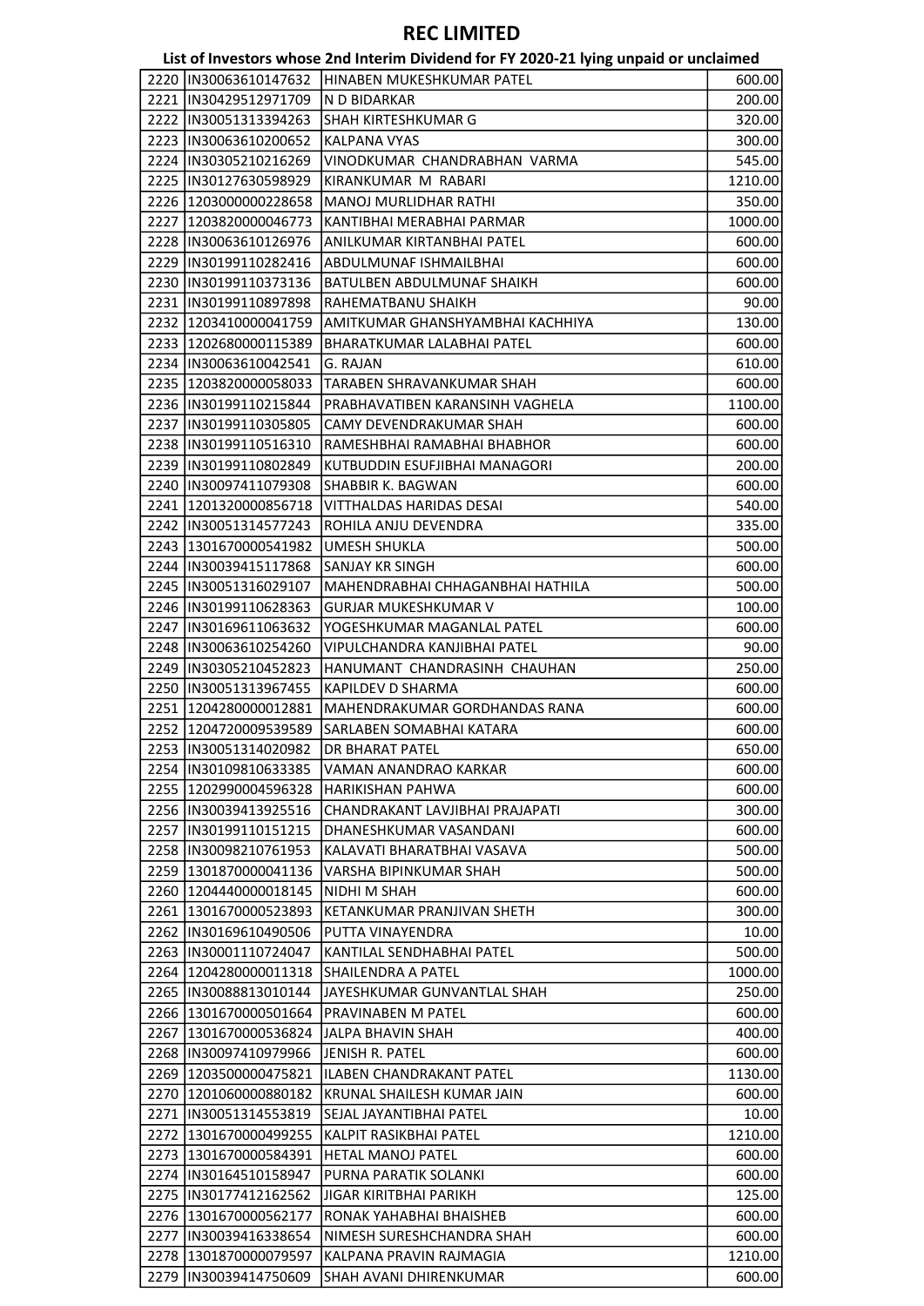# REC LIMITED

## List of Investors whose 2nd Interim Dividend for FY 2020-21 lying unpaid or unclaimed

| | | | |
|---|---|---|---|
| 2220 | IN30063610147632 | HINABEN MUKESHKUMAR PATEL | 600.00 |
| 2221 | IN30429512971709 | N D BIDARKAR | 200.00 |
| 2222 | IN30051313394263 | SHAH KIRTESHKUMAR G | 320.00 |
| 2223 | IN30063610200652 | KALPANA VYAS | 300.00 |
| 2224 | IN30305210216269 | VINODKUMAR CHANDRABHAN VARMA | 545.00 |
| 2225 | IN30127630598929 | KIRANKUMAR M RABARI | 1210.00 |
| 2226 | 1203000000228658 | MANOJ MURLIDHAR RATHI | 350.00 |
| 2227 | 1203820000046773 | KANTIBHAI MERABHAI PARMAR | 1000.00 |
| 2228 | IN30063610126976 | ANILKUMAR KIRTANBHAI PATEL | 600.00 |
| 2229 | IN30199110282416 | ABDULMUNAF ISHMAILBHAI | 600.00 |
| 2230 | IN30199110373136 | BATULBEN ABDULMUNAF SHAIKH | 600.00 |
| 2231 | IN30199110897898 | RAHEMATBANU SHAIKH | 90.00 |
| 2232 | 1203410000041759 | AMITKUMAR GHANSHYAMBHAI KACHHIYA | 130.00 |
| 2233 | 1202680000115389 | BHARATKUMAR LALABHAI PATEL | 600.00 |
| 2234 | IN30063610042541 | G. RAJAN | 610.00 |
| 2235 | 1203820000058033 | TARABEN SHRAVANKUMAR SHAH | 600.00 |
| 2236 | IN30199110215844 | PRABHAVATIBEN KARANSINH VAGHELA | 1100.00 |
| 2237 | IN30199110305805 | CAMY DEVENDRAKUMAR SHAH | 600.00 |
| 2238 | IN30199110516310 | RAMESHBHAI RAMABHAI BHABHOR | 600.00 |
| 2239 | IN30199110802849 | KUTBUDDIN ESUFJIBHAI MANAGORI | 200.00 |
| 2240 | IN30097411079308 | SHABBIR K. BAGWAN | 600.00 |
| 2241 | 1201320000856718 | VITTHALDAS HARIDAS DESAI | 540.00 |
| 2242 | IN30051314577243 | ROHILA ANJU DEVENDRA | 335.00 |
| 2243 | 1301670000541982 | UMESH SHUKLA | 500.00 |
| 2244 | IN30039415117868 | SANJAY KR SINGH | 600.00 |
| 2245 | IN30051316029107 | MAHENDRABHAI CHHAGANBHAI HATHILA | 500.00 |
| 2246 | IN30199110628363 | GURJAR MUKESHKUMAR V | 100.00 |
| 2247 | IN30169611063632 | YOGESHKUMAR MAGANLAL PATEL | 600.00 |
| 2248 | IN30063610254260 | VIPULCHANDRA KANJIBHAI PATEL | 90.00 |
| 2249 | IN30305210452823 | HANUMANT CHANDRASINH CHAUHAN | 250.00 |
| 2250 | IN30051313967455 | KAPILDEV D SHARMA | 600.00 |
| 2251 | 1204280000012881 | MAHENDRAKUMAR GORDHANDAS RANA | 600.00 |
| 2252 | 1204720009539589 | SARLABEN SOMABHAI KATARA | 600.00 |
| 2253 | IN30051314020982 | DR BHARAT PATEL | 650.00 |
| 2254 | IN30109810633385 | VAMAN ANANDRAO KARKAR | 600.00 |
| 2255 | 1202990004596328 | HARIKISHAN PAHWA | 600.00 |
| 2256 | IN30039413925516 | CHANDRAKANT LAVJIBHAI PRAJAPATI | 300.00 |
| 2257 | IN30199110151215 | DHANESHKUMAR VASANDANI | 600.00 |
| 2258 | IN30098210761953 | KALAVATI BHARATBHAI VASAVA | 500.00 |
| 2259 | 1301870000041136 | VARSHA BIPINKUMAR SHAH | 500.00 |
| 2260 | 1204440000018145 | NIDHI M SHAH | 600.00 |
| 2261 | 1301670000523893 | KETANKUMAR PRANJIVAN SHETH | 300.00 |
| 2262 | IN30169610490506 | PUTTA VINAYENDRA | 10.00 |
| 2263 | IN30001110724047 | KANTILAL SENDHABHAI PATEL | 500.00 |
| 2264 | 1204280000011318 | SHAILENDRA A PATEL | 1000.00 |
| 2265 | IN30088813010144 | JAYESHKUMAR GUNVANTLAL SHAH | 250.00 |
| 2266 | 1301670000501664 | PRAVINABEN M PATEL | 600.00 |
| 2267 | 1301670000536824 | JALPA BHAVIN SHAH | 400.00 |
| 2268 | IN30097410979966 | JENISH R. PATEL | 600.00 |
| 2269 | 1203500000475821 | ILABEN CHANDRAKANT PATEL | 1130.00 |
| 2270 | 1201060000880182 | KRUNAL SHAILESH KUMAR JAIN | 600.00 |
| 2271 | IN30051314553819 | SEJAL JAYANTIBHAI PATEL | 10.00 |
| 2272 | 1301670000499255 | KALPIT RASIKBHAI PATEL | 1210.00 |
| 2273 | 1301670000584391 | HETAL MANOJ PATEL | 600.00 |
| 2274 | IN30164510158947 | PURNA PARATIK SOLANKI | 600.00 |
| 2275 | IN30177412162562 | JIGAR KIRITBHAI PARIKH | 125.00 |
| 2276 | 1301670000562177 | RONAK YAHABHAI BHAISHEB | 600.00 |
| 2277 | IN30039416338654 | NIMESH SURESHCHANDRA SHAH | 600.00 |
| 2278 | 1301870000079597 | KALPANA PRAVIN RAJMAGIA | 1210.00 |
| 2279 | IN30039414750609 | SHAH AVANI DHIRENKUMAR | 600.00 |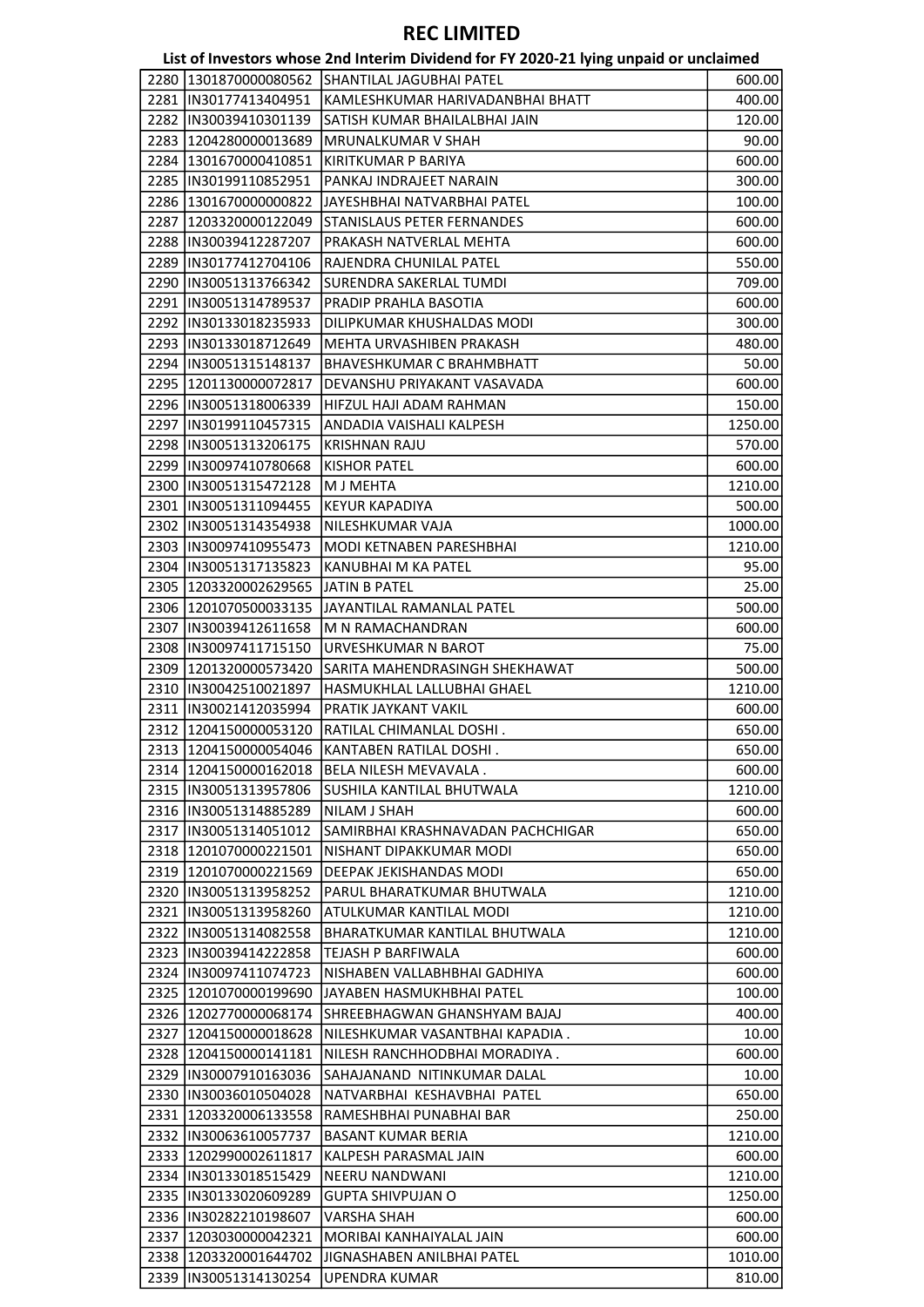# REC LIMITED

## List of Investors whose 2nd Interim Dividend for FY 2020-21 lying unpaid or unclaimed

| | | | |
|---|---|---|---|
| 2280 | 1301870000080562 | SHANTILAL JAGUBHAI PATEL | 600.00 |
| 2281 | IN30177413404951 | KAMLESHKUMAR HARIVADANBHAI BHATT | 400.00 |
| 2282 | IN30039410301139 | SATISH KUMAR BHAILALBHAI JAIN | 120.00 |
| 2283 | 1204280000013689 | MRUNALKUMAR V SHAH | 90.00 |
| 2284 | 1301670000410851 | KIRITKUMAR P BARIYA | 600.00 |
| 2285 | IN30199110852951 | PANKAJ INDRAJEET NARAIN | 300.00 |
| 2286 | 1301670000000822 | JAYESHBHAI NATVARBHAI PATEL | 100.00 |
| 2287 | 1203320000122049 | STANISLAUS PETER FERNANDES | 600.00 |
| 2288 | IN30039412287207 | PRAKASH NATVERLAL MEHTA | 600.00 |
| 2289 | IN30177412704106 | RAJENDRA CHUNILAL PATEL | 550.00 |
| 2290 | IN30051313766342 | SURENDRA SAKERLAL TUMDI | 709.00 |
| 2291 | IN30051314789537 | PRADIP PRAHLA BASOTIA | 600.00 |
| 2292 | IN30133018235933 | DILIPKUMAR KHUSHALDAS MODI | 300.00 |
| 2293 | IN30133018712649 | MEHTA URVASHIBEN PRAKASH | 480.00 |
| 2294 | IN30051315148137 | BHAVESHKUMAR C BRAHMBHATT | 50.00 |
| 2295 | 1201130000072817 | DEVANSHU PRIYAKANT VASAVADA | 600.00 |
| 2296 | IN30051318006339 | HIFZUL HAJI ADAM RAHMAN | 150.00 |
| 2297 | IN30199110457315 | ANDADIA VAISHALI KALPESH | 1250.00 |
| 2298 | IN30051313206175 | KRISHNAN RAJU | 570.00 |
| 2299 | IN30097410780668 | KISHOR PATEL | 600.00 |
| 2300 | IN30051315472128 | M J MEHTA | 1210.00 |
| 2301 | IN30051311094455 | KEYUR KAPADIYA | 500.00 |
| 2302 | IN30051314354938 | NILESHKUMAR VAJA | 1000.00 |
| 2303 | IN30097410955473 | MODI KETNABEN PARESHBHAI | 1210.00 |
| 2304 | IN30051317135823 | KANUBHAI M KA PATEL | 95.00 |
| 2305 | 1203320002629565 | JATIN B PATEL | 25.00 |
| 2306 | 1201070500033135 | JAYANTILAL RAMANLAL PATEL | 500.00 |
| 2307 | IN30039412611658 | M N RAMACHANDRAN | 600.00 |
| 2308 | IN30097411715150 | URVESHKUMAR N BAROT | 75.00 |
| 2309 | 1201320000573420 | SARITA MAHENDRASINGH SHEKHAWAT | 500.00 |
| 2310 | IN30042510021897 | HASMUKHLAL LALLUBHAI GHAEL | 1210.00 |
| 2311 | IN30021412035994 | PRATIK JAYKANT VAKIL | 600.00 |
| 2312 | 1204150000053120 | RATILAL CHIMANLAL DOSHI . | 650.00 |
| 2313 | 1204150000054046 | KANTABEN RATILAL DOSHI . | 650.00 |
| 2314 | 1204150000162018 | BELA NILESH MEVAVALA . | 600.00 |
| 2315 | IN30051313957806 | SUSHILA KANTILAL BHUTWALA | 1210.00 |
| 2316 | IN30051314885289 | NILAM J SHAH | 600.00 |
| 2317 | IN30051314051012 | SAMIRBHAI KRASHNAVADAN PACHCHIGAR | 650.00 |
| 2318 | 1201070000221501 | NISHANT DIPAKKUMAR MODI | 650.00 |
| 2319 | 1201070000221569 | DEEPAK JEKISHANDAS MODI | 650.00 |
| 2320 | IN30051313958252 | PARUL BHARATKUMAR BHUTWALA | 1210.00 |
| 2321 | IN30051313958260 | ATULKUMAR KANTILAL MODI | 1210.00 |
| 2322 | IN30051314082558 | BHARATKUMAR KANTILAL BHUTWALA | 1210.00 |
| 2323 | IN30039414222858 | TEJASH P BARFIWALA | 600.00 |
| 2324 | IN30097411074723 | NISHABEN VALLABHBHAI GADHIYA | 600.00 |
| 2325 | 1201070000199690 | JAYABEN HASMUKHBHAI PATEL | 100.00 |
| 2326 | 1202770000068174 | SHREEBHAGWAN GHANSHYAM BAJAJ | 400.00 |
| 2327 | 1204150000018628 | NILESHKUMAR VASANTBHAI KAPADIA . | 10.00 |
| 2328 | 1204150000141181 | NILESH RANCHHODBHAI MORADIYA . | 600.00 |
| 2329 | IN30007910163036 | SAHAJANAND NITINKUMAR DALAL | 10.00 |
| 2330 | IN30036010504028 | NATVARBHAI KESHAVBHAI PATEL | 650.00 |
| 2331 | 1203320006133558 | RAMESHBHAI PUNABHAI BAR | 250.00 |
| 2332 | IN30063610057737 | BASANT KUMAR BERIA | 1210.00 |
| 2333 | 1202990002611817 | KALPESH PARASMAL JAIN | 600.00 |
| 2334 | IN30133018515429 | NEERU NANDWANI | 1210.00 |
| 2335 | IN30133020609289 | GUPTA SHIVPUJAN O | 1250.00 |
| 2336 | IN30282210198607 | VARSHA SHAH | 600.00 |
| 2337 | 1203030000042321 | MORIBAI KANHAIYALAL JAIN | 600.00 |
| 2338 | 1203320001644702 | JIGNASHABEN ANILBHAI PATEL | 1010.00 |
| 2339 | IN30051314130254 | UPENDRA KUMAR | 810.00 |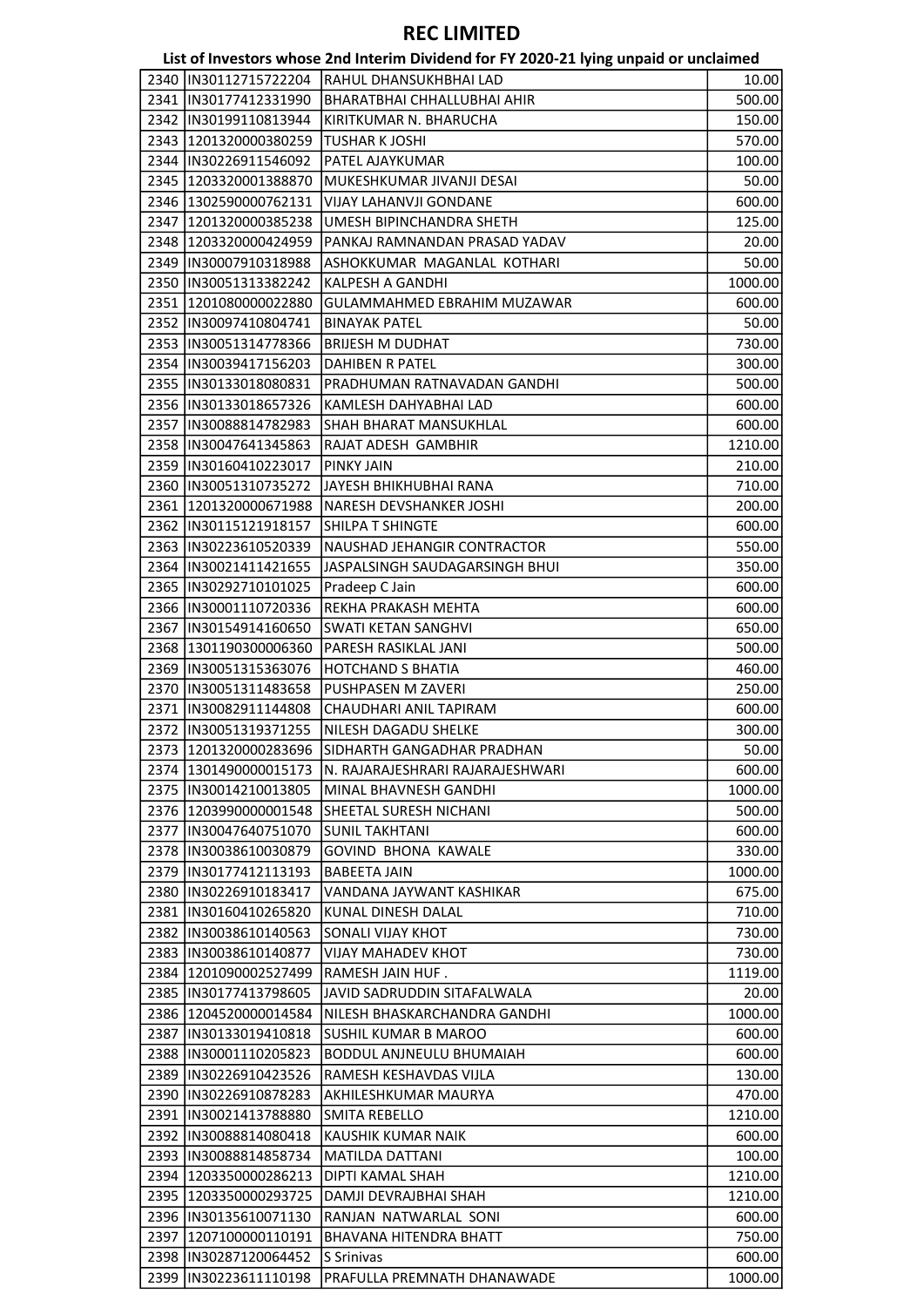# REC LIMITED

## List of Investors whose 2nd Interim Dividend for FY 2020-21 lying unpaid or unclaimed

| | | | |
|---|---|---|---|
| 2340 | IN30112715722204 | RAHUL DHANSUKHBHAI LAD | 10.00 |
| 2341 | IN30177412331990 | BHARATBHAI CHHALLUBHAI AHIR | 500.00 |
| 2342 | IN30199110813944 | KIRITKUMAR N. BHARUCHA | 150.00 |
| 2343 | 1201320000380259 | TUSHAR K JOSHI | 570.00 |
| 2344 | IN30226911546092 | PATEL AJAYKUMAR | 100.00 |
| 2345 | 1203320001388870 | MUKESHKUMAR JIVANJI DESAI | 50.00 |
| 2346 | 1302590000762131 | VIJAY LAHANVJI GONDANE | 600.00 |
| 2347 | 1201320000385238 | UMESH BIPINCHANDRA SHETH | 125.00 |
| 2348 | 1203320000424959 | PANKAJ RAMNANDAN PRASAD YADAV | 20.00 |
| 2349 | IN30007910318988 | ASHOKKUMAR MAGANLAL KOTHARI | 50.00 |
| 2350 | IN30051313382242 | KALPESH A GANDHI | 1000.00 |
| 2351 | 1201080000022880 | GULAMMAHMED EBRAHIM MUZAWAR | 600.00 |
| 2352 | IN30097410804741 | BINAYAK PATEL | 50.00 |
| 2353 | IN30051314778366 | BRIJESH M DUDHAT | 730.00 |
| 2354 | IN30039417156203 | DAHIBEN R PATEL | 300.00 |
| 2355 | IN30133018080831 | PRADHUMAN RATNAVADAN GANDHI | 500.00 |
| 2356 | IN30133018657326 | KAMLESH DAHYABHAI LAD | 600.00 |
| 2357 | IN30088814782983 | SHAH BHARAT MANSUKHLAL | 600.00 |
| 2358 | IN30047641345863 | RAJAT ADESH GAMBHIR | 1210.00 |
| 2359 | IN30160410223017 | PINKY JAIN | 210.00 |
| 2360 | IN30051310735272 | JAYESH BHIKHUBHAI RANA | 710.00 |
| 2361 | 1201320000671988 | NARESH DEVSHANKER JOSHI | 200.00 |
| 2362 | IN30115121918157 | SHILPA T SHINGTE | 600.00 |
| 2363 | IN30223610520339 | NAUSHAD JEHANGIR CONTRACTOR | 550.00 |
| 2364 | IN30021411421655 | JASPALSINGH SAUDAGARSINGH BHUI | 350.00 |
| 2365 | IN30292710101025 | Pradeep C Jain | 600.00 |
| 2366 | IN30001110720336 | REKHA PRAKASH MEHTA | 600.00 |
| 2367 | IN30154914160650 | SWATI KETAN SANGHVI | 650.00 |
| 2368 | 1301190300006360 | PARESH RASIKLAL JANI | 500.00 |
| 2369 | IN30051315363076 | HOTCHAND S BHATIA | 460.00 |
| 2370 | IN30051311483658 | PUSHPASEN M ZAVERI | 250.00 |
| 2371 | IN30082911144808 | CHAUDHARI ANIL TAPIRAM | 600.00 |
| 2372 | IN30051319371255 | NILESH DAGADU SHELKE | 300.00 |
| 2373 | 1201320000283696 | SIDHARTH GANGADHAR PRADHAN | 50.00 |
| 2374 | 1301490000015173 | N. RAJARAJESHRARI RAJARAJESHWARI | 600.00 |
| 2375 | IN30014210013805 | MINAL BHAVNESH GANDHI | 1000.00 |
| 2376 | 1203990000001548 | SHEETAL SURESH NICHANI | 500.00 |
| 2377 | IN30047640751070 | SUNIL TAKHTANI | 600.00 |
| 2378 | IN30038610030879 | GOVIND BHONA KAWALE | 330.00 |
| 2379 | IN30177412113193 | BABEETA JAIN | 1000.00 |
| 2380 | IN30226910183417 | VANDANA JAYWANT KASHIKAR | 675.00 |
| 2381 | IN30160410265820 | KUNAL DINESH DALAL | 710.00 |
| 2382 | IN30038610140563 | SONALI VIJAY KHOT | 730.00 |
| 2383 | IN30038610140877 | VIJAY MAHADEV KHOT | 730.00 |
| 2384 | 1201090002527499 | RAMESH JAIN HUF . | 1119.00 |
| 2385 | IN30177413798605 | JAVID SADRUDDIN SITAFALWALA | 20.00 |
| 2386 | 1204520000014584 | NILESH BHASKARCHANDRA GANDHI | 1000.00 |
| 2387 | IN30133019410818 | SUSHIL KUMAR B MAROO | 600.00 |
| 2388 | IN30001110205823 | BODDUL ANJNEULU BHUMAIAH | 600.00 |
| 2389 | IN30226910423526 | RAMESH KESHAVDAS VIJLA | 130.00 |
| 2390 | IN30226910878283 | AKHILESHKUMAR MAURYA | 470.00 |
| 2391 | IN30021413788880 | SMITA REBELLO | 1210.00 |
| 2392 | IN30088814080418 | KAUSHIK KUMAR NAIK | 600.00 |
| 2393 | IN30088814858734 | MATILDA DATTANI | 100.00 |
| 2394 | 1203350000286213 | DIPTI KAMAL SHAH | 1210.00 |
| 2395 | 1203350000293725 | DAMJI DEVRAJBHAI SHAH | 1210.00 |
| 2396 | IN30135610071130 | RANJAN NATWARLAL SONI | 600.00 |
| 2397 | 1207100000110191 | BHAVANA HITENDRA BHATT | 750.00 |
| 2398 | IN30287120064452 | S Srinivas | 600.00 |
| 2399 | IN30223611110198 | PRAFULLA PREMNATH DHANAWADE | 1000.00 |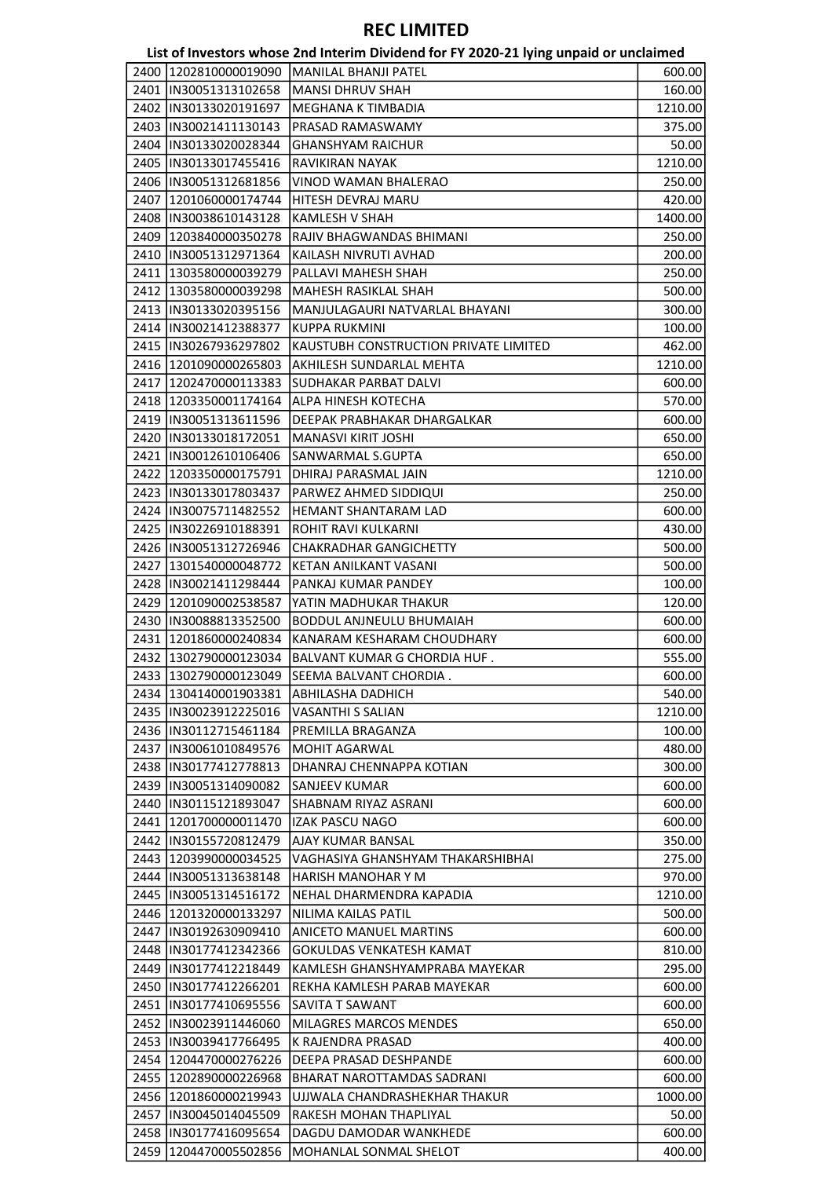# REC LIMITED

## List of Investors whose 2nd Interim Dividend for FY 2020-21 lying unpaid or unclaimed

| | | | |
|---|---|---|---|
| 2400 | 1202810000019090 | MANILAL BHANJI PATEL | 600.00 |
| 2401 | IN30051313102658 | MANSI DHRUV SHAH | 160.00 |
| 2402 | IN30133020191697 | MEGHANA K TIMBADIA | 1210.00 |
| 2403 | IN30021411130143 | PRASAD RAMASWAMY | 375.00 |
| 2404 | IN30133020028344 | GHANSHYAM RAICHUR | 50.00 |
| 2405 | IN30133017455416 | RAVIKIRAN NAYAK | 1210.00 |
| 2406 | IN30051312681856 | VINOD WAMAN BHALERAO | 250.00 |
| 2407 | 1201060000174744 | HITESH DEVRAJ MARU | 420.00 |
| 2408 | IN30038610143128 | KAMLESH V SHAH | 1400.00 |
| 2409 | 1203840000350278 | RAJIV BHAGWANDAS BHIMANI | 250.00 |
| 2410 | IN30051312971364 | KAILASH NIVRUTI AVHAD | 200.00 |
| 2411 | 1303580000039279 | PALLAVI MAHESH SHAH | 250.00 |
| 2412 | 1303580000039298 | MAHESH RASIKLAL SHAH | 500.00 |
| 2413 | IN30133020395156 | MANJULAGAURI NATVARLAL BHAYANI | 300.00 |
| 2414 | IN30021412388377 | KUPPA RUKMINI | 100.00 |
| 2415 | IN30267936297802 | KAUSTUBH CONSTRUCTION PRIVATE LIMITED | 462.00 |
| 2416 | 1201090000265803 | AKHILESH SUNDARLAL MEHTA | 1210.00 |
| 2417 | 1202470000113383 | SUDHAKAR PARBAT DALVI | 600.00 |
| 2418 | 1203350001174164 | ALPA HINESH KOTECHA | 570.00 |
| 2419 | IN30051313611596 | DEEPAK PRABHAKAR DHARGALKAR | 600.00 |
| 2420 | IN30133018172051 | MANASVI KIRIT JOSHI | 650.00 |
| 2421 | IN30012610106406 | SANWARMAL S.GUPTA | 650.00 |
| 2422 | 1203350000175791 | DHIRAJ PARASMAL JAIN | 1210.00 |
| 2423 | IN30133017803437 | PARWEZ AHMED SIDDIQUI | 250.00 |
| 2424 | IN30075711482552 | HEMANT SHANTARAM LAD | 600.00 |
| 2425 | IN30226910188391 | ROHIT RAVI KULKARNI | 430.00 |
| 2426 | IN30051312726946 | CHAKRADHAR GANGICHETTY | 500.00 |
| 2427 | 1301540000048772 | KETAN ANILKANT VASANI | 500.00 |
| 2428 | IN30021411298444 | PANKAJ KUMAR PANDEY | 100.00 |
| 2429 | 1201090002538587 | YATIN MADHUKAR THAKUR | 120.00 |
| 2430 | IN30088813352500 | BODDUL ANJNEULU BHUMAIAH | 600.00 |
| 2431 | 1201860000240834 | KANARAM KESHARAM CHOUDHARY | 600.00 |
| 2432 | 1302790000123034 | BALVANT KUMAR G CHORDIA HUF . | 555.00 |
| 2433 | 1302790000123049 | SEEMA BALVANT CHORDIA . | 600.00 |
| 2434 | 1304140001903381 | ABHILASHA DADHICH | 540.00 |
| 2435 | IN30023912225016 | VASANTHI S SALIAN | 1210.00 |
| 2436 | IN30112715461184 | PREMILLA BRAGANZA | 100.00 |
| 2437 | IN30061010849576 | MOHIT AGARWAL | 480.00 |
| 2438 | IN30177412778813 | DHANRAJ CHENNAPPA KOTIAN | 300.00 |
| 2439 | IN30051314090082 | SANJEEV KUMAR | 600.00 |
| 2440 | IN30115121893047 | SHABNAM RIYAZ ASRANI | 600.00 |
| 2441 | 1201700000011470 | IZAK PASCU NAGO | 600.00 |
| 2442 | IN30155720812479 | AJAY KUMAR BANSAL | 350.00 |
| 2443 | 1203990000034525 | VAGHASIYA GHANSHYAM THAKARSHIBHAI | 275.00 |
| 2444 | IN30051313638148 | HARISH MANOHAR Y M | 970.00 |
| 2445 | IN30051314516172 | NEHAL DHARMENDRA KAPADIA | 1210.00 |
| 2446 | 1201320000133297 | NILIMA KAILAS PATIL | 500.00 |
| 2447 | IN30192630909410 | ANICETO MANUEL MARTINS | 600.00 |
| 2448 | IN30177412342366 | GOKULDAS VENKATESH KAMAT | 810.00 |
| 2449 | IN30177412218449 | KAMLESH GHANSHYAMPRABA MAYEKAR | 295.00 |
| 2450 | IN30177412266201 | REKHA KAMLESH PARAB MAYEKAR | 600.00 |
| 2451 | IN30177410695556 | SAVITA T SAWANT | 600.00 |
| 2452 | IN30023911446060 | MILAGRES MARCOS MENDES | 650.00 |
| 2453 | IN30039417766495 | K RAJENDRA PRASAD | 400.00 |
| 2454 | 1204470000276226 | DEEPA PRASAD DESHPANDE | 600.00 |
| 2455 | 1202890000226968 | BHARAT NAROTTAMDAS SADRANI | 600.00 |
| 2456 | 1201860000219943 | UJJWALA CHANDRASHEKHAR THAKUR | 1000.00 |
| 2457 | IN30045014045509 | RAKESH MOHAN THAPLIYAL | 50.00 |
| 2458 | IN30177416095654 | DAGDU DAMODAR WANKHEDE | 600.00 |
| 2459 | 1204470005502856 | MOHANLAL SONMAL SHELOT | 400.00 |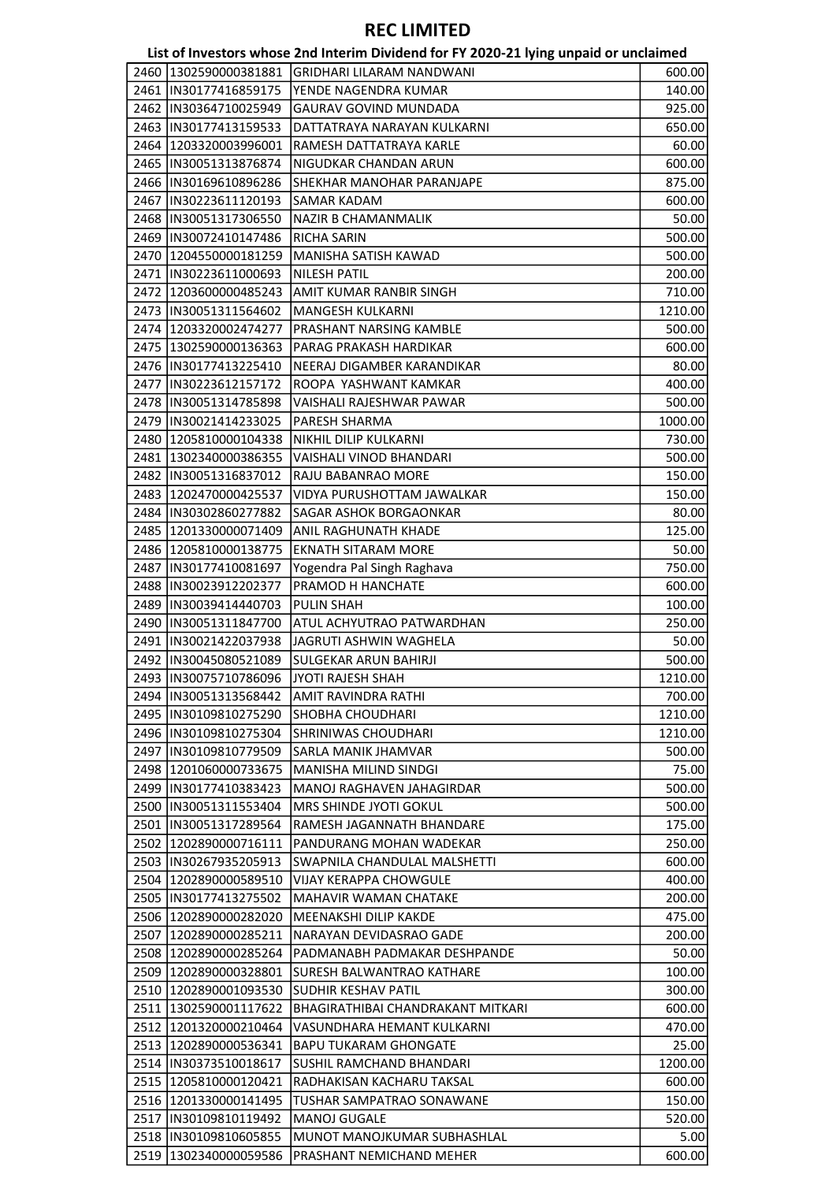# REC LIMITED

## List of Investors whose 2nd Interim Dividend for FY 2020-21 lying unpaid or unclaimed

| | | | |
|---|---|---|---|
| 2460 | 1302590000381881 | GRIDHARI LILARAM NANDWANI | 600.00 |
| 2461 | IN30177416859175 | YENDE NAGENDRA KUMAR | 140.00 |
| 2462 | IN30364710025949 | GAURAV GOVIND MUNDADA | 925.00 |
| 2463 | IN30177413159533 | DATTATRAYA NARAYAN KULKARNI | 650.00 |
| 2464 | 1203320003996001 | RAMESH DATTATRAYA KARLE | 60.00 |
| 2465 | IN30051313876874 | NIGUDKAR CHANDAN ARUN | 600.00 |
| 2466 | IN30169610896286 | SHEKHAR MANOHAR PARANJAPE | 875.00 |
| 2467 | IN30223611120193 | SAMAR KADAM | 600.00 |
| 2468 | IN30051317306550 | NAZIR B CHAMANMALIK | 50.00 |
| 2469 | IN30072410147486 | RICHA SARIN | 500.00 |
| 2470 | 1204550000181259 | MANISHA SATISH KAWAD | 500.00 |
| 2471 | IN30223611000693 | NILESH PATIL | 200.00 |
| 2472 | 1203600000485243 | AMIT KUMAR RANBIR SINGH | 710.00 |
| 2473 | IN30051311564602 | MANGESH KULKARNI | 1210.00 |
| 2474 | 1203320002474277 | PRASHANT NARSING KAMBLE | 500.00 |
| 2475 | 1302590000136363 | PARAG PRAKASH HARDIKAR | 600.00 |
| 2476 | IN30177413225410 | NEERAJ DIGAMBER KARANDIKAR | 80.00 |
| 2477 | IN30223612157172 | ROOPA YASHWANT KAMKAR | 400.00 |
| 2478 | IN30051314785898 | VAISHALI RAJESHWAR PAWAR | 500.00 |
| 2479 | IN30021414233025 | PARESH SHARMA | 1000.00 |
| 2480 | 1205810000104338 | NIKHIL DILIP KULKARNI | 730.00 |
| 2481 | 1302340000386355 | VAISHALI VINOD BHANDARI | 500.00 |
| 2482 | IN30051316837012 | RAJU BABANRAO MORE | 150.00 |
| 2483 | 1202470000425537 | VIDYA PURUSHOTTAM JAWALKAR | 150.00 |
| 2484 | IN30302860277882 | SAGAR ASHOK BORGAONKAR | 80.00 |
| 2485 | 1201330000071409 | ANIL RAGHUNATH KHADE | 125.00 |
| 2486 | 1205810000138775 | EKNATH SITARAM MORE | 50.00 |
| 2487 | IN30177410081697 | Yogendra Pal Singh Raghava | 750.00 |
| 2488 | IN30023912202377 | PRAMOD H HANCHATE | 600.00 |
| 2489 | IN30039414440703 | PULIN SHAH | 100.00 |
| 2490 | IN30051311847700 | ATUL ACHYUTRAO PATWARDHAN | 250.00 |
| 2491 | IN30021422037938 | JAGRUTI ASHWIN WAGHELA | 50.00 |
| 2492 | IN30045080521089 | SULGEKAR ARUN BAHIRJI | 500.00 |
| 2493 | IN30075710786096 | JYOTI RAJESH SHAH | 1210.00 |
| 2494 | IN30051313568442 | AMIT RAVINDRA RATHI | 700.00 |
| 2495 | IN30109810275290 | SHOBHA CHOUDHARI | 1210.00 |
| 2496 | IN30109810275304 | SHRINIWAS CHOUDHARI | 1210.00 |
| 2497 | IN30109810779509 | SARLA MANIK JHAMVAR | 500.00 |
| 2498 | 1201060000733675 | MANISHA MILIND SINDGI | 75.00 |
| 2499 | IN30177410383423 | MANOJ RAGHAVEN JAHAGIRDAR | 500.00 |
| 2500 | IN30051311553404 | MRS SHINDE JYOTI GOKUL | 500.00 |
| 2501 | IN30051317289564 | RAMESH JAGANNATH BHANDARE | 175.00 |
| 2502 | 1202890000716111 | PANDURANG MOHAN WADEKAR | 250.00 |
| 2503 | IN30267935205913 | SWAPNILA CHANDULAL MALSHETTI | 600.00 |
| 2504 | 1202890000589510 | VIJAY KERAPPA CHOWGULE | 400.00 |
| 2505 | IN30177413275502 | MAHAVIR WAMAN CHATAKE | 200.00 |
| 2506 | 1202890000282020 | MEENAKSHI DILIP KAKDE | 475.00 |
| 2507 | 1202890000285211 | NARAYAN DEVIDASRAO GADE | 200.00 |
| 2508 | 1202890000285264 | PADMANABH PADMAKAR DESHPANDE | 50.00 |
| 2509 | 1202890000328801 | SURESH BALWANTRAO KATHARE | 100.00 |
| 2510 | 1202890001093530 | SUDHIR KESHAV PATIL | 300.00 |
| 2511 | 1302590001117622 | BHAGIRATHIBAI CHANDRAKANT MITKARI | 600.00 |
| 2512 | 1201320000210464 | VASUNDHARA HEMANT KULKARNI | 470.00 |
| 2513 | 1202890000536341 | BAPU TUKARAM GHONGATE | 25.00 |
| 2514 | IN30373510018617 | SUSHIL RAMCHAND BHANDARI | 1200.00 |
| 2515 | 1205810000120421 | RADHAKISAN KACHARU TAKSAL | 600.00 |
| 2516 | 1201330000141495 | TUSHAR SAMPATRAO SONAWANE | 150.00 |
| 2517 | IN30109810119492 | MANOJ GUGALE | 520.00 |
| 2518 | IN30109810605855 | MUNOT MANOJKUMAR SUBHASHLAL | 5.00 |
| 2519 | 1302340000059586 | PRASHANT NEMICHAND MEHER | 600.00 |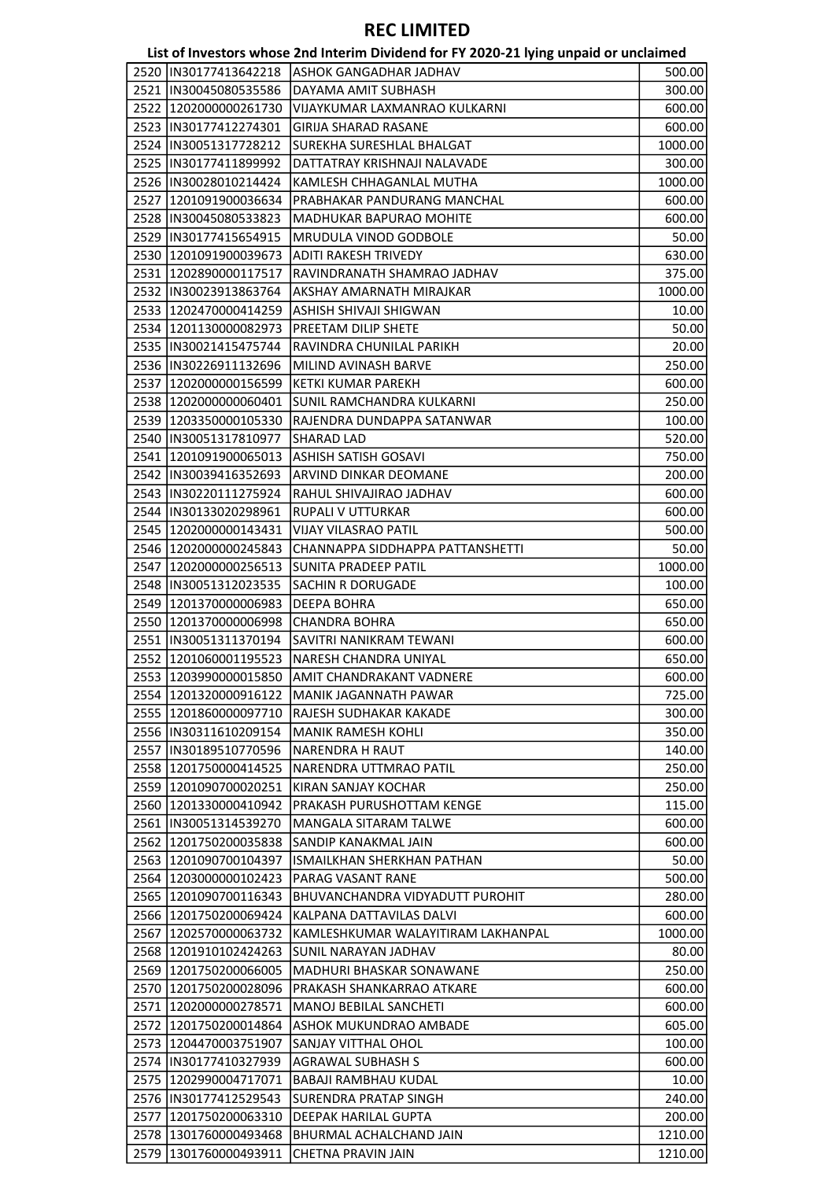# REC LIMITED

## List of Investors whose 2nd Interim Dividend for FY 2020-21 lying unpaid or unclaimed

| | | | |
|---|---|---|---|
| 2520 | IN30177413642218 | ASHOK GANGADHAR JADHAV | 500.00 |
| 2521 | IN30045080535586 | DAYAMA AMIT SUBHASH | 300.00 |
| 2522 | 1202000000261730 | VIJAYKUMAR LAXMANRAO KULKARNI | 600.00 |
| 2523 | IN30177412274301 | GIRIJA SHARAD RASANE | 600.00 |
| 2524 | IN30051317728212 | SUREKHA SURESHLAL BHALGAT | 1000.00 |
| 2525 | IN30177411899992 | DATTATRAY KRISHNAJI NALAVADE | 300.00 |
| 2526 | IN30028010214424 | KAMLESH CHHAGANLAL MUTHA | 1000.00 |
| 2527 | 1201091900036634 | PRABHAKAR PANDURANG MANCHAL | 600.00 |
| 2528 | IN30045080533823 | MADHUKAR BAPURAO MOHITE | 600.00 |
| 2529 | IN30177415654915 | MRUDULA VINOD GODBOLE | 50.00 |
| 2530 | 1201091900039673 | ADITI RAKESH TRIVEDY | 630.00 |
| 2531 | 1202890000117517 | RAVINDRANATH SHAMRAO JADHAV | 375.00 |
| 2532 | IN30023913863764 | AKSHAY AMARNATH MIRAJKAR | 1000.00 |
| 2533 | 1202470000414259 | ASHISH SHIVAJI SHIGWAN | 10.00 |
| 2534 | 1201130000082973 | PREETAM DILIP SHETE | 50.00 |
| 2535 | IN30021415475744 | RAVINDRA CHUNILAL PARIKH | 20.00 |
| 2536 | IN30226911132696 | MILIND AVINASH BARVE | 250.00 |
| 2537 | 1202000000156599 | KETKI KUMAR PAREKH | 600.00 |
| 2538 | 1202000000060401 | SUNIL RAMCHANDRA KULKARNI | 250.00 |
| 2539 | 1203350000105330 | RAJENDRA DUNDAPPA SATANWAR | 100.00 |
| 2540 | IN30051317810977 | SHARAD LAD | 520.00 |
| 2541 | 1201091900065013 | ASHISH SATISH GOSAVI | 750.00 |
| 2542 | IN30039416352693 | ARVIND DINKAR DEOMANE | 200.00 |
| 2543 | IN30220111275924 | RAHUL SHIVAJIRAO JADHAV | 600.00 |
| 2544 | IN30133020298961 | RUPALI V UTTURKAR | 600.00 |
| 2545 | 1202000000143431 | VIJAY VILASRAO PATIL | 500.00 |
| 2546 | 1202000000245843 | CHANNAPPA SIDDHAPPA PATTANSHETTI | 50.00 |
| 2547 | 1202000000256513 | SUNITA PRADEEP PATIL | 1000.00 |
| 2548 | IN30051312023535 | SACHIN R DORUGADE | 100.00 |
| 2549 | 1201370000006983 | DEEPA BOHRA | 650.00 |
| 2550 | 1201370000006998 | CHANDRA BOHRA | 650.00 |
| 2551 | IN30051311370194 | SAVITRI NANIKRAM TEWANI | 600.00 |
| 2552 | 1201060001195523 | NARESH CHANDRA UNIYAL | 650.00 |
| 2553 | 1203990000015850 | AMIT CHANDRAKANT VADNERE | 600.00 |
| 2554 | 1201320000916122 | MANIK JAGANNATH PAWAR | 725.00 |
| 2555 | 1201860000097710 | RAJESH SUDHAKAR KAKADE | 300.00 |
| 2556 | IN30311610209154 | MANIK RAMESH KOHLI | 350.00 |
| 2557 | IN30189510770596 | NARENDRA H RAUT | 140.00 |
| 2558 | 1201750000414525 | NARENDRA UTTMRAO PATIL | 250.00 |
| 2559 | 1201090700020251 | KIRAN SANJAY KOCHAR | 250.00 |
| 2560 | 1201330000410942 | PRAKASH PURUSHOTTAM KENGE | 115.00 |
| 2561 | IN30051314539270 | MANGALA SITARAM TALWE | 600.00 |
| 2562 | 1201750200035838 | SANDIP KANAKMAL JAIN | 600.00 |
| 2563 | 1201090700104397 | ISMAILKHAN SHERKHAN PATHAN | 50.00 |
| 2564 | 1203000000102423 | PARAG VASANT RANE | 500.00 |
| 2565 | 1201090700116343 | BHUVANCHANDRA VIDYADUTT PUROHIT | 280.00 |
| 2566 | 1201750200069424 | KALPANA DATTAVILAS DALVI | 600.00 |
| 2567 | 1202570000063732 | KAMLESHKUMAR WALAYITIRAM LAKHANPAL | 1000.00 |
| 2568 | 1201910102424263 | SUNIL NARAYAN JADHAV | 80.00 |
| 2569 | 1201750200066005 | MADHURI BHASKAR SONAWANE | 250.00 |
| 2570 | 1201750200028096 | PRAKASH SHANKARRAO ATKARE | 600.00 |
| 2571 | 1202000000278571 | MANOJ BEBILAL SANCHETI | 600.00 |
| 2572 | 1201750200014864 | ASHOK MUKUNDRAO AMBADE | 605.00 |
| 2573 | 1204470003751907 | SANJAY VITTHAL OHOL | 100.00 |
| 2574 | IN30177410327939 | AGRAWAL SUBHASH S | 600.00 |
| 2575 | 1202990004717071 | BABAJI RAMBHAU KUDAL | 10.00 |
| 2576 | IN30177412529543 | SURENDRA PRATAP SINGH | 240.00 |
| 2577 | 1201750200063310 | DEEPAK HARILAL GUPTA | 200.00 |
| 2578 | 1301760000493468 | BHURMAL ACHALCHAND JAIN | 1210.00 |
| 2579 | 1301760000493911 | CHETNA PRAVIN JAIN | 1210.00 |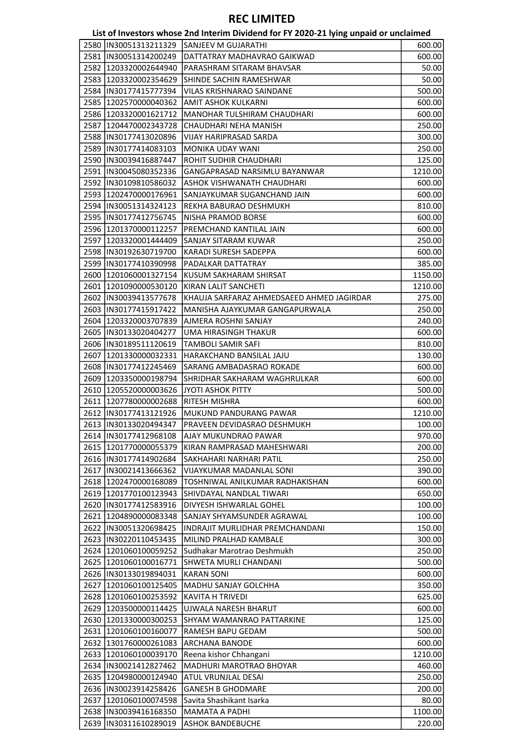# REC LIMITED

## List of Investors whose 2nd Interim Dividend for FY 2020-21 lying unpaid or unclaimed

| | | | |
|---|---|---|---|
| 2580 | IN30051313211329 | SANJEEV M GUJARATHI | 600.00 |
| 2581 | IN30051314200249 | DATTATRAY MADHAVRAO GAIKWAD | 600.00 |
| 2582 | 1203320002644940 | PARASHRAM SITARAM BHAVSAR | 50.00 |
| 2583 | 1203320002354629 | SHINDE SACHIN RAMESHWAR | 50.00 |
| 2584 | IN30177415777394 | VILAS KRISHNARAO SAINDANE | 500.00 |
| 2585 | 1202570000040362 | AMIT ASHOK KULKARNI | 600.00 |
| 2586 | 1203320001621712 | MANOHAR TULSHIRAM CHAUDHARI | 600.00 |
| 2587 | 1204470002343728 | CHAUDHARI NEHA MANISH | 250.00 |
| 2588 | IN30177413020896 | VIJAY HARIPRASAD SARDA | 300.00 |
| 2589 | IN30177414083103 | MONIKA UDAY WANI | 250.00 |
| 2590 | IN30039416887447 | ROHIT SUDHIR CHAUDHARI | 125.00 |
| 2591 | IN30045080352336 | GANGAPRASAD NARSIMLU BAYANWAR | 1210.00 |
| 2592 | IN30109810586032 | ASHOK VISHWANATH CHAUDHARI | 600.00 |
| 2593 | 1202470000176961 | SANJAYKUMAR SUGANCHAND JAIN | 600.00 |
| 2594 | IN30051314324123 | REKHA BABURAO DESHMUKH | 810.00 |
| 2595 | IN30177412756745 | NISHA PRAMOD BORSE | 600.00 |
| 2596 | 1201370000112257 | PREMCHAND KANTILAL JAIN | 600.00 |
| 2597 | 1203320001444409 | SANJAY SITARAM KUWAR | 250.00 |
| 2598 | IN30192630719700 | KARADI SURESH SADEPPA | 600.00 |
| 2599 | IN30177410390998 | PADALKAR DATTATRAY | 385.00 |
| 2600 | 1201060001327154 | KUSUM SAKHARAM SHIRSAT | 1150.00 |
| 2601 | 1201090000530120 | KIRAN LALIT SANCHETI | 1210.00 |
| 2602 | IN30039413577678 | KHAUJA SARFARAZ AHMEDSAEED AHMED JAGIRDAR | 275.00 |
| 2603 | IN30177415917422 | MANISHA AJAYKUMAR GANGAPURWALA | 250.00 |
| 2604 | 1203320003707839 | AJMERA ROSHNI SANJAY | 240.00 |
| 2605 | IN30133020404277 | UMA HIRASINGH THAKUR | 600.00 |
| 2606 | IN30189511120619 | TAMBOLI SAMIR SAFI | 810.00 |
| 2607 | 1201330000032331 | HARAKCHAND BANSILAL JAJU | 130.00 |
| 2608 | IN30177412245469 | SARANG AMBADASRAO ROKADE | 600.00 |
| 2609 | 1203350000198794 | SHRIDHAR SAKHARAM WAGHRULKAR | 600.00 |
| 2610 | 1205520000003626 | JYOTI ASHOK PITTY | 500.00 |
| 2611 | 1207780000002688 | RITESH MISHRA | 600.00 |
| 2612 | IN30177413121926 | MUKUND PANDURANG PAWAR | 1210.00 |
| 2613 | IN30133020494347 | PRAVEEN DEVIDASRAO DESHMUKH | 100.00 |
| 2614 | IN30177412968108 | AJAY MUKUNDRAO PAWAR | 970.00 |
| 2615 | 1201770000055379 | KIRAN RAMPRASAD MAHESHWARI | 200.00 |
| 2616 | IN30177414902684 | SAKHAHARI NARHARI PATIL | 250.00 |
| 2617 | IN30021413666362 | VIJAYKUMAR MADANLAL SONI | 390.00 |
| 2618 | 1202470000168089 | TOSHNIWAL ANILKUMAR RADHAKISHAN | 600.00 |
| 2619 | 1201770100123943 | SHIVDAYAL NANDLAL TIWARI | 650.00 |
| 2620 | IN30177412583916 | DIVYESH ISHWARLAL GOHEL | 100.00 |
| 2621 | 1204890000083348 | SANJAY SHYAMSUNDER AGRAWAL | 100.00 |
| 2622 | IN30051320698425 | INDRAJIT MURLIDHAR PREMCHANDANI | 150.00 |
| 2623 | IN30220110453435 | MILIND PRALHAD KAMBALE | 300.00 |
| 2624 | 1201060100059252 | Sudhakar Marotrao Deshmukh | 250.00 |
| 2625 | 1201060100016771 | SHWETA MURLI CHANDANI | 500.00 |
| 2626 | IN30133019894031 | KARAN SONI | 600.00 |
| 2627 | 1201060100125405 | MADHU SANJAY GOLCHHA | 350.00 |
| 2628 | 1201060100253592 | KAVITA H TRIVEDI | 625.00 |
| 2629 | 1203500000114425 | UJWALA NARESH BHARUT | 600.00 |
| 2630 | 1201330000300253 | SHYAM WAMANRAO PATTARKINE | 125.00 |
| 2631 | 1201060100160077 | RAMESH BAPU GEDAM | 500.00 |
| 2632 | 1301760000261083 | ARCHANA BANODE | 600.00 |
| 2633 | 1201060100039170 | Reena kishor Chhangani | 1210.00 |
| 2634 | IN30021412827462 | MADHURI MAROTRAO BHOYAR | 460.00 |
| 2635 | 1204980000124940 | ATUL VRUNJLAL DESAI | 250.00 |
| 2636 | IN30023914258426 | GANESH B GHODMARE | 200.00 |
| 2637 | 1201060100074598 | Savita Shashikant Isarka | 80.00 |
| 2638 | IN30039416168350 | MAMATA A PADHI | 1100.00 |
| 2639 | IN30311610289019 | ASHOK BANDEBUCHE | 220.00 |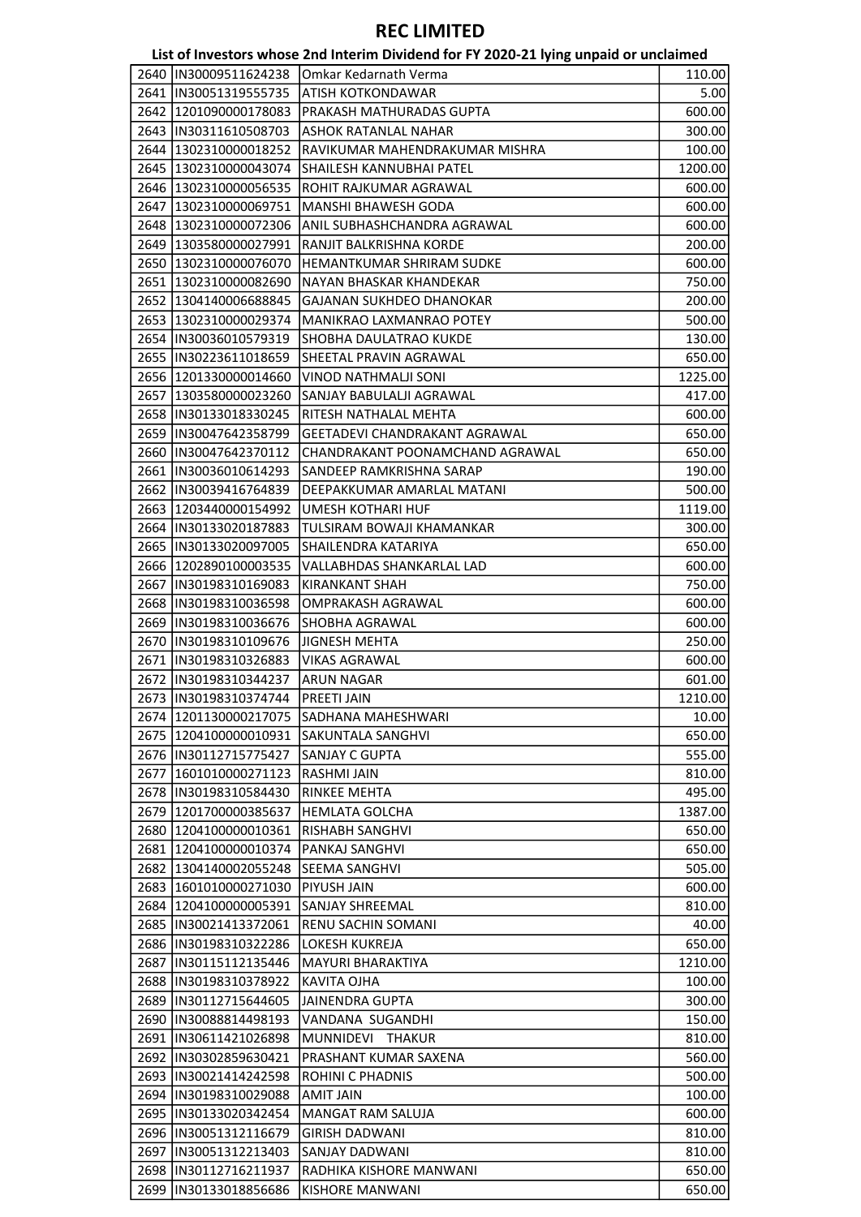# REC LIMITED

## List of Investors whose 2nd Interim Dividend for FY 2020-21 lying unpaid or unclaimed

| | | | |
|---|---|---|---|
| 2640 | IN30009511624238 | Omkar Kedarnath Verma | 110.00 |
| 2641 | IN30051319555735 | ATISH KOTKONDAWAR | 5.00 |
| 2642 | 1201090000178083 | PRAKASH MATHURADAS GUPTA | 600.00 |
| 2643 | IN30311610508703 | ASHOK RATANLAL NAHAR | 300.00 |
| 2644 | 1302310000018252 | RAVIKUMAR MAHENDRAKUMAR MISHRA | 100.00 |
| 2645 | 1302310000043074 | SHAILESH KANNUBHAI PATEL | 1200.00 |
| 2646 | 1302310000056535 | ROHIT RAJKUMAR AGRAWAL | 600.00 |
| 2647 | 1302310000069751 | MANSHI BHAWESH GODA | 600.00 |
| 2648 | 1302310000072306 | ANIL SUBHASHCHANDRA AGRAWAL | 600.00 |
| 2649 | 1303580000027991 | RANJIT BALKRISHNA KORDE | 200.00 |
| 2650 | 1302310000076070 | HEMANTKUMAR SHRIRAM SUDKE | 600.00 |
| 2651 | 1302310000082690 | NAYAN BHASKAR KHANDEKAR | 750.00 |
| 2652 | 1304140006688845 | GAJANAN SUKHDEO DHANOKAR | 200.00 |
| 2653 | 1302310000029374 | MANIKRAO LAXMANRAO POTEY | 500.00 |
| 2654 | IN30036010579319 | SHOBHA DAULATRAO KUKDE | 130.00 |
| 2655 | IN30223611018659 | SHEETAL PRAVIN AGRAWAL | 650.00 |
| 2656 | 1201330000014660 | VINOD NATHMALJI SONI | 1225.00 |
| 2657 | 1303580000023260 | SANJAY BABULALJI AGRAWAL | 417.00 |
| 2658 | IN30133018330245 | RITESH NATHALAL MEHTA | 600.00 |
| 2659 | IN30047642358799 | GEETADEVI CHANDRAKANT AGRAWAL | 650.00 |
| 2660 | IN30047642370112 | CHANDRAKANT POONAMCHAND AGRAWAL | 650.00 |
| 2661 | IN30036010614293 | SANDEEP RAMKRISHNA SARAP | 190.00 |
| 2662 | IN30039416764839 | DEEPAKKUMAR AMARLAL MATANI | 500.00 |
| 2663 | 1203440000154992 | UMESH KOTHARI HUF | 1119.00 |
| 2664 | IN30133020187883 | TULSIRAM BOWAJI KHAMANKAR | 300.00 |
| 2665 | IN30133020097005 | SHAILENDRA KATARIYA | 650.00 |
| 2666 | 1202890100003535 | VALLABHDAS SHANKARLAL LAD | 600.00 |
| 2667 | IN30198310169083 | KIRANKANT SHAH | 750.00 |
| 2668 | IN30198310036598 | OMPRAKASH AGRAWAL | 600.00 |
| 2669 | IN30198310036676 | SHOBHA AGRAWAL | 600.00 |
| 2670 | IN30198310109676 | JIGNESH MEHTA | 250.00 |
| 2671 | IN30198310326883 | VIKAS AGRAWAL | 600.00 |
| 2672 | IN30198310344237 | ARUN NAGAR | 601.00 |
| 2673 | IN30198310374744 | PREETI JAIN | 1210.00 |
| 2674 | 1201130000217075 | SADHANA MAHESHWARI | 10.00 |
| 2675 | 1204100000010931 | SAKUNTALA SANGHVI | 650.00 |
| 2676 | IN30112715775427 | SANJAY C GUPTA | 555.00 |
| 2677 | 1601010000271123 | RASHMI JAIN | 810.00 |
| 2678 | IN30198310584430 | RINKEE MEHTA | 495.00 |
| 2679 | 1201700000385637 | HEMLATA GOLCHA | 1387.00 |
| 2680 | 1204100000010361 | RISHABH SANGHVI | 650.00 |
| 2681 | 1204100000010374 | PANKAJ SANGHVI | 650.00 |
| 2682 | 1304140002055248 | SEEMA SANGHVI | 505.00 |
| 2683 | 1601010000271030 | PIYUSH JAIN | 600.00 |
| 2684 | 1204100000005391 | SANJAY SHREEMAL | 810.00 |
| 2685 | IN30021413372061 | RENU SACHIN SOMANI | 40.00 |
| 2686 | IN30198310322286 | LOKESH KUKREJA | 650.00 |
| 2687 | IN30115112135446 | MAYURI BHARAKTIYA | 1210.00 |
| 2688 | IN30198310378922 | KAVITA OJHA | 100.00 |
| 2689 | IN30112715644605 | JAINENDRA GUPTA | 300.00 |
| 2690 | IN30088814498193 | VANDANA SUGANDHI | 150.00 |
| 2691 | IN30611421026898 | MUNNIDEVI THAKUR | 810.00 |
| 2692 | IN30302859630421 | PRASHANT KUMAR SAXENA | 560.00 |
| 2693 | IN30021414242598 | ROHINI C PHADNIS | 500.00 |
| 2694 | IN30198310029088 | AMIT JAIN | 100.00 |
| 2695 | IN30133020342454 | MANGAT RAM SALUJA | 600.00 |
| 2696 | IN30051312116679 | GIRISH DADWANI | 810.00 |
| 2697 | IN30051312213403 | SANJAY DADWANI | 810.00 |
| 2698 | IN30112716211937 | RADHIKA KISHORE MANWANI | 650.00 |
| 2699 | IN30133018856686 | KISHORE MANWANI | 650.00 |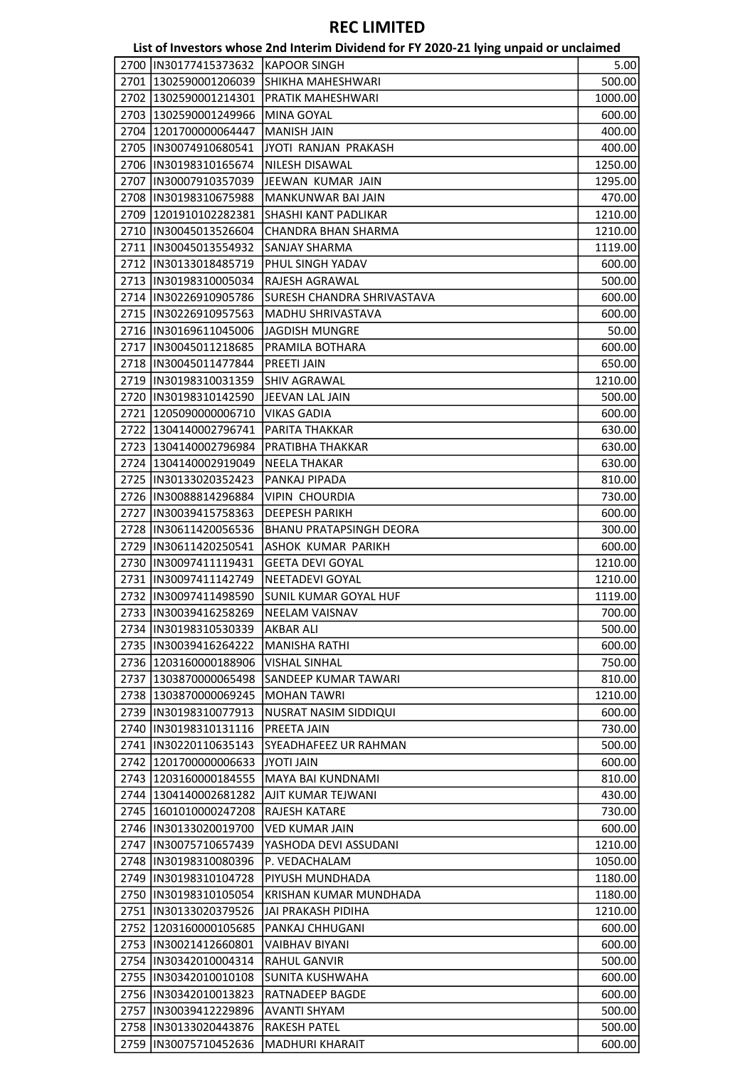# REC LIMITED

## List of Investors whose 2nd Interim Dividend for FY 2020-21 lying unpaid or unclaimed

| | | | |
|---|---|---|---|
| 2700 | IN30177415373632 | KAPOOR SINGH | 5.00 |
| 2701 | 1302590001206039 | SHIKHA MAHESHWARI | 500.00 |
| 2702 | 1302590001214301 | PRATIK MAHESHWARI | 1000.00 |
| 2703 | 1302590001249966 | MINA GOYAL | 600.00 |
| 2704 | 1201700000064447 | MANISH JAIN | 400.00 |
| 2705 | IN30074910680541 | JYOTI RANJAN PRAKASH | 400.00 |
| 2706 | IN30198310165674 | NILESH DISAWAL | 1250.00 |
| 2707 | IN30007910357039 | JEEWAN KUMAR JAIN | 1295.00 |
| 2708 | IN30198310675988 | MANKUNWAR BAI JAIN | 470.00 |
| 2709 | 1201910102282381 | SHASHI KANT PADLIKAR | 1210.00 |
| 2710 | IN30045013526604 | CHANDRA BHAN SHARMA | 1210.00 |
| 2711 | IN30045013554932 | SANJAY SHARMA | 1119.00 |
| 2712 | IN30133018485719 | PHUL SINGH YADAV | 600.00 |
| 2713 | IN30198310005034 | RAJESH AGRAWAL | 500.00 |
| 2714 | IN30226910905786 | SURESH CHANDRA SHRIVASTAVA | 600.00 |
| 2715 | IN30226910957563 | MADHU SHRIVASTAVA | 600.00 |
| 2716 | IN30169611045006 | JAGDISH MUNGRE | 50.00 |
| 2717 | IN30045011218685 | PRAMILA BOTHARA | 600.00 |
| 2718 | IN30045011477844 | PREETI JAIN | 650.00 |
| 2719 | IN30198310031359 | SHIV AGRAWAL | 1210.00 |
| 2720 | IN30198310142590 | JEEVAN LAL JAIN | 500.00 |
| 2721 | 1205090000006710 | VIKAS GADIA | 600.00 |
| 2722 | 1304140002796741 | PARITA THAKKAR | 630.00 |
| 2723 | 1304140002796984 | PRATIBHA THAKKAR | 630.00 |
| 2724 | 1304140002919049 | NEELA THAKAR | 630.00 |
| 2725 | IN30133020352423 | PANKAJ PIPADA | 810.00 |
| 2726 | IN30088814296884 | VIPIN CHOURDIA | 730.00 |
| 2727 | IN30039415758363 | DEEPESH PARIKH | 600.00 |
| 2728 | IN30611420056536 | BHANU PRATAPSINGH DEORA | 300.00 |
| 2729 | IN30611420250541 | ASHOK KUMAR PARIKH | 600.00 |
| 2730 | IN30097411119431 | GEETA DEVI GOYAL | 1210.00 |
| 2731 | IN30097411142749 | NEETADEVI GOYAL | 1210.00 |
| 2732 | IN30097411498590 | SUNIL KUMAR GOYAL HUF | 1119.00 |
| 2733 | IN30039416258269 | NEELAM VAISNAV | 700.00 |
| 2734 | IN30198310530339 | AKBAR ALI | 500.00 |
| 2735 | IN30039416264222 | MANISHA RATHI | 600.00 |
| 2736 | 1203160000188906 | VISHAL SINHAL | 750.00 |
| 2737 | 1303870000065498 | SANDEEP KUMAR TAWARI | 810.00 |
| 2738 | 1303870000069245 | MOHAN TAWRI | 1210.00 |
| 2739 | IN30198310077913 | NUSRAT NASIM SIDDIQUI | 600.00 |
| 2740 | IN30198310131116 | PREETA JAIN | 730.00 |
| 2741 | IN30220110635143 | SYEADHAFEEZ UR RAHMAN | 500.00 |
| 2742 | 1201700000006633 | JYOTI JAIN | 600.00 |
| 2743 | 1203160000184555 | MAYA BAI KUNDNAMI | 810.00 |
| 2744 | 1304140002681282 | AJIT KUMAR TEJWANI | 430.00 |
| 2745 | 1601010000247208 | RAJESH KATARE | 730.00 |
| 2746 | IN30133020019700 | VED KUMAR JAIN | 600.00 |
| 2747 | IN30075710657439 | YASHODA DEVI ASSUDANI | 1210.00 |
| 2748 | IN30198310080396 | P. VEDACHALAM | 1050.00 |
| 2749 | IN30198310104728 | PIYUSH MUNDHADA | 1180.00 |
| 2750 | IN30198310105054 | KRISHAN KUMAR MUNDHADA | 1180.00 |
| 2751 | IN30133020379526 | JAI PRAKASH PIDIHA | 1210.00 |
| 2752 | 1203160000105685 | PANKAJ CHHUGANI | 600.00 |
| 2753 | IN30021412660801 | VAIBHAV BIYANI | 600.00 |
| 2754 | IN30342010004314 | RAHUL GANVIR | 500.00 |
| 2755 | IN30342010010108 | SUNITA KUSHWAHA | 600.00 |
| 2756 | IN30342010013823 | RATNADEEP BAGDE | 600.00 |
| 2757 | IN30039412229896 | AVANTI SHYAM | 500.00 |
| 2758 | IN30133020443876 | RAKESH PATEL | 500.00 |
| 2759 | IN30075710452636 | MADHURI KHARAIT | 600.00 |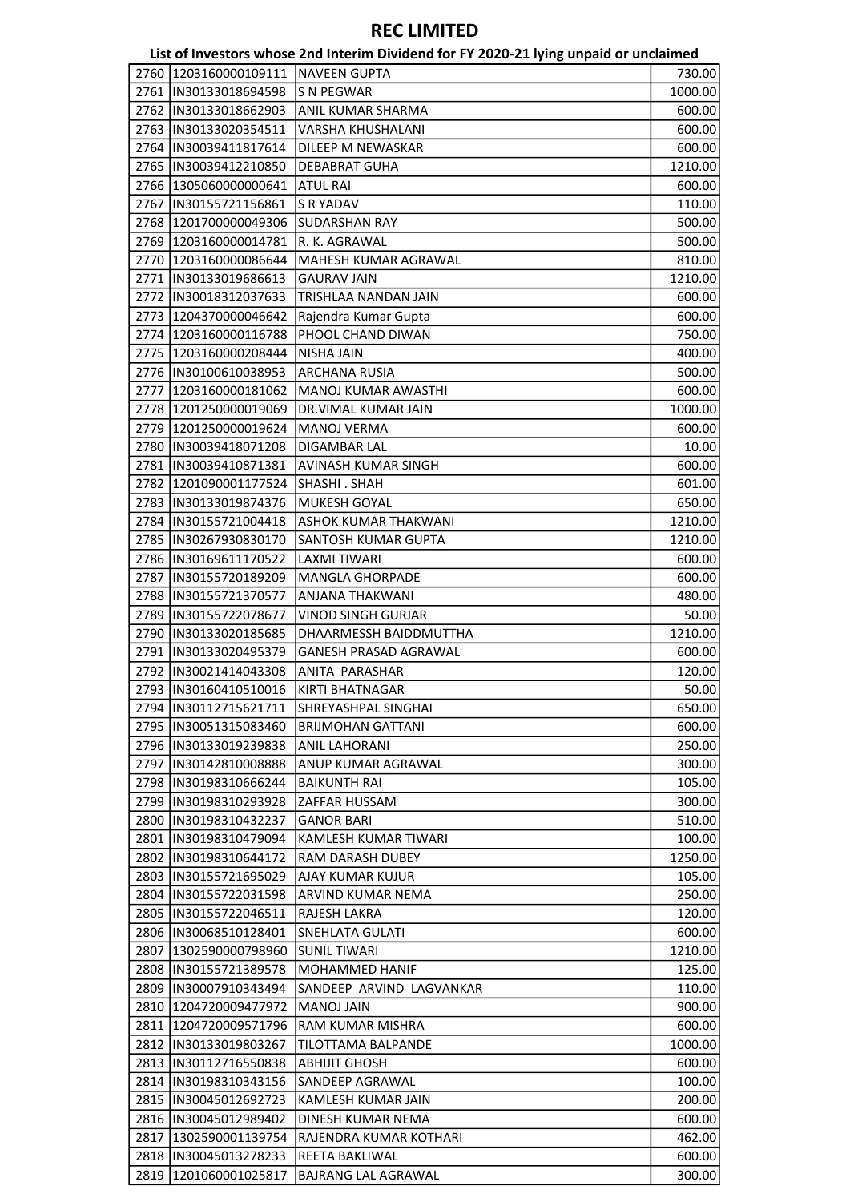# REC LIMITED

## List of Investors whose 2nd Interim Dividend for FY 2020-21 lying unpaid or unclaimed

| | | | |
|---|---|---|---|
| 2760 | 1203160000109111 | NAVEEN GUPTA | 730.00 |
| 2761 | IN30133018694598 | S N PEGWAR | 1000.00 |
| 2762 | IN30133018662903 | ANIL KUMAR SHARMA | 600.00 |
| 2763 | IN30133020354511 | VARSHA KHUSHALANI | 600.00 |
| 2764 | IN30039411817614 | DILEEP M NEWASKAR | 600.00 |
| 2765 | IN30039412210850 | DEBABRAT GUHA | 1210.00 |
| 2766 | 1305060000000641 | ATUL RAI | 600.00 |
| 2767 | IN30155721156861 | S R YADAV | 110.00 |
| 2768 | 1201700000049306 | SUDARSHAN RAY | 500.00 |
| 2769 | 1203160000014781 | R. K. AGRAWAL | 500.00 |
| 2770 | 1203160000086644 | MAHESH KUMAR AGRAWAL | 810.00 |
| 2771 | IN30133019686613 | GAURAV JAIN | 1210.00 |
| 2772 | IN30018312037633 | TRISHLAA NANDAN JAIN | 600.00 |
| 2773 | 1204370000046642 | Rajendra Kumar Gupta | 600.00 |
| 2774 | 1203160000116788 | PHOOL CHAND DIWAN | 750.00 |
| 2775 | 1203160000208444 | NISHA JAIN | 400.00 |
| 2776 | IN30100610038953 | ARCHANA RUSIA | 500.00 |
| 2777 | 1203160000181062 | MANOJ KUMAR AWASTHI | 600.00 |
| 2778 | 1201250000019069 | DR.VIMAL KUMAR JAIN | 1000.00 |
| 2779 | 1201250000019624 | MANOJ VERMA | 600.00 |
| 2780 | IN30039418071208 | DIGAMBAR LAL | 10.00 |
| 2781 | IN30039410871381 | AVINASH KUMAR SINGH | 600.00 |
| 2782 | 1201090001177524 | SHASHI . SHAH | 601.00 |
| 2783 | IN30133019874376 | MUKESH GOYAL | 650.00 |
| 2784 | IN30155721004418 | ASHOK KUMAR THAKWANI | 1210.00 |
| 2785 | IN30267930830170 | SANTOSH KUMAR GUPTA | 1210.00 |
| 2786 | IN30169611170522 | LAXMI TIWARI | 600.00 |
| 2787 | IN30155720189209 | MANGLA GHORPADE | 600.00 |
| 2788 | IN30155721370577 | ANJANA THAKWANI | 480.00 |
| 2789 | IN30155722078677 | VINOD SINGH GURJAR | 50.00 |
| 2790 | IN30133020185685 | DHAARMESSH BAIDDMUTTHA | 1210.00 |
| 2791 | IN30133020495379 | GANESH PRASAD AGRAWAL | 600.00 |
| 2792 | IN30021414043308 | ANITA PARASHAR | 120.00 |
| 2793 | IN30160410510016 | KIRTI BHATNAGAR | 50.00 |
| 2794 | IN30112715621711 | SHREYASHPAL SINGHAI | 650.00 |
| 2795 | IN30051315083460 | BRIJMOHAN GATTANI | 600.00 |
| 2796 | IN30133019239838 | ANIL LAHORANI | 250.00 |
| 2797 | IN30142810008888 | ANUP KUMAR AGRAWAL | 300.00 |
| 2798 | IN30198310666244 | BAIKUNTH RAI | 105.00 |
| 2799 | IN30198310293928 | ZAFFAR HUSSAM | 300.00 |
| 2800 | IN30198310432237 | GANOR BARI | 510.00 |
| 2801 | IN30198310479094 | KAMLESH KUMAR TIWARI | 100.00 |
| 2802 | IN30198310644172 | RAM DARASH DUBEY | 1250.00 |
| 2803 | IN30155721695029 | AJAY KUMAR KUJUR | 105.00 |
| 2804 | IN30155722031598 | ARVIND KUMAR NEMA | 250.00 |
| 2805 | IN30155722046511 | RAJESH LAKRA | 120.00 |
| 2806 | IN30068510128401 | SNEHLATA GULATI | 600.00 |
| 2807 | 1302590000798960 | SUNIL TIWARI | 1210.00 |
| 2808 | IN30155721389578 | MOHAMMED HANIF | 125.00 |
| 2809 | IN30007910343494 | SANDEEP ARVIND LAGVANKAR | 110.00 |
| 2810 | 1204720009477972 | MANOJ JAIN | 900.00 |
| 2811 | 1204720009571796 | RAM KUMAR MISHRA | 600.00 |
| 2812 | IN30133019803267 | TILOTTAMA BALPANDE | 1000.00 |
| 2813 | IN30112716550838 | ABHIJIT GHOSH | 600.00 |
| 2814 | IN30198310343156 | SANDEEP AGRAWAL | 100.00 |
| 2815 | IN30045012692723 | KAMLESH KUMAR JAIN | 200.00 |
| 2816 | IN30045012989402 | DINESH KUMAR NEMA | 600.00 |
| 2817 | 1302590001139754 | RAJENDRA KUMAR KOTHARI | 462.00 |
| 2818 | IN30045013278233 | REETA BAKLIWAL | 600.00 |
| 2819 | 1201060001025817 | BAJRANG LAL AGRAWAL | 300.00 |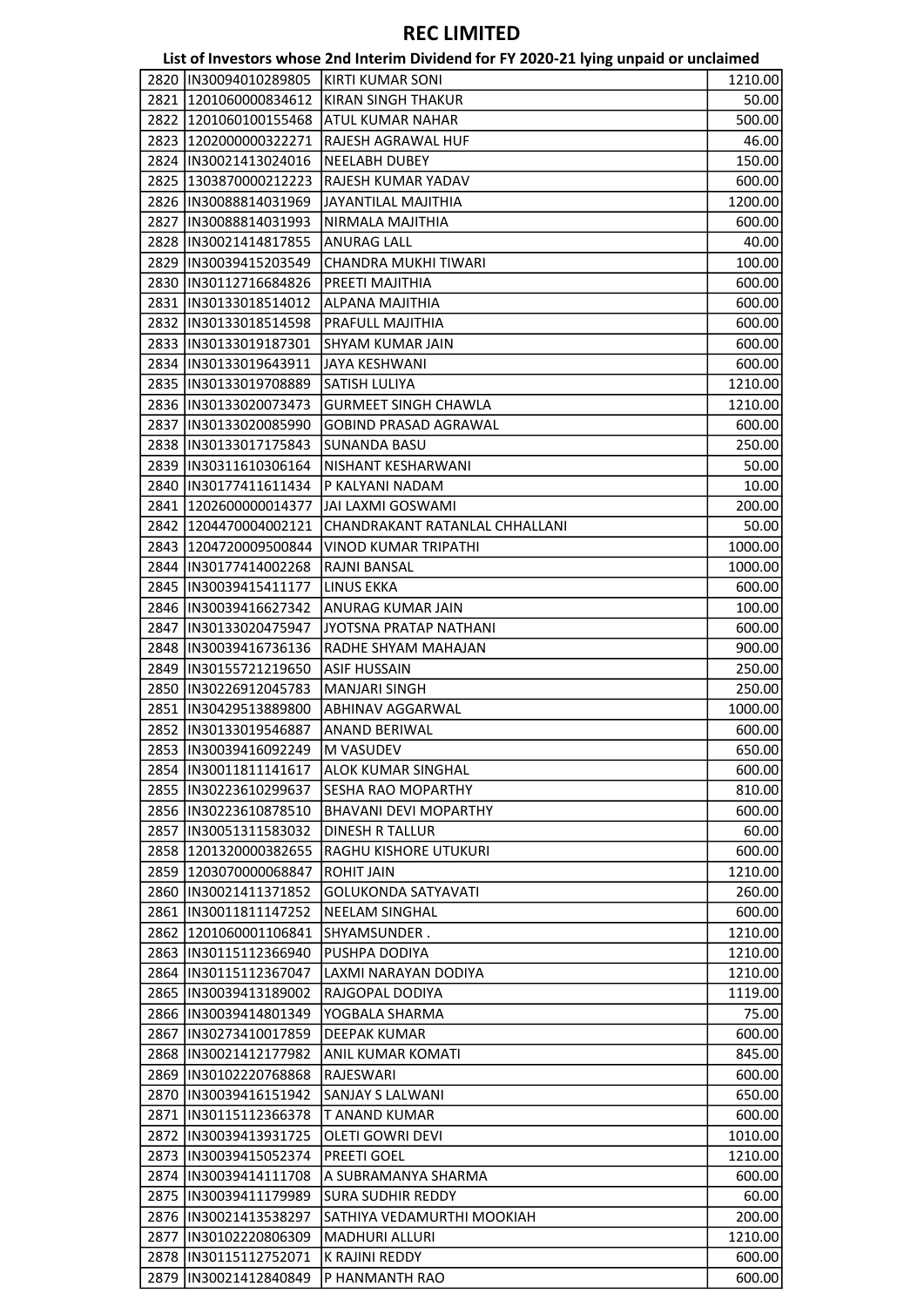# REC LIMITED

## List of Investors whose 2nd Interim Dividend for FY 2020-21 lying unpaid or unclaimed

| | | | |
|---|---|---|---|
| 2820 | IN30094010289805 | KIRTI KUMAR SONI | 1210.00 |
| 2821 | 1201060000834612 | KIRAN SINGH THAKUR | 50.00 |
| 2822 | 1201060100155468 | ATUL KUMAR NAHAR | 500.00 |
| 2823 | 1202000000322271 | RAJESH AGRAWAL HUF | 46.00 |
| 2824 | IN30021413024016 | NEELABH DUBEY | 150.00 |
| 2825 | 1303870000212223 | RAJESH KUMAR YADAV | 600.00 |
| 2826 | IN30088814031969 | JAYANTILAL MAJITHIA | 1200.00 |
| 2827 | IN30088814031993 | NIRMALA MAJITHIA | 600.00 |
| 2828 | IN30021414817855 | ANURAG LALL | 40.00 |
| 2829 | IN30039415203549 | CHANDRA MUKHI TIWARI | 100.00 |
| 2830 | IN30112716684826 | PREETI MAJITHIA | 600.00 |
| 2831 | IN30133018514012 | ALPANA MAJITHIA | 600.00 |
| 2832 | IN30133018514598 | PRAFULL MAJITHIA | 600.00 |
| 2833 | IN30133019187301 | SHYAM KUMAR JAIN | 600.00 |
| 2834 | IN30133019643911 | JAYA KESHWANI | 600.00 |
| 2835 | IN30133019708889 | SATISH LULIYA | 1210.00 |
| 2836 | IN30133020073473 | GURMEET SINGH CHAWLA | 1210.00 |
| 2837 | IN30133020085990 | GOBIND PRASAD AGRAWAL | 600.00 |
| 2838 | IN30133017175843 | SUNANDA BASU | 250.00 |
| 2839 | IN30311610306164 | NISHANT KESHARWANI | 50.00 |
| 2840 | IN30177411611434 | P KALYANI NADAM | 10.00 |
| 2841 | 1202600000014377 | JAI LAXMI GOSWAMI | 200.00 |
| 2842 | 1204470004002121 | CHANDRAKANT RATANLAL CHHALLANI | 50.00 |
| 2843 | 1204720009500844 | VINOD KUMAR TRIPATHI | 1000.00 |
| 2844 | IN30177414002268 | RAJNI BANSAL | 1000.00 |
| 2845 | IN30039415411177 | LINUS EKKA | 600.00 |
| 2846 | IN30039416627342 | ANURAG KUMAR JAIN | 100.00 |
| 2847 | IN30133020475947 | JYOTSNA PRATAP NATHANI | 600.00 |
| 2848 | IN30039416736136 | RADHE SHYAM MAHAJAN | 900.00 |
| 2849 | IN30155721219650 | ASIF HUSSAIN | 250.00 |
| 2850 | IN30226912045783 | MANJARI SINGH | 250.00 |
| 2851 | IN30429513889800 | ABHINAV AGGARWAL | 1000.00 |
| 2852 | IN30133019546887 | ANAND BERIWAL | 600.00 |
| 2853 | IN30039416092249 | M VASUDEV | 650.00 |
| 2854 | IN30011811141617 | ALOK KUMAR SINGHAL | 600.00 |
| 2855 | IN30223610299637 | SESHA RAO MOPARTHY | 810.00 |
| 2856 | IN30223610878510 | BHAVANI DEVI MOPARTHY | 600.00 |
| 2857 | IN30051311583032 | DINESH R TALLUR | 60.00 |
| 2858 | 1201320000382655 | RAGHU KISHORE UTUKURI | 600.00 |
| 2859 | 1203070000068847 | ROHIT JAIN | 1210.00 |
| 2860 | IN30021411371852 | GOLUKONDA SATYAVATI | 260.00 |
| 2861 | IN30011811147252 | NEELAM SINGHAL | 600.00 |
| 2862 | 1201060001106841 | SHYAMSUNDER . | 1210.00 |
| 2863 | IN30115112366940 | PUSHPA DODIYA | 1210.00 |
| 2864 | IN30115112367047 | LAXMI NARAYAN DODIYA | 1210.00 |
| 2865 | IN30039413189002 | RAJGOPAL DODIYA | 1119.00 |
| 2866 | IN30039414801349 | YOGBALA SHARMA | 75.00 |
| 2867 | IN30273410017859 | DEEPAK KUMAR | 600.00 |
| 2868 | IN30021412177982 | ANIL KUMAR KOMATI | 845.00 |
| 2869 | IN30102220768868 | RAJESWARI | 600.00 |
| 2870 | IN30039416151942 | SANJAY S LALWANI | 650.00 |
| 2871 | IN30115112366378 | T ANAND KUMAR | 600.00 |
| 2872 | IN30039413931725 | OLETI GOWRI DEVI | 1010.00 |
| 2873 | IN30039415052374 | PREETI GOEL | 1210.00 |
| 2874 | IN30039414111708 | A SUBRAMANYA SHARMA | 600.00 |
| 2875 | IN30039411179989 | SURA SUDHIR REDDY | 60.00 |
| 2876 | IN30021413538297 | SATHIYA VEDAMURTHI MOOKIAH | 200.00 |
| 2877 | IN30102220806309 | MADHURI ALLURI | 1210.00 |
| 2878 | IN30115112752071 | K RAJINI REDDY | 600.00 |
| 2879 | IN30021412840849 | P HANMANTH RAO | 600.00 |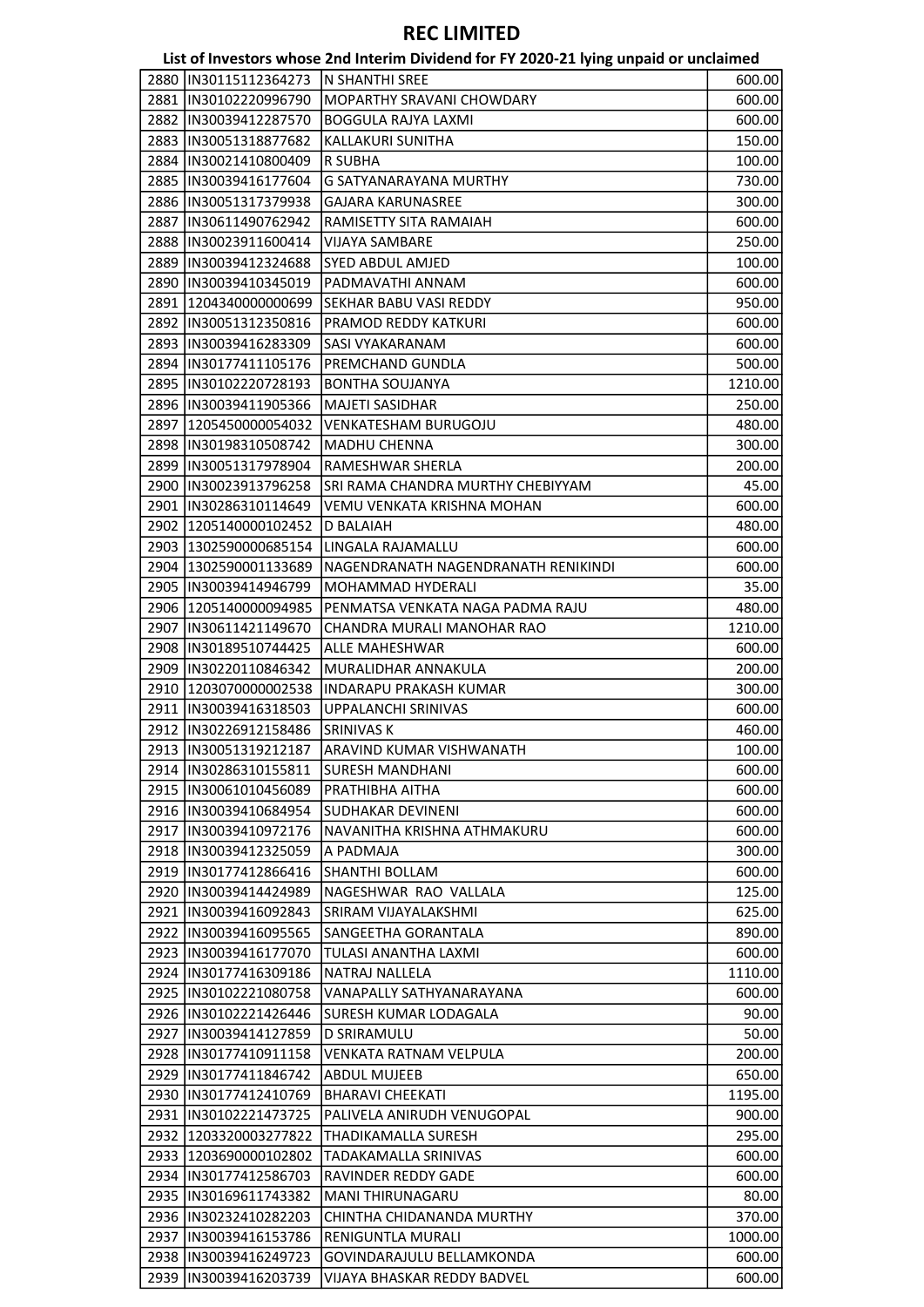# REC LIMITED

## List of Investors whose 2nd Interim Dividend for FY 2020-21 lying unpaid or unclaimed

| | | | |
|---|---|---|---|
| 2880 | IN30115112364273 | N SHANTHI SREE | 600.00 |
| 2881 | IN30102220996790 | MOPARTHY SRAVANI CHOWDARY | 600.00 |
| 2882 | IN30039412287570 | BOGGULA RAJYA LAXMI | 600.00 |
| 2883 | IN30051318877682 | KALLAKURI SUNITHA | 150.00 |
| 2884 | IN30021410800409 | R SUBHA | 100.00 |
| 2885 | IN30039416177604 | G SATYANARAYANA MURTHY | 730.00 |
| 2886 | IN30051317379938 | GAJARA KARUNASREE | 300.00 |
| 2887 | IN30611490762942 | RAMISETTY SITA RAMAIAH | 600.00 |
| 2888 | IN30023911600414 | VIJAYA SAMBARE | 250.00 |
| 2889 | IN30039412324688 | SYED ABDUL AMJED | 100.00 |
| 2890 | IN30039410345019 | PADMAVATHI ANNAM | 600.00 |
| 2891 | 1204340000000699 | SEKHAR BABU VASI REDDY | 950.00 |
| 2892 | IN30051312350816 | PRAMOD REDDY KATKURI | 600.00 |
| 2893 | IN30039416283309 | SASI VYAKARANAM | 600.00 |
| 2894 | IN30177411105176 | PREMCHAND GUNDLA | 500.00 |
| 2895 | IN30102220728193 | BONTHA SOUJANYA | 1210.00 |
| 2896 | IN30039411905366 | MAJETI SASIDHAR | 250.00 |
| 2897 | 1205450000054032 | VENKATESHAM BURUGOJU | 480.00 |
| 2898 | IN30198310508742 | MADHU CHENNA | 300.00 |
| 2899 | IN30051317978904 | RAMESHWAR SHERLA | 200.00 |
| 2900 | IN30023913796258 | SRI RAMA CHANDRA MURTHY CHEBIYYAM | 45.00 |
| 2901 | IN30286310114649 | VEMU VENKATA KRISHNA MOHAN | 600.00 |
| 2902 | 1205140000102452 | D BALAIAH | 480.00 |
| 2903 | 1302590000685154 | LINGALA RAJAMALLU | 600.00 |
| 2904 | 1302590001133689 | NAGENDRANATH NAGENDRANATH RENIKINDI | 600.00 |
| 2905 | IN30039414946799 | MOHAMMAD HYDERALI | 35.00 |
| 2906 | 1205140000094985 | PENMATSA VENKATA NAGA PADMA RAJU | 480.00 |
| 2907 | IN30611421149670 | CHANDRA MURALI MANOHAR RAO | 1210.00 |
| 2908 | IN30189510744425 | ALLE MAHESHWAR | 600.00 |
| 2909 | IN30220110846342 | MURALIDHAR ANNAKULA | 200.00 |
| 2910 | 1203070000002538 | INDARAPU PRAKASH KUMAR | 300.00 |
| 2911 | IN30039416318503 | UPPALANCHI SRINIVAS | 600.00 |
| 2912 | IN30226912158486 | SRINIVAS K | 460.00 |
| 2913 | IN30051319212187 | ARAVIND KUMAR VISHWANATH | 100.00 |
| 2914 | IN30286310155811 | SURESH MANDHANI | 600.00 |
| 2915 | IN30061010456089 | PRATHIBHA AITHA | 600.00 |
| 2916 | IN30039410684954 | SUDHAKAR DEVINENI | 600.00 |
| 2917 | IN30039410972176 | NAVANITHA KRISHNA ATHMAKURU | 600.00 |
| 2918 | IN30039412325059 | A PADMAJA | 300.00 |
| 2919 | IN30177412866416 | SHANTHI BOLLAM | 600.00 |
| 2920 | IN30039414424989 | NAGESHWAR RAO VALLALA | 125.00 |
| 2921 | IN30039416092843 | SRIRAM VIJAYALAKSHMI | 625.00 |
| 2922 | IN30039416095565 | SANGEETHA GORANTALA | 890.00 |
| 2923 | IN30039416177070 | TULASI ANANTHA LAXMI | 600.00 |
| 2924 | IN30177416309186 | NATRAJ NALLELA | 1110.00 |
| 2925 | IN30102221080758 | VANAPALLY SATHYANARAYANA | 600.00 |
| 2926 | IN30102221426446 | SURESH KUMAR LODAGALA | 90.00 |
| 2927 | IN30039414127859 | D SRIRAMULU | 50.00 |
| 2928 | IN30177410911158 | VENKATA RATNAM VELPULA | 200.00 |
| 2929 | IN30177411846742 | ABDUL MUJEEB | 650.00 |
| 2930 | IN30177412410769 | BHARAVI CHEEKATI | 1195.00 |
| 2931 | IN30102221473725 | PALIVELA ANIRUDH VENUGOPAL | 900.00 |
| 2932 | 1203320003277822 | THADIKAMALLA SURESH | 295.00 |
| 2933 | 1203690000102802 | TADAKAMALLA SRINIVAS | 600.00 |
| 2934 | IN30177412586703 | RAVINDER REDDY GADE | 600.00 |
| 2935 | IN30169611743382 | MANI THIRUNAGARU | 80.00 |
| 2936 | IN30232410282203 | CHINTHA CHIDANANDA MURTHY | 370.00 |
| 2937 | IN30039416153786 | RENIGUNTLA MURALI | 1000.00 |
| 2938 | IN30039416249723 | GOVINDARAJULU BELLAMKONDA | 600.00 |
| 2939 | IN30039416203739 | VIJAYA BHASKAR REDDY BADVEL | 600.00 |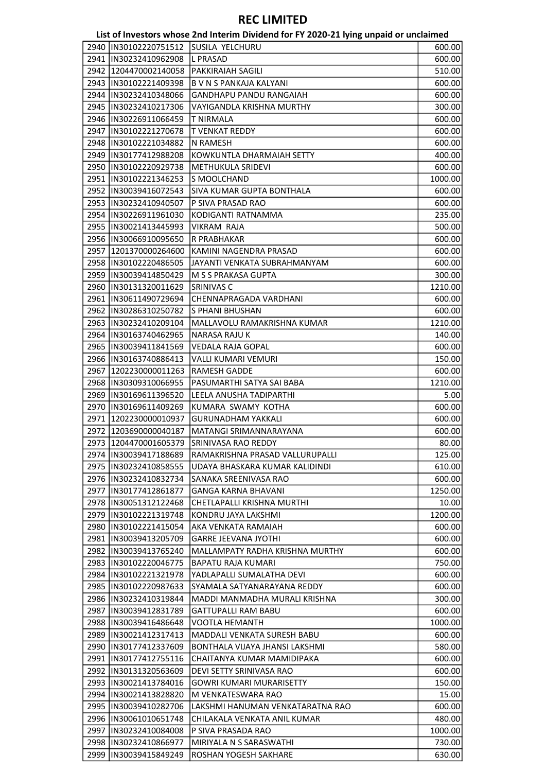# REC LIMITED

## List of Investors whose 2nd Interim Dividend for FY 2020-21 lying unpaid or unclaimed

| | | | |
|---|---|---|---|
| 2940 | IN30102220751512 | SUSILA YELCHURU | 600.00 |
| 2941 | IN30232410962908 | L PRASAD | 600.00 |
| 2942 | 1204470002140058 | PAKKIRAIAH SAGILI | 510.00 |
| 2943 | IN30102221409398 | B V N S PANKAJA KALYANI | 600.00 |
| 2944 | IN30232410348066 | GANDHAPU PANDU RANGAIAH | 600.00 |
| 2945 | IN30232410217306 | VAYIGANDLA KRISHNA MURTHY | 300.00 |
| 2946 | IN30226911066459 | T NIRMALA | 600.00 |
| 2947 | IN30102221270678 | T VENKAT REDDY | 600.00 |
| 2948 | IN30102221034882 | N RAMESH | 600.00 |
| 2949 | IN30177412988208 | KOWKUNTLA DHARMAIAH SETTY | 400.00 |
| 2950 | IN30102220929738 | METHUKULA SRIDEVI | 600.00 |
| 2951 | IN30102221346253 | S MOOLCHAND | 1000.00 |
| 2952 | IN30039416072543 | SIVA KUMAR GUPTA BONTHALA | 600.00 |
| 2953 | IN30232410940507 | P SIVA PRASAD RAO | 600.00 |
| 2954 | IN30226911961030 | KODIGANTI RATNAMMA | 235.00 |
| 2955 | IN30021413445993 | VIKRAM RAJA | 500.00 |
| 2956 | IN30066910095650 | R PRABHAKAR | 600.00 |
| 2957 | 1201370000264600 | KAMINI NAGENDRA PRASAD | 600.00 |
| 2958 | IN30102220486505 | JAYANTI VENKATA SUBRAHMANYAM | 600.00 |
| 2959 | IN30039414850429 | M S S PRAKASA GUPTA | 300.00 |
| 2960 | IN30131320011629 | SRINIVAS C | 1210.00 |
| 2961 | IN30611490729694 | CHENNAPRAGADA VARDHANI | 600.00 |
| 2962 | IN30286310250782 | S PHANI BHUSHAN | 600.00 |
| 2963 | IN30232410209104 | MALLAVOLU RAMAKRISHNA KUMAR | 1210.00 |
| 2964 | IN30163740462965 | NARASA RAJU K | 140.00 |
| 2965 | IN30039411841569 | VEDALA RAJA GOPAL | 600.00 |
| 2966 | IN30163740886413 | VALLI KUMARI VEMURI | 150.00 |
| 2967 | 1202230000011263 | RAMESH GADDE | 600.00 |
| 2968 | IN30309310066955 | PASUMARTHI SATYA SAI BABA | 1210.00 |
| 2969 | IN30169611396520 | LEELA ANUSHA TADIPARTHI | 5.00 |
| 2970 | IN30169611409269 | KUMARA SWAMY KOTHA | 600.00 |
| 2971 | 1202230000010937 | GURUNADHAM YAKKALI | 600.00 |
| 2972 | 1203690000040187 | MATANGI SRIMANNARAYANA | 600.00 |
| 2973 | 1204470001605379 | SRINIVASA RAO REDDY | 80.00 |
| 2974 | IN30039417188689 | RAMAKRISHNA PRASAD VALLURUPALLI | 125.00 |
| 2975 | IN30232410858555 | UDAYA BHASKARA KUMAR KALIDINDI | 610.00 |
| 2976 | IN30232410832734 | SANAKA SREENIVASA RAO | 600.00 |
| 2977 | IN30177412861877 | GANGA KARNA BHAVANI | 1250.00 |
| 2978 | IN30051312122468 | CHETLAPALLI KRISHNA MURTHI | 10.00 |
| 2979 | IN30102221319748 | KONDRU JAYA LAKSHMI | 1200.00 |
| 2980 | IN30102221415054 | AKA VENKATA RAMAIAH | 600.00 |
| 2981 | IN30039413205709 | GARRE JEEVANA JYOTHI | 600.00 |
| 2982 | IN30039413765240 | MALLAMPATY RADHA KRISHNA MURTHY | 600.00 |
| 2983 | IN30102220046775 | BAPATU RAJA KUMARI | 750.00 |
| 2984 | IN30102221321978 | YADLAPALLI SUMALATHA DEVI | 600.00 |
| 2985 | IN30102220987633 | SYAMALA SATYANARAYANA REDDY | 600.00 |
| 2986 | IN30232410319844 | MADDI MANMADHA MURALI KRISHNA | 300.00 |
| 2987 | IN30039412831789 | GATTUPALLI RAM BABU | 600.00 |
| 2988 | IN30039416486648 | VOOTLA HEMANTH | 1000.00 |
| 2989 | IN30021412317413 | MADDALI VENKATA SURESH BABU | 600.00 |
| 2990 | IN30177412337609 | BONTHALA VIJAYA JHANSI LAKSHMI | 580.00 |
| 2991 | IN30177412755116 | CHAITANYA KUMAR MAMIDIPAKA | 600.00 |
| 2992 | IN30131320563609 | DEVI SETTY SRINIVASA RAO | 600.00 |
| 2993 | IN30021413784016 | GOWRI KUMARI MURARISETTY | 150.00 |
| 2994 | IN30021413828820 | M VENKATESWARA RAO | 15.00 |
| 2995 | IN30039410282706 | LAKSHMI HANUMAN VENKATARATNA RAO | 600.00 |
| 2996 | IN30061010651748 | CHILAKALA VENKATA ANIL KUMAR | 480.00 |
| 2997 | IN30232410084008 | P SIVA PRASADA RAO | 1000.00 |
| 2998 | IN30232410866977 | MIRIYALA N S SARASWATHI | 730.00 |
| 2999 | IN30039415849249 | ROSHAN YOGESH SAKHARE | 630.00 |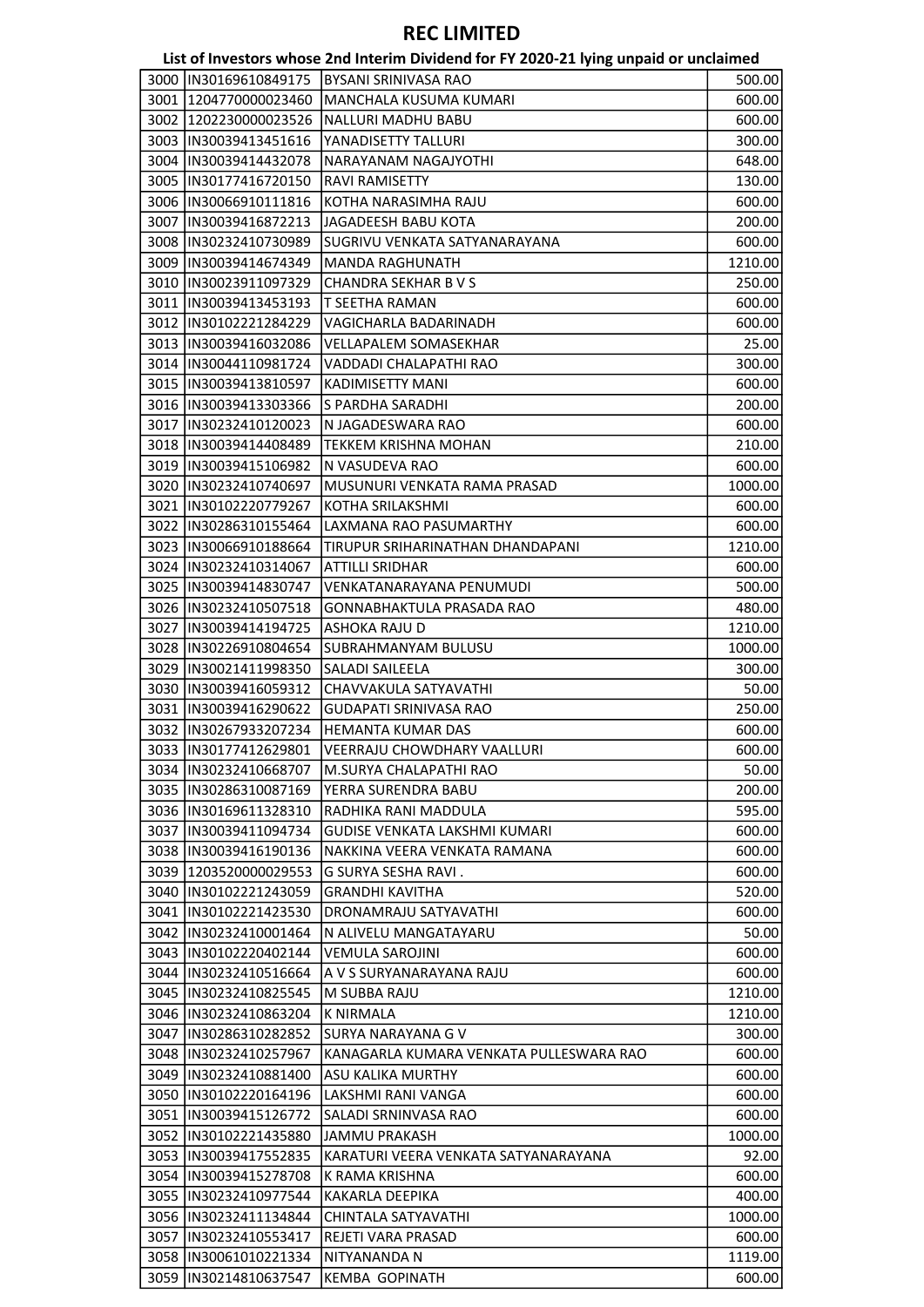# REC LIMITED

## List of Investors whose 2nd Interim Dividend for FY 2020-21 lying unpaid or unclaimed

| | | | |
|---|---|---|---|
| 3000 | IN30169610849175 | BYSANI SRINIVASA RAO | 500.00 |
| 3001 | 1204770000023460 | MANCHALA KUSUMA KUMARI | 600.00 |
| 3002 | 1202230000023526 | NALLURI MADHU BABU | 600.00 |
| 3003 | IN30039413451616 | YANADISETTY TALLURI | 300.00 |
| 3004 | IN30039414432078 | NARAYANAM NAGAJYOTHI | 648.00 |
| 3005 | IN30177416720150 | RAVI RAMISETTY | 130.00 |
| 3006 | IN30066910111816 | KOTHA NARASIMHA RAJU | 600.00 |
| 3007 | IN30039416872213 | JAGADEESH BABU KOTA | 200.00 |
| 3008 | IN30232410730989 | SUGRIVU VENKATA SATYANARAYANA | 600.00 |
| 3009 | IN30039414674349 | MANDA RAGHUNATH | 1210.00 |
| 3010 | IN30023911097329 | CHANDRA SEKHAR B V S | 250.00 |
| 3011 | IN30039413453193 | T SEETHA RAMAN | 600.00 |
| 3012 | IN30102221284229 | VAGICHARLA BADARINADH | 600.00 |
| 3013 | IN30039416032086 | VELLAPALEM SOMASEKHAR | 25.00 |
| 3014 | IN30044110981724 | VADDADI CHALAPATHI RAO | 300.00 |
| 3015 | IN30039413810597 | KADIMISETTY MANI | 600.00 |
| 3016 | IN30039413303366 | S PARDHA SARADHI | 200.00 |
| 3017 | IN30232410120023 | N JAGADESWARA RAO | 600.00 |
| 3018 | IN30039414408489 | TEKKEM KRISHNA MOHAN | 210.00 |
| 3019 | IN30039415106982 | N VASUDEVA RAO | 600.00 |
| 3020 | IN30232410740697 | MUSUNURI VENKATA RAMA PRASAD | 1000.00 |
| 3021 | IN30102220779267 | KOTHA SRILAKSHMI | 600.00 |
| 3022 | IN30286310155464 | LAXMANA RAO PASUMARTHY | 600.00 |
| 3023 | IN30066910188664 | TIRUPUR SRIHARINATHAN DHANDAPANI | 1210.00 |
| 3024 | IN30232410314067 | ATTILLI SRIDHAR | 600.00 |
| 3025 | IN30039414830747 | VENKATANARAYANA PENUMUDI | 500.00 |
| 3026 | IN30232410507518 | GONNABHAKTULA PRASADA RAO | 480.00 |
| 3027 | IN30039414194725 | ASHOKA RAJU D | 1210.00 |
| 3028 | IN30226910804654 | SUBRAHMANYAM BULUSU | 1000.00 |
| 3029 | IN30021411998350 | SALADI SAILEELA | 300.00 |
| 3030 | IN30039416059312 | CHAVVAKULA SATYAVATHI | 50.00 |
| 3031 | IN30039416290622 | GUDAPATI SRINIVASA RAO | 250.00 |
| 3032 | IN30267933207234 | HEMANTA KUMAR DAS | 600.00 |
| 3033 | IN30177412629801 | VEERRAJU CHOWDHARY VAALLURI | 600.00 |
| 3034 | IN30232410668707 | M.SURYA CHALAPATHI RAO | 50.00 |
| 3035 | IN30286310087169 | YERRA SURENDRA BABU | 200.00 |
| 3036 | IN30169611328310 | RADHIKA RANI MADDULA | 595.00 |
| 3037 | IN30039411094734 | GUDISE VENKATA LAKSHMI KUMARI | 600.00 |
| 3038 | IN30039416190136 | NAKKINA VEERA VENKATA RAMANA | 600.00 |
| 3039 | 1203520000029553 | G SURYA SESHA RAVI . | 600.00 |
| 3040 | IN30102221243059 | GRANDHI KAVITHA | 520.00 |
| 3041 | IN30102221423530 | DRONAMRAJU SATYAVATHI | 600.00 |
| 3042 | IN30232410001464 | N ALIVELU MANGATAYARU | 50.00 |
| 3043 | IN30102220402144 | VEMULA SAROJINI | 600.00 |
| 3044 | IN30232410516664 | A V S SURYANARAYANA RAJU | 600.00 |
| 3045 | IN30232410825545 | M SUBBA RAJU | 1210.00 |
| 3046 | IN30232410863204 | K NIRMALA | 1210.00 |
| 3047 | IN30286310282852 | SURYA NARAYANA G V | 300.00 |
| 3048 | IN30232410257967 | KANAGARLA KUMARA VENKATA PULLESWARA RAO | 600.00 |
| 3049 | IN30232410881400 | ASU KALIKA MURTHY | 600.00 |
| 3050 | IN30102220164196 | LAKSHMI RANI VANGA | 600.00 |
| 3051 | IN30039415126772 | SALADI SRNINVASA RAO | 600.00 |
| 3052 | IN30102221435880 | JAMMU PRAKASH | 1000.00 |
| 3053 | IN30039417552835 | KARATURI VEERA VENKATA SATYANARAYANA | 92.00 |
| 3054 | IN30039415278708 | K RAMA KRISHNA | 600.00 |
| 3055 | IN30232410977544 | KAKARLA DEEPIKA | 400.00 |
| 3056 | IN30232411134844 | CHINTALA SATYAVATHI | 1000.00 |
| 3057 | IN30232410553417 | REJETI VARA PRASAD | 600.00 |
| 3058 | IN30061010221334 | NITYANANDA N | 1119.00 |
| 3059 | IN30214810637547 | KEMBA GOPINATH | 600.00 |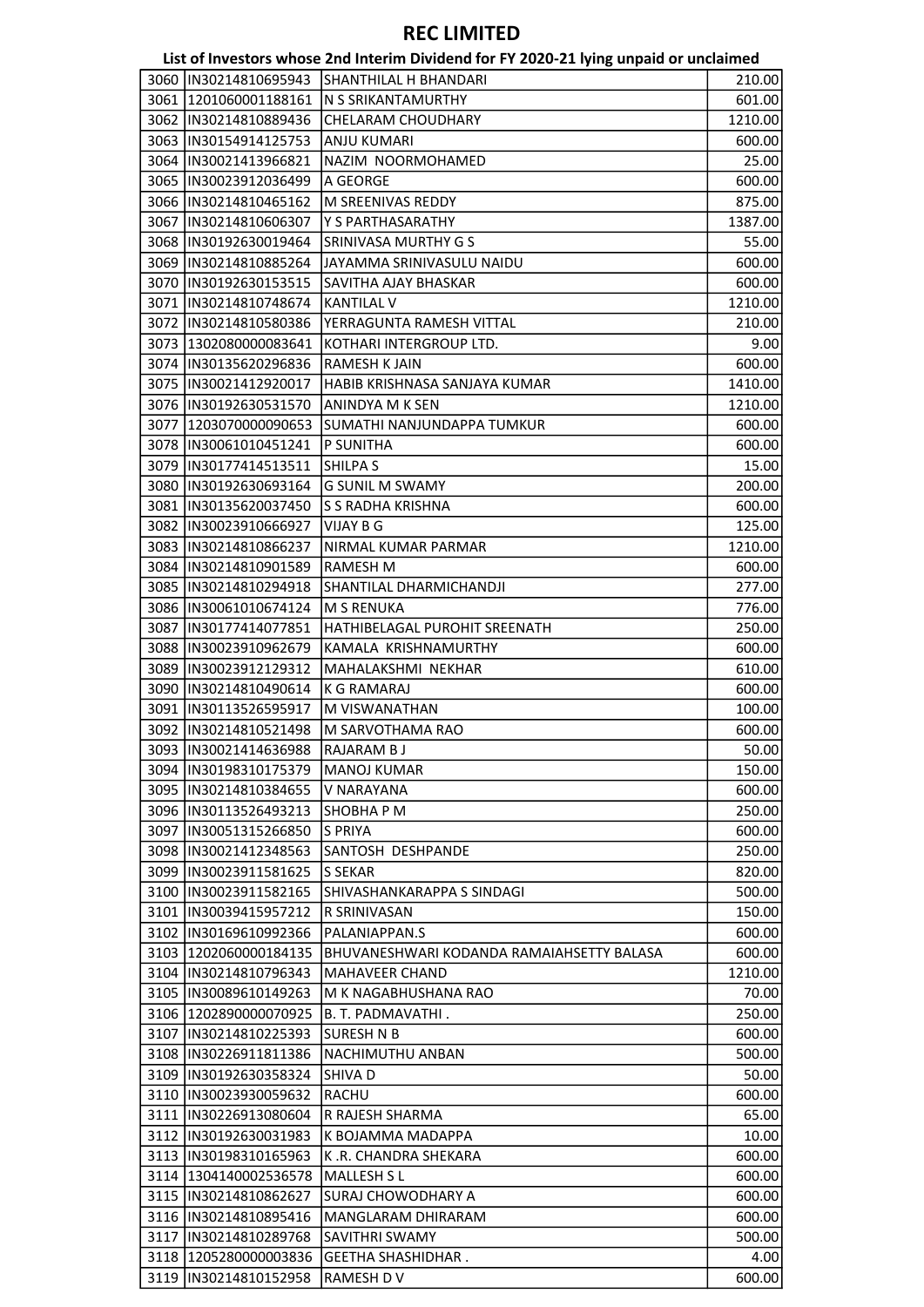# REC LIMITED

## List of Investors whose 2nd Interim Dividend for FY 2020-21 lying unpaid or unclaimed

| | | | |
|---|---|---|---|
| 3060 | IN30214810695943 | SHANTHILAL H BHANDARI | 210.00 |
| 3061 | 1201060001188161 | N S SRIKANTAMURTHY | 601.00 |
| 3062 | IN30214810889436 | CHELARAM CHOUDHARY | 1210.00 |
| 3063 | IN30154914125753 | ANJU KUMARI | 600.00 |
| 3064 | IN30021413966821 | NAZIM NOORMOHAMED | 25.00 |
| 3065 | IN30023912036499 | A GEORGE | 600.00 |
| 3066 | IN30214810465162 | M SREENIVAS REDDY | 875.00 |
| 3067 | IN30214810606307 | Y S PARTHASARATHY | 1387.00 |
| 3068 | IN30192630019464 | SRINIVASA MURTHY G S | 55.00 |
| 3069 | IN30214810885264 | JAYAMMA SRINIVASULU NAIDU | 600.00 |
| 3070 | IN30192630153515 | SAVITHA AJAY BHASKAR | 600.00 |
| 3071 | IN30214810748674 | KANTILAL V | 1210.00 |
| 3072 | IN30214810580386 | YERRAGUNTA RAMESH VITTAL | 210.00 |
| 3073 | 1302080000083641 | KOTHARI INTERGROUP LTD. | 9.00 |
| 3074 | IN30135620296836 | RAMESH K JAIN | 600.00 |
| 3075 | IN30021412920017 | HABIB KRISHNASA SANJAYA KUMAR | 1410.00 |
| 3076 | IN30192630531570 | ANINDYA M K SEN | 1210.00 |
| 3077 | 1203070000090653 | SUMATHI NANJUNDAPPA TUMKUR | 600.00 |
| 3078 | IN30061010451241 | P SUNITHA | 600.00 |
| 3079 | IN30177414513511 | SHILPA S | 15.00 |
| 3080 | IN30192630693164 | G SUNIL M SWAMY | 200.00 |
| 3081 | IN30135620037450 | S S RADHA KRISHNA | 600.00 |
| 3082 | IN30023910666927 | VIJAY B G | 125.00 |
| 3083 | IN30214810866237 | NIRMAL KUMAR PARMAR | 1210.00 |
| 3084 | IN30214810901589 | RAMESH M | 600.00 |
| 3085 | IN30214810294918 | SHANTILAL DHARMICHANDJI | 277.00 |
| 3086 | IN30061010674124 | M S RENUKA | 776.00 |
| 3087 | IN30177414077851 | HATHIBELAGAL PUROHIT SREENATH | 250.00 |
| 3088 | IN30023910962679 | KAMALA KRISHNAMURTHY | 600.00 |
| 3089 | IN30023912129312 | MAHALAKSHMI NEKHAR | 610.00 |
| 3090 | IN30214810490614 | K G RAMARAJ | 600.00 |
| 3091 | IN30113526595917 | M VISWANATHAN | 100.00 |
| 3092 | IN30214810521498 | M SARVOTHAMA RAO | 600.00 |
| 3093 | IN30021414636988 | RAJARAM B J | 50.00 |
| 3094 | IN30198310175379 | MANOJ KUMAR | 150.00 |
| 3095 | IN30214810384655 | V NARAYANA | 600.00 |
| 3096 | IN30113526493213 | SHOBHA P M | 250.00 |
| 3097 | IN30051315266850 | S PRIYA | 600.00 |
| 3098 | IN30021412348563 | SANTOSH DESHPANDE | 250.00 |
| 3099 | IN30023911581625 | S SEKAR | 820.00 |
| 3100 | IN30023911582165 | SHIVASHANKARAPPA S SINDAGI | 500.00 |
| 3101 | IN30039415957212 | R SRINIVASAN | 150.00 |
| 3102 | IN30169610992366 | PALANIAPPAN.S | 600.00 |
| 3103 | 1202060000184135 | BHUVANESHWARI KODANDA RAMAIAHSETTY BALASA | 600.00 |
| 3104 | IN30214810796343 | MAHAVEER CHAND | 1210.00 |
| 3105 | IN30089610149263 | M K NAGABHUSHANA RAO | 70.00 |
| 3106 | 1202890000070925 | B. T. PADMAVATHI . | 250.00 |
| 3107 | IN30214810225393 | SURESH N B | 600.00 |
| 3108 | IN30226911811386 | NACHIMUTHU ANBAN | 500.00 |
| 3109 | IN30192630358324 | SHIVA D | 50.00 |
| 3110 | IN30023930059632 | RACHU | 600.00 |
| 3111 | IN30226913080604 | R RAJESH SHARMA | 65.00 |
| 3112 | IN30192630031983 | K BOJAMMA MADAPPA | 10.00 |
| 3113 | IN30198310165963 | K .R. CHANDRA SHEKARA | 600.00 |
| 3114 | 1304140002536578 | MALLESH S L | 600.00 |
| 3115 | IN30214810862627 | SURAJ CHOWODHARY A | 600.00 |
| 3116 | IN30214810895416 | MANGLARAM DHIRARAM | 600.00 |
| 3117 | IN30214810289768 | SAVITHRI SWAMY | 500.00 |
| 3118 | 1205280000003836 | GEETHA SHASHIDHAR . | 4.00 |
| 3119 | IN30214810152958 | RAMESH D V | 600.00 |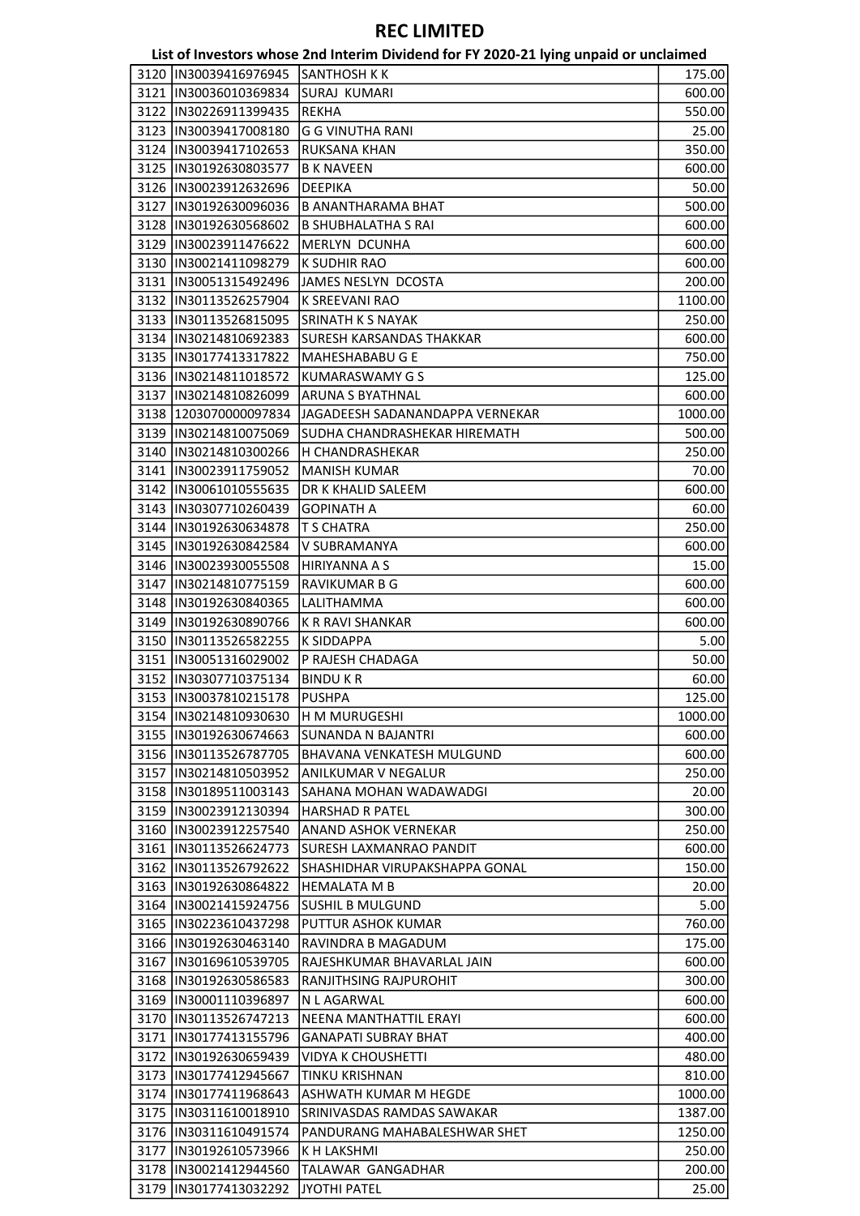# REC LIMITED

## List of Investors whose 2nd Interim Dividend for FY 2020-21 lying unpaid or unclaimed

| | | | |
|---|---|---|---|
| 3120 | IN30039416976945 | SANTHOSH K K | 175.00 |
| 3121 | IN30036010369834 | SURAJ KUMARI | 600.00 |
| 3122 | IN30226911399435 | REKHA | 550.00 |
| 3123 | IN30039417008180 | G G VINUTHA RANI | 25.00 |
| 3124 | IN30039417102653 | RUKSANA KHAN | 350.00 |
| 3125 | IN30192630803577 | B K NAVEEN | 600.00 |
| 3126 | IN30023912632696 | DEEPIKA | 50.00 |
| 3127 | IN30192630096036 | B ANANTHARAMA BHAT | 500.00 |
| 3128 | IN30192630568602 | B SHUBHALATHA S RAI | 600.00 |
| 3129 | IN30023911476622 | MERLYN DCUNHA | 600.00 |
| 3130 | IN30021411098279 | K SUDHIR RAO | 600.00 |
| 3131 | IN30051315492496 | JAMES NESLYN DCOSTA | 200.00 |
| 3132 | IN30113526257904 | K SREEVANI RAO | 1100.00 |
| 3133 | IN30113526815095 | SRINATH K S NAYAK | 250.00 |
| 3134 | IN30214810692383 | SURESH KARSANDAS THAKKAR | 600.00 |
| 3135 | IN30177413317822 | MAHESHABABU G E | 750.00 |
| 3136 | IN30214811018572 | KUMARASWAMY G S | 125.00 |
| 3137 | IN30214810826099 | ARUNA S BYATHNAL | 600.00 |
| 3138 | 1203070000097834 | JAGADEESH SADANANDAPPA VERNEKAR | 1000.00 |
| 3139 | IN30214810075069 | SUDHA CHANDRASHEKAR HIREMATH | 500.00 |
| 3140 | IN30214810300266 | H CHANDRASHEKAR | 250.00 |
| 3141 | IN30023911759052 | MANISH KUMAR | 70.00 |
| 3142 | IN30061010555635 | DR K KHALID SALEEM | 600.00 |
| 3143 | IN30307710260439 | GOPINATH A | 60.00 |
| 3144 | IN30192630634878 | T S CHATRA | 250.00 |
| 3145 | IN30192630842584 | V SUBRAMANYA | 600.00 |
| 3146 | IN30023930055508 | HIRIYANNA A S | 15.00 |
| 3147 | IN30214810775159 | RAVIKUMAR B G | 600.00 |
| 3148 | IN30192630840365 | LALITHAMMA | 600.00 |
| 3149 | IN30192630890766 | K R RAVI SHANKAR | 600.00 |
| 3150 | IN30113526582255 | K SIDDAPPA | 5.00 |
| 3151 | IN30051316029002 | P RAJESH CHADAGA | 50.00 |
| 3152 | IN30307710375134 | BINDU K R | 60.00 |
| 3153 | IN30037810215178 | PUSHPA | 125.00 |
| 3154 | IN30214810930630 | H M MURUGESHI | 1000.00 |
| 3155 | IN30192630674663 | SUNANDA N BAJANTRI | 600.00 |
| 3156 | IN30113526787705 | BHAVANA VENKATESH MULGUND | 600.00 |
| 3157 | IN30214810503952 | ANILKUMAR V NEGALUR | 250.00 |
| 3158 | IN30189511003143 | SAHANA MOHAN WADAWADGI | 20.00 |
| 3159 | IN30023912130394 | HARSHAD R PATEL | 300.00 |
| 3160 | IN30023912257540 | ANAND ASHOK VERNEKAR | 250.00 |
| 3161 | IN30113526624773 | SURESH LAXMANRAO PANDIT | 600.00 |
| 3162 | IN30113526792622 | SHASHIDHAR VIRUPAKSHAPPA GONAL | 150.00 |
| 3163 | IN30192630864822 | HEMALATA M B | 20.00 |
| 3164 | IN30021415924756 | SUSHIL B MULGUND | 5.00 |
| 3165 | IN30223610437298 | PUTTUR ASHOK KUMAR | 760.00 |
| 3166 | IN30192630463140 | RAVINDRA B MAGADUM | 175.00 |
| 3167 | IN30169610539705 | RAJESHKUMAR BHAVARLAL JAIN | 600.00 |
| 3168 | IN30192630586583 | RANJITHSING RAJPUROHIT | 300.00 |
| 3169 | IN30001110396897 | N L AGARWAL | 600.00 |
| 3170 | IN30113526747213 | NEENA MANTHATTIL ERAYI | 600.00 |
| 3171 | IN30177413155796 | GANAPATI SUBRAY BHAT | 400.00 |
| 3172 | IN30192630659439 | VIDYA K CHOUSHETTI | 480.00 |
| 3173 | IN30177412945667 | TINKU KRISHNAN | 810.00 |
| 3174 | IN30177411968643 | ASHWATH KUMAR M HEGDE | 1000.00 |
| 3175 | IN30311610018910 | SRINIVASDAS RAMDAS SAWAKAR | 1387.00 |
| 3176 | IN30311610491574 | PANDURANG MAHABALESHWAR SHET | 1250.00 |
| 3177 | IN30192610573966 | K H LAKSHMI | 250.00 |
| 3178 | IN30021412944560 | TALAWAR GANGADHAR | 200.00 |
| 3179 | IN30177413032292 | JYOTHI PATEL | 25.00 |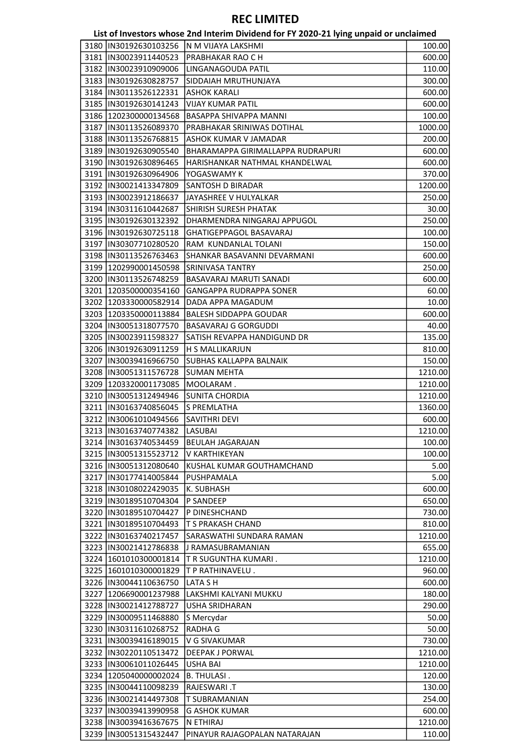# REC LIMITED

## List of Investors whose 2nd Interim Dividend for FY 2020-21 lying unpaid or unclaimed

| | | | |
|---|---|---|---|
| 3180 | IN30192630103256 | N M VIJAYA LAKSHMI | 100.00 |
| 3181 | IN30023911440523 | PRABHAKAR RAO C H | 600.00 |
| 3182 | IN30023910909006 | LINGANAGOUDA PATIL | 110.00 |
| 3183 | IN30192630828757 | SIDDAIAH MRUTHUNJAYA | 300.00 |
| 3184 | IN30113526122331 | ASHOK KARALI | 600.00 |
| 3185 | IN30192630141243 | VIJAY KUMAR PATIL | 600.00 |
| 3186 | 1202300000134568 | BASAPPA SHIVAPPA MANNI | 100.00 |
| 3187 | IN30113526089370 | PRABHAKAR SRINIWAS DOTIHAL | 1000.00 |
| 3188 | IN30113526768815 | ASHOK KUMAR V JAMADAR | 200.00 |
| 3189 | IN30192630905540 | BHARAMAPPA GIRIMALLAPPA RUDRAPURI | 600.00 |
| 3190 | IN30192630896465 | HARISHANKAR NATHMAL KHANDELWAL | 600.00 |
| 3191 | IN30192630964906 | YOGASWAMY K | 370.00 |
| 3192 | IN30021413347809 | SANTOSH D BIRADAR | 1200.00 |
| 3193 | IN30023912186637 | JAYASHREE V HULYALKAR | 250.00 |
| 3194 | IN30311610442687 | SHIRISH SURESH PHATAK | 30.00 |
| 3195 | IN30192630132392 | DHARMENDRA NINGARAJ APPUGOL | 250.00 |
| 3196 | IN30192630725118 | GHATIGEPPAGOL BASAVARAJ | 100.00 |
| 3197 | IN30307710280520 | RAM KUNDANLAL TOLANI | 150.00 |
| 3198 | IN30113526763463 | SHANKAR BASAVANNI DEVARMANI | 600.00 |
| 3199 | 1202990001450598 | SRINIVASA TANTRY | 250.00 |
| 3200 | IN30113526748259 | BASAVARAJ MARUTI SANADI | 600.00 |
| 3201 | 1203500000354160 | GANGAPPA RUDRAPPA SONER | 60.00 |
| 3202 | 1203330000582914 | DADA APPA MAGADUM | 10.00 |
| 3203 | 1203350000113884 | BALESH SIDDAPPA GOUDAR | 600.00 |
| 3204 | IN30051318077570 | BASAVARAJ G GORGUDDI | 40.00 |
| 3205 | IN30023911598327 | SATISH REVAPPA HANDIGUND DR | 135.00 |
| 3206 | IN30192630911259 | H S MALLIKARJUN | 810.00 |
| 3207 | IN30039416966750 | SUBHAS KALLAPPA BALNAIK | 150.00 |
| 3208 | IN30051311576728 | SUMAN MEHTA | 1210.00 |
| 3209 | 1203320001173085 | MOOLARAM . | 1210.00 |
| 3210 | IN30051312494946 | SUNITA CHORDIA | 1210.00 |
| 3211 | IN30163740856045 | S PREMLATHA | 1360.00 |
| 3212 | IN30061010494566 | SAVITHRI DEVI | 600.00 |
| 3213 | IN30163740774382 | LASUBAI | 1210.00 |
| 3214 | IN30163740534459 | BEULAH JAGARAJAN | 100.00 |
| 3215 | IN30051315523712 | V KARTHIKEYAN | 100.00 |
| 3216 | IN30051312080640 | KUSHAL KUMAR GOUTHAMCHAND | 5.00 |
| 3217 | IN30177414005844 | PUSHPAMALA | 5.00 |
| 3218 | IN30108022429035 | K. SUBHASH | 600.00 |
| 3219 | IN30189510704304 | P SANDEEP | 650.00 |
| 3220 | IN30189510704427 | P DINESHCHAND | 730.00 |
| 3221 | IN30189510704493 | T S PRAKASH CHAND | 810.00 |
| 3222 | IN30163740217457 | SARASWATHI SUNDARA RAMAN | 1210.00 |
| 3223 | IN30021412786838 | J RAMASUBRAMANIAN | 655.00 |
| 3224 | 1601010300001814 | T R SUGUNTHA KUMARI . | 1210.00 |
| 3225 | 1601010300001829 | T P RATHINAVELU . | 960.00 |
| 3226 | IN30044110636750 | LATA S H | 600.00 |
| 3227 | 1206690001237988 | LAKSHMI KALYANI MUKKU | 180.00 |
| 3228 | IN30021412788727 | USHA SRIDHARAN | 290.00 |
| 3229 | IN30009511468880 | S Mercydar | 50.00 |
| 3230 | IN30311610268752 | RADHA G | 50.00 |
| 3231 | IN30039416189015 | V G SIVAKUMAR | 730.00 |
| 3232 | IN30220110513472 | DEEPAK J PORWAL | 1210.00 |
| 3233 | IN30061011026445 | USHA BAI | 1210.00 |
| 3234 | 1205040000002024 | B. THULASI . | 120.00 |
| 3235 | IN30044110098239 | RAJESWARI .T | 130.00 |
| 3236 | IN30021414497308 | T SUBRAMANIAN | 254.00 |
| 3237 | IN30039413990958 | G ASHOK KUMAR | 600.00 |
| 3238 | IN30039416367675 | N ETHIRAJ | 1210.00 |
| 3239 | IN30051315432447 | PINAYUR RAJAGOPALAN NATARAJAN | 110.00 |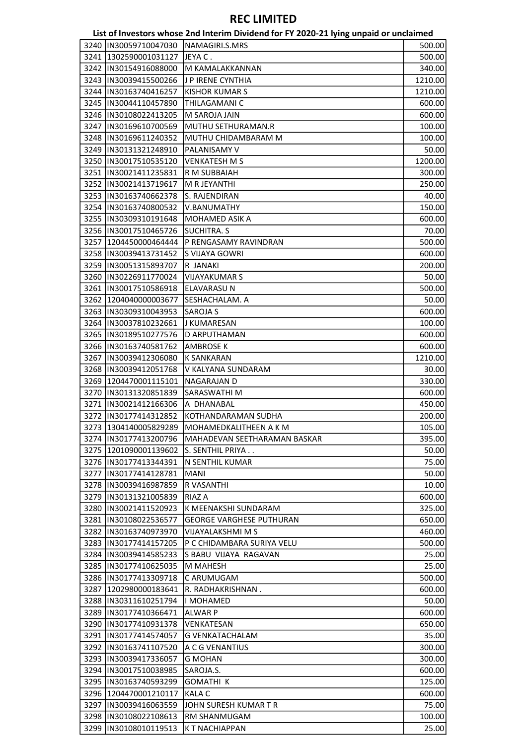# REC LIMITED

## List of Investors whose 2nd Interim Dividend for FY 2020-21 lying unpaid or unclaimed

| | | | |
|---|---|---|---|
| 3240 | IN30059710047030 | NAMAGIRI.S.MRS | 500.00 |
| 3241 | 1302590001031127 | JEYA C . | 500.00 |
| 3242 | IN30154916088000 | M KAMALAKKANNAN | 340.00 |
| 3243 | IN30039415500266 | J P IRENE CYNTHIA | 1210.00 |
| 3244 | IN30163740416257 | KISHOR KUMAR S | 1210.00 |
| 3245 | IN30044110457890 | THILAGAMANI C | 600.00 |
| 3246 | IN30108022413205 | M SAROJA JAIN | 600.00 |
| 3247 | IN30169610700569 | MUTHU SETHURAMAN.R | 100.00 |
| 3248 | IN30169611240352 | MUTHU CHIDAMBARAM M | 100.00 |
| 3249 | IN30131321248910 | PALANISAMY V | 50.00 |
| 3250 | IN30017510535120 | VENKATESH M S | 1200.00 |
| 3251 | IN30021411235831 | R M SUBBAIAH | 300.00 |
| 3252 | IN30021413719617 | M R JEYANTHI | 250.00 |
| 3253 | IN30163740662378 | S. RAJENDIRAN | 40.00 |
| 3254 | IN30163740800532 | V.BANUMATHY | 150.00 |
| 3255 | IN30309310191648 | MOHAMED ASIK A | 600.00 |
| 3256 | IN30017510465726 | SUCHITRA. S | 70.00 |
| 3257 | 1204450000464444 | P RENGASAMY RAVINDRAN | 500.00 |
| 3258 | IN30039413731452 | S VIJAYA GOWRI | 600.00 |
| 3259 | IN30051315893707 | R JANAKI | 200.00 |
| 3260 | IN30226911770024 | VIJAYAKUMAR S | 50.00 |
| 3261 | IN30017510586918 | ELAVARASU N | 500.00 |
| 3262 | 1204040000003677 | SESHACHALAM. A | 50.00 |
| 3263 | IN30309310043953 | SAROJA S | 600.00 |
| 3264 | IN30037810232661 | J KUMARESAN | 100.00 |
| 3265 | IN30189510277576 | D ARPUTHAMAN | 600.00 |
| 3266 | IN30163740581762 | AMBROSE K | 600.00 |
| 3267 | IN30039412306080 | K SANKARAN | 1210.00 |
| 3268 | IN30039412051768 | V KALYANA SUNDARAM | 30.00 |
| 3269 | 1204470001115101 | NAGARAJAN D | 330.00 |
| 3270 | IN30131320851839 | SARASWATHI M | 600.00 |
| 3271 | IN30021412166306 | A DHANABAL | 450.00 |
| 3272 | IN30177414312852 | KOTHANDARAMAN SUDHA | 200.00 |
| 3273 | 1304140005829289 | MOHAMEDKALITHEEN A K M | 105.00 |
| 3274 | IN30177413200796 | MAHADEVAN SEETHARAMAN BASKAR | 395.00 |
| 3275 | 1201090001139602 | S. SENTHIL PRIYA . . | 50.00 |
| 3276 | IN30177413344391 | N SENTHIL KUMAR | 75.00 |
| 3277 | IN30177414128781 | MANI | 50.00 |
| 3278 | IN30039416987859 | R VASANTHI | 10.00 |
| 3279 | IN30131321005839 | RIAZ A | 600.00 |
| 3280 | IN30021411520923 | K MEENAKSHI SUNDARAM | 325.00 |
| 3281 | IN30108022536577 | GEORGE VARGHESE PUTHURAN | 650.00 |
| 3282 | IN30163740973970 | VIJAYALAKSHMI M S | 460.00 |
| 3283 | IN30177414157205 | P C CHIDAMBARA SURIYA VELU | 500.00 |
| 3284 | IN30039414585233 | S BABU VIJAYA RAGAVAN | 25.00 |
| 3285 | IN30177410625035 | M MAHESH | 25.00 |
| 3286 | IN30177413309718 | C ARUMUGAM | 500.00 |
| 3287 | 1202980000183641 | R. RADHAKRISHNAN . | 600.00 |
| 3288 | IN30311610251794 | I MOHAMED | 50.00 |
| 3289 | IN30177410366471 | ALWAR P | 600.00 |
| 3290 | IN30177410931378 | VENKATESAN | 650.00 |
| 3291 | IN30177414574057 | G VENKATACHALAM | 35.00 |
| 3292 | IN30163741107520 | A C G VENANTIUS | 300.00 |
| 3293 | IN30039417336057 | G MOHAN | 300.00 |
| 3294 | IN30017510038985 | SAROJA.S. | 600.00 |
| 3295 | IN30163740593299 | GOMATHI K | 125.00 |
| 3296 | 1204470001210117 | KALA C | 600.00 |
| 3297 | IN30039416063559 | JOHN SURESH KUMAR T R | 75.00 |
| 3298 | IN30108022108613 | RM SHANMUGAM | 100.00 |
| 3299 | IN30108010119513 | K T NACHIAPPAN | 25.00 |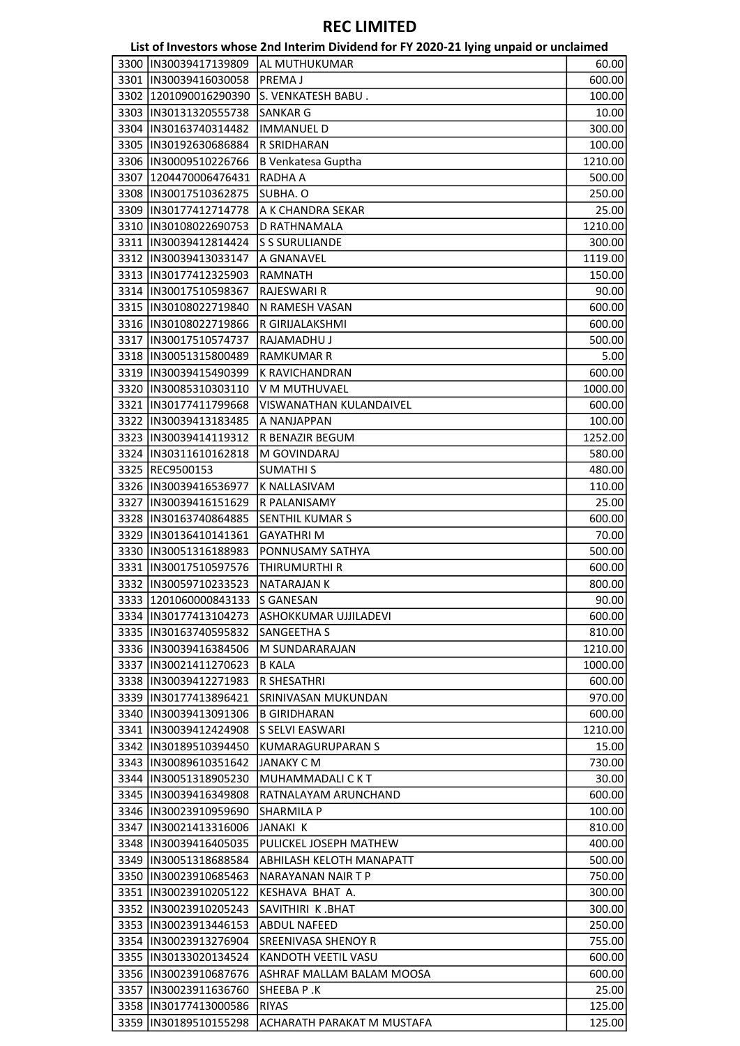# REC LIMITED

## List of Investors whose 2nd Interim Dividend for FY 2020-21 lying unpaid or unclaimed

| | | | |
|---|---|---|---|
| 3300 | IN30039417139809 | AL MUTHUKUMAR | 60.00 |
| 3301 | IN30039416030058 | PREMA J | 600.00 |
| 3302 | 1201090016290390 | S. VENKATESH BABU . | 100.00 |
| 3303 | IN30131320555738 | SANKAR G | 10.00 |
| 3304 | IN30163740314482 | IMMANUEL D | 300.00 |
| 3305 | IN30192630686884 | R SRIDHARAN | 100.00 |
| 3306 | IN30009510226766 | B Venkatesa Guptha | 1210.00 |
| 3307 | 1204470006476431 | RADHA A | 500.00 |
| 3308 | IN30017510362875 | SUBHA. O | 250.00 |
| 3309 | IN30177412714778 | A K CHANDRA SEKAR | 25.00 |
| 3310 | IN30108022690753 | D RATHNAMALA | 1210.00 |
| 3311 | IN30039412814424 | S S SURULIANDE | 300.00 |
| 3312 | IN30039413033147 | A GNANAVEL | 1119.00 |
| 3313 | IN30177412325903 | RAMNATH | 150.00 |
| 3314 | IN30017510598367 | RAJESWARI R | 90.00 |
| 3315 | IN30108022719840 | N RAMESH VASAN | 600.00 |
| 3316 | IN30108022719866 | R GIRIJALAKSHMI | 600.00 |
| 3317 | IN30017510574737 | RAJAMADHU J | 500.00 |
| 3318 | IN30051315800489 | RAMKUMAR R | 5.00 |
| 3319 | IN30039415490399 | K RAVICHANDRAN | 600.00 |
| 3320 | IN30085310303110 | V M MUTHUVAEL | 1000.00 |
| 3321 | IN30177411799668 | VISWANATHAN KULANDAIVEL | 600.00 |
| 3322 | IN30039413183485 | A NANJAPPAN | 100.00 |
| 3323 | IN30039414119312 | R BENAZIR BEGUM | 1252.00 |
| 3324 | IN30311610162818 | M GOVINDARAJ | 580.00 |
| 3325 | REC9500153 | SUMATHI S | 480.00 |
| 3326 | IN30039416536977 | K NALLASIVAM | 110.00 |
| 3327 | IN30039416151629 | R PALANISAMY | 25.00 |
| 3328 | IN30163740864885 | SENTHIL KUMAR S | 600.00 |
| 3329 | IN30136410141361 | GAYATHRI M | 70.00 |
| 3330 | IN30051316188983 | PONNUSAMY SATHYA | 500.00 |
| 3331 | IN30017510597576 | THIRUMURTHI R | 600.00 |
| 3332 | IN30059710233523 | NATARAJAN K | 800.00 |
| 3333 | 1201060000843133 | S GANESAN | 90.00 |
| 3334 | IN30177413104273 | ASHOKKUMAR UJJILADEVI | 600.00 |
| 3335 | IN30163740595832 | SANGEETHA S | 810.00 |
| 3336 | IN30039416384506 | M SUNDARARAJAN | 1210.00 |
| 3337 | IN30021411270623 | B KALA | 1000.00 |
| 3338 | IN30039412271983 | R SHESATHRI | 600.00 |
| 3339 | IN30177413896421 | SRINIVASAN MUKUNDAN | 970.00 |
| 3340 | IN30039413091306 | B GIRIDHARAN | 600.00 |
| 3341 | IN30039412424908 | S SELVI EASWARI | 1210.00 |
| 3342 | IN30189510394450 | KUMARAGURUPARAN S | 15.00 |
| 3343 | IN30089610351642 | JANAKY C M | 730.00 |
| 3344 | IN30051318905230 | MUHAMMADALI C K T | 30.00 |
| 3345 | IN30039416349808 | RATNALAYAM ARUNCHAND | 600.00 |
| 3346 | IN30023910959690 | SHARMILA P | 100.00 |
| 3347 | IN30021413316006 | JANAKI K | 810.00 |
| 3348 | IN30039416405035 | PULICKEL JOSEPH MATHEW | 400.00 |
| 3349 | IN30051318688584 | ABHILASH KELOTH MANAPATT | 500.00 |
| 3350 | IN30023910685463 | NARAYANAN NAIR T P | 750.00 |
| 3351 | IN30023910205122 | KESHAVA BHAT A. | 300.00 |
| 3352 | IN30023910205243 | SAVITHIRI K .BHAT | 300.00 |
| 3353 | IN30023913446153 | ABDUL NAFEED | 250.00 |
| 3354 | IN30023913276904 | SREENIVASA SHENOY R | 755.00 |
| 3355 | IN30133020134524 | KANDOTH VEETIL VASU | 600.00 |
| 3356 | IN30023910687676 | ASHRAF MALLAM BALAM MOOSA | 600.00 |
| 3357 | IN30023911636760 | SHEEBA P .K | 25.00 |
| 3358 | IN30177413000586 | RIYAS | 125.00 |
| 3359 | IN30189510155298 | ACHARATH PARAKAT M MUSTAFA | 125.00 |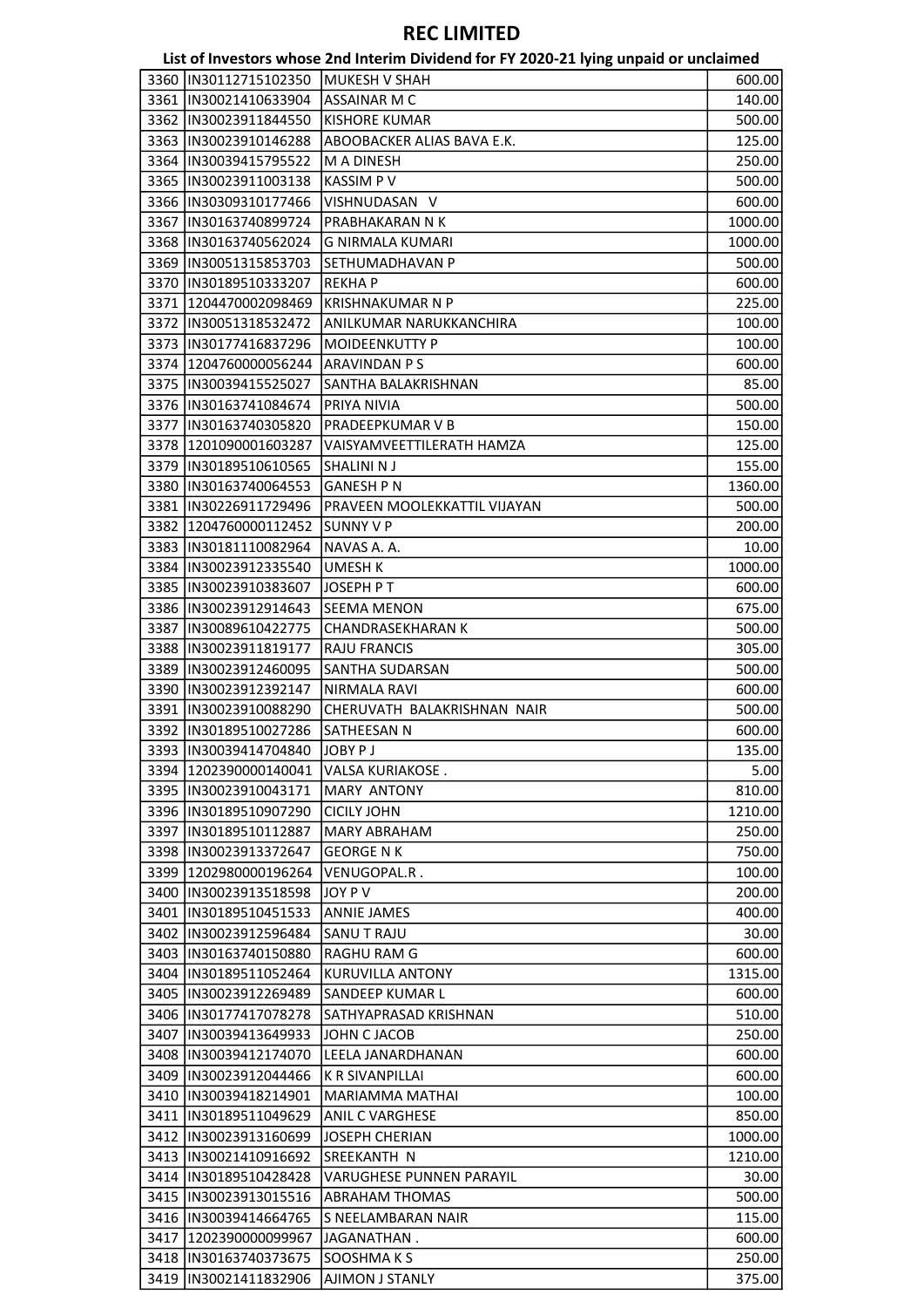# REC LIMITED

## List of Investors whose 2nd Interim Dividend for FY 2020-21 lying unpaid or unclaimed

| | | | |
|---|---|---|---|
| 3360 | IN30112715102350 | MUKESH V SHAH | 600.00 |
| 3361 | IN30021410633904 | ASSAINAR M C | 140.00 |
| 3362 | IN30023911844550 | KISHORE KUMAR | 500.00 |
| 3363 | IN30023910146288 | ABOOBACKER ALIAS BAVA E.K. | 125.00 |
| 3364 | IN30039415795522 | M A DINESH | 250.00 |
| 3365 | IN30023911003138 | KASSIM P V | 500.00 |
| 3366 | IN30309310177466 | VISHNUDASAN V | 600.00 |
| 3367 | IN30163740899724 | PRABHAKARAN N K | 1000.00 |
| 3368 | IN30163740562024 | G NIRMALA KUMARI | 1000.00 |
| 3369 | IN30051315853703 | SETHUMADHAVAN P | 500.00 |
| 3370 | IN30189510333207 | REKHA P | 600.00 |
| 3371 | 1204470002098469 | KRISHNAKUMAR N P | 225.00 |
| 3372 | IN30051318532472 | ANILKUMAR NARUKKANCHIRA | 100.00 |
| 3373 | IN30177416837296 | MOIDEENKUTTY P | 100.00 |
| 3374 | 1204760000056244 | ARAVINDAN P S | 600.00 |
| 3375 | IN30039415525027 | SANTHA BALAKRISHNAN | 85.00 |
| 3376 | IN30163741084674 | PRIYA NIVIA | 500.00 |
| 3377 | IN30163740305820 | PRADEEPKUMAR V B | 150.00 |
| 3378 | 1201090001603287 | VAISYAMVEETTILERATH HAMZA | 125.00 |
| 3379 | IN30189510610565 | SHALINI N J | 155.00 |
| 3380 | IN30163740064553 | GANESH P N | 1360.00 |
| 3381 | IN30226911729496 | PRAVEEN MOOLEKKATTIL VIJAYAN | 500.00 |
| 3382 | 1204760000112452 | SUNNY V P | 200.00 |
| 3383 | IN30181110082964 | NAVAS A. A. | 10.00 |
| 3384 | IN30023912335540 | UMESH K | 1000.00 |
| 3385 | IN30023910383607 | JOSEPH P T | 600.00 |
| 3386 | IN30023912914643 | SEEMA MENON | 675.00 |
| 3387 | IN30089610422775 | CHANDRASEKHARAN K | 500.00 |
| 3388 | IN30023911819177 | RAJU FRANCIS | 305.00 |
| 3389 | IN30023912460095 | SANTHA SUDARSAN | 500.00 |
| 3390 | IN30023912392147 | NIRMALA RAVI | 600.00 |
| 3391 | IN30023910088290 | CHERUVATH BALAKRISHNAN NAIR | 500.00 |
| 3392 | IN30189510027286 | SATHEESAN N | 600.00 |
| 3393 | IN30039414704840 | JOBY P J | 135.00 |
| 3394 | 1202390000140041 | VALSA KURIAKOSE . | 5.00 |
| 3395 | IN30023910043171 | MARY ANTONY | 810.00 |
| 3396 | IN30189510907290 | CICILY JOHN | 1210.00 |
| 3397 | IN30189510112887 | MARY ABRAHAM | 250.00 |
| 3398 | IN30023913372647 | GEORGE N K | 750.00 |
| 3399 | 1202980000196264 | VENUGOPAL.R . | 100.00 |
| 3400 | IN30023913518598 | JOY P V | 200.00 |
| 3401 | IN30189510451533 | ANNIE JAMES | 400.00 |
| 3402 | IN30023912596484 | SANU T RAJU | 30.00 |
| 3403 | IN30163740150880 | RAGHU RAM G | 600.00 |
| 3404 | IN30189511052464 | KURUVILLA ANTONY | 1315.00 |
| 3405 | IN30023912269489 | SANDEEP KUMAR L | 600.00 |
| 3406 | IN30177417078278 | SATHYAPRASAD KRISHNAN | 510.00 |
| 3407 | IN30039413649933 | JOHN C JACOB | 250.00 |
| 3408 | IN30039412174070 | LEELA JANARDHANAN | 600.00 |
| 3409 | IN30023912044466 | K R SIVANPILLAI | 600.00 |
| 3410 | IN30039418214901 | MARIAMMA MATHAI | 100.00 |
| 3411 | IN30189511049629 | ANIL C VARGHESE | 850.00 |
| 3412 | IN30023913160699 | JOSEPH CHERIAN | 1000.00 |
| 3413 | IN30021410916692 | SREEKANTH N | 1210.00 |
| 3414 | IN30189510428428 | VARUGHESE PUNNEN PARAYIL | 30.00 |
| 3415 | IN30023913015516 | ABRAHAM THOMAS | 500.00 |
| 3416 | IN30039414664765 | S NEELAMBARAN NAIR | 115.00 |
| 3417 | 1202390000099967 | JAGANATHAN . | 600.00 |
| 3418 | IN30163740373675 | SOOSHMA K S | 250.00 |
| 3419 | IN30021411832906 | AJIMON J STANLY | 375.00 |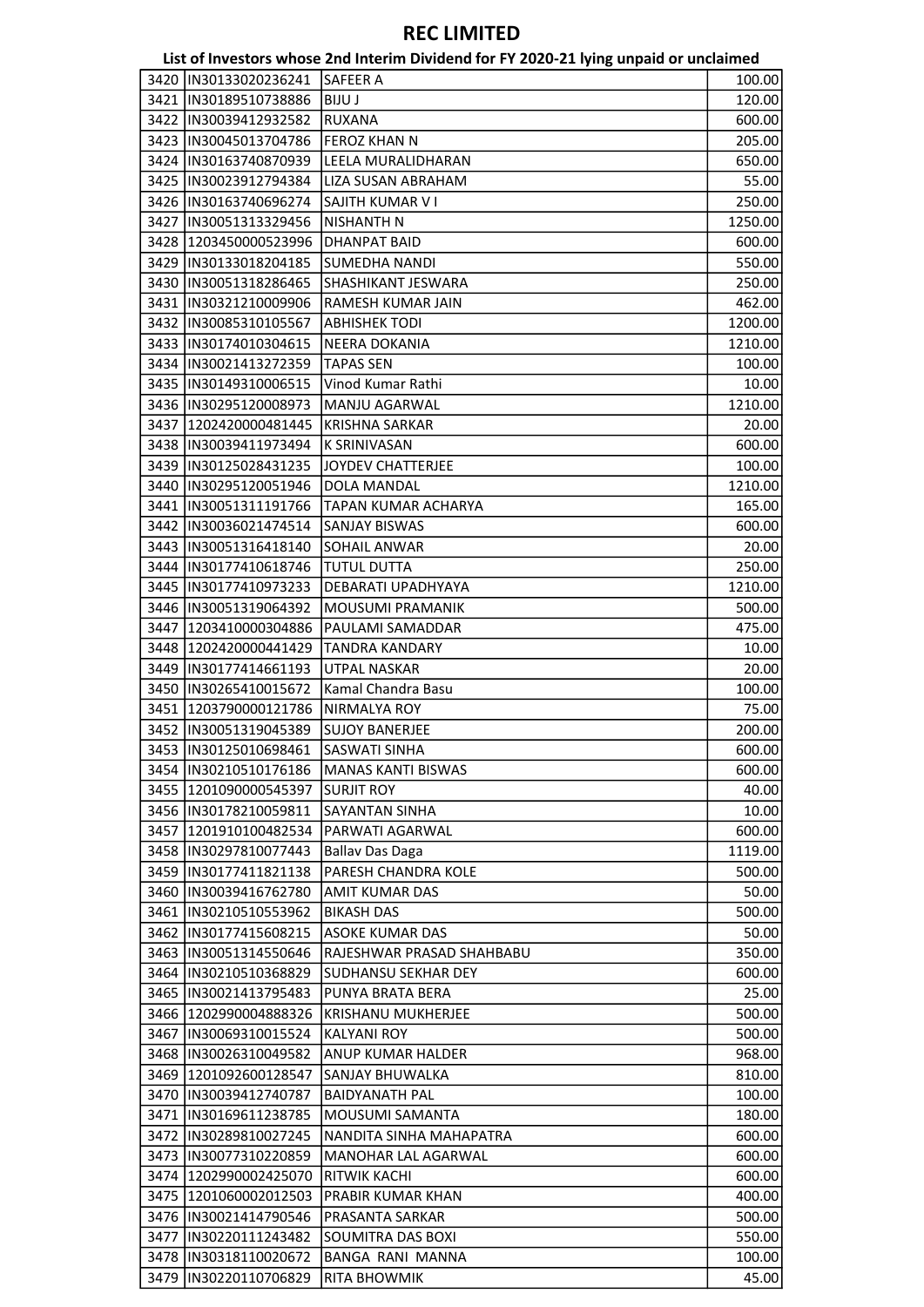# REC LIMITED

## List of Investors whose 2nd Interim Dividend for FY 2020-21 lying unpaid or unclaimed

| | | | |
|---|---|---|---|
| 3420 | IN30133020236241 | SAFEER A | 100.00 |
| 3421 | IN30189510738886 | BIJU J | 120.00 |
| 3422 | IN30039412932582 | RUXANA | 600.00 |
| 3423 | IN30045013704786 | FEROZ KHAN N | 205.00 |
| 3424 | IN30163740870939 | LEELA MURALIDHARAN | 650.00 |
| 3425 | IN30023912794384 | LIZA SUSAN ABRAHAM | 55.00 |
| 3426 | IN30163740696274 | SAJITH KUMAR V I | 250.00 |
| 3427 | IN30051313329456 | NISHANTH N | 1250.00 |
| 3428 | 1203450000523996 | DHANPAT BAID | 600.00 |
| 3429 | IN30133018204185 | SUMEDHA NANDI | 550.00 |
| 3430 | IN30051318286465 | SHASHIKANT JESWARA | 250.00 |
| 3431 | IN30321210009906 | RAMESH KUMAR JAIN | 462.00 |
| 3432 | IN30085310105567 | ABHISHEK TODI | 1200.00 |
| 3433 | IN30174010304615 | NEERA DOKANIA | 1210.00 |
| 3434 | IN30021413272359 | TAPAS SEN | 100.00 |
| 3435 | IN30149310006515 | Vinod Kumar Rathi | 10.00 |
| 3436 | IN30295120008973 | MANJU AGARWAL | 1210.00 |
| 3437 | 1202420000481445 | KRISHNA SARKAR | 20.00 |
| 3438 | IN30039411973494 | K SRINIVASAN | 600.00 |
| 3439 | IN30125028431235 | JOYDEV CHATTERJEE | 100.00 |
| 3440 | IN30295120051946 | DOLA MANDAL | 1210.00 |
| 3441 | IN30051311191766 | TAPAN KUMAR ACHARYA | 165.00 |
| 3442 | IN30036021474514 | SANJAY BISWAS | 600.00 |
| 3443 | IN30051316418140 | SOHAIL ANWAR | 20.00 |
| 3444 | IN30177410618746 | TUTUL DUTTA | 250.00 |
| 3445 | IN30177410973233 | DEBARATI UPADHYAYA | 1210.00 |
| 3446 | IN30051319064392 | MOUSUMI PRAMANIK | 500.00 |
| 3447 | 1203410000304886 | PAULAMI SAMADDAR | 475.00 |
| 3448 | 1202420000441429 | TANDRA KANDARY | 10.00 |
| 3449 | IN30177414661193 | UTPAL NASKAR | 20.00 |
| 3450 | IN30265410015672 | Kamal Chandra Basu | 100.00 |
| 3451 | 1203790000121786 | NIRMALYA ROY | 75.00 |
| 3452 | IN30051319045389 | SUJOY BANERJEE | 200.00 |
| 3453 | IN30125010698461 | SASWATI SINHA | 600.00 |
| 3454 | IN30210510176186 | MANAS KANTI BISWAS | 600.00 |
| 3455 | 1201090000545397 | SURJIT ROY | 40.00 |
| 3456 | IN30178210059811 | SAYANTAN SINHA | 10.00 |
| 3457 | 1201910100482534 | PARWATI AGARWAL | 600.00 |
| 3458 | IN30297810077443 | Ballav Das Daga | 1119.00 |
| 3459 | IN30177411821138 | PARESH CHANDRA KOLE | 500.00 |
| 3460 | IN30039416762780 | AMIT KUMAR DAS | 50.00 |
| 3461 | IN30210510553962 | BIKASH DAS | 500.00 |
| 3462 | IN30177415608215 | ASOKE KUMAR DAS | 50.00 |
| 3463 | IN30051314550646 | RAJESHWAR PRASAD SHAHBABU | 350.00 |
| 3464 | IN30210510368829 | SUDHANSU SEKHAR DEY | 600.00 |
| 3465 | IN30021413795483 | PUNYA BRATA BERA | 25.00 |
| 3466 | 1202990004888326 | KRISHANU MUKHERJEE | 500.00 |
| 3467 | IN30069310015524 | KALYANI ROY | 500.00 |
| 3468 | IN30026310049582 | ANUP KUMAR HALDER | 968.00 |
| 3469 | 1201092600128547 | SANJAY BHUWALKA | 810.00 |
| 3470 | IN30039412740787 | BAIDYANATH PAL | 100.00 |
| 3471 | IN30169611238785 | MOUSUMI SAMANTA | 180.00 |
| 3472 | IN30289810027245 | NANDITA SINHA MAHAPATRA | 600.00 |
| 3473 | IN30077310220859 | MANOHAR LAL AGARWAL | 600.00 |
| 3474 | 1202990002425070 | RITWIK KACHI | 600.00 |
| 3475 | 1201060002012503 | PRABIR KUMAR KHAN | 400.00 |
| 3476 | IN30021414790546 | PRASANTA SARKAR | 500.00 |
| 3477 | IN30220111243482 | SOUMITRA DAS BOXI | 550.00 |
| 3478 | IN30318110020672 | BANGA RANI MANNA | 100.00 |
| 3479 | IN30220110706829 | RITA BHOWMIK | 45.00 |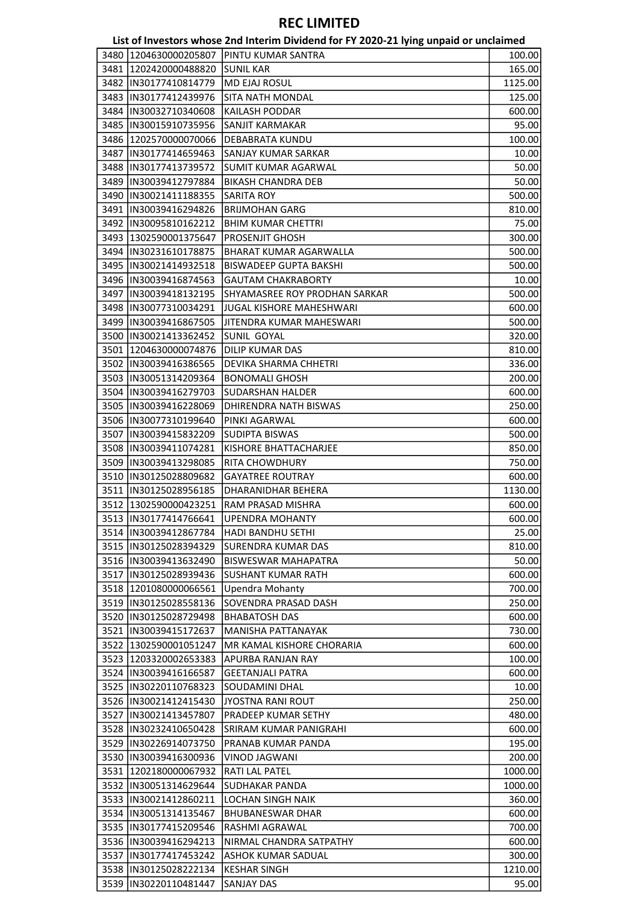# REC LIMITED

## List of Investors whose 2nd Interim Dividend for FY 2020-21 lying unpaid or unclaimed

| | | | |
|---|---|---|---|
| 3480 | 1204630000205807 | PINTU KUMAR SANTRA | 100.00 |
| 3481 | 1202420000488820 | SUNIL KAR | 165.00 |
| 3482 | IN30177410814779 | MD EJAJ ROSUL | 1125.00 |
| 3483 | IN30177412439976 | SITA NATH MONDAL | 125.00 |
| 3484 | IN30032710340608 | KAILASH PODDAR | 600.00 |
| 3485 | IN30015910735956 | SANJIT KARMAKAR | 95.00 |
| 3486 | 1202570000070066 | DEBABRATA KUNDU | 100.00 |
| 3487 | IN30177414659463 | SANJAY KUMAR SARKAR | 10.00 |
| 3488 | IN30177413739572 | SUMIT KUMAR AGARWAL | 50.00 |
| 3489 | IN30039412797884 | BIKASH CHANDRA DEB | 50.00 |
| 3490 | IN30021411188355 | SARITA ROY | 500.00 |
| 3491 | IN30039416294826 | BRIJMOHAN GARG | 810.00 |
| 3492 | IN30095810162212 | BHIM KUMAR CHETTRI | 75.00 |
| 3493 | 1302590001375647 | PROSENJIT GHOSH | 300.00 |
| 3494 | IN30231610178875 | BHARAT KUMAR AGARWALLA | 500.00 |
| 3495 | IN30021414932518 | BISWADEEP GUPTA BAKSHI | 500.00 |
| 3496 | IN30039416874563 | GAUTAM CHAKRABORTY | 10.00 |
| 3497 | IN30039418132195 | SHYAMASREE ROY PRODHAN SARKAR | 500.00 |
| 3498 | IN30077310034291 | JUGAL KISHORE MAHESHWARI | 600.00 |
| 3499 | IN30039416867505 | JITENDRA KUMAR MAHESWARI | 500.00 |
| 3500 | IN30021413362452 | SUNIL GOYAL | 320.00 |
| 3501 | 1204630000074876 | DILIP KUMAR DAS | 810.00 |
| 3502 | IN30039416386565 | DEVIKA SHARMA CHHETRI | 336.00 |
| 3503 | IN30051314209364 | BONOMALI GHOSH | 200.00 |
| 3504 | IN30039416279703 | SUDARSHAN HALDER | 600.00 |
| 3505 | IN30039416228069 | DHIRENDRA NATH BISWAS | 250.00 |
| 3506 | IN30077310199640 | PINKI AGARWAL | 600.00 |
| 3507 | IN30039415832209 | SUDIPTA BISWAS | 500.00 |
| 3508 | IN30039411074281 | KISHORE BHATTACHARJEE | 850.00 |
| 3509 | IN30039413298085 | RITA CHOWDHURY | 750.00 |
| 3510 | IN30125028809682 | GAYATREE ROUTRAY | 600.00 |
| 3511 | IN30125028956185 | DHARANIDHAR BEHERA | 1130.00 |
| 3512 | 1302590000423251 | RAM PRASAD MISHRA | 600.00 |
| 3513 | IN30177414766641 | UPENDRA MOHANTY | 600.00 |
| 3514 | IN30039412867784 | HADI BANDHU SETHI | 25.00 |
| 3515 | IN30125028394329 | SURENDRA KUMAR DAS | 810.00 |
| 3516 | IN30039413632490 | BISWESWAR MAHAPATRA | 50.00 |
| 3517 | IN30125028939436 | SUSHANT KUMAR RATH | 600.00 |
| 3518 | 1201080000066561 | Upendra Mohanty | 700.00 |
| 3519 | IN30125028558136 | SOVENDRA PRASAD DASH | 250.00 |
| 3520 | IN30125028729498 | BHABATOSH DAS | 600.00 |
| 3521 | IN30039415172637 | MANISHA PATTANAYAK | 730.00 |
| 3522 | 1302590001051247 | MR KAMAL KISHORE CHORARIA | 600.00 |
| 3523 | 1203320002653383 | APURBA RANJAN RAY | 100.00 |
| 3524 | IN30039416166587 | GEETANJALI PATRA | 600.00 |
| 3525 | IN30220110768323 | SOUDAMINI DHAL | 10.00 |
| 3526 | IN30021412415430 | JYOSTNA RANI ROUT | 250.00 |
| 3527 | IN30021413457807 | PRADEEP KUMAR SETHY | 480.00 |
| 3528 | IN30232410650428 | SRIRAM KUMAR PANIGRAHI | 600.00 |
| 3529 | IN30226914073750 | PRANAB KUMAR PANDA | 195.00 |
| 3530 | IN30039416300936 | VINOD JAGWANI | 200.00 |
| 3531 | 1202180000067932 | RATI LAL PATEL | 1000.00 |
| 3532 | IN30051314629644 | SUDHAKAR PANDA | 1000.00 |
| 3533 | IN30021412860211 | LOCHAN SINGH NAIK | 360.00 |
| 3534 | IN30051314135467 | BHUBANESWAR DHAR | 600.00 |
| 3535 | IN30177415209546 | RASHMI AGRAWAL | 700.00 |
| 3536 | IN30039416294213 | NIRMAL CHANDRA SATPATHY | 600.00 |
| 3537 | IN30177417453242 | ASHOK KUMAR SADUAL | 300.00 |
| 3538 | IN30125028222134 | KESHAR SINGH | 1210.00 |
| 3539 | IN30220110481447 | SANJAY DAS | 95.00 |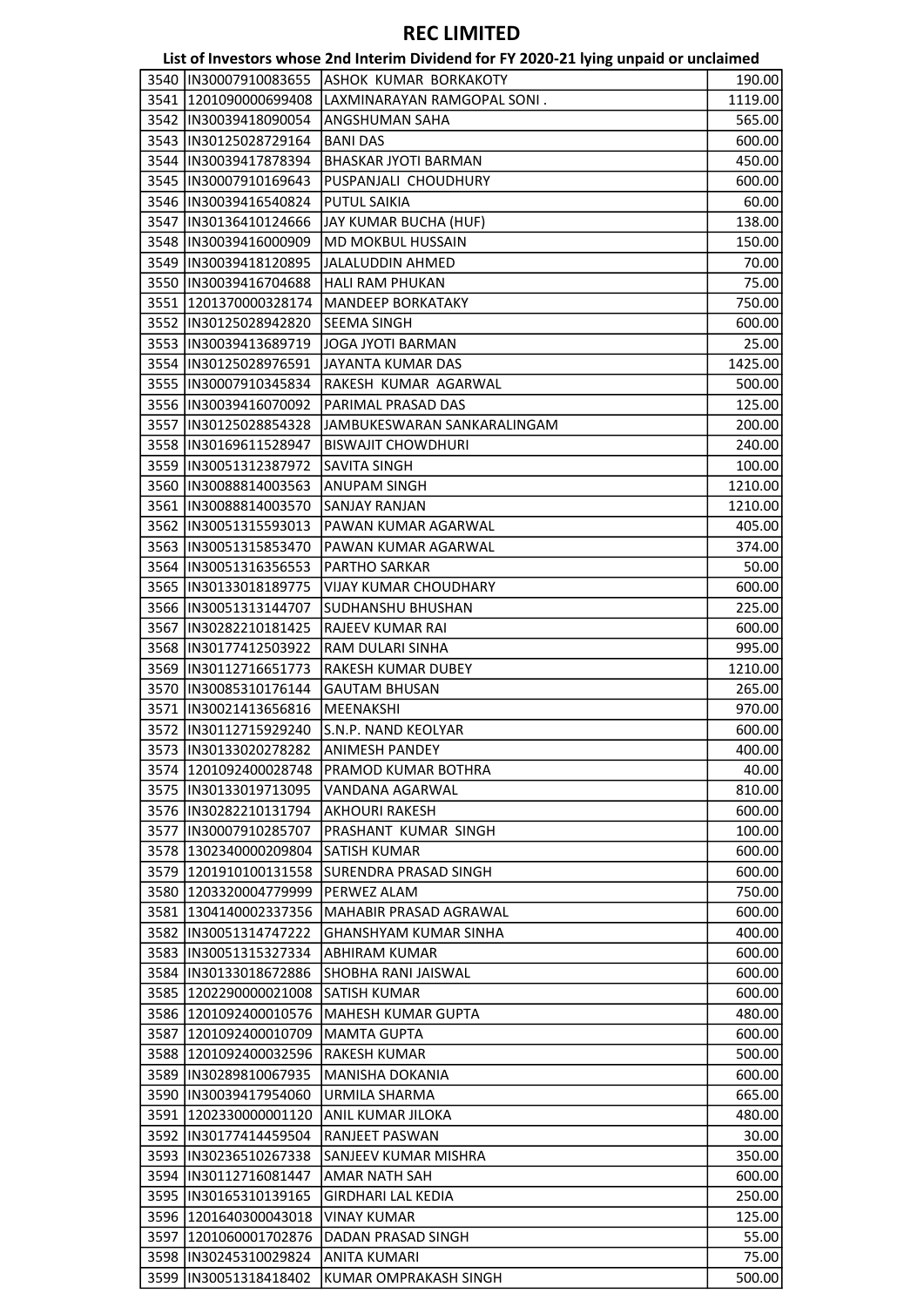# REC LIMITED

## List of Investors whose 2nd Interim Dividend for FY 2020-21 lying unpaid or unclaimed

| | | | |
|---|---|---|---|
| 3540 | IN30007910083655 | ASHOK KUMAR BORKAKOTY | 190.00 |
| 3541 | 1201090000699408 | LAXMINARAYAN RAMGOPAL SONI . | 1119.00 |
| 3542 | IN30039418090054 | ANGSHUMAN SAHA | 565.00 |
| 3543 | IN30125028729164 | BANI DAS | 600.00 |
| 3544 | IN30039417878394 | BHASKAR JYOTI BARMAN | 450.00 |
| 3545 | IN30007910169643 | PUSPANJALI CHOUDHURY | 600.00 |
| 3546 | IN30039416540824 | PUTUL SAIKIA | 60.00 |
| 3547 | IN30136410124666 | JAY KUMAR BUCHA (HUF) | 138.00 |
| 3548 | IN30039416000909 | MD MOKBUL HUSSAIN | 150.00 |
| 3549 | IN30039418120895 | JALALUDDIN AHMED | 70.00 |
| 3550 | IN30039416704688 | HALI RAM PHUKAN | 75.00 |
| 3551 | 1201370000328174 | MANDEEP BORKATAKY | 750.00 |
| 3552 | IN30125028942820 | SEEMA SINGH | 600.00 |
| 3553 | IN30039413689719 | JOGA JYOTI BARMAN | 25.00 |
| 3554 | IN30125028976591 | JAYANTA KUMAR DAS | 1425.00 |
| 3555 | IN30007910345834 | RAKESH KUMAR AGARWAL | 500.00 |
| 3556 | IN30039416070092 | PARIMAL PRASAD DAS | 125.00 |
| 3557 | IN30125028854328 | JAMBUKESWARAN SANKARALINGAM | 200.00 |
| 3558 | IN30169611528947 | BISWAJIT CHOWDHURI | 240.00 |
| 3559 | IN30051312387972 | SAVITA SINGH | 100.00 |
| 3560 | IN30088814003563 | ANUPAM SINGH | 1210.00 |
| 3561 | IN30088814003570 | SANJAY RANJAN | 1210.00 |
| 3562 | IN30051315593013 | PAWAN KUMAR AGARWAL | 405.00 |
| 3563 | IN30051315853470 | PAWAN KUMAR AGARWAL | 374.00 |
| 3564 | IN30051316356553 | PARTHO SARKAR | 50.00 |
| 3565 | IN30133018189775 | VIJAY KUMAR CHOUDHARY | 600.00 |
| 3566 | IN30051313144707 | SUDHANSHU BHUSHAN | 225.00 |
| 3567 | IN30282210181425 | RAJEEV KUMAR RAI | 600.00 |
| 3568 | IN30177412503922 | RAM DULARI SINHA | 995.00 |
| 3569 | IN30112716651773 | RAKESH KUMAR DUBEY | 1210.00 |
| 3570 | IN30085310176144 | GAUTAM BHUSAN | 265.00 |
| 3571 | IN30021413656816 | MEENAKSHI | 970.00 |
| 3572 | IN30112715929240 | S.N.P. NAND KEOLYAR | 600.00 |
| 3573 | IN30133020278282 | ANIMESH PANDEY | 400.00 |
| 3574 | 1201092400028748 | PRAMOD KUMAR BOTHRA | 40.00 |
| 3575 | IN30133019713095 | VANDANA AGARWAL | 810.00 |
| 3576 | IN30282210131794 | AKHOURI RAKESH | 600.00 |
| 3577 | IN30007910285707 | PRASHANT KUMAR SINGH | 100.00 |
| 3578 | 1302340000209804 | SATISH KUMAR | 600.00 |
| 3579 | 1201910100131558 | SURENDRA PRASAD SINGH | 600.00 |
| 3580 | 1203320004779999 | PERWEZ ALAM | 750.00 |
| 3581 | 1304140002337356 | MAHABIR PRASAD AGRAWAL | 600.00 |
| 3582 | IN30051314747222 | GHANSHYAM KUMAR SINHA | 400.00 |
| 3583 | IN30051315327334 | ABHIRAM KUMAR | 600.00 |
| 3584 | IN30133018672886 | SHOBHA RANI JAISWAL | 600.00 |
| 3585 | 1202290000021008 | SATISH KUMAR | 600.00 |
| 3586 | 1201092400010576 | MAHESH KUMAR GUPTA | 480.00 |
| 3587 | 1201092400010709 | MAMTA GUPTA | 600.00 |
| 3588 | 1201092400032596 | RAKESH KUMAR | 500.00 |
| 3589 | IN30289810067935 | MANISHA DOKANIA | 600.00 |
| 3590 | IN30039417954060 | URMILA SHARMA | 665.00 |
| 3591 | 1202330000001120 | ANIL KUMAR JILOKA | 480.00 |
| 3592 | IN30177414459504 | RANJEET PASWAN | 30.00 |
| 3593 | IN30236510267338 | SANJEEV KUMAR MISHRA | 350.00 |
| 3594 | IN30112716081447 | AMAR NATH SAH | 600.00 |
| 3595 | IN30165310139165 | GIRDHARI LAL KEDIA | 250.00 |
| 3596 | 1201640300043018 | VINAY KUMAR | 125.00 |
| 3597 | 1201060001702876 | DADAN PRASAD SINGH | 55.00 |
| 3598 | IN30245310029824 | ANITA KUMARI | 75.00 |
| 3599 | IN30051318418402 | KUMAR OMPRAKASH SINGH | 500.00 |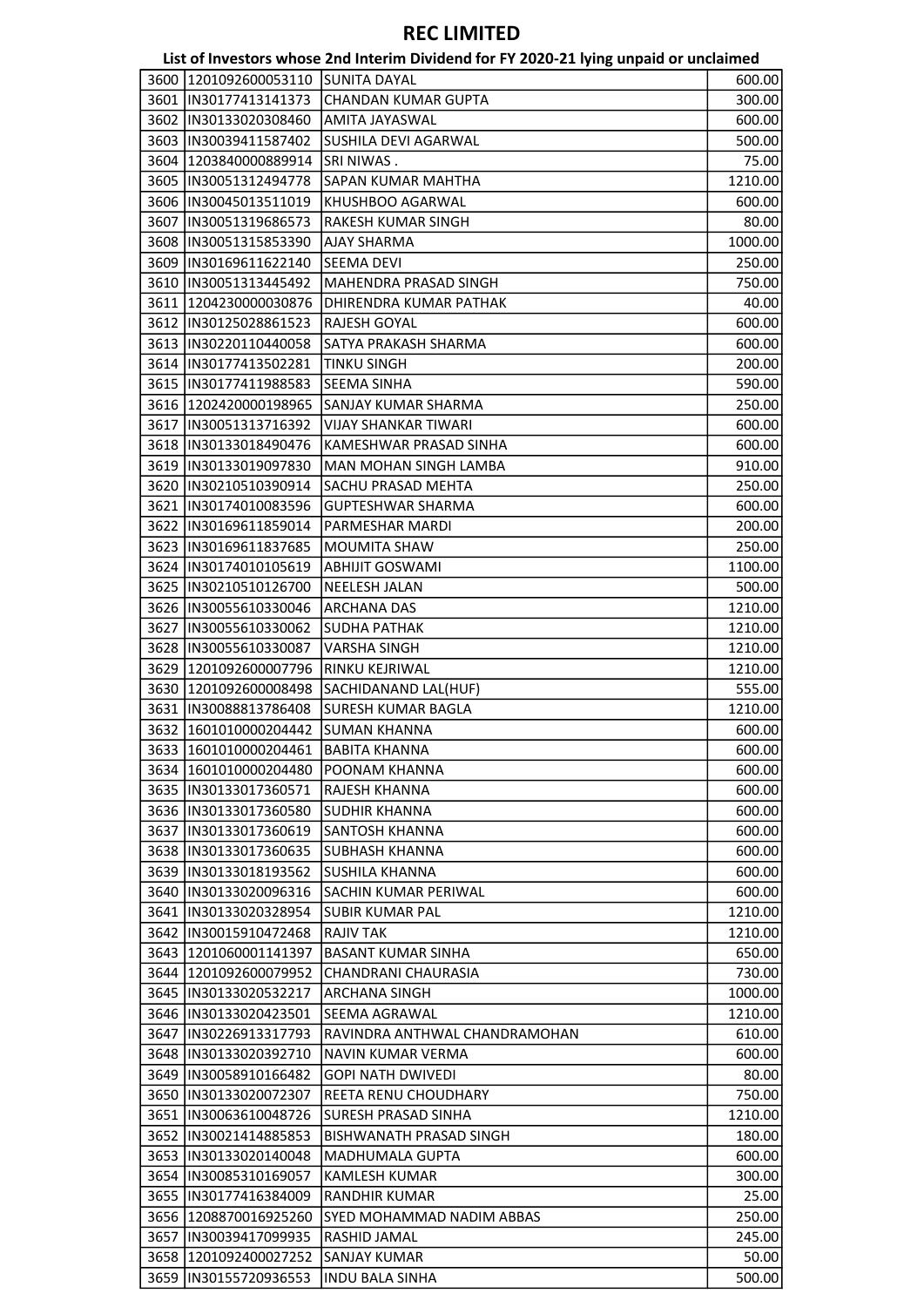# REC LIMITED

## List of Investors whose 2nd Interim Dividend for FY 2020-21 lying unpaid or unclaimed

| | | | |
|---|---|---|---|
| 3600 | 1201092600053110 | SUNITA DAYAL | 600.00 |
| 3601 | IN30177413141373 | CHANDAN KUMAR GUPTA | 300.00 |
| 3602 | IN30133020308460 | AMITA JAYASWAL | 600.00 |
| 3603 | IN30039411587402 | SUSHILA DEVI AGARWAL | 500.00 |
| 3604 | 1203840000889914 | SRI NIWAS . | 75.00 |
| 3605 | IN30051312494778 | SAPAN KUMAR MAHTHA | 1210.00 |
| 3606 | IN30045013511019 | KHUSHBOO AGARWAL | 600.00 |
| 3607 | IN30051319686573 | RAKESH KUMAR SINGH | 80.00 |
| 3608 | IN30051315853390 | AJAY SHARMA | 1000.00 |
| 3609 | IN30169611622140 | SEEMA DEVI | 250.00 |
| 3610 | IN30051313445492 | MAHENDRA PRASAD SINGH | 750.00 |
| 3611 | 1204230000030876 | DHIRENDRA KUMAR PATHAK | 40.00 |
| 3612 | IN30125028861523 | RAJESH GOYAL | 600.00 |
| 3613 | IN30220110440058 | SATYA PRAKASH SHARMA | 600.00 |
| 3614 | IN30177413502281 | TINKU SINGH | 200.00 |
| 3615 | IN30177411988583 | SEEMA SINHA | 590.00 |
| 3616 | 1202420000198965 | SANJAY KUMAR SHARMA | 250.00 |
| 3617 | IN30051313716392 | VIJAY SHANKAR TIWARI | 600.00 |
| 3618 | IN30133018490476 | KAMESHWAR PRASAD SINHA | 600.00 |
| 3619 | IN30133019097830 | MAN MOHAN SINGH LAMBA | 910.00 |
| 3620 | IN30210510390914 | SACHU PRASAD MEHTA | 250.00 |
| 3621 | IN30174010083596 | GUPTESHWAR SHARMA | 600.00 |
| 3622 | IN30169611859014 | PARMESHAR MARDI | 200.00 |
| 3623 | IN30169611837685 | MOUMITA SHAW | 250.00 |
| 3624 | IN30174010105619 | ABHIJIT GOSWAMI | 1100.00 |
| 3625 | IN30210510126700 | NEELESH JALAN | 500.00 |
| 3626 | IN30055610330046 | ARCHANA DAS | 1210.00 |
| 3627 | IN30055610330062 | SUDHA PATHAK | 1210.00 |
| 3628 | IN30055610330087 | VARSHA SINGH | 1210.00 |
| 3629 | 1201092600007796 | RINKU KEJRIWAL | 1210.00 |
| 3630 | 1201092600008498 | SACHIDANAND LAL(HUF) | 555.00 |
| 3631 | IN30088813786408 | SURESH KUMAR BAGLA | 1210.00 |
| 3632 | 1601010000204442 | SUMAN KHANNA | 600.00 |
| 3633 | 1601010000204461 | BABITA KHANNA | 600.00 |
| 3634 | 1601010000204480 | POONAM KHANNA | 600.00 |
| 3635 | IN30133017360571 | RAJESH KHANNA | 600.00 |
| 3636 | IN30133017360580 | SUDHIR KHANNA | 600.00 |
| 3637 | IN30133017360619 | SANTOSH KHANNA | 600.00 |
| 3638 | IN30133017360635 | SUBHASH KHANNA | 600.00 |
| 3639 | IN30133018193562 | SUSHILA KHANNA | 600.00 |
| 3640 | IN30133020096316 | SACHIN KUMAR PERIWAL | 600.00 |
| 3641 | IN30133020328954 | SUBIR KUMAR PAL | 1210.00 |
| 3642 | IN30015910472468 | RAJIV TAK | 1210.00 |
| 3643 | 1201060001141397 | BASANT KUMAR SINHA | 650.00 |
| 3644 | 1201092600079952 | CHANDRANI CHAURASIA | 730.00 |
| 3645 | IN30133020532217 | ARCHANA SINGH | 1000.00 |
| 3646 | IN30133020423501 | SEEMA AGRAWAL | 1210.00 |
| 3647 | IN30226913317793 | RAVINDRA ANTHWAL CHANDRAMOHAN | 610.00 |
| 3648 | IN30133020392710 | NAVIN KUMAR VERMA | 600.00 |
| 3649 | IN30058910166482 | GOPI NATH DWIVEDI | 80.00 |
| 3650 | IN30133020072307 | REETA RENU CHOUDHARY | 750.00 |
| 3651 | IN30063610048726 | SURESH PRASAD SINHA | 1210.00 |
| 3652 | IN30021414885853 | BISHWANATH PRASAD SINGH | 180.00 |
| 3653 | IN30133020140048 | MADHUMALA GUPTA | 600.00 |
| 3654 | IN30085310169057 | KAMLESH KUMAR | 300.00 |
| 3655 | IN30177416384009 | RANDHIR KUMAR | 25.00 |
| 3656 | 1208870016925260 | SYED MOHAMMAD NADIM ABBAS | 250.00 |
| 3657 | IN30039417099935 | RASHID JAMAL | 245.00 |
| 3658 | 1201092400027252 | SANJAY KUMAR | 50.00 |
| 3659 | IN30155720936553 | INDU BALA SINHA | 500.00 |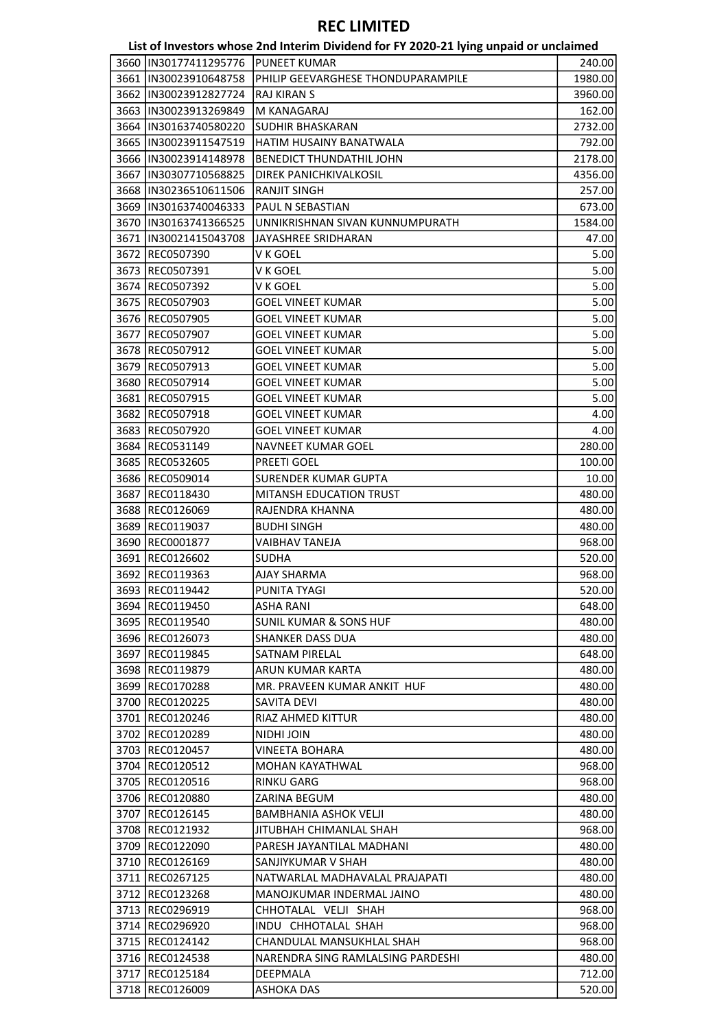# REC LIMITED

## List of Investors whose 2nd Interim Dividend for FY 2020-21 lying unpaid or unclaimed

| | | | |
|---|---|---|---|
| 3660 | IN30177411295776 | PUNEET KUMAR | 240.00 |
| 3661 | IN30023910648758 | PHILIP GEEVARGHESE THONDUPARAMPILE | 1980.00 |
| 3662 | IN30023912827724 | RAJ KIRAN S | 3960.00 |
| 3663 | IN30023913269849 | M KANAGARAJ | 162.00 |
| 3664 | IN30163740580220 | SUDHIR BHASKARAN | 2732.00 |
| 3665 | IN30023911547519 | HATIM HUSAINY BANATWALA | 792.00 |
| 3666 | IN30023914148978 | BENEDICT THUNDATHIL JOHN | 2178.00 |
| 3667 | IN30307710568825 | DIREK PANICHKIVALKOSIL | 4356.00 |
| 3668 | IN30236510611506 | RANJIT SINGH | 257.00 |
| 3669 | IN30163740046333 | PAUL N SEBASTIAN | 673.00 |
| 3670 | IN30163741366525 | UNNIKRISHNAN SIVAN KUNNUMPURATH | 1584.00 |
| 3671 | IN30021415043708 | JAYASHREE SRIDHARAN | 47.00 |
| 3672 | REC0507390 | V K GOEL | 5.00 |
| 3673 | REC0507391 | V K GOEL | 5.00 |
| 3674 | REC0507392 | V K GOEL | 5.00 |
| 3675 | REC0507903 | GOEL VINEET KUMAR | 5.00 |
| 3676 | REC0507905 | GOEL VINEET KUMAR | 5.00 |
| 3677 | REC0507907 | GOEL VINEET KUMAR | 5.00 |
| 3678 | REC0507912 | GOEL VINEET KUMAR | 5.00 |
| 3679 | REC0507913 | GOEL VINEET KUMAR | 5.00 |
| 3680 | REC0507914 | GOEL VINEET KUMAR | 5.00 |
| 3681 | REC0507915 | GOEL VINEET KUMAR | 5.00 |
| 3682 | REC0507918 | GOEL VINEET KUMAR | 4.00 |
| 3683 | REC0507920 | GOEL VINEET KUMAR | 4.00 |
| 3684 | REC0531149 | NAVNEET KUMAR GOEL | 280.00 |
| 3685 | REC0532605 | PREETI GOEL | 100.00 |
| 3686 | REC0509014 | SURENDER KUMAR GUPTA | 10.00 |
| 3687 | REC0118430 | MITANSH EDUCATION TRUST | 480.00 |
| 3688 | REC0126069 | RAJENDRA KHANNA | 480.00 |
| 3689 | REC0119037 | BUDHI SINGH | 480.00 |
| 3690 | REC0001877 | VAIBHAV TANEJA | 968.00 |
| 3691 | REC0126602 | SUDHA | 520.00 |
| 3692 | REC0119363 | AJAY SHARMA | 968.00 |
| 3693 | REC0119442 | PUNITA TYAGI | 520.00 |
| 3694 | REC0119450 | ASHA RANI | 648.00 |
| 3695 | REC0119540 | SUNIL KUMAR & SONS HUF | 480.00 |
| 3696 | REC0126073 | SHANKER DASS DUA | 480.00 |
| 3697 | REC0119845 | SATNAM PIRELAL | 648.00 |
| 3698 | REC0119879 | ARUN KUMAR KARTA | 480.00 |
| 3699 | REC0170288 | MR. PRAVEEN KUMAR ANKIT HUF | 480.00 |
| 3700 | REC0120225 | SAVITA DEVI | 480.00 |
| 3701 | REC0120246 | RIAZ AHMED KITTUR | 480.00 |
| 3702 | REC0120289 | NIDHI JOIN | 480.00 |
| 3703 | REC0120457 | VINEETA BOHARA | 480.00 |
| 3704 | REC0120512 | MOHAN KAYATHWAL | 968.00 |
| 3705 | REC0120516 | RINKU GARG | 968.00 |
| 3706 | REC0120880 | ZARINA BEGUM | 480.00 |
| 3707 | REC0126145 | BAMBHANIA ASHOK VELJI | 480.00 |
| 3708 | REC0121932 | JITUBHAH CHIMANLAL SHAH | 968.00 |
| 3709 | REC0122090 | PARESH JAYANTILAL MADHANI | 480.00 |
| 3710 | REC0126169 | SANJIYKUMAR V SHAH | 480.00 |
| 3711 | REC0267125 | NATWARLAL MADHAVALAL PRAJAPATI | 480.00 |
| 3712 | REC0123268 | MANOJKUMAR INDERMAL JAINO | 480.00 |
| 3713 | REC0296919 | CHHOTALAL VELJI SHAH | 968.00 |
| 3714 | REC0296920 | INDU CHHOTALAL SHAH | 968.00 |
| 3715 | REC0124142 | CHANDULAL MANSUKHLAL SHAH | 968.00 |
| 3716 | REC0124538 | NARENDRA SING RAMLALSING PARDESHI | 480.00 |
| 3717 | REC0125184 | DEEPMALA | 712.00 |
| 3718 | REC0126009 | ASHOKA DAS | 520.00 |